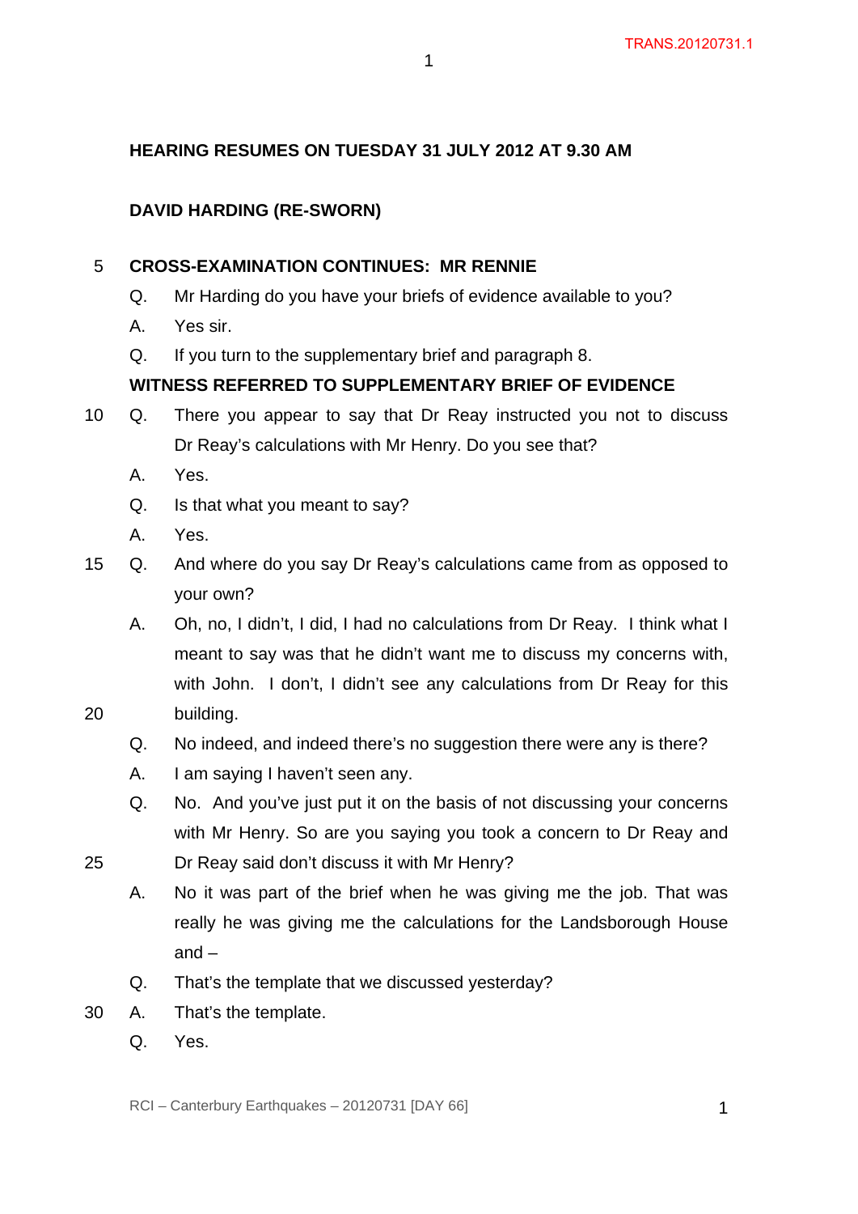**HEARING RESUMES ON TUESDAY 31 JULY 2012 AT 9.30 AM**

**DAVID HARDING (RE-SWORN)**

**CROSS-EXAMINATION CONTINUES: MR RENNIE**

Q. Mr Harding do you have your briefs of evidence available to you?

A. Yes sir.

Q. If you turn to the supplementary brief and paragraph 8.

**WITNESS REFERRED TO SUPPLEMENTARY BRIEF OF EVIDENCE**

Q. There you appear to say that Dr Reay instructed you not to discuss Dr Reay's calculations with Mr Henry. Do you see that?

A. Yes.

Q. Is that what you meant to say?

A. Yes.

Q. And where do you say Dr Reay's calculations came from as opposed to your own?

A. Oh, no, I didn't, I did, I had no calculations from Dr Reay. I think what I meant to say was that he didn't want me to discuss my concerns with, with John. I don't, I didn't see any calculations from Dr Reay for this building.

Q. No indeed, and indeed there's no suggestion there were any is there?

A. I am saying I haven't seen any.

Q. No. And you've just put it on the basis of not discussing your concerns with Mr Henry. So are you saying you took a concern to Dr Reay and Dr Reay said don't discuss it with Mr Henry?

A. No it was part of the brief when he was giving me the job. That was really he was giving me the calculations for the Landsborough House and –

Q. That's the template that we discussed yesterday?

A. That's the template.

Q. Yes.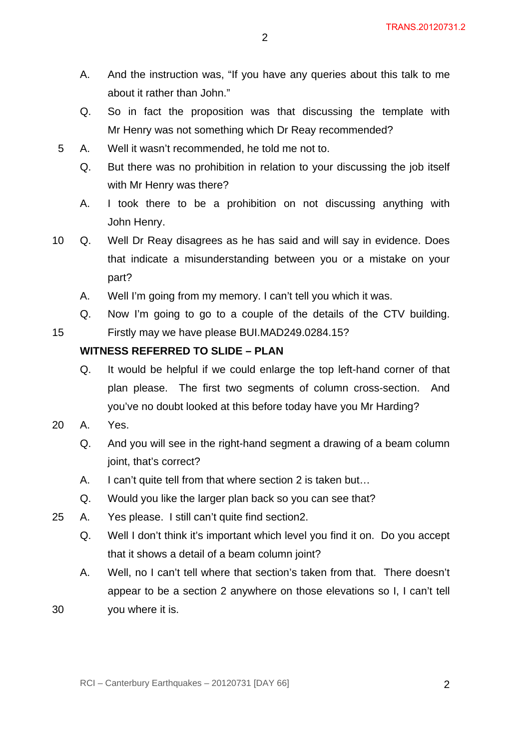A. And the instruction was, "If you have any queries about this talk to me about it rather than John."

Q. So in fact the proposition was that discussing the template with Mr Henry was not something which Dr Reay recommended?

A. Well it wasn't recommended, he told me not to.

Q. But there was no prohibition in relation to your discussing the job itself with Mr Henry was there?

A. I took there to be a prohibition on not discussing anything with John Henry.

Q. Well Dr Reay disagrees as he has said and will say in evidence. Does that indicate a misunderstanding between you or a mistake on your part?

A. Well I'm going from my memory. I can't tell you which it was.

Q. Now I'm going to go to a couple of the details of the CTV building. Firstly may we have please BUI.MAD249.0284.15?

**WITNESS REFERRED TO SLIDE – PLAN**

Q. It would be helpful if we could enlarge the top left-hand corner of that plan please. The first two segments of column cross-section. And you've no doubt looked at this before today have you Mr Harding?

A. Yes.

Q. And you will see in the right-hand segment a drawing of a beam column joint, that's correct?

A. I can't quite tell from that where section 2 is taken but…

Q. Would you like the larger plan back so you can see that?

A. Yes please. I still can't quite find section2.

Q. Well I don't think it's important which level you find it on. Do you accept that it shows a detail of a beam column joint?

A. Well, no I can't tell where that section's taken from that. There doesn't appear to be a section 2 anywhere on those elevations so I, I can't tell you where it is.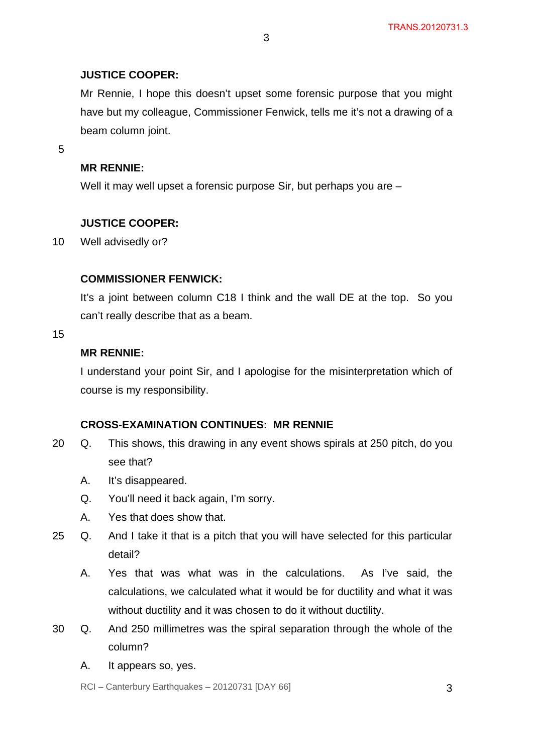**JUSTICE COOPER:**

Mr Rennie, I hope this doesn't upset some forensic purpose that you might have but my colleague, Commissioner Fenwick, tells me it's not a drawing of a beam column joint.

**MR RENNIE:**

Well it may well upset a forensic purpose Sir, but perhaps you are –

**JUSTICE COOPER:**

Well advisedly or?

**COMMISSIONER FENWICK:**

It's a joint between column C18 I think and the wall DE at the top. So you can't really describe that as a beam.

**MR RENNIE:**

I understand your point Sir, and I apologise for the misinterpretation which of course is my responsibility.

**CROSS-EXAMINATION CONTINUES: MR RENNIE**

Q. This shows, this drawing in any event shows spirals at 250 pitch, do you see that?

A. It's disappeared.

Q. You'll need it back again, I'm sorry.

A. Yes that does show that.

Q. And I take it that is a pitch that you will have selected for this particular detail?

A. Yes that was what was in the calculations. As I've said, the calculations, we calculated what it would be for ductility and what it was without ductility and it was chosen to do it without ductility.

Q. And 250 millimetres was the spiral separation through the whole of the column?

A. It appears so, yes.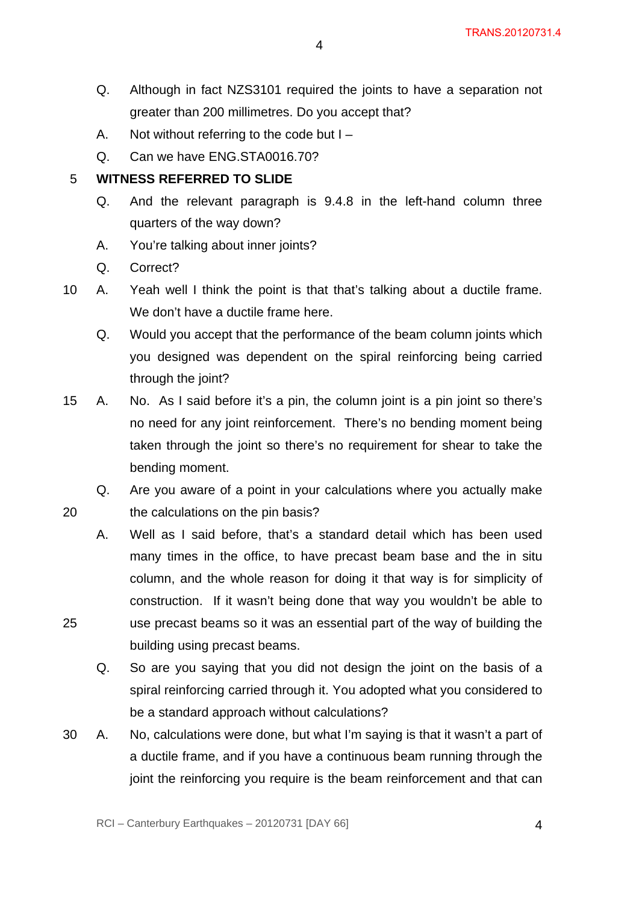Q. Although in fact NZS3101 required the joints to have a separation not greater than 200 millimetres. Do you accept that?

A. Not without referring to the code but I –

Q. Can we have ENG.STA0016.70?

**WITNESS REFERRED TO SLIDE**

Q. And the relevant paragraph is 9.4.8 in the left-hand column three quarters of the way down?

A. You're talking about inner joints?

Q. Correct?

A. Yeah well I think the point is that that's talking about a ductile frame. We don't have a ductile frame here.

Q. Would you accept that the performance of the beam column joints which you designed was dependent on the spiral reinforcing being carried through the joint?

A. No. As I said before it's a pin, the column joint is a pin joint so there's no need for any joint reinforcement. There's no bending moment being taken through the joint so there's no requirement for shear to take the bending moment.

Q. Are you aware of a point in your calculations where you actually make the calculations on the pin basis?

A. Well as I said before, that's a standard detail which has been used many times in the office, to have precast beam base and the in situ column, and the whole reason for doing it that way is for simplicity of construction. If it wasn't being done that way you wouldn't be able to use precast beams so it was an essential part of the way of building the building using precast beams.

Q. So are you saying that you did not design the joint on the basis of a spiral reinforcing carried through it. You adopted what you considered to be a standard approach without calculations?

A. No, calculations were done, but what I'm saying is that it wasn't a part of a ductile frame, and if you have a continuous beam running through the joint the reinforcing you require is the beam reinforcement and that can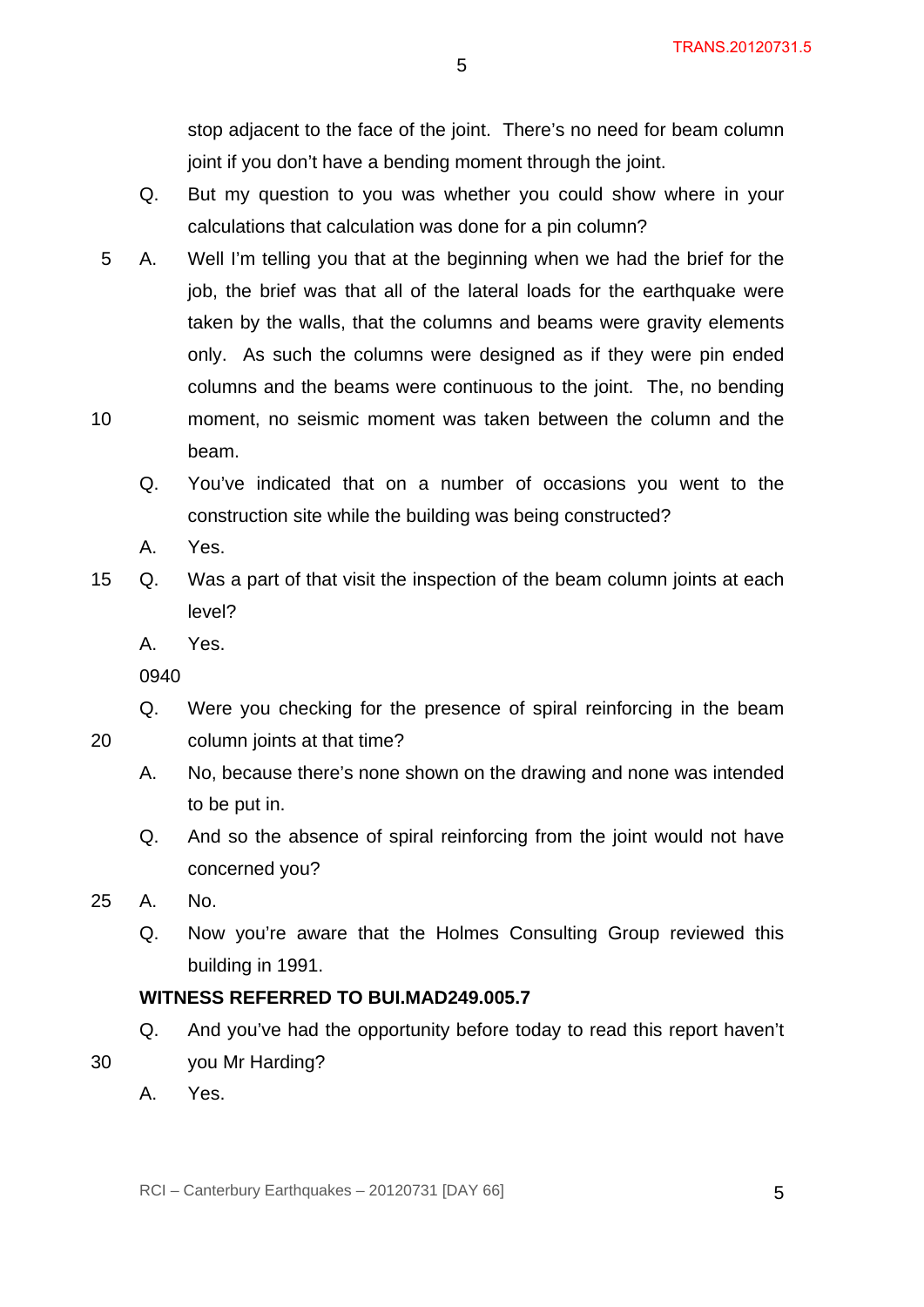stop adjacent to the face of the joint. There's no need for beam column joint if you don't have a bending moment through the joint.

Q. But my question to you was whether you could show where in your calculations that calculation was done for a pin column?

A. Well I'm telling you that at the beginning when we had the brief for the job, the brief was that all of the lateral loads for the earthquake were taken by the walls, that the columns and beams were gravity elements only. As such the columns were designed as if they were pin ended columns and the beams were continuous to the joint. The, no bending moment, no seismic moment was taken between the column and the beam.

Q. You've indicated that on a number of occasions you went to the construction site while the building was being constructed?

A. Yes.

Q. Was a part of that visit the inspection of the beam column joints at each level?

A. Yes.

0940

Q. Were you checking for the presence of spiral reinforcing in the beam column joints at that time?

A. No, because there's none shown on the drawing and none was intended to be put in.

Q. And so the absence of spiral reinforcing from the joint would not have concerned you?

A. No.

Q. Now you're aware that the Holmes Consulting Group reviewed this building in 1991.

**WITNESS REFERRED TO BUI.MAD249.005.7**

Q. And you've had the opportunity before today to read this report haven't you Mr Harding?

A. Yes.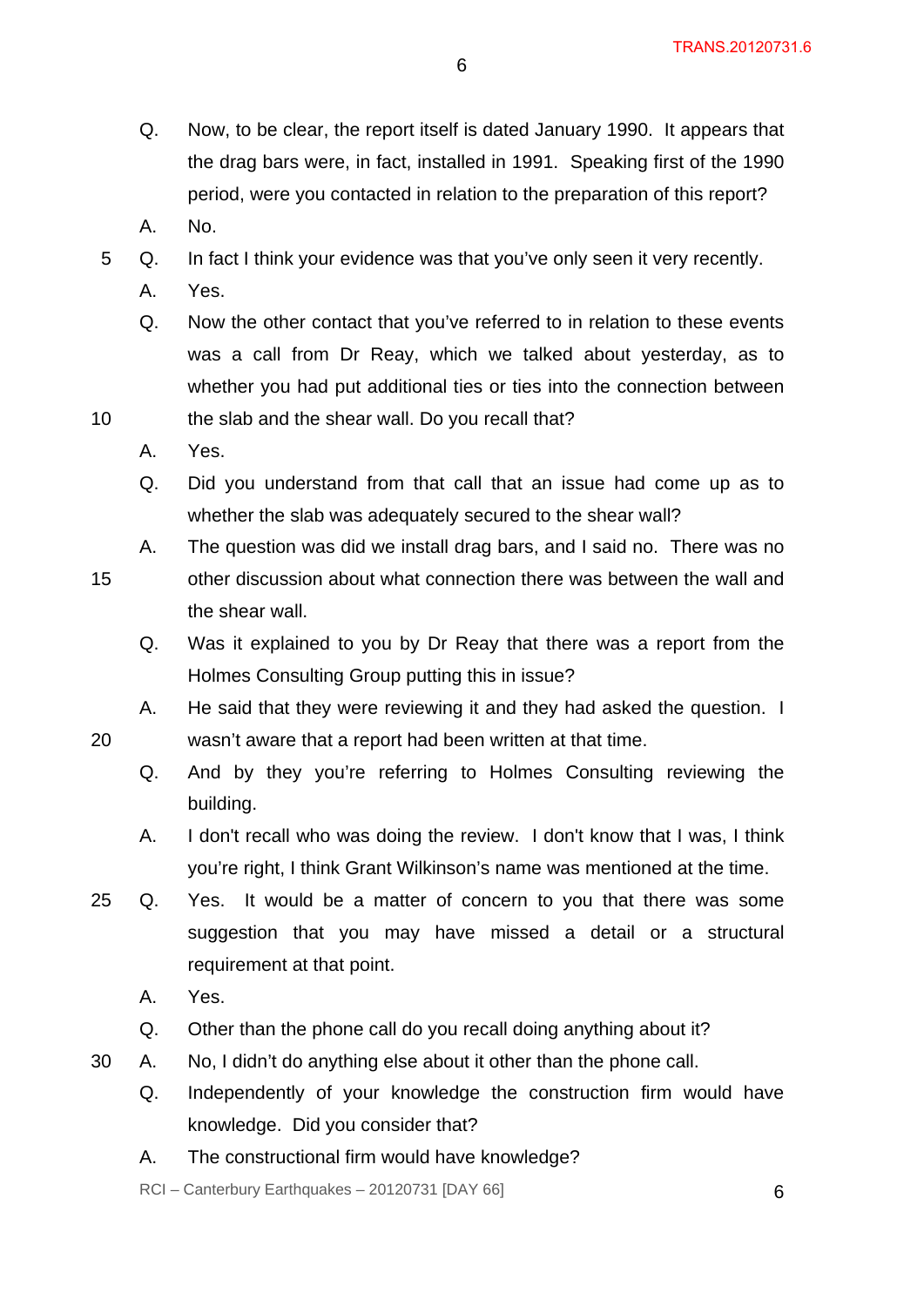Q. Now, to be clear, the report itself is dated January 1990. It appears that the drag bars were, in fact, installed in 1991. Speaking first of the 1990 period, were you contacted in relation to the preparation of this report?

A. No.

Q. In fact I think your evidence was that you've only seen it very recently.

A. Yes.

Q. Now the other contact that you've referred to in relation to these events was a call from Dr Reay, which we talked about yesterday, as to whether you had put additional ties or ties into the connection between the slab and the shear wall. Do you recall that?

A. Yes.

Q. Did you understand from that call that an issue had come up as to whether the slab was adequately secured to the shear wall?

A. The question was did we install drag bars, and I said no. There was no other discussion about what connection there was between the wall and the shear wall.

Q. Was it explained to you by Dr Reay that there was a report from the Holmes Consulting Group putting this in issue?

A. He said that they were reviewing it and they had asked the question. I wasn't aware that a report had been written at that time.

Q. And by they you're referring to Holmes Consulting reviewing the building.

A. I don't recall who was doing the review. I don't know that I was, I think you're right, I think Grant Wilkinson's name was mentioned at the time.

Q. Yes. It would be a matter of concern to you that there was some suggestion that you may have missed a detail or a structural requirement at that point.

A. Yes.

Q. Other than the phone call do you recall doing anything about it?

A. No, I didn't do anything else about it other than the phone call.

Q. Independently of your knowledge the construction firm would have knowledge. Did you consider that?

A. The constructional firm would have knowledge?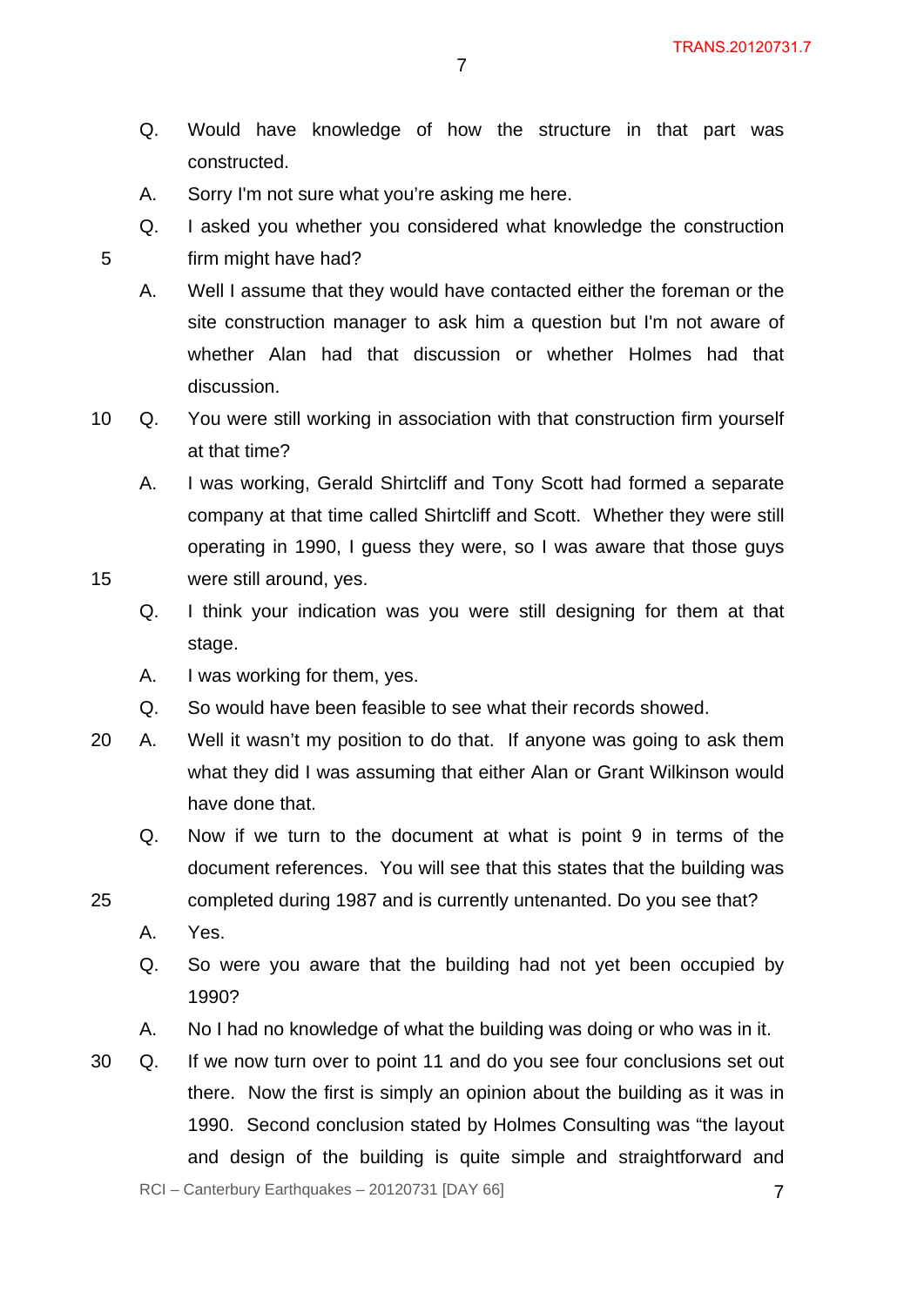Q. Would have knowledge of how the structure in that part was constructed.

A. Sorry I'm not sure what you're asking me here.

Q. I asked you whether you considered what knowledge the construction firm might have had?

A. Well I assume that they would have contacted either the foreman or the site construction manager to ask him a question but I'm not aware of whether Alan had that discussion or whether Holmes had that discussion.

Q. You were still working in association with that construction firm yourself at that time?

A. I was working, Gerald Shirtcliff and Tony Scott had formed a separate company at that time called Shirtcliff and Scott. Whether they were still operating in 1990, I guess they were, so I was aware that those guys were still around, yes.

Q. I think your indication was you were still designing for them at that stage.

A. I was working for them, yes.

Q. So would have been feasible to see what their records showed.

A. Well it wasn't my position to do that. If anyone was going to ask them what they did I was assuming that either Alan or Grant Wilkinson would have done that.

Q. Now if we turn to the document at what is point 9 in terms of the document references. You will see that this states that the building was completed during 1987 and is currently untenanted. Do you see that?

A. Yes.

Q. So were you aware that the building had not yet been occupied by 1990?

A. No I had no knowledge of what the building was doing or who was in it.

Q. If we now turn over to point 11 and do you see four conclusions set out there. Now the first is simply an opinion about the building as it was in 1990. Second conclusion stated by Holmes Consulting was "the layout and design of the building is quite simple and straightforward and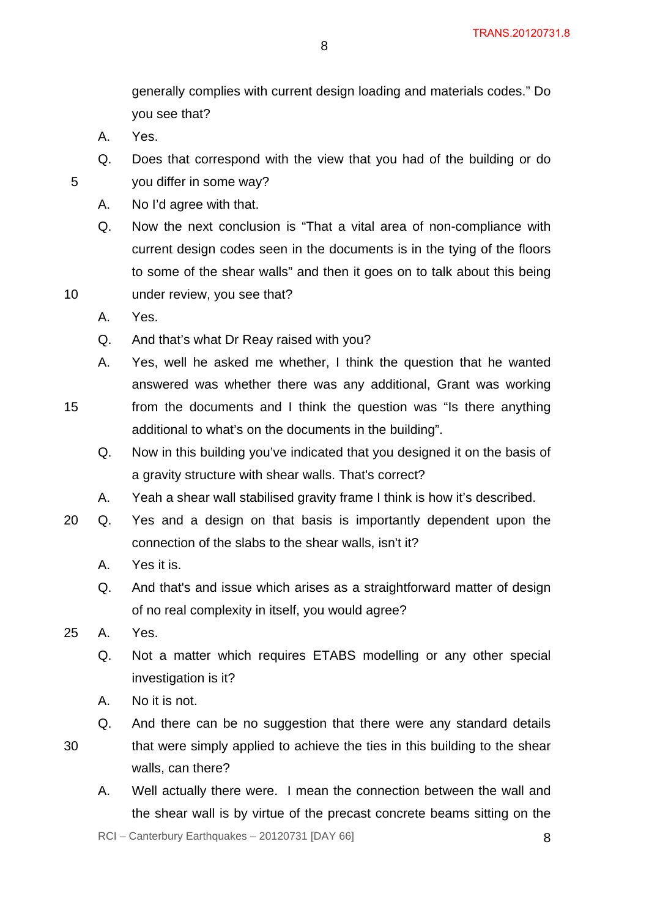generally complies with current design loading and materials codes." Do you see that?

A. Yes.

Q. Does that correspond with the view that you had of the building or do you differ in some way?

A. No I'd agree with that.

Q. Now the next conclusion is "That a vital area of non-compliance with current design codes seen in the documents is in the tying of the floors to some of the shear walls" and then it goes on to talk about this being under review, you see that?

A. Yes.

Q. And that's what Dr Reay raised with you?

A. Yes, well he asked me whether, I think the question that he wanted answered was whether there was any additional, Grant was working from the documents and I think the question was "Is there anything additional to what's on the documents in the building".

Q. Now in this building you've indicated that you designed it on the basis of a gravity structure with shear walls. That's correct?

A. Yeah a shear wall stabilised gravity frame I think is how it's described.

Q. Yes and a design on that basis is importantly dependent upon the connection of the slabs to the shear walls, isn't it?

A. Yes it is.

Q. And that's and issue which arises as a straightforward matter of design of no real complexity in itself, you would agree?

A. Yes.

Q. Not a matter which requires ETABS modelling or any other special investigation is it?

A. No it is not.

Q. And there can be no suggestion that there were any standard details that were simply applied to achieve the ties in this building to the shear walls, can there?

A. Well actually there were. I mean the connection between the wall and the shear wall is by virtue of the precast concrete beams sitting on the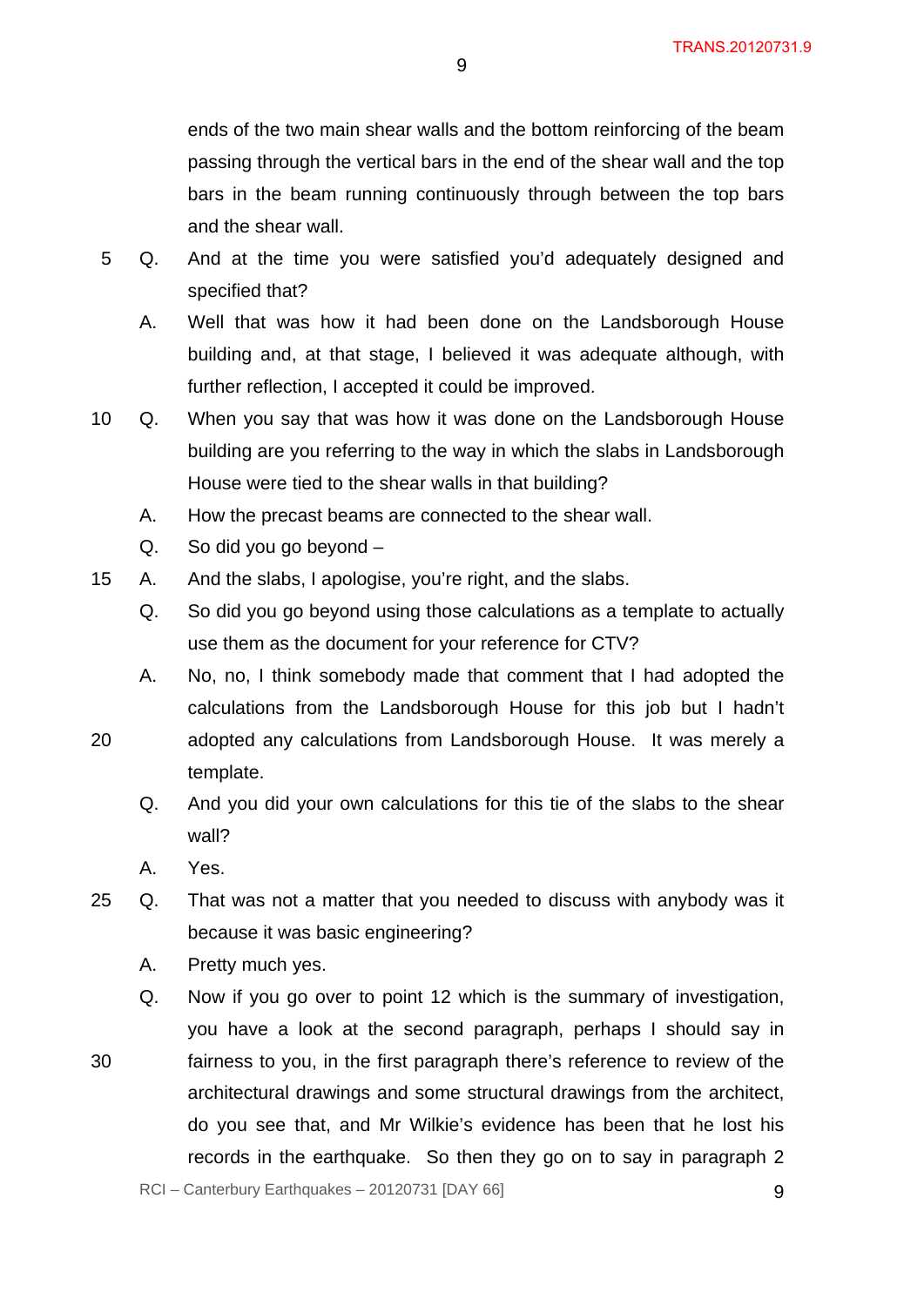ends of the two main shear walls and the bottom reinforcing of the beam passing through the vertical bars in the end of the shear wall and the top bars in the beam running continuously through between the top bars and the shear wall.

Q. And at the time you were satisfied you'd adequately designed and specified that?

A. Well that was how it had been done on the Landsborough House building and, at that stage, I believed it was adequate although, with further reflection, I accepted it could be improved.

Q. When you say that was how it was done on the Landsborough House building are you referring to the way in which the slabs in Landsborough House were tied to the shear walls in that building?

A. How the precast beams are connected to the shear wall.

Q. So did you go beyond –

A. And the slabs, I apologise, you're right, and the slabs.

Q. So did you go beyond using those calculations as a template to actually use them as the document for your reference for CTV?

A. No, no, I think somebody made that comment that I had adopted the calculations from the Landsborough House for this job but I hadn't adopted any calculations from Landsborough House. It was merely a template.

Q. And you did your own calculations for this tie of the slabs to the shear wall?

A. Yes.

Q. That was not a matter that you needed to discuss with anybody was it because it was basic engineering?

A. Pretty much yes.

Q. Now if you go over to point 12 which is the summary of investigation, you have a look at the second paragraph, perhaps I should say in fairness to you, in the first paragraph there's reference to review of the architectural drawings and some structural drawings from the architect, do you see that, and Mr Wilkie's evidence has been that he lost his records in the earthquake. So then they go on to say in paragraph 2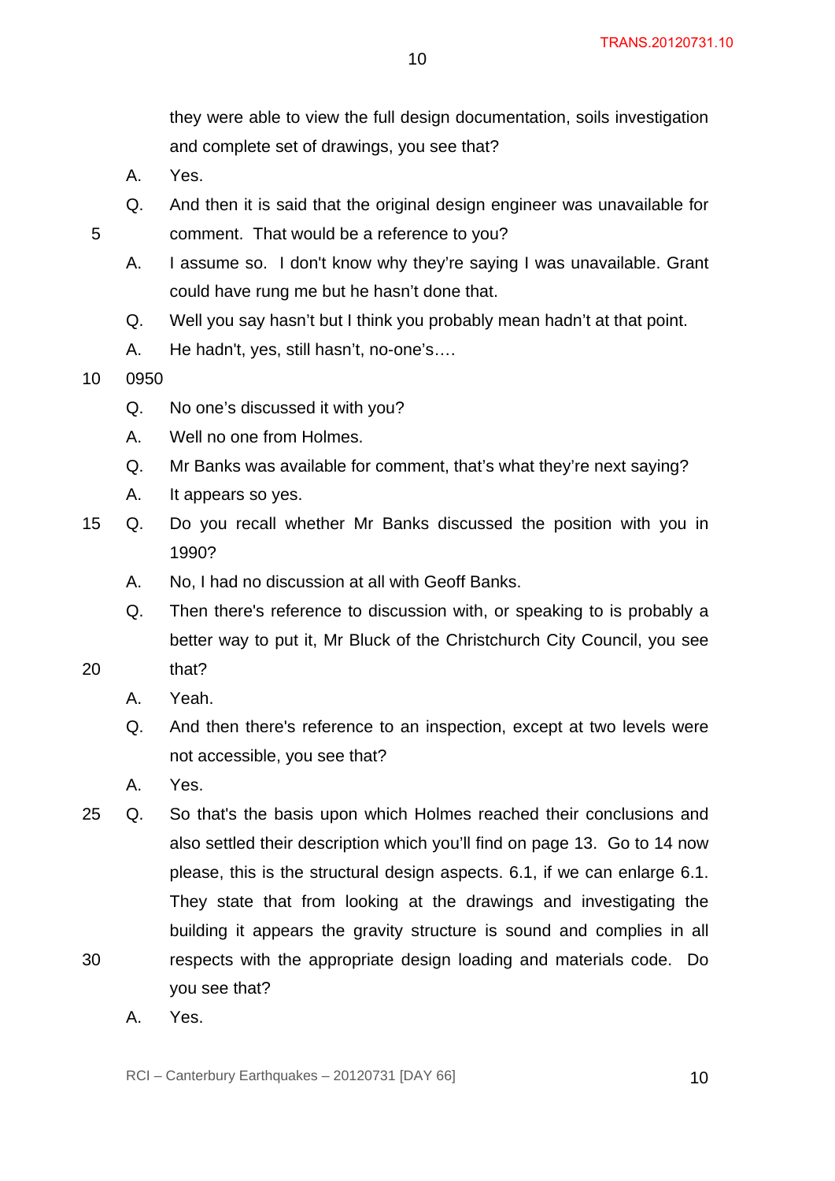they were able to view the full design documentation, soils investigation and complete set of drawings, you see that?

A. Yes.

Q. And then it is said that the original design engineer was unavailable for comment. That would be a reference to you?

A. I assume so. I don't know why they're saying I was unavailable. Grant could have rung me but he hasn't done that.

Q. Well you say hasn't but I think you probably mean hadn't at that point.

A. He hadn't, yes, still hasn't, no-one's….

0950

Q. No one's discussed it with you?

A. Well no one from Holmes.

Q. Mr Banks was available for comment, that's what they're next saying?

A. It appears so yes.

Q. Do you recall whether Mr Banks discussed the position with you in 1990?

A. No, I had no discussion at all with Geoff Banks.

Q. Then there's reference to discussion with, or speaking to is probably a better way to put it, Mr Bluck of the Christchurch City Council, you see that?

A. Yeah.

Q. And then there's reference to an inspection, except at two levels were not accessible, you see that?

A. Yes.

Q. So that's the basis upon which Holmes reached their conclusions and also settled their description which you'll find on page 13. Go to 14 now please, this is the structural design aspects. 6.1, if we can enlarge 6.1. They state that from looking at the drawings and investigating the building it appears the gravity structure is sound and complies in all respects with the appropriate design loading and materials code. Do you see that?

A. Yes.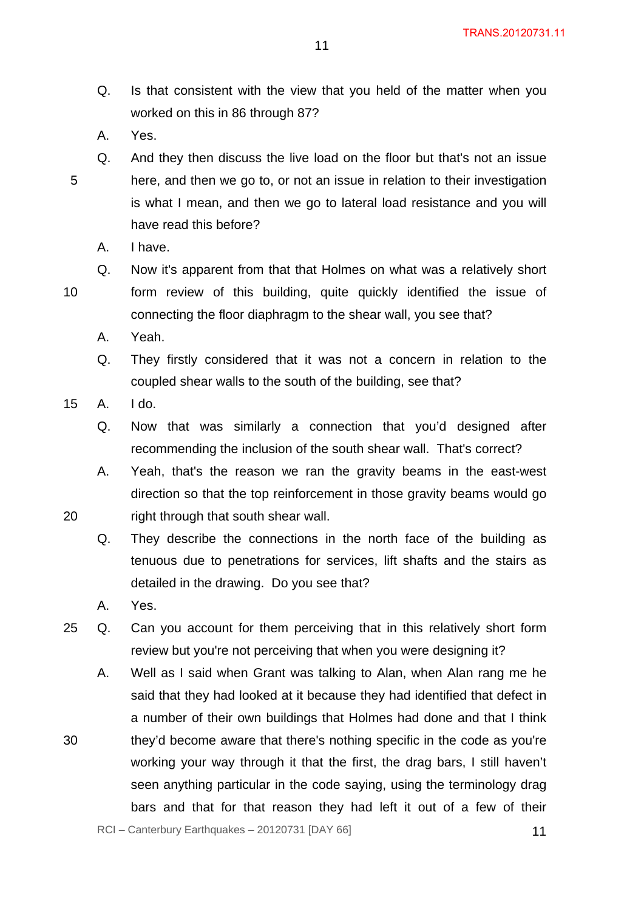Q. Is that consistent with the view that you held of the matter when you worked on this in 86 through 87?

A. Yes.

Q. And they then discuss the live load on the floor but that's not an issue here, and then we go to, or not an issue in relation to their investigation is what I mean, and then we go to lateral load resistance and you will have read this before?

A. I have.

Q. Now it's apparent from that that Holmes on what was a relatively short form review of this building, quite quickly identified the issue of connecting the floor diaphragm to the shear wall, you see that?

A. Yeah.

Q. They firstly considered that it was not a concern in relation to the coupled shear walls to the south of the building, see that?

A. I do.

Q. Now that was similarly a connection that you'd designed after recommending the inclusion of the south shear wall. That's correct?

A. Yeah, that's the reason we ran the gravity beams in the east-west direction so that the top reinforcement in those gravity beams would go right through that south shear wall.

Q. They describe the connections in the north face of the building as tenuous due to penetrations for services, lift shafts and the stairs as detailed in the drawing. Do you see that?

A. Yes.

Q. Can you account for them perceiving that in this relatively short form review but you're not perceiving that when you were designing it?

A. Well as I said when Grant was talking to Alan, when Alan rang me he said that they had looked at it because they had identified that defect in a number of their own buildings that Holmes had done and that I think they'd become aware that there's nothing specific in the code as you're working your way through it that the first, the drag bars, I still haven't seen anything particular in the code saying, using the terminology drag bars and that for that reason they had left it out of a few of their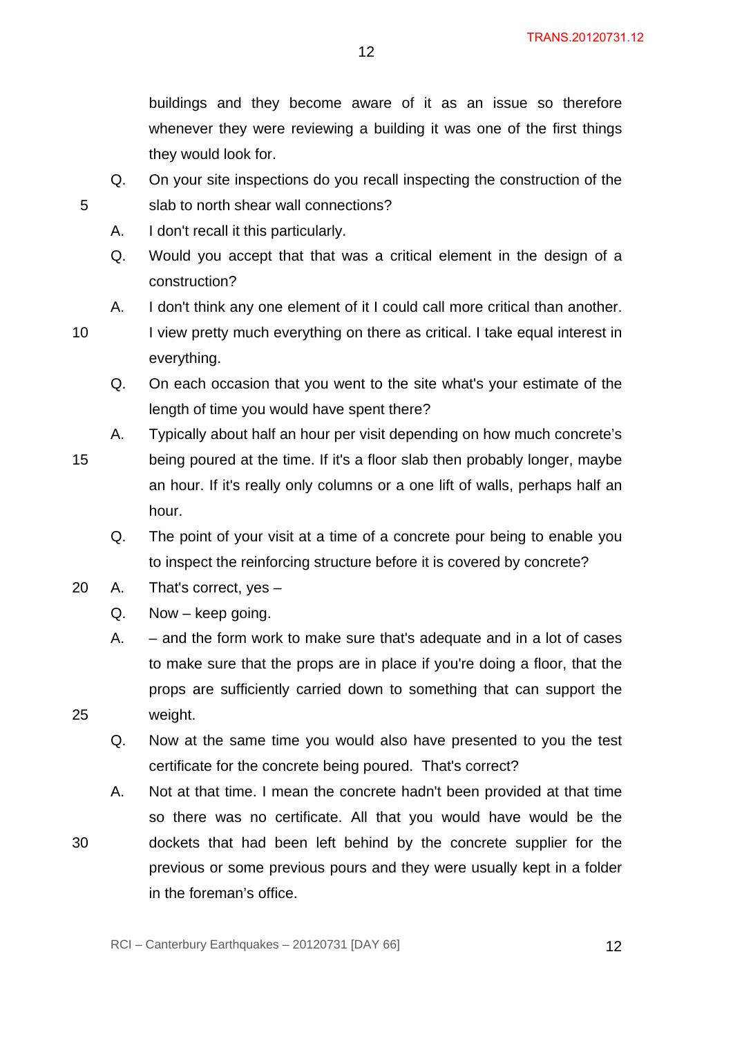buildings and they become aware of it as an issue so therefore whenever they were reviewing a building it was one of the first things they would look for.

Q. On your site inspections do you recall inspecting the construction of the slab to north shear wall connections?

A. I don't recall it this particularly.

Q. Would you accept that that was a critical element in the design of a construction?

A. I don't think any one element of it I could call more critical than another. I view pretty much everything on there as critical. I take equal interest in everything.

Q. On each occasion that you went to the site what's your estimate of the length of time you would have spent there?

A. Typically about half an hour per visit depending on how much concrete's being poured at the time. If it's a floor slab then probably longer, maybe an hour. If it's really only columns or a one lift of walls, perhaps half an hour.

Q. The point of your visit at a time of a concrete pour being to enable you to inspect the reinforcing structure before it is covered by concrete?

A. That's correct, yes –

Q. Now – keep going.

A. – and the form work to make sure that's adequate and in a lot of cases to make sure that the props are in place if you're doing a floor, that the props are sufficiently carried down to something that can support the weight.

Q. Now at the same time you would also have presented to you the test certificate for the concrete being poured. That's correct?

A. Not at that time. I mean the concrete hadn't been provided at that time so there was no certificate. All that you would have would be the dockets that had been left behind by the concrete supplier for the previous or some previous pours and they were usually kept in a folder in the foreman's office.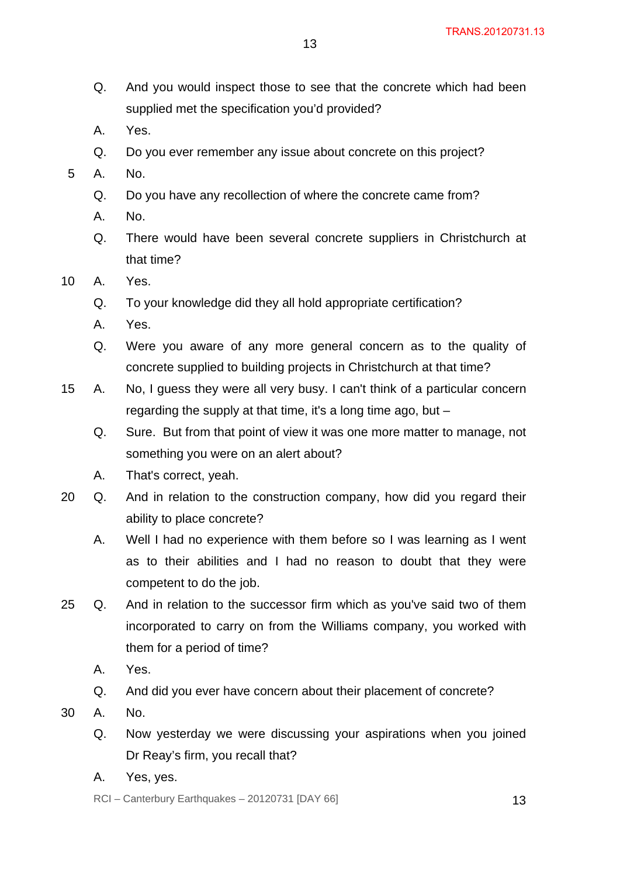Q. And you would inspect those to see that the concrete which had been supplied met the specification you'd provided?

A. Yes.

Q. Do you ever remember any issue about concrete on this project?

A. No.

Q. Do you have any recollection of where the concrete came from?

A. No.

Q. There would have been several concrete suppliers in Christchurch at that time?

A. Yes.

Q. To your knowledge did they all hold appropriate certification?

A. Yes.

Q. Were you aware of any more general concern as to the quality of concrete supplied to building projects in Christchurch at that time?

A. No, I guess they were all very busy. I can't think of a particular concern regarding the supply at that time, it's a long time ago, but –

Q. Sure. But from that point of view it was one more matter to manage, not something you were on an alert about?

A. That's correct, yeah.

Q. And in relation to the construction company, how did you regard their ability to place concrete?

A. Well I had no experience with them before so I was learning as I went as to their abilities and I had no reason to doubt that they were competent to do the job.

Q. And in relation to the successor firm which as you've said two of them incorporated to carry on from the Williams company, you worked with them for a period of time?

A. Yes.

Q. And did you ever have concern about their placement of concrete?

A. No.

Q. Now yesterday we were discussing your aspirations when you joined Dr Reay's firm, you recall that?

A. Yes, yes.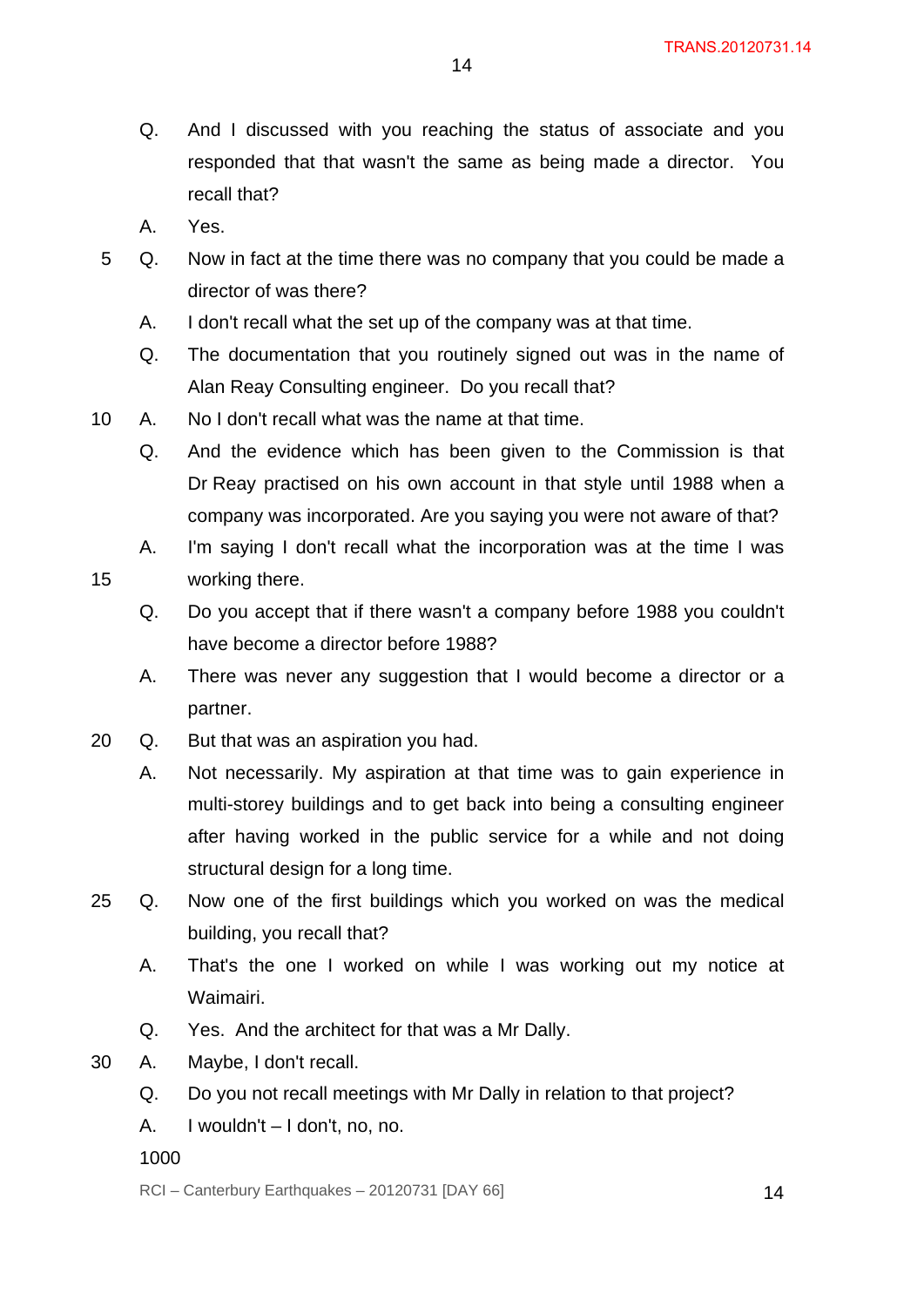Q. And I discussed with you reaching the status of associate and you responded that that wasn't the same as being made a director. You recall that?

A. Yes.

Q. Now in fact at the time there was no company that you could be made a director of was there?

A. I don't recall what the set up of the company was at that time.

Q. The documentation that you routinely signed out was in the name of Alan Reay Consulting engineer. Do you recall that?

A. No I don't recall what was the name at that time.

Q. And the evidence which has been given to the Commission is that Dr Reay practised on his own account in that style until 1988 when a company was incorporated. Are you saying you were not aware of that?

A. I'm saying I don't recall what the incorporation was at the time I was working there.

Q. Do you accept that if there wasn't a company before 1988 you couldn't have become a director before 1988?

A. There was never any suggestion that I would become a director or a partner.

Q. But that was an aspiration you had.

A. Not necessarily. My aspiration at that time was to gain experience in multi-storey buildings and to get back into being a consulting engineer after having worked in the public service for a while and not doing structural design for a long time.

Q. Now one of the first buildings which you worked on was the medical building, you recall that?

A. That's the one I worked on while I was working out my notice at Waimairi.

Q. Yes. And the architect for that was a Mr Dally.

A. Maybe, I don't recall.

Q. Do you not recall meetings with Mr Dally in relation to that project?

A. I wouldn't – I don't, no, no.

1000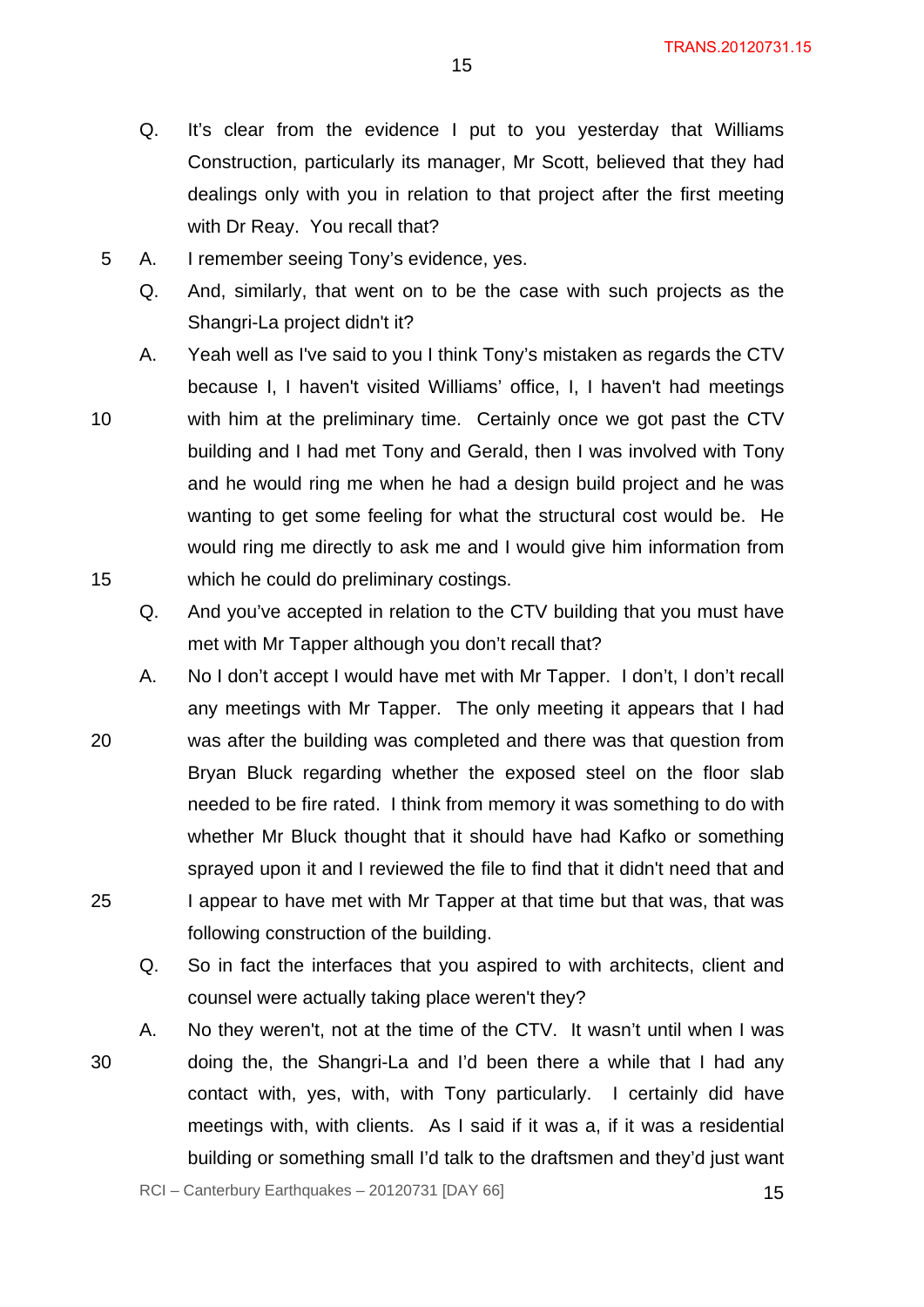Q. It's clear from the evidence I put to you yesterday that Williams Construction, particularly its manager, Mr Scott, believed that they had dealings only with you in relation to that project after the first meeting with Dr Reay. You recall that?

A. I remember seeing Tony's evidence, yes.

Q. And, similarly, that went on to be the case with such projects as the Shangri-La project didn't it?

A. Yeah well as I've said to you I think Tony's mistaken as regards the CTV because I, I haven't visited Williams' office, I, I haven't had meetings with him at the preliminary time. Certainly once we got past the CTV building and I had met Tony and Gerald, then I was involved with Tony and he would ring me when he had a design build project and he was wanting to get some feeling for what the structural cost would be. He would ring me directly to ask me and I would give him information from which he could do preliminary costings.

Q. And you've accepted in relation to the CTV building that you must have met with Mr Tapper although you don't recall that?

A. No I don't accept I would have met with Mr Tapper. I don't, I don't recall any meetings with Mr Tapper. The only meeting it appears that I had was after the building was completed and there was that question from Bryan Bluck regarding whether the exposed steel on the floor slab needed to be fire rated. I think from memory it was something to do with whether Mr Bluck thought that it should have had Kafko or something sprayed upon it and I reviewed the file to find that it didn't need that and I appear to have met with Mr Tapper at that time but that was, that was following construction of the building.

Q. So in fact the interfaces that you aspired to with architects, client and counsel were actually taking place weren't they?

A. No they weren't, not at the time of the CTV. It wasn't until when I was doing the, the Shangri-La and I'd been there a while that I had any contact with, yes, with, with Tony particularly. I certainly did have meetings with, with clients. As I said if it was a, if it was a residential building or something small I'd talk to the draftsmen and they'd just want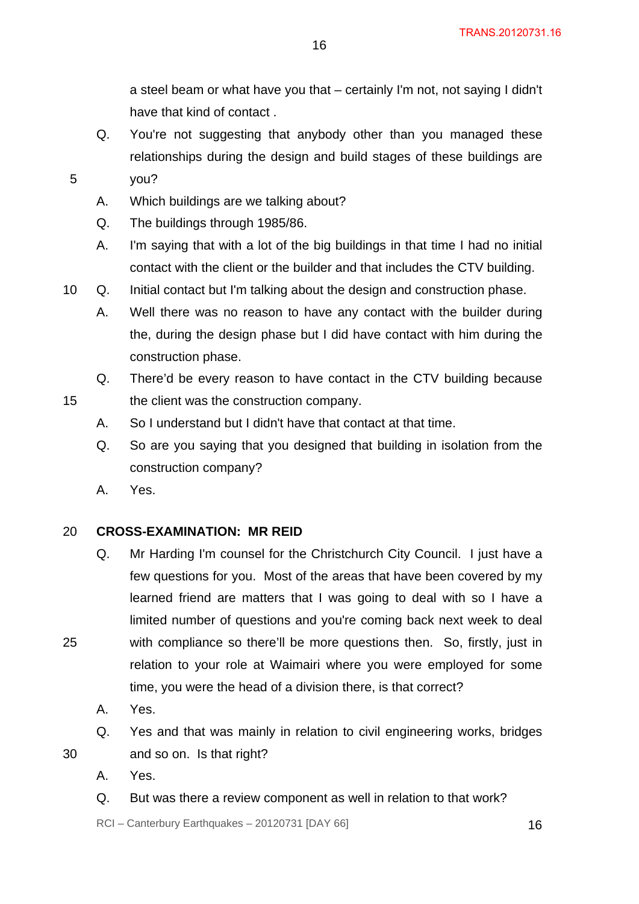a steel beam or what have you that – certainly I'm not, not saying I didn't have that kind of contact .

Q. You're not suggesting that anybody other than you managed these relationships during the design and build stages of these buildings are you?

A. Which buildings are we talking about?

Q. The buildings through 1985/86.

A. I'm saying that with a lot of the big buildings in that time I had no initial contact with the client or the builder and that includes the CTV building.

Q. Initial contact but I'm talking about the design and construction phase.

A. Well there was no reason to have any contact with the builder during the, during the design phase but I did have contact with him during the construction phase.

Q. There'd be every reason to have contact in the CTV building because the client was the construction company.

A. So I understand but I didn't have that contact at that time.

Q. So are you saying that you designed that building in isolation from the construction company?

A. Yes.

**CROSS-EXAMINATION: MR REID**

Q. Mr Harding I'm counsel for the Christchurch City Council. I just have a few questions for you. Most of the areas that have been covered by my learned friend are matters that I was going to deal with so I have a limited number of questions and you're coming back next week to deal with compliance so there'll be more questions then. So, firstly, just in relation to your role at Waimairi where you were employed for some time, you were the head of a division there, is that correct?

A. Yes.

Q. Yes and that was mainly in relation to civil engineering works, bridges and so on. Is that right?

A. Yes.

Q. But was there a review component as well in relation to that work?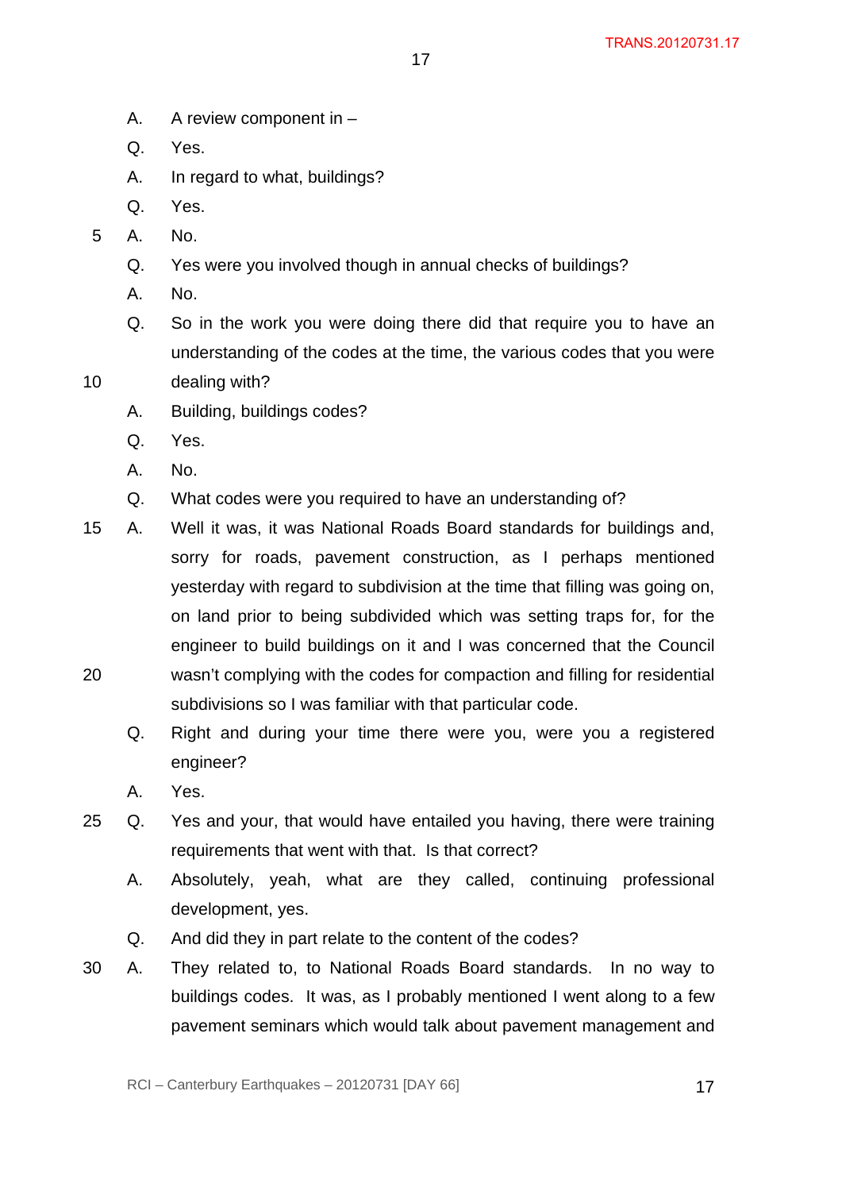A. A review component in –

Q. Yes.

A. In regard to what, buildings?

Q. Yes.

A. No.

Q. Yes were you involved though in annual checks of buildings?

A. No.

Q. So in the work you were doing there did that require you to have an understanding of the codes at the time, the various codes that you were dealing with?

A. Building, buildings codes?

Q. Yes.

A. No.

Q. What codes were you required to have an understanding of?

A. Well it was, it was National Roads Board standards for buildings and, sorry for roads, pavement construction, as I perhaps mentioned yesterday with regard to subdivision at the time that filling was going on, on land prior to being subdivided which was setting traps for, for the engineer to build buildings on it and I was concerned that the Council wasn't complying with the codes for compaction and filling for residential subdivisions so I was familiar with that particular code.

Q. Right and during your time there were you, were you a registered engineer?

A. Yes.

Q. Yes and your, that would have entailed you having, there were training requirements that went with that. Is that correct?

A. Absolutely, yeah, what are they called, continuing professional development, yes.

Q. And did they in part relate to the content of the codes?

A. They related to, to National Roads Board standards. In no way to buildings codes. It was, as I probably mentioned I went along to a few pavement seminars which would talk about pavement management and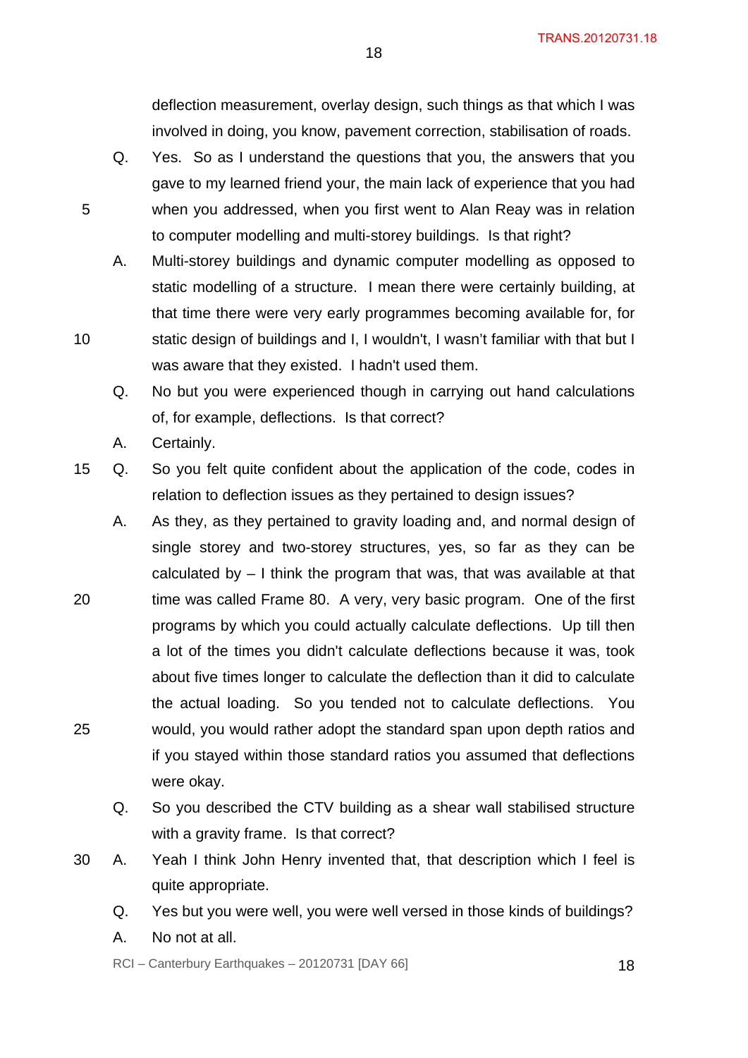deflection measurement, overlay design, such things as that which I was involved in doing, you know, pavement correction, stabilisation of roads.

Q. Yes. So as I understand the questions that you, the answers that you gave to my learned friend your, the main lack of experience that you had when you addressed, when you first went to Alan Reay was in relation to computer modelling and multi-storey buildings. Is that right?

A. Multi-storey buildings and dynamic computer modelling as opposed to static modelling of a structure. I mean there were certainly building, at that time there were very early programmes becoming available for, for static design of buildings and I, I wouldn't, I wasn't familiar with that but I was aware that they existed. I hadn't used them.

Q. No but you were experienced though in carrying out hand calculations of, for example, deflections. Is that correct?

A. Certainly.

Q. So you felt quite confident about the application of the code, codes in relation to deflection issues as they pertained to design issues?

A. As they, as they pertained to gravity loading and, and normal design of single storey and two-storey structures, yes, so far as they can be calculated by – I think the program that was, that was available at that time was called Frame 80. A very, very basic program. One of the first programs by which you could actually calculate deflections. Up till then a lot of the times you didn't calculate deflections because it was, took about five times longer to calculate the deflection than it did to calculate the actual loading. So you tended not to calculate deflections. You would, you would rather adopt the standard span upon depth ratios and if you stayed within those standard ratios you assumed that deflections were okay.

Q. So you described the CTV building as a shear wall stabilised structure with a gravity frame. Is that correct?

A. Yeah I think John Henry invented that, that description which I feel is quite appropriate.

Q. Yes but you were well, you were well versed in those kinds of buildings?

A. No not at all.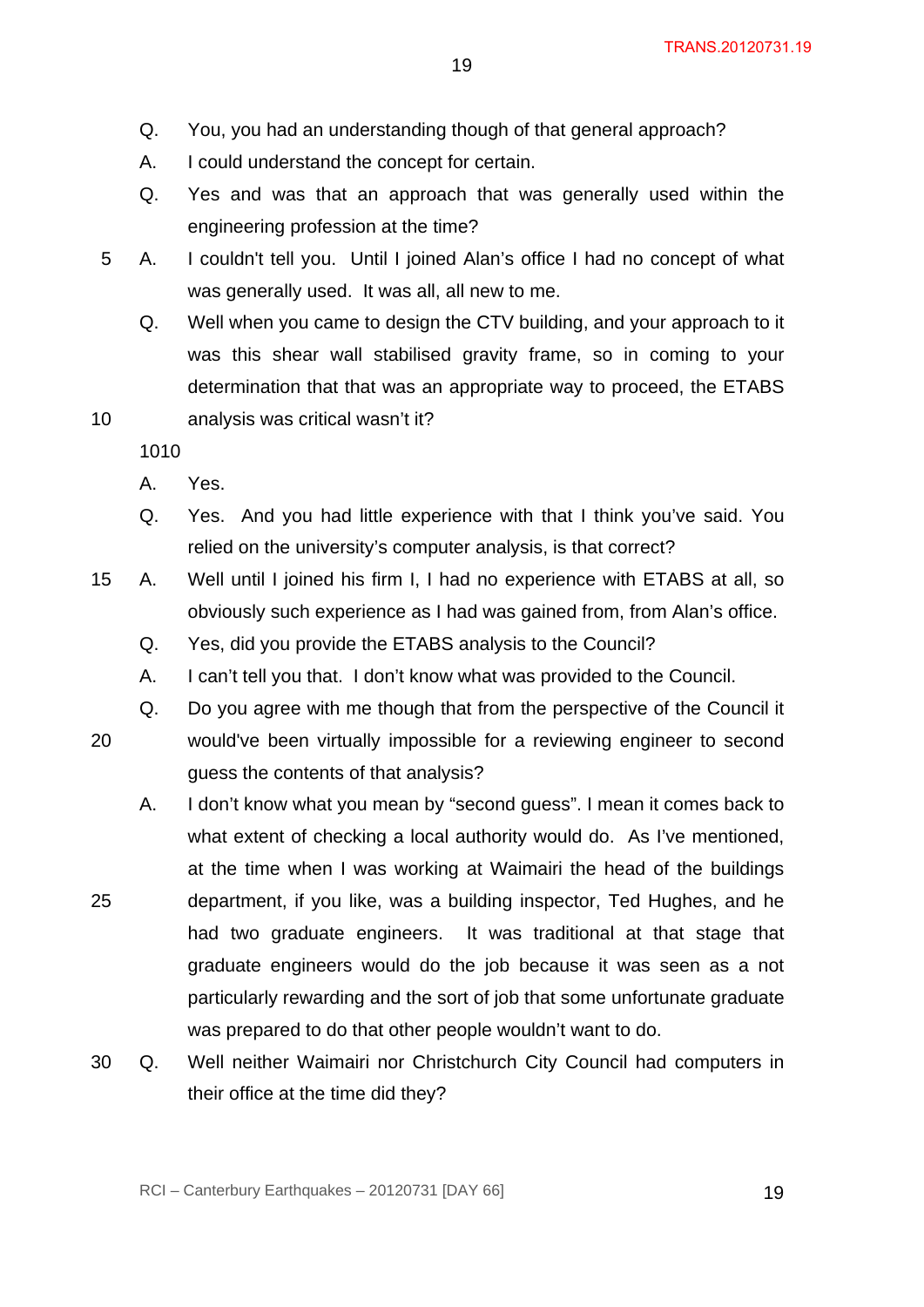Q. You, you had an understanding though of that general approach?

A. I could understand the concept for certain.

Q. Yes and was that an approach that was generally used within the engineering profession at the time?

A. I couldn't tell you. Until I joined Alan's office I had no concept of what was generally used. It was all, all new to me.

Q. Well when you came to design the CTV building, and your approach to it was this shear wall stabilised gravity frame, so in coming to your determination that that was an appropriate way to proceed, the ETABS analysis was critical wasn't it?

1010

A. Yes.

Q. Yes. And you had little experience with that I think you've said. You relied on the university's computer analysis, is that correct?

A. Well until I joined his firm I, I had no experience with ETABS at all, so obviously such experience as I had was gained from, from Alan's office.

Q. Yes, did you provide the ETABS analysis to the Council?

A. I can't tell you that. I don't know what was provided to the Council.

Q. Do you agree with me though that from the perspective of the Council it would've been virtually impossible for a reviewing engineer to second guess the contents of that analysis?

A. I don't know what you mean by "second guess". I mean it comes back to what extent of checking a local authority would do. As I've mentioned, at the time when I was working at Waimairi the head of the buildings department, if you like, was a building inspector, Ted Hughes, and he had two graduate engineers. It was traditional at that stage that graduate engineers would do the job because it was seen as a not particularly rewarding and the sort of job that some unfortunate graduate was prepared to do that other people wouldn't want to do.

Q. Well neither Waimairi nor Christchurch City Council had computers in their office at the time did they?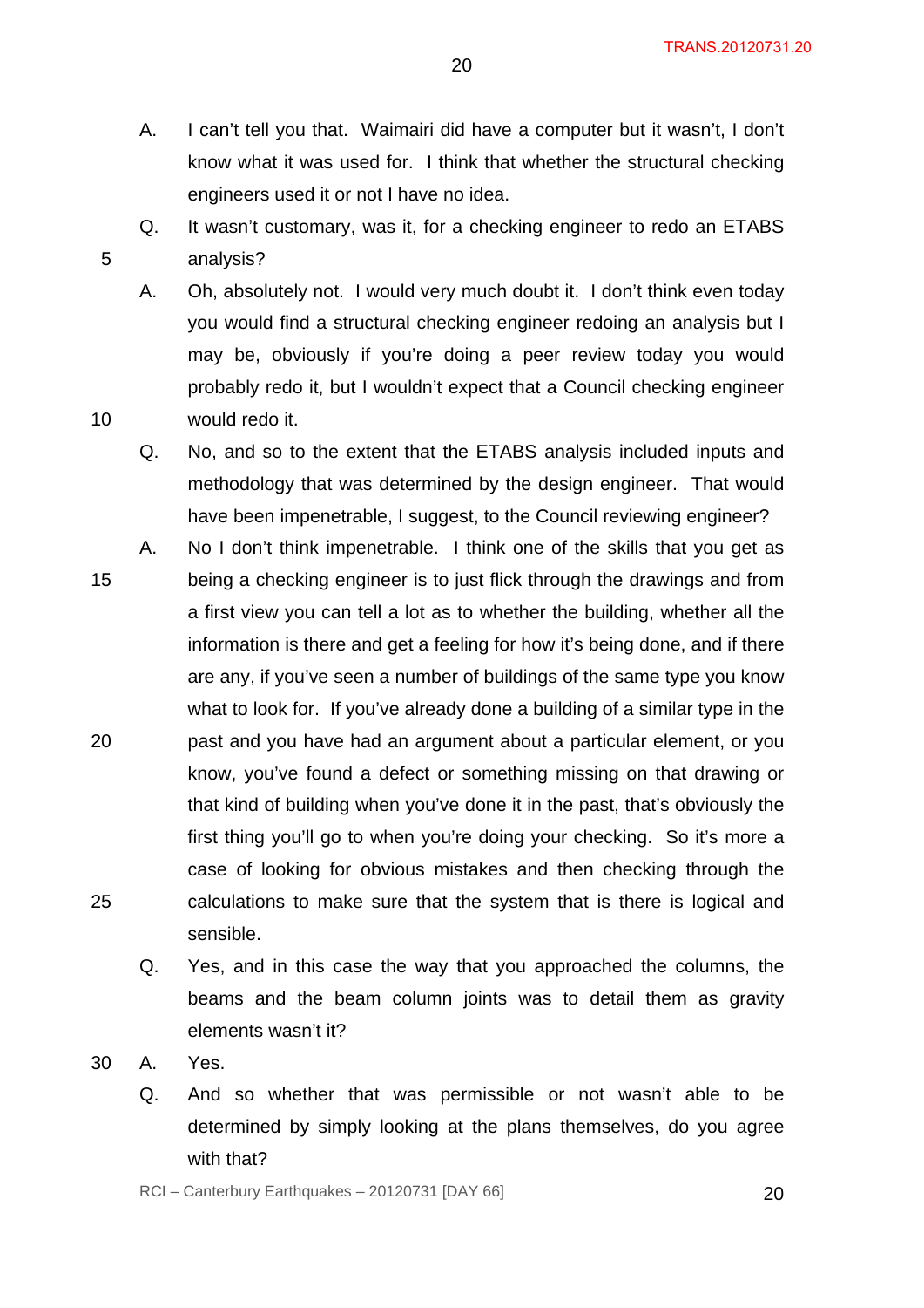A. I can't tell you that. Waimairi did have a computer but it wasn't, I don't know what it was used for. I think that whether the structural checking engineers used it or not I have no idea.

Q. It wasn't customary, was it, for a checking engineer to redo an ETABS analysis?

A. Oh, absolutely not. I would very much doubt it. I don't think even today you would find a structural checking engineer redoing an analysis but I may be, obviously if you're doing a peer review today you would probably redo it, but I wouldn't expect that a Council checking engineer would redo it.

Q. No, and so to the extent that the ETABS analysis included inputs and methodology that was determined by the design engineer. That would have been impenetrable, I suggest, to the Council reviewing engineer?

A. No I don't think impenetrable. I think one of the skills that you get as being a checking engineer is to just flick through the drawings and from a first view you can tell a lot as to whether the building, whether all the information is there and get a feeling for how it's being done, and if there are any, if you've seen a number of buildings of the same type you know what to look for. If you've already done a building of a similar type in the past and you have had an argument about a particular element, or you know, you've found a defect or something missing on that drawing or that kind of building when you've done it in the past, that's obviously the first thing you'll go to when you're doing your checking. So it's more a case of looking for obvious mistakes and then checking through the calculations to make sure that the system that is there is logical and sensible.

Q. Yes, and in this case the way that you approached the columns, the beams and the beam column joints was to detail them as gravity elements wasn't it?

A. Yes.

Q. And so whether that was permissible or not wasn't able to be determined by simply looking at the plans themselves, do you agree with that?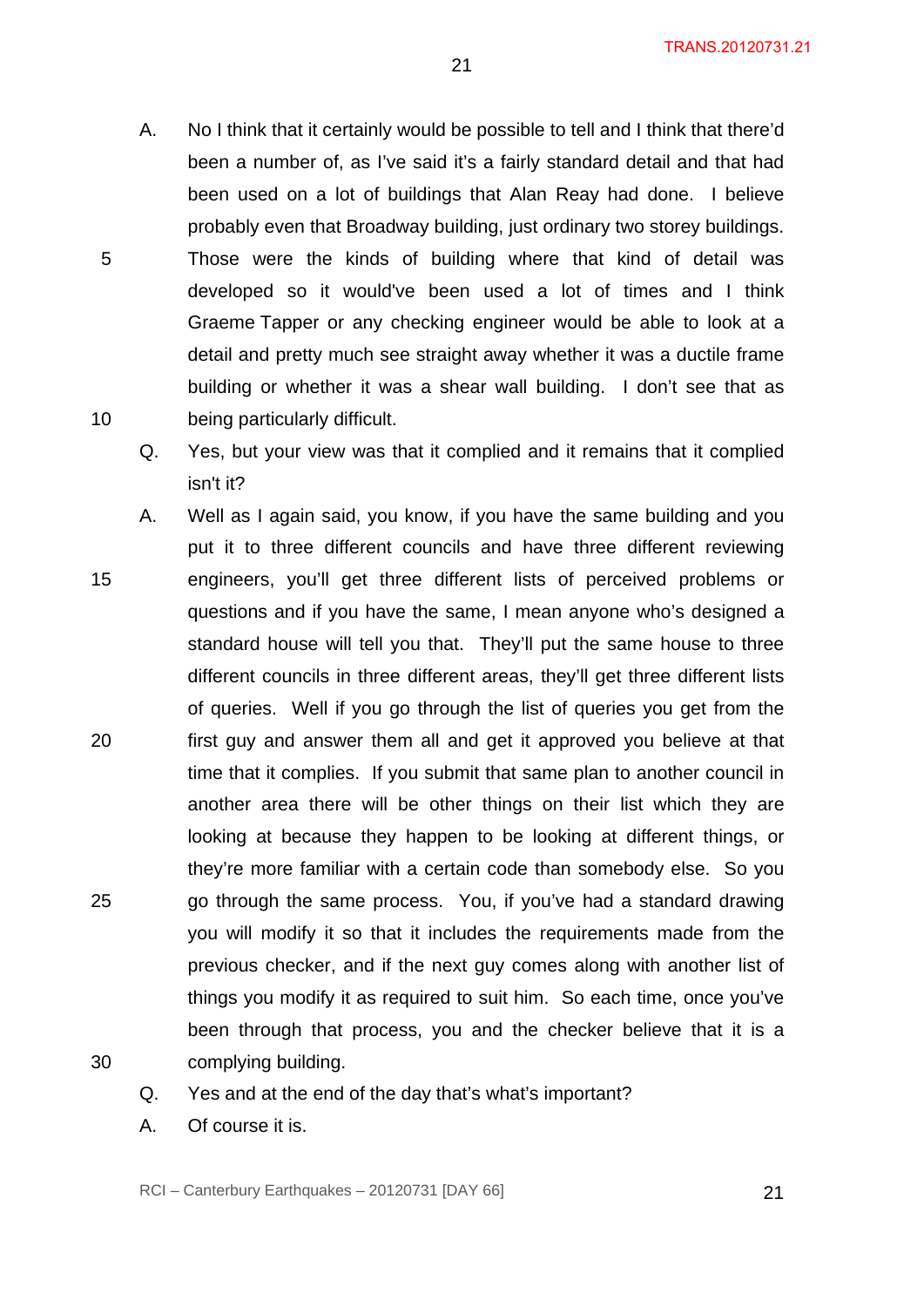A. No I think that it certainly would be possible to tell and I think that there'd been a number of, as I've said it's a fairly standard detail and that had been used on a lot of buildings that Alan Reay had done. I believe probably even that Broadway building, just ordinary two storey buildings. Those were the kinds of building where that kind of detail was developed so it would've been used a lot of times and I think Graeme Tapper or any checking engineer would be able to look at a detail and pretty much see straight away whether it was a ductile frame building or whether it was a shear wall building. I don't see that as being particularly difficult.

Q. Yes, but your view was that it complied and it remains that it complied isn't it?

A. Well as I again said, you know, if you have the same building and you put it to three different councils and have three different reviewing engineers, you'll get three different lists of perceived problems or questions and if you have the same, I mean anyone who's designed a standard house will tell you that. They'll put the same house to three different councils in three different areas, they'll get three different lists of queries. Well if you go through the list of queries you get from the first guy and answer them all and get it approved you believe at that time that it complies. If you submit that same plan to another council in another area there will be other things on their list which they are looking at because they happen to be looking at different things, or they're more familiar with a certain code than somebody else. So you go through the same process. You, if you've had a standard drawing you will modify it so that it includes the requirements made from the previous checker, and if the next guy comes along with another list of things you modify it as required to suit him. So each time, once you've been through that process, you and the checker believe that it is a complying building.

Q. Yes and at the end of the day that's what's important?

A. Of course it is.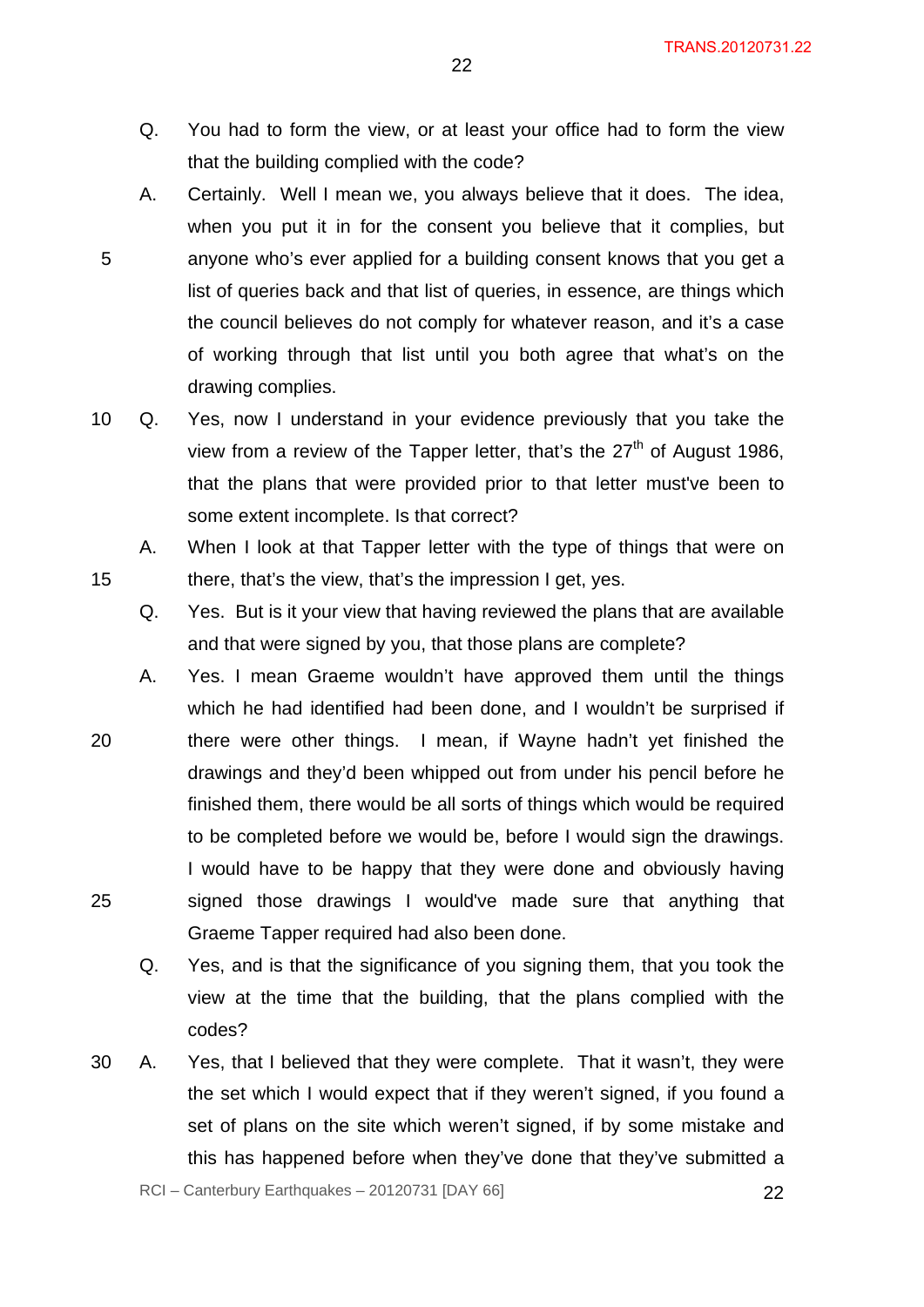Q. You had to form the view, or at least your office had to form the view that the building complied with the code?

A. Certainly. Well I mean we, you always believe that it does. The idea, when you put it in for the consent you believe that it complies, but anyone who's ever applied for a building consent knows that you get a list of queries back and that list of queries, in essence, are things which the council believes do not comply for whatever reason, and it's a case of working through that list until you both agree that what's on the drawing complies.

Q. Yes, now I understand in your evidence previously that you take the view from a review of the Tapper letter, that's the 27th of August 1986, that the plans that were provided prior to that letter must've been to some extent incomplete. Is that correct?

A. When I look at that Tapper letter with the type of things that were on there, that's the view, that's the impression I get, yes.

Q. Yes. But is it your view that having reviewed the plans that are available and that were signed by you, that those plans are complete?

A. Yes. I mean Graeme wouldn't have approved them until the things which he had identified had been done, and I wouldn't be surprised if there were other things. I mean, if Wayne hadn't yet finished the drawings and they'd been whipped out from under his pencil before he finished them, there would be all sorts of things which would be required to be completed before we would be, before I would sign the drawings. I would have to be happy that they were done and obviously having signed those drawings I would've made sure that anything that Graeme Tapper required had also been done.

Q. Yes, and is that the significance of you signing them, that you took the view at the time that the building, that the plans complied with the codes?

A. Yes, that I believed that they were complete. That it wasn't, they were the set which I would expect that if they weren't signed, if you found a set of plans on the site which weren't signed, if by some mistake and this has happened before when they've done that they've submitted a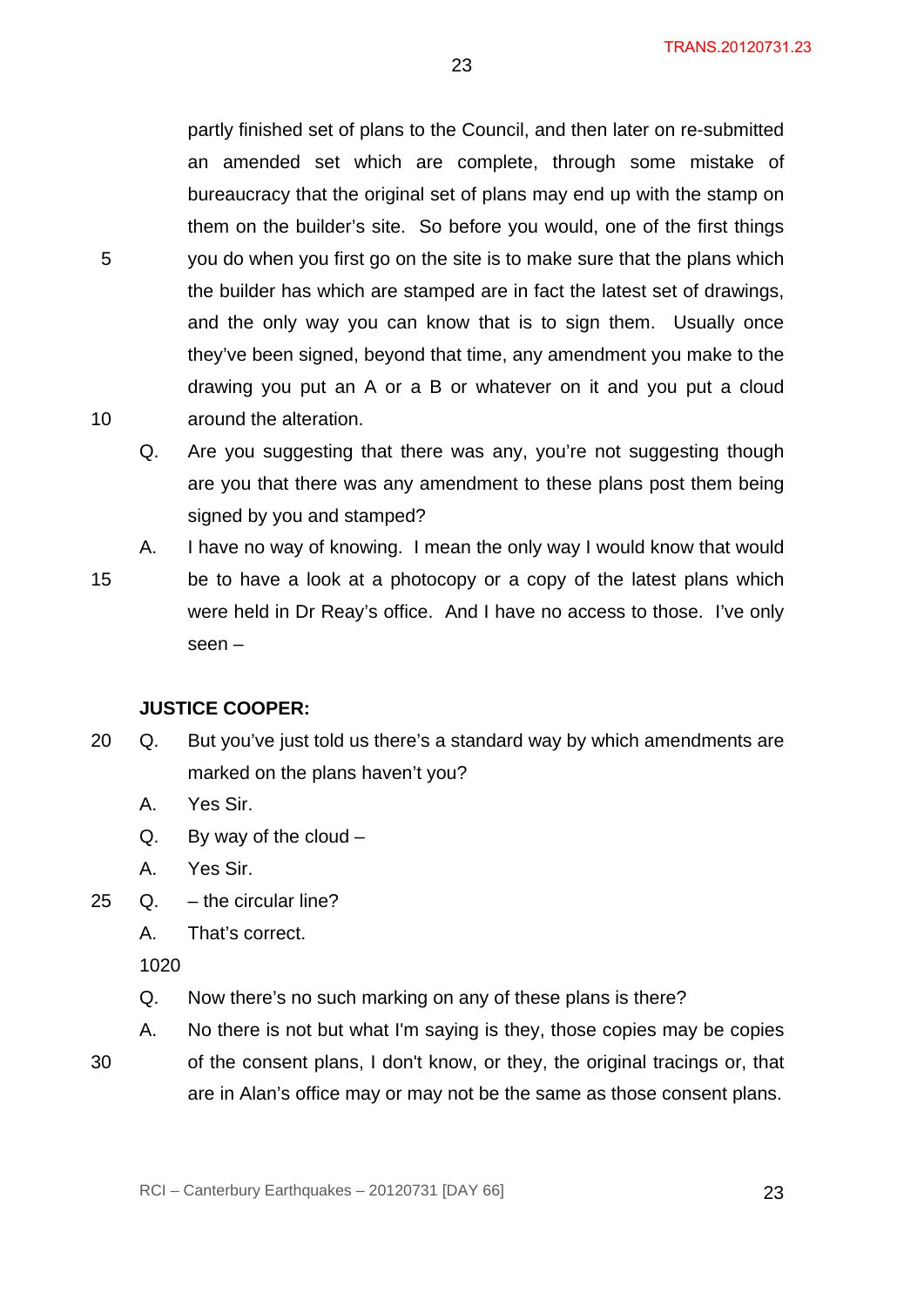partly finished set of plans to the Council, and then later on re-submitted an amended set which are complete, through some mistake of bureaucracy that the original set of plans may end up with the stamp on them on the builder's site. So before you would, one of the first things you do when you first go on the site is to make sure that the plans which the builder has which are stamped are in fact the latest set of drawings, and the only way you can know that is to sign them. Usually once they've been signed, beyond that time, any amendment you make to the drawing you put an A or a B or whatever on it and you put a cloud around the alteration.

Q. Are you suggesting that there was any, you're not suggesting though are you that there was any amendment to these plans post them being signed by you and stamped?

A. I have no way of knowing. I mean the only way I would know that would be to have a look at a photocopy or a copy of the latest plans which were held in Dr Reay's office. And I have no access to those. I've only seen –

**JUSTICE COOPER:**

Q. But you've just told us there's a standard way by which amendments are marked on the plans haven't you?

A. Yes Sir.

Q. By way of the cloud –

A. Yes Sir.

Q. – the circular line?

A. That's correct.

1020

Q. Now there's no such marking on any of these plans is there?

A. No there is not but what I'm saying is they, those copies may be copies of the consent plans, I don't know, or they, the original tracings or, that are in Alan's office may or may not be the same as those consent plans.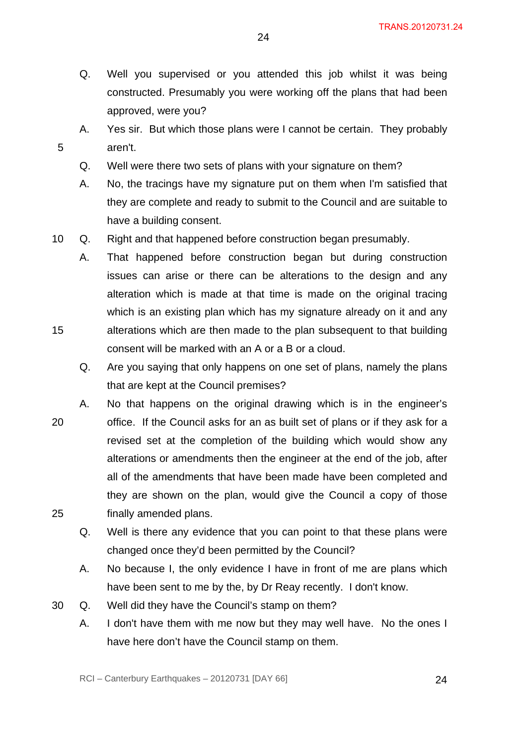Q. Well you supervised or you attended this job whilst it was being constructed. Presumably you were working off the plans that had been approved, were you?

A. Yes sir. But which those plans were I cannot be certain. They probably aren't.

Q. Well were there two sets of plans with your signature on them?

A. No, the tracings have my signature put on them when I'm satisfied that they are complete and ready to submit to the Council and are suitable to have a building consent.

Q. Right and that happened before construction began presumably.

A. That happened before construction began but during construction issues can arise or there can be alterations to the design and any alteration which is made at that time is made on the original tracing which is an existing plan which has my signature already on it and any alterations which are then made to the plan subsequent to that building consent will be marked with an A or a B or a cloud.

Q. Are you saying that only happens on one set of plans, namely the plans that are kept at the Council premises?

A. No that happens on the original drawing which is in the engineer's office. If the Council asks for an as built set of plans or if they ask for a revised set at the completion of the building which would show any alterations or amendments then the engineer at the end of the job, after all of the amendments that have been made have been completed and they are shown on the plan, would give the Council a copy of those finally amended plans.

Q. Well is there any evidence that you can point to that these plans were changed once they'd been permitted by the Council?

A. No because I, the only evidence I have in front of me are plans which have been sent to me by the, by Dr Reay recently. I don't know.

Q. Well did they have the Council's stamp on them?

A. I don't have them with me now but they may well have. No the ones I have here don't have the Council stamp on them.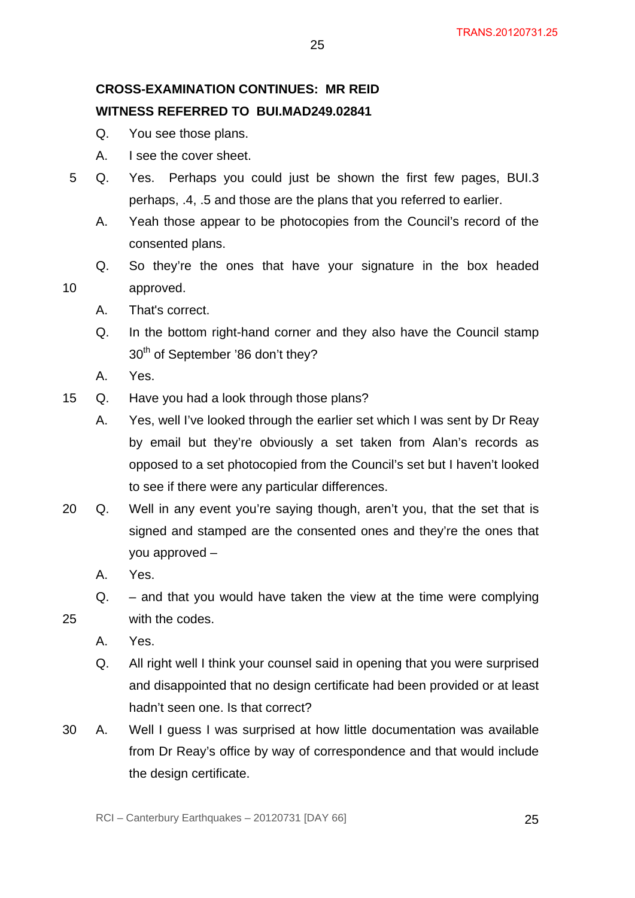**CROSS-EXAMINATION CONTINUES: MR REID**

**WITNESS REFERRED TO BUI.MAD249.02841**

Q. You see those plans.

A. I see the cover sheet.

Q. Yes. Perhaps you could just be shown the first few pages, BUI.3 perhaps, .4, .5 and those are the plans that you referred to earlier.

A. Yeah those appear to be photocopies from the Council's record of the consented plans.

Q. So they're the ones that have your signature in the box headed approved.

A. That's correct.

Q. In the bottom right-hand corner and they also have the Council stamp 30th of September '86 don't they?

A. Yes.

Q. Have you had a look through those plans?

A. Yes, well I've looked through the earlier set which I was sent by Dr Reay by email but they're obviously a set taken from Alan's records as opposed to a set photocopied from the Council's set but I haven't looked to see if there were any particular differences.

Q. Well in any event you're saying though, aren't you, that the set that is signed and stamped are the consented ones and they're the ones that you approved –

A. Yes.

Q. – and that you would have taken the view at the time were complying with the codes.

A. Yes.

Q. All right well I think your counsel said in opening that you were surprised and disappointed that no design certificate had been provided or at least hadn't seen one. Is that correct?

A. Well I guess I was surprised at how little documentation was available from Dr Reay's office by way of correspondence and that would include the design certificate.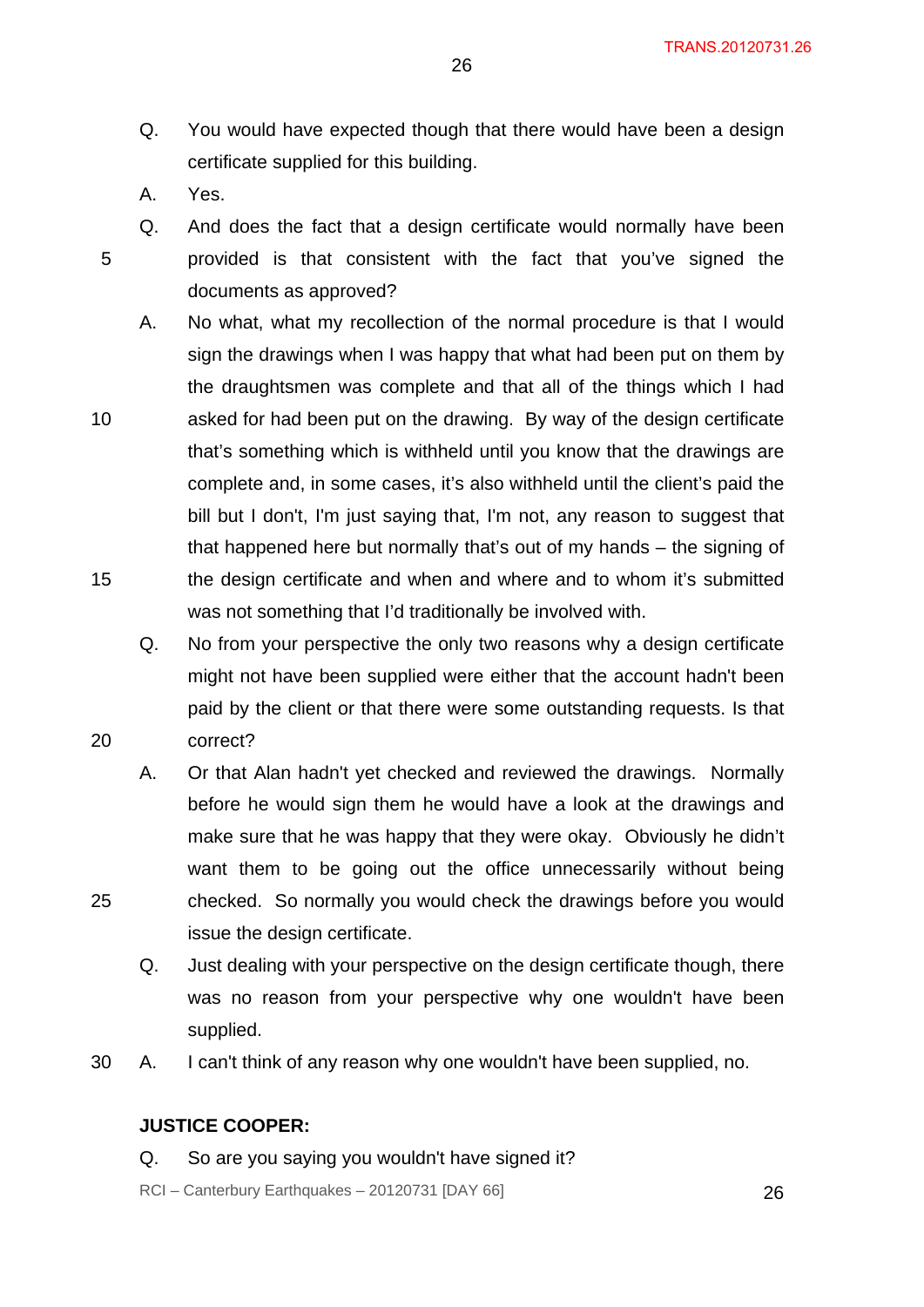Q. You would have expected though that there would have been a design certificate supplied for this building.

A. Yes.

Q. And does the fact that a design certificate would normally have been provided is that consistent with the fact that you've signed the documents as approved?

A. No what, what my recollection of the normal procedure is that I would sign the drawings when I was happy that what had been put on them by the draughtsmen was complete and that all of the things which I had asked for had been put on the drawing. By way of the design certificate that's something which is withheld until you know that the drawings are complete and, in some cases, it's also withheld until the client's paid the bill but I don't, I'm just saying that, I'm not, any reason to suggest that that happened here but normally that's out of my hands – the signing of the design certificate and when and where and to whom it's submitted was not something that I'd traditionally be involved with.

Q. No from your perspective the only two reasons why a design certificate might not have been supplied were either that the account hadn't been paid by the client or that there were some outstanding requests. Is that correct?

A. Or that Alan hadn't yet checked and reviewed the drawings. Normally before he would sign them he would have a look at the drawings and make sure that he was happy that they were okay. Obviously he didn't want them to be going out the office unnecessarily without being checked. So normally you would check the drawings before you would issue the design certificate.

Q. Just dealing with your perspective on the design certificate though, there was no reason from your perspective why one wouldn't have been supplied.

A. I can't think of any reason why one wouldn't have been supplied, no.

**JUSTICE COOPER:**

Q. So are you saying you wouldn't have signed it?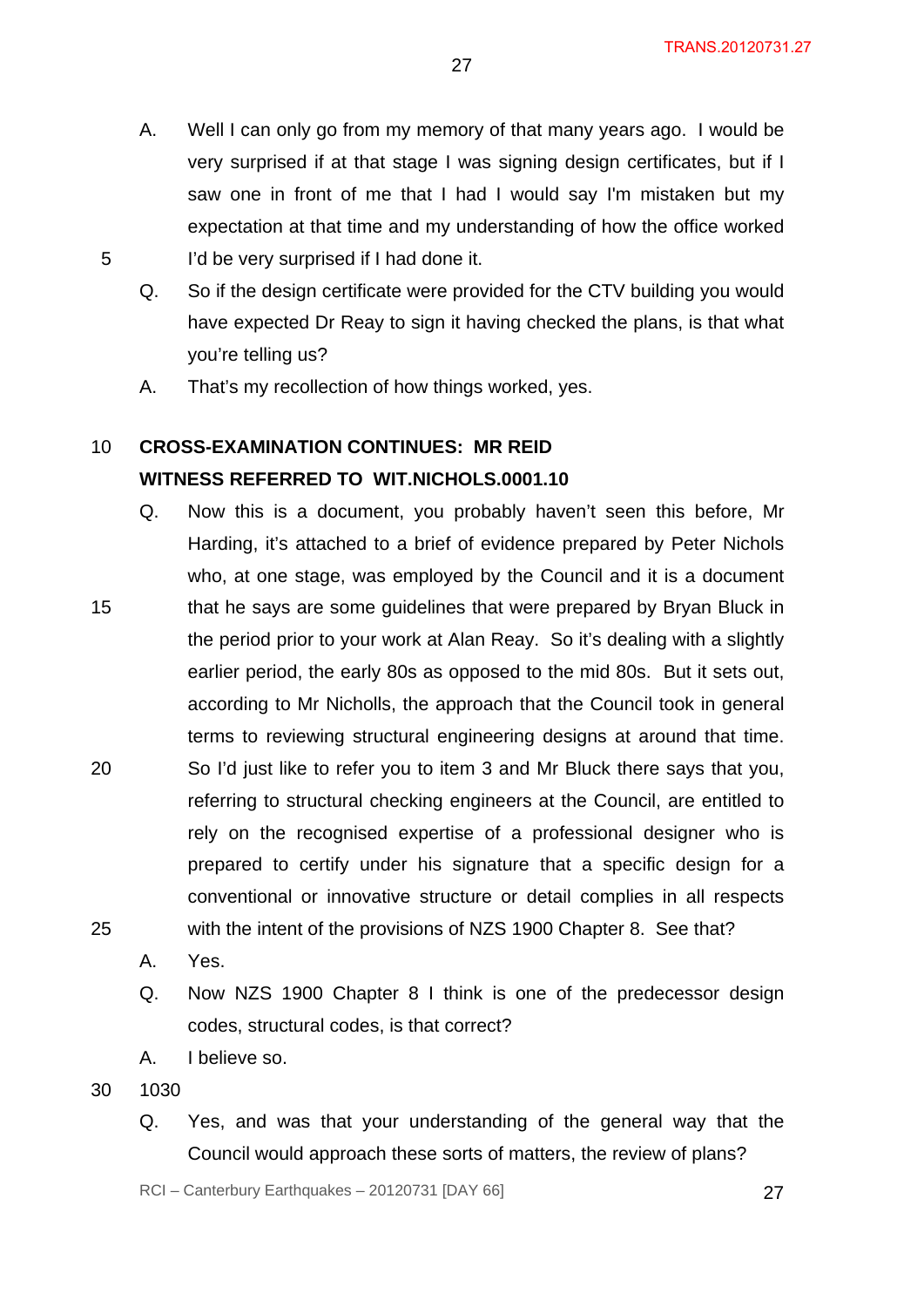A. Well I can only go from my memory of that many years ago. I would be very surprised if at that stage I was signing design certificates, but if I saw one in front of me that I had I would say I'm mistaken but my expectation at that time and my understanding of how the office worked I'd be very surprised if I had done it.

Q. So if the design certificate were provided for the CTV building you would have expected Dr Reay to sign it having checked the plans, is that what you're telling us?

A. That's my recollection of how things worked, yes.

**CROSS-EXAMINATION CONTINUES: MR REID**
**WITNESS REFERRED TO WIT.NICHOLS.0001.10**

Q. Now this is a document, you probably haven't seen this before, Mr Harding, it's attached to a brief of evidence prepared by Peter Nichols who, at one stage, was employed by the Council and it is a document that he says are some guidelines that were prepared by Bryan Bluck in the period prior to your work at Alan Reay. So it's dealing with a slightly earlier period, the early 80s as opposed to the mid 80s. But it sets out, according to Mr Nicholls, the approach that the Council took in general terms to reviewing structural engineering designs at around that time. So I'd just like to refer you to item 3 and Mr Bluck there says that you, referring to structural checking engineers at the Council, are entitled to rely on the recognised expertise of a professional designer who is prepared to certify under his signature that a specific design for a conventional or innovative structure or detail complies in all respects with the intent of the provisions of NZS 1900 Chapter 8. See that?

A. Yes.

Q. Now NZS 1900 Chapter 8 I think is one of the predecessor design codes, structural codes, is that correct?

A. I believe so.

1030

Q. Yes, and was that your understanding of the general way that the Council would approach these sorts of matters, the review of plans?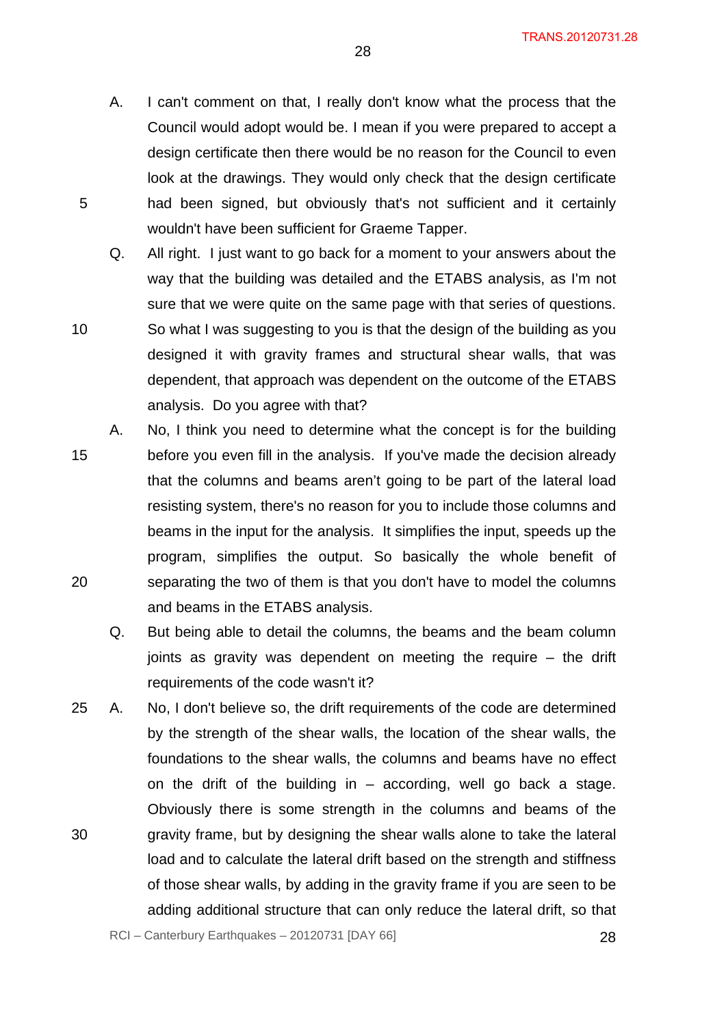A. I can't comment on that, I really don't know what the process that the Council would adopt would be. I mean if you were prepared to accept a design certificate then there would be no reason for the Council to even look at the drawings. They would only check that the design certificate had been signed, but obviously that's not sufficient and it certainly wouldn't have been sufficient for Graeme Tapper.

Q. All right. I just want to go back for a moment to your answers about the way that the building was detailed and the ETABS analysis, as I'm not sure that we were quite on the same page with that series of questions. So what I was suggesting to you is that the design of the building as you designed it with gravity frames and structural shear walls, that was dependent, that approach was dependent on the outcome of the ETABS analysis. Do you agree with that?

A. No, I think you need to determine what the concept is for the building before you even fill in the analysis. If you've made the decision already that the columns and beams aren't going to be part of the lateral load resisting system, there's no reason for you to include those columns and beams in the input for the analysis. It simplifies the input, speeds up the program, simplifies the output. So basically the whole benefit of separating the two of them is that you don't have to model the columns and beams in the ETABS analysis.

Q. But being able to detail the columns, the beams and the beam column joints as gravity was dependent on meeting the require – the drift requirements of the code wasn't it?

A. No, I don't believe so, the drift requirements of the code are determined by the strength of the shear walls, the location of the shear walls, the foundations to the shear walls, the columns and beams have no effect on the drift of the building in – according, well go back a stage. Obviously there is some strength in the columns and beams of the gravity frame, but by designing the shear walls alone to take the lateral load and to calculate the lateral drift based on the strength and stiffness of those shear walls, by adding in the gravity frame if you are seen to be adding additional structure that can only reduce the lateral drift, so that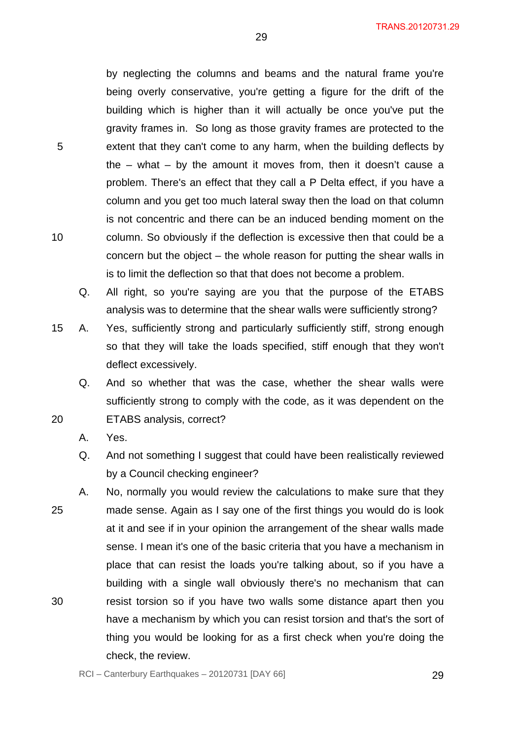by neglecting the columns and beams and the natural frame you're being overly conservative, you're getting a figure for the drift of the building which is higher than it will actually be once you've put the gravity frames in. So long as those gravity frames are protected to the extent that they can't come to any harm, when the building deflects by the – what – by the amount it moves from, then it doesn't cause a problem. There's an effect that they call a P Delta effect, if you have a column and you get too much lateral sway then the load on that column is not concentric and there can be an induced bending moment on the column. So obviously if the deflection is excessive then that could be a concern but the object – the whole reason for putting the shear walls in is to limit the deflection so that that does not become a problem.

Q. All right, so you're saying are you that the purpose of the ETABS analysis was to determine that the shear walls were sufficiently strong?

A. Yes, sufficiently strong and particularly sufficiently stiff, strong enough so that they will take the loads specified, stiff enough that they won't deflect excessively.

Q. And so whether that was the case, whether the shear walls were sufficiently strong to comply with the code, as it was dependent on the ETABS analysis, correct?

A. Yes.

Q. And not something I suggest that could have been realistically reviewed by a Council checking engineer?

A. No, normally you would review the calculations to make sure that they made sense. Again as I say one of the first things you would do is look at it and see if in your opinion the arrangement of the shear walls made sense. I mean it's one of the basic criteria that you have a mechanism in place that can resist the loads you're talking about, so if you have a building with a single wall obviously there's no mechanism that can resist torsion so if you have two walls some distance apart then you have a mechanism by which you can resist torsion and that's the sort of thing you would be looking for as a first check when you're doing the check, the review.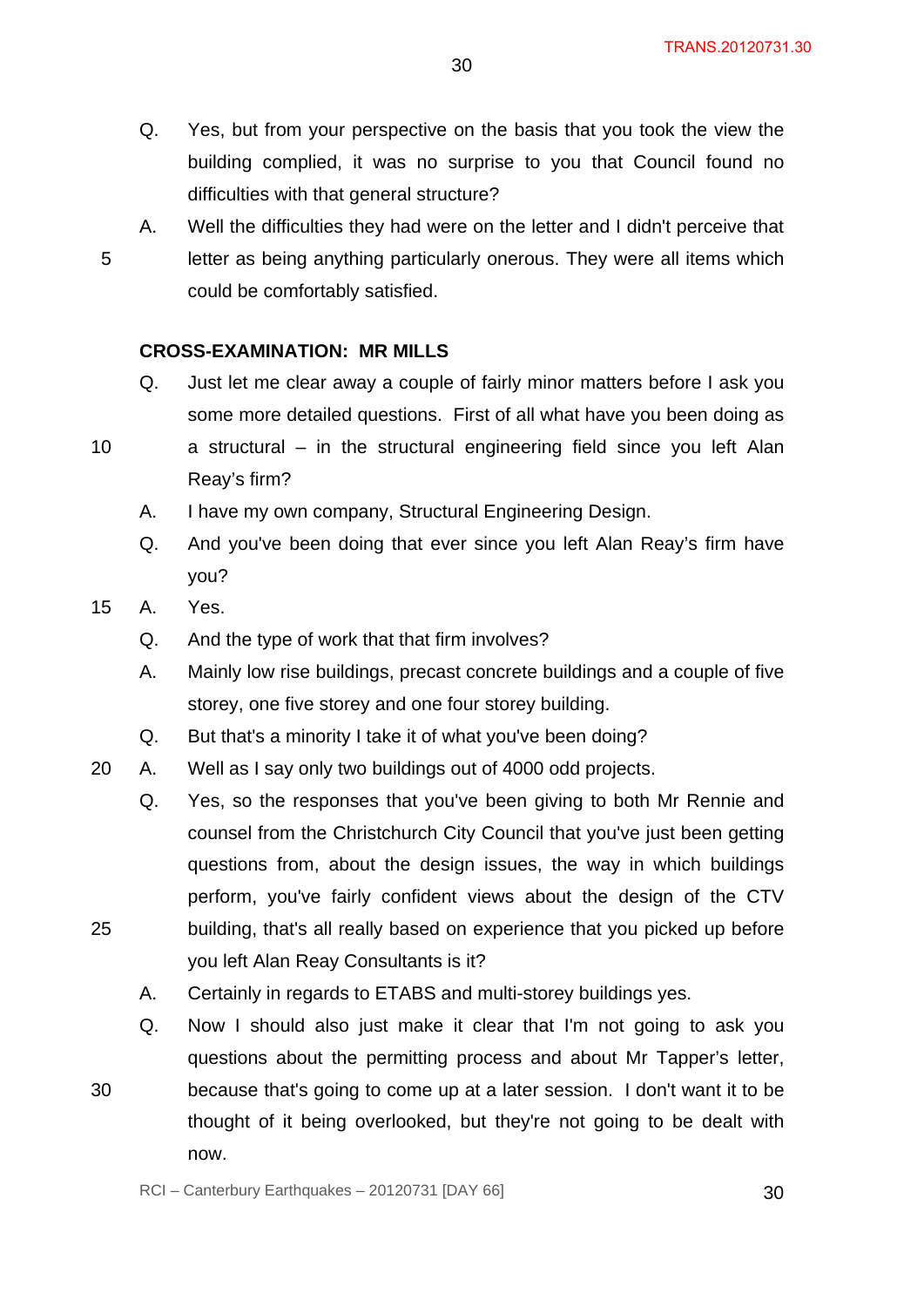Q. Yes, but from your perspective on the basis that you took the view the building complied, it was no surprise to you that Council found no difficulties with that general structure?

A. Well the difficulties they had were on the letter and I didn't perceive that letter as being anything particularly onerous. They were all items which could be comfortably satisfied.

**CROSS-EXAMINATION: MR MILLS**

Q. Just let me clear away a couple of fairly minor matters before I ask you some more detailed questions. First of all what have you been doing as a structural – in the structural engineering field since you left Alan Reay's firm?

A. I have my own company, Structural Engineering Design.

Q. And you've been doing that ever since you left Alan Reay's firm have you?

A. Yes.

Q. And the type of work that that firm involves?

A. Mainly low rise buildings, precast concrete buildings and a couple of five storey, one five storey and one four storey building.

Q. But that's a minority I take it of what you've been doing?

A. Well as I say only two buildings out of 4000 odd projects.

Q. Yes, so the responses that you've been giving to both Mr Rennie and counsel from the Christchurch City Council that you've just been getting questions from, about the design issues, the way in which buildings perform, you've fairly confident views about the design of the CTV building, that's all really based on experience that you picked up before you left Alan Reay Consultants is it?

A. Certainly in regards to ETABS and multi-storey buildings yes.

Q. Now I should also just make it clear that I'm not going to ask you questions about the permitting process and about Mr Tapper's letter, because that's going to come up at a later session. I don't want it to be thought of it being overlooked, but they're not going to be dealt with now.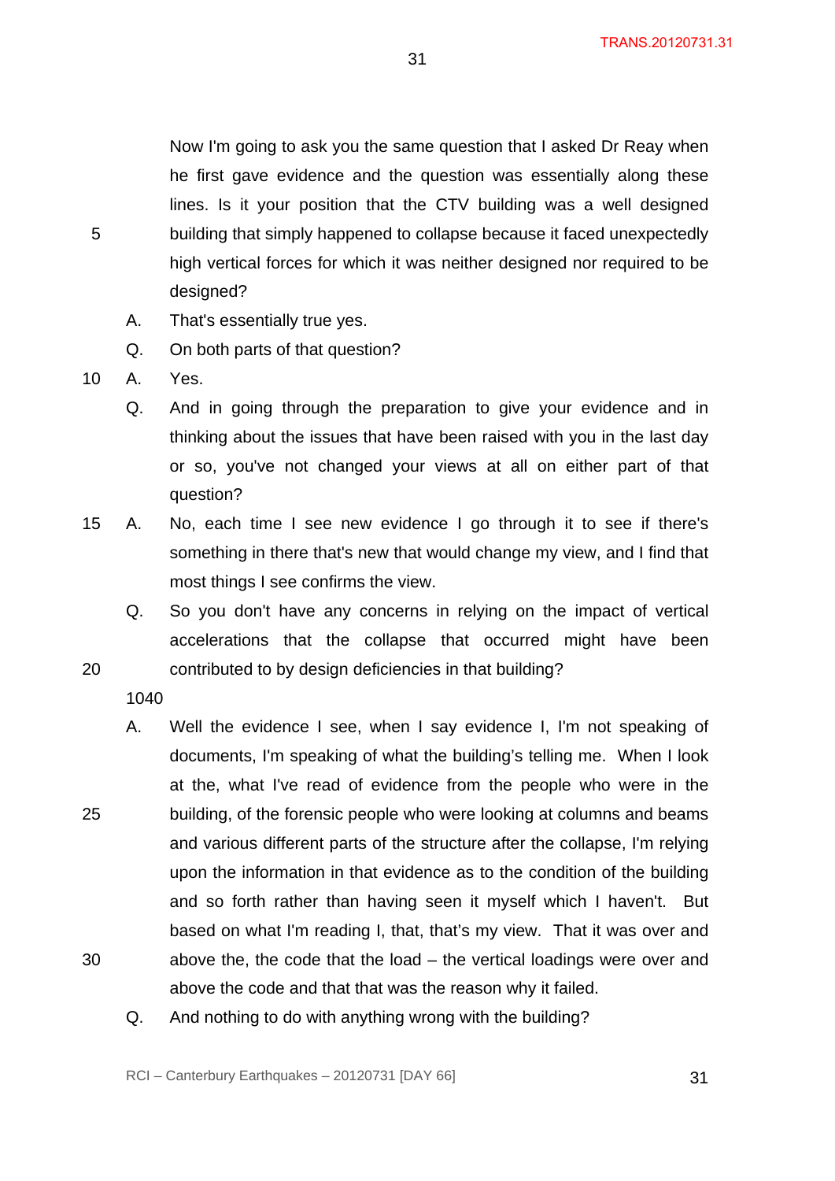Now I'm going to ask you the same question that I asked Dr Reay when he first gave evidence and the question was essentially along these lines. Is it your position that the CTV building was a well designed building that simply happened to collapse because it faced unexpectedly high vertical forces for which it was neither designed nor required to be designed?

A. That's essentially true yes.

Q. On both parts of that question?

A. Yes.

Q. And in going through the preparation to give your evidence and in thinking about the issues that have been raised with you in the last day or so, you've not changed your views at all on either part of that question?

A. No, each time I see new evidence I go through it to see if there's something in there that's new that would change my view, and I find that most things I see confirms the view.

Q. So you don't have any concerns in relying on the impact of vertical accelerations that the collapse that occurred might have been contributed to by design deficiencies in that building?

1040

A. Well the evidence I see, when I say evidence I, I'm not speaking of documents, I'm speaking of what the building's telling me. When I look at the, what I've read of evidence from the people who were in the building, of the forensic people who were looking at columns and beams and various different parts of the structure after the collapse, I'm relying upon the information in that evidence as to the condition of the building and so forth rather than having seen it myself which I haven't. But based on what I'm reading I, that, that's my view. That it was over and above the, the code that the load – the vertical loadings were over and above the code and that that was the reason why it failed.

Q. And nothing to do with anything wrong with the building?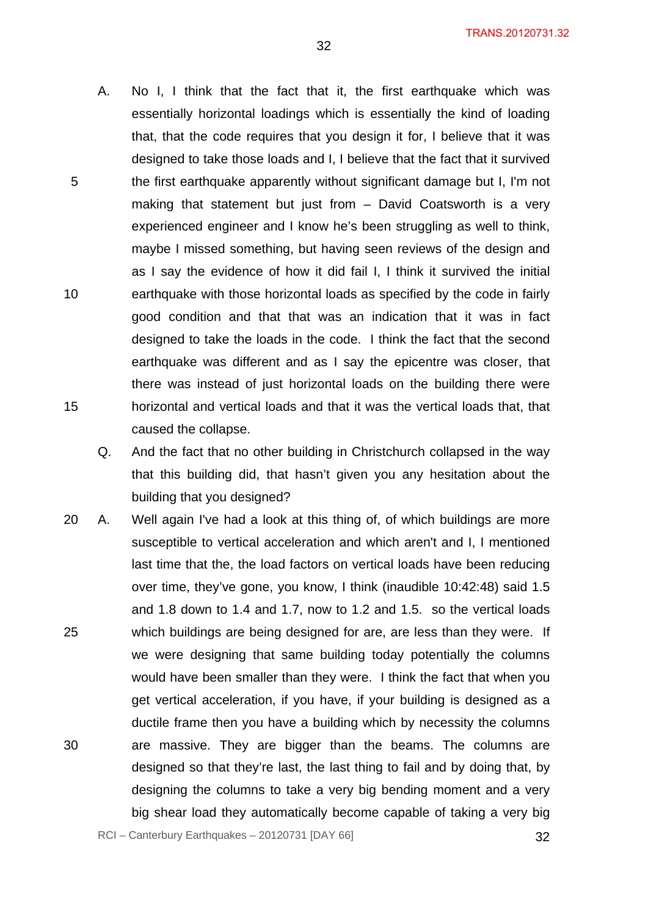A. No I, I think that the fact that it, the first earthquake which was essentially horizontal loadings which is essentially the kind of loading that, that the code requires that you design it for, I believe that it was designed to take those loads and I, I believe that the fact that it survived the first earthquake apparently without significant damage but I, I'm not making that statement but just from – David Coatsworth is a very experienced engineer and I know he's been struggling as well to think, maybe I missed something, but having seen reviews of the design and as I say the evidence of how it did fail I, I think it survived the initial earthquake with those horizontal loads as specified by the code in fairly good condition and that that was an indication that it was in fact designed to take the loads in the code. I think the fact that the second earthquake was different and as I say the epicentre was closer, that there was instead of just horizontal loads on the building there were horizontal and vertical loads and that it was the vertical loads that, that caused the collapse.

Q. And the fact that no other building in Christchurch collapsed in the way that this building did, that hasn't given you any hesitation about the building that you designed?

A. Well again I've had a look at this thing of, of which buildings are more susceptible to vertical acceleration and which aren't and I, I mentioned last time that the, the load factors on vertical loads have been reducing over time, they've gone, you know, I think (inaudible 10:42:48) said 1.5 and 1.8 down to 1.4 and 1.7, now to 1.2 and 1.5. so the vertical loads which buildings are being designed for are, are less than they were. If we were designing that same building today potentially the columns would have been smaller than they were. I think the fact that when you get vertical acceleration, if you have, if your building is designed as a ductile frame then you have a building which by necessity the columns are massive. They are bigger than the beams. The columns are designed so that they're last, the last thing to fail and by doing that, by designing the columns to take a very big bending moment and a very big shear load they automatically become capable of taking a very big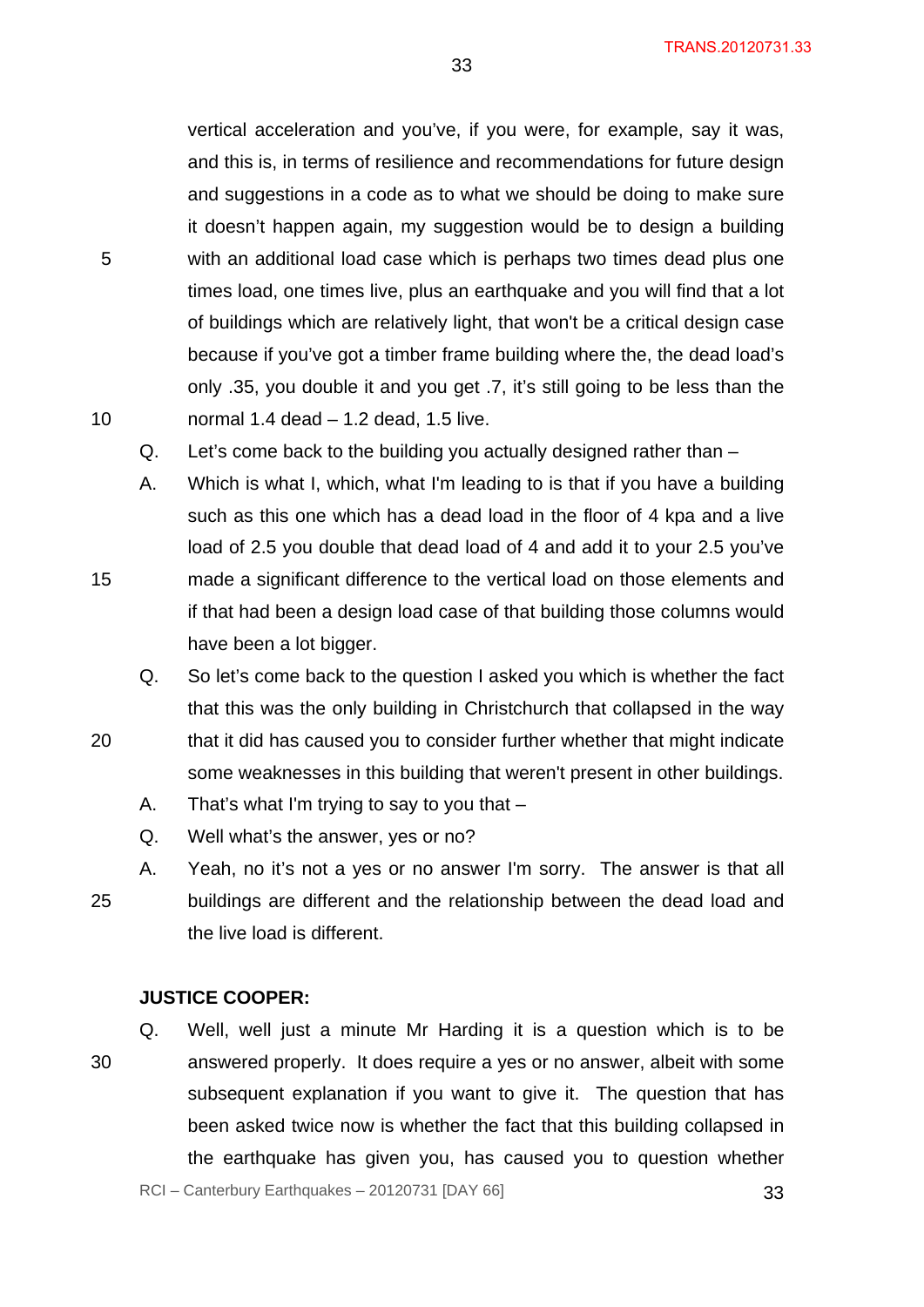vertical acceleration and you've, if you were, for example, say it was, and this is, in terms of resilience and recommendations for future design and suggestions in a code as to what we should be doing to make sure it doesn't happen again, my suggestion would be to design a building with an additional load case which is perhaps two times dead plus one times load, one times live, plus an earthquake and you will find that a lot of buildings which are relatively light, that won't be a critical design case because if you've got a timber frame building where the, the dead load's only .35, you double it and you get .7, it's still going to be less than the normal 1.4 dead – 1.2 dead, 1.5 live.

Q. Let's come back to the building you actually designed rather than –

A. Which is what I, which, what I'm leading to is that if you have a building such as this one which has a dead load in the floor of 4 kpa and a live load of 2.5 you double that dead load of 4 and add it to your 2.5 you've made a significant difference to the vertical load on those elements and if that had been a design load case of that building those columns would have been a lot bigger.

Q. So let's come back to the question I asked you which is whether the fact that this was the only building in Christchurch that collapsed in the way that it did has caused you to consider further whether that might indicate some weaknesses in this building that weren't present in other buildings.

A. That's what I'm trying to say to you that –

Q. Well what's the answer, yes or no?

A. Yeah, no it's not a yes or no answer I'm sorry. The answer is that all buildings are different and the relationship between the dead load and the live load is different.

**JUSTICE COOPER:**

Q. Well, well just a minute Mr Harding it is a question which is to be answered properly. It does require a yes or no answer, albeit with some subsequent explanation if you want to give it. The question that has been asked twice now is whether the fact that this building collapsed in the earthquake has given you, has caused you to question whether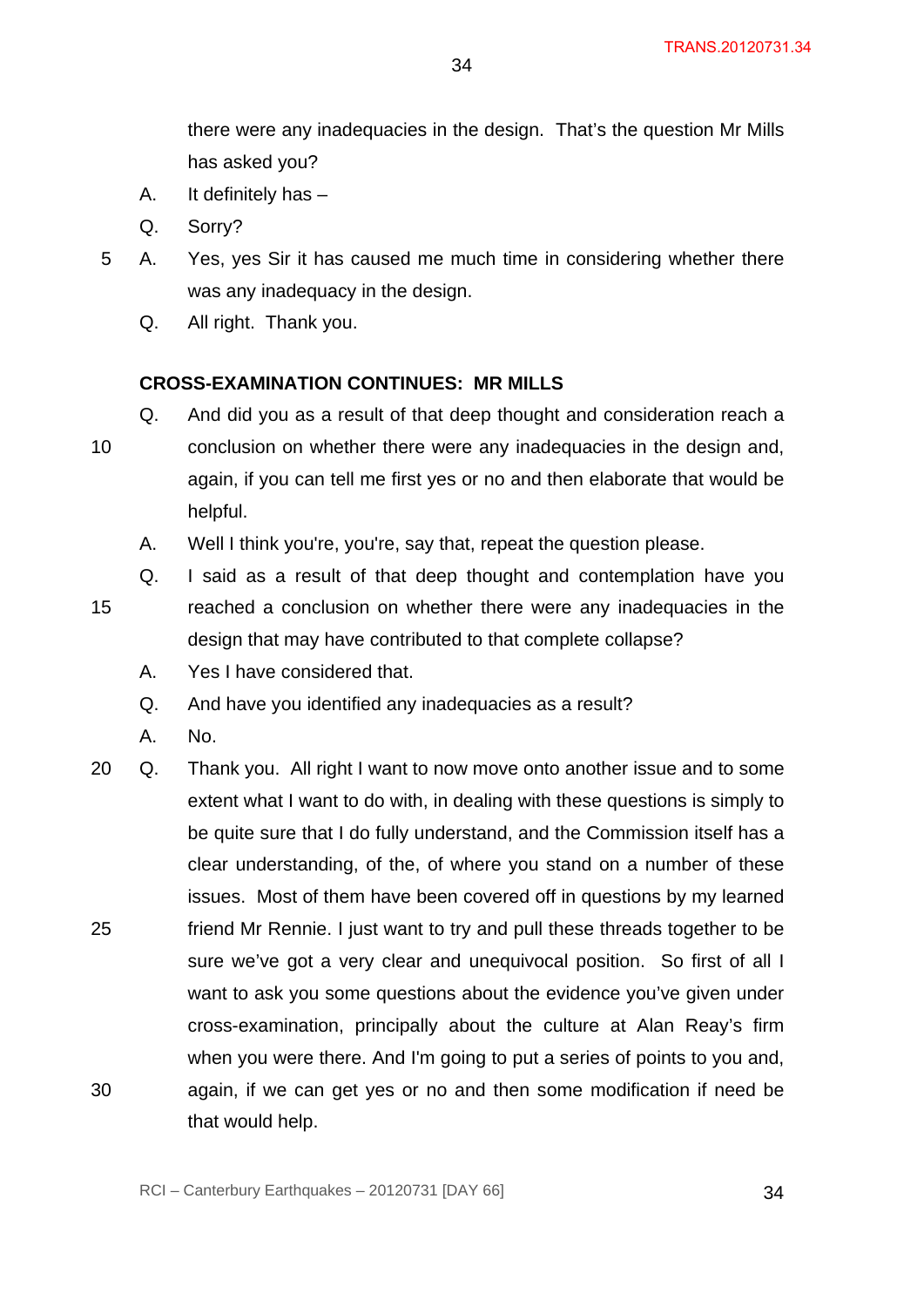there were any inadequacies in the design. That's the question Mr Mills has asked you?

A. It definitely has –

Q. Sorry?

A. Yes, yes Sir it has caused me much time in considering whether there was any inadequacy in the design.

Q. All right. Thank you.

**CROSS-EXAMINATION CONTINUES: MR MILLS**

Q. And did you as a result of that deep thought and consideration reach a conclusion on whether there were any inadequacies in the design and, again, if you can tell me first yes or no and then elaborate that would be helpful.

A. Well I think you're, you're, say that, repeat the question please.

Q. I said as a result of that deep thought and contemplation have you reached a conclusion on whether there were any inadequacies in the design that may have contributed to that complete collapse?

A. Yes I have considered that.

Q. And have you identified any inadequacies as a result?

A. No.

Q. Thank you. All right I want to now move onto another issue and to some extent what I want to do with, in dealing with these questions is simply to be quite sure that I do fully understand, and the Commission itself has a clear understanding, of the, of where you stand on a number of these issues. Most of them have been covered off in questions by my learned friend Mr Rennie. I just want to try and pull these threads together to be sure we've got a very clear and unequivocal position. So first of all I want to ask you some questions about the evidence you've given under cross-examination, principally about the culture at Alan Reay's firm when you were there. And I'm going to put a series of points to you and, again, if we can get yes or no and then some modification if need be that would help.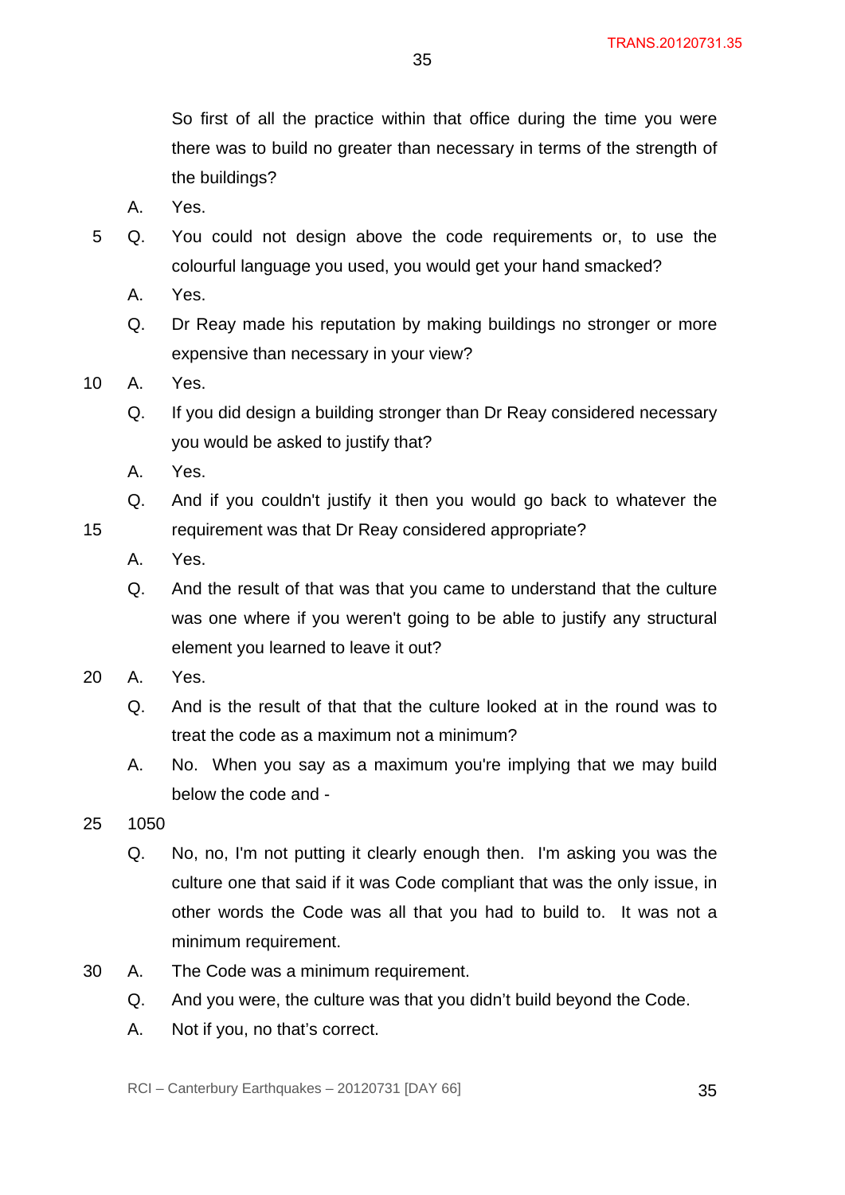So first of all the practice within that office during the time you were there was to build no greater than necessary in terms of the strength of the buildings?

A. Yes.

Q. You could not design above the code requirements or, to use the colourful language you used, you would get your hand smacked?

A. Yes.

Q. Dr Reay made his reputation by making buildings no stronger or more expensive than necessary in your view?

A. Yes.

Q. If you did design a building stronger than Dr Reay considered necessary you would be asked to justify that?

A. Yes.

Q. And if you couldn't justify it then you would go back to whatever the requirement was that Dr Reay considered appropriate?

A. Yes.

Q. And the result of that was that you came to understand that the culture was one where if you weren't going to be able to justify any structural element you learned to leave it out?

A. Yes.

Q. And is the result of that that the culture looked at in the round was to treat the code as a maximum not a minimum?

A. No. When you say as a maximum you're implying that we may build below the code and -

1050

Q. No, no, I'm not putting it clearly enough then. I'm asking you was the culture one that said if it was Code compliant that was the only issue, in other words the Code was all that you had to build to. It was not a minimum requirement.

A. The Code was a minimum requirement.

Q. And you were, the culture was that you didn't build beyond the Code.

A. Not if you, no that's correct.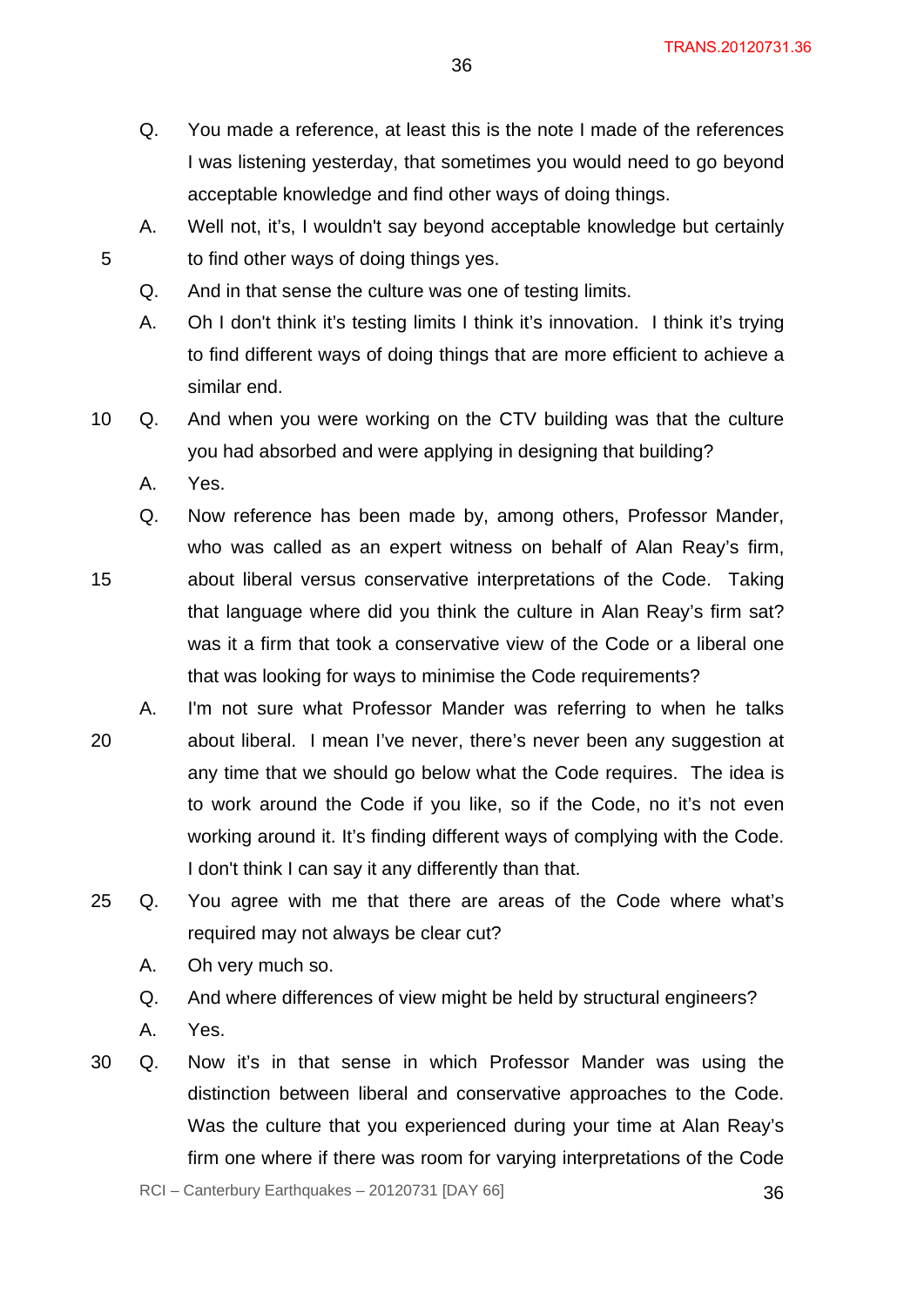Q. You made a reference, at least this is the note I made of the references I was listening yesterday, that sometimes you would need to go beyond acceptable knowledge and find other ways of doing things.

A. Well not, it's, I wouldn't say beyond acceptable knowledge but certainly to find other ways of doing things yes.

Q. And in that sense the culture was one of testing limits.

A. Oh I don't think it's testing limits I think it's innovation. I think it's trying to find different ways of doing things that are more efficient to achieve a similar end.

Q. And when you were working on the CTV building was that the culture you had absorbed and were applying in designing that building?

A. Yes.

Q. Now reference has been made by, among others, Professor Mander, who was called as an expert witness on behalf of Alan Reay's firm, about liberal versus conservative interpretations of the Code. Taking that language where did you think the culture in Alan Reay's firm sat? was it a firm that took a conservative view of the Code or a liberal one that was looking for ways to minimise the Code requirements?

A. I'm not sure what Professor Mander was referring to when he talks about liberal. I mean I've never, there's never been any suggestion at any time that we should go below what the Code requires. The idea is to work around the Code if you like, so if the Code, no it's not even working around it. It's finding different ways of complying with the Code. I don't think I can say it any differently than that.

Q. You agree with me that there are areas of the Code where what's required may not always be clear cut?

A. Oh very much so.

Q. And where differences of view might be held by structural engineers?

A. Yes.

Q. Now it's in that sense in which Professor Mander was using the distinction between liberal and conservative approaches to the Code. Was the culture that you experienced during your time at Alan Reay's firm one where if there was room for varying interpretations of the Code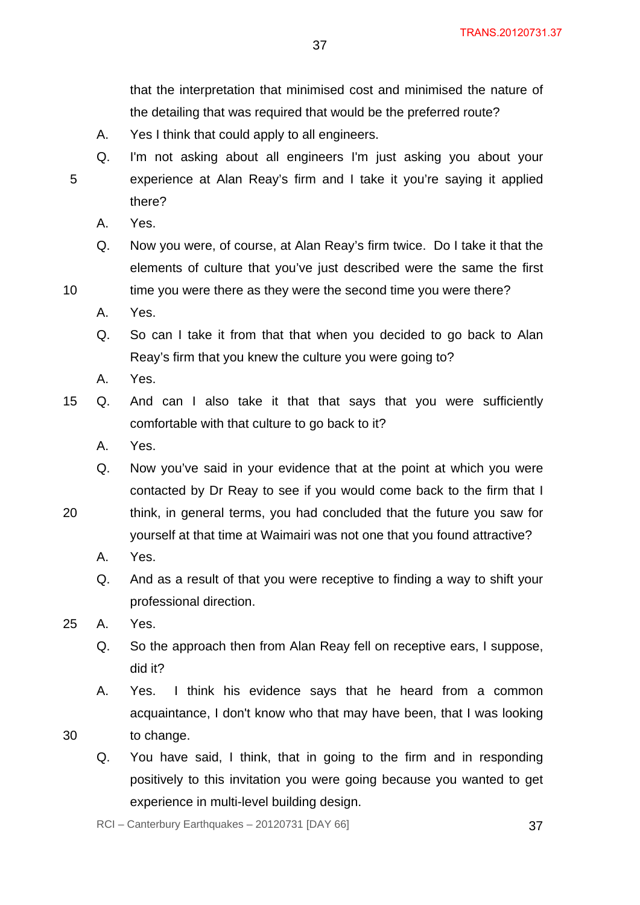that the interpretation that minimised cost and minimised the nature of the detailing that was required that would be the preferred route?

A. Yes I think that could apply to all engineers.

Q. I'm not asking about all engineers I'm just asking you about your experience at Alan Reay's firm and I take it you're saying it applied there?

A. Yes.

Q. Now you were, of course, at Alan Reay's firm twice. Do I take it that the elements of culture that you've just described were the same the first time you were there as they were the second time you were there?

A. Yes.

Q. So can I take it from that that when you decided to go back to Alan Reay's firm that you knew the culture you were going to?

A. Yes.

Q. And can I also take it that that says that you were sufficiently comfortable with that culture to go back to it?

A. Yes.

Q. Now you've said in your evidence that at the point at which you were contacted by Dr Reay to see if you would come back to the firm that I think, in general terms, you had concluded that the future you saw for yourself at that time at Waimairi was not one that you found attractive?

A. Yes.

Q. And as a result of that you were receptive to finding a way to shift your professional direction.

A. Yes.

Q. So the approach then from Alan Reay fell on receptive ears, I suppose, did it?

A. Yes. I think his evidence says that he heard from a common acquaintance, I don't know who that may have been, that I was looking to change.

Q. You have said, I think, that in going to the firm and in responding positively to this invitation you were going because you wanted to get experience in multi-level building design.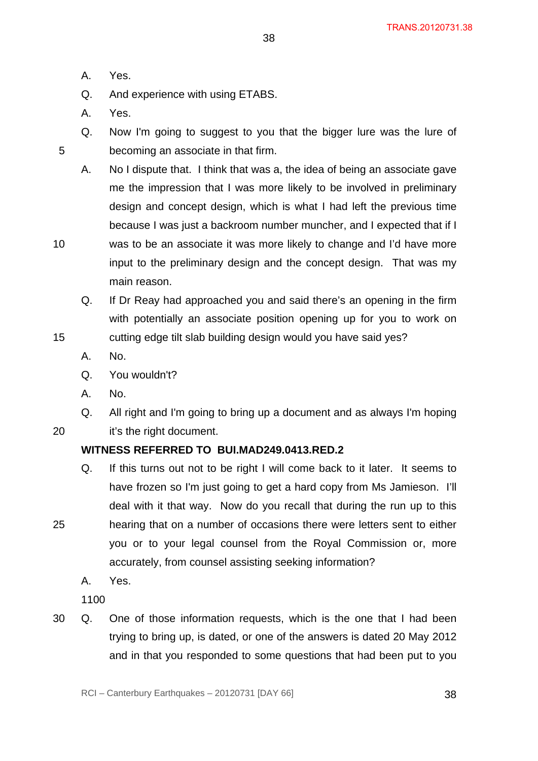A. Yes.

Q. And experience with using ETABS.

A. Yes.

Q. Now I'm going to suggest to you that the bigger lure was the lure of becoming an associate in that firm.

A. No I dispute that. I think that was a, the idea of being an associate gave me the impression that I was more likely to be involved in preliminary design and concept design, which is what I had left the previous time because I was just a backroom number muncher, and I expected that if I was to be an associate it was more likely to change and I'd have more input to the preliminary design and the concept design. That was my main reason.

Q. If Dr Reay had approached you and said there's an opening in the firm with potentially an associate position opening up for you to work on cutting edge tilt slab building design would you have said yes?

A. No.

Q. You wouldn't?

A. No.

Q. All right and I'm going to bring up a document and as always I'm hoping it's the right document.

**WITNESS REFERRED TO BUI.MAD249.0413.RED.2**

Q. If this turns out not to be right I will come back to it later. It seems to have frozen so I'm just going to get a hard copy from Ms Jamieson. I'll deal with it that way. Now do you recall that during the run up to this hearing that on a number of occasions there were letters sent to either you or to your legal counsel from the Royal Commission or, more accurately, from counsel assisting seeking information?

A. Yes.

1100

Q. One of those information requests, which is the one that I had been trying to bring up, is dated, or one of the answers is dated 20 May 2012 and in that you responded to some questions that had been put to you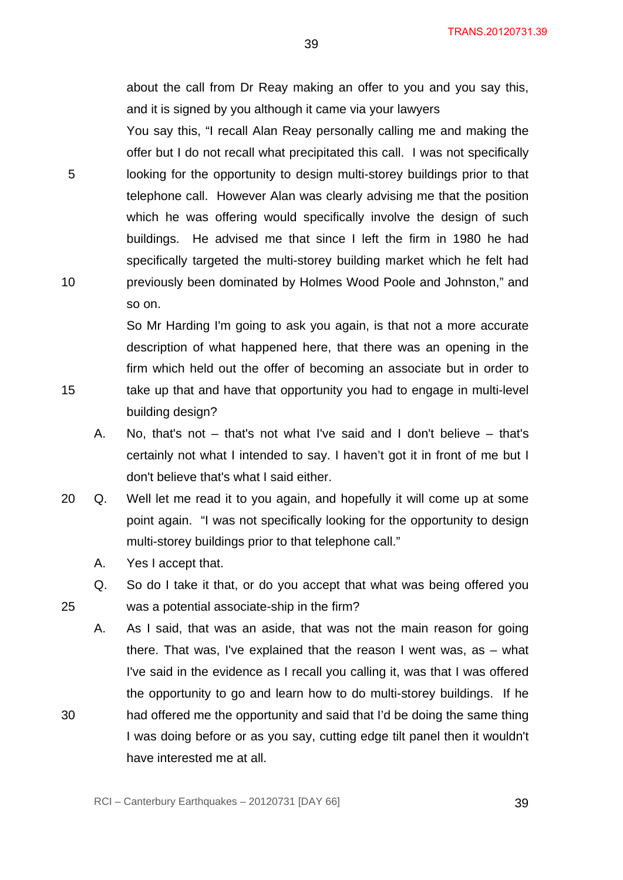about the call from Dr Reay making an offer to you and you say this, and it is signed by you although it came via your lawyers

You say this, "I recall Alan Reay personally calling me and making the offer but I do not recall what precipitated this call. I was not specifically looking for the opportunity to design multi-storey buildings prior to that telephone call. However Alan was clearly advising me that the position which he was offering would specifically involve the design of such buildings. He advised me that since I left the firm in 1980 he had specifically targeted the multi-storey building market which he felt had previously been dominated by Holmes Wood Poole and Johnston," and so on.

So Mr Harding I'm going to ask you again, is that not a more accurate description of what happened here, that there was an opening in the firm which held out the offer of becoming an associate but in order to take up that and have that opportunity you had to engage in multi-level building design?

A. No, that's not – that's not what I've said and I don't believe – that's certainly not what I intended to say. I haven't got it in front of me but I don't believe that's what I said either.

Q. Well let me read it to you again, and hopefully it will come up at some point again. "I was not specifically looking for the opportunity to design multi-storey buildings prior to that telephone call."

A. Yes I accept that.

Q. So do I take it that, or do you accept that what was being offered you was a potential associate-ship in the firm?

A. As I said, that was an aside, that was not the main reason for going there. That was, I've explained that the reason I went was, as – what I've said in the evidence as I recall you calling it, was that I was offered the opportunity to go and learn how to do multi-storey buildings. If he had offered me the opportunity and said that I'd be doing the same thing I was doing before or as you say, cutting edge tilt panel then it wouldn't have interested me at all.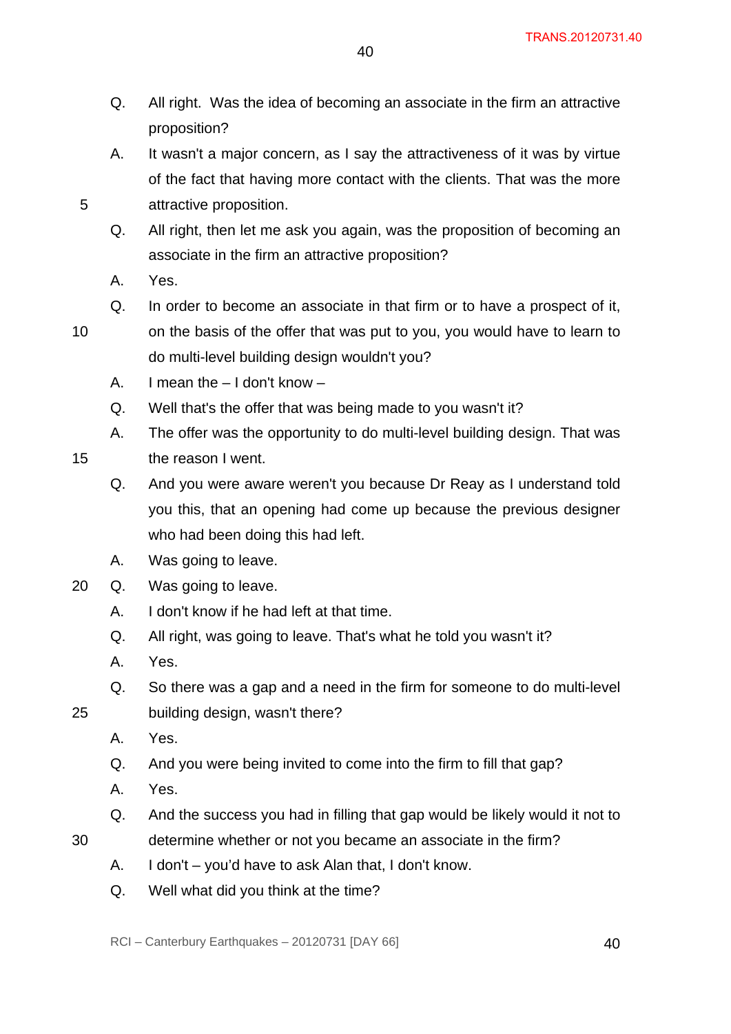Q. All right. Was the idea of becoming an associate in the firm an attractive proposition?

A. It wasn't a major concern, as I say the attractiveness of it was by virtue of the fact that having more contact with the clients. That was the more attractive proposition.

Q. All right, then let me ask you again, was the proposition of becoming an associate in the firm an attractive proposition?

A. Yes.

Q. In order to become an associate in that firm or to have a prospect of it, on the basis of the offer that was put to you, you would have to learn to do multi-level building design wouldn't you?

A. I mean the – I don't know –

Q. Well that's the offer that was being made to you wasn't it?

A. The offer was the opportunity to do multi-level building design. That was the reason I went.

Q. And you were aware weren't you because Dr Reay as I understand told you this, that an opening had come up because the previous designer who had been doing this had left.

A. Was going to leave.

Q. Was going to leave.

A. I don't know if he had left at that time.

Q. All right, was going to leave. That's what he told you wasn't it?

A. Yes.

Q. So there was a gap and a need in the firm for someone to do multi-level building design, wasn't there?

A. Yes.

Q. And you were being invited to come into the firm to fill that gap?

A. Yes.

Q. And the success you had in filling that gap would be likely would it not to determine whether or not you became an associate in the firm?

A. I don't – you'd have to ask Alan that, I don't know.

Q. Well what did you think at the time?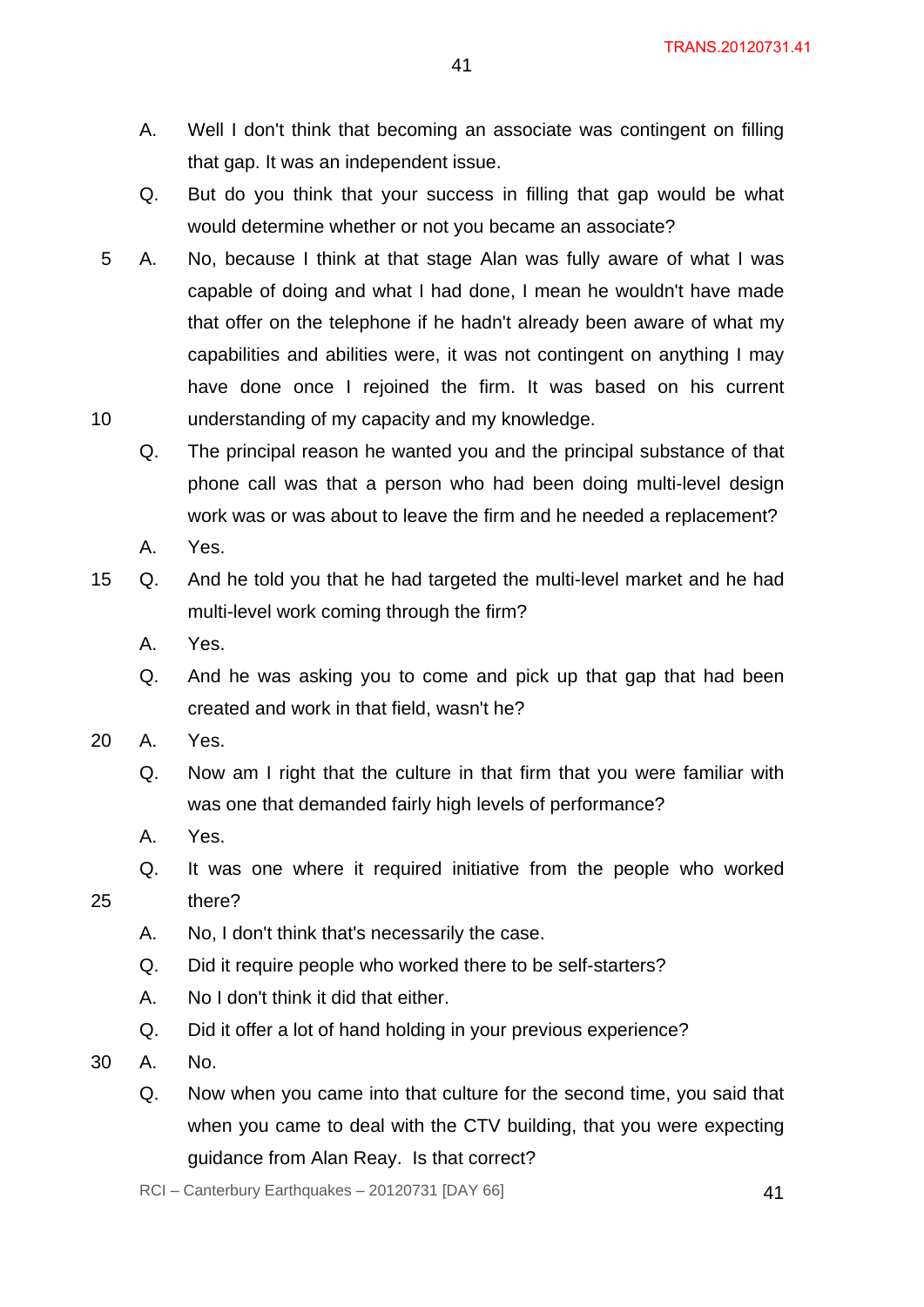A. Well I don't think that becoming an associate was contingent on filling that gap. It was an independent issue.

Q. But do you think that your success in filling that gap would be what would determine whether or not you became an associate?

A. No, because I think at that stage Alan was fully aware of what I was capable of doing and what I had done, I mean he wouldn't have made that offer on the telephone if he hadn't already been aware of what my capabilities and abilities were, it was not contingent on anything I may have done once I rejoined the firm. It was based on his current understanding of my capacity and my knowledge.

Q. The principal reason he wanted you and the principal substance of that phone call was that a person who had been doing multi-level design work was or was about to leave the firm and he needed a replacement?

A. Yes.

Q. And he told you that he had targeted the multi-level market and he had multi-level work coming through the firm?

A. Yes.

Q. And he was asking you to come and pick up that gap that had been created and work in that field, wasn't he?

A. Yes.

Q. Now am I right that the culture in that firm that you were familiar with was one that demanded fairly high levels of performance?

A. Yes.

Q. It was one where it required initiative from the people who worked there?

A. No, I don't think that's necessarily the case.

Q. Did it require people who worked there to be self-starters?

A. No I don't think it did that either.

Q. Did it offer a lot of hand holding in your previous experience?

A. No.

Q. Now when you came into that culture for the second time, you said that when you came to deal with the CTV building, that you were expecting guidance from Alan Reay. Is that correct?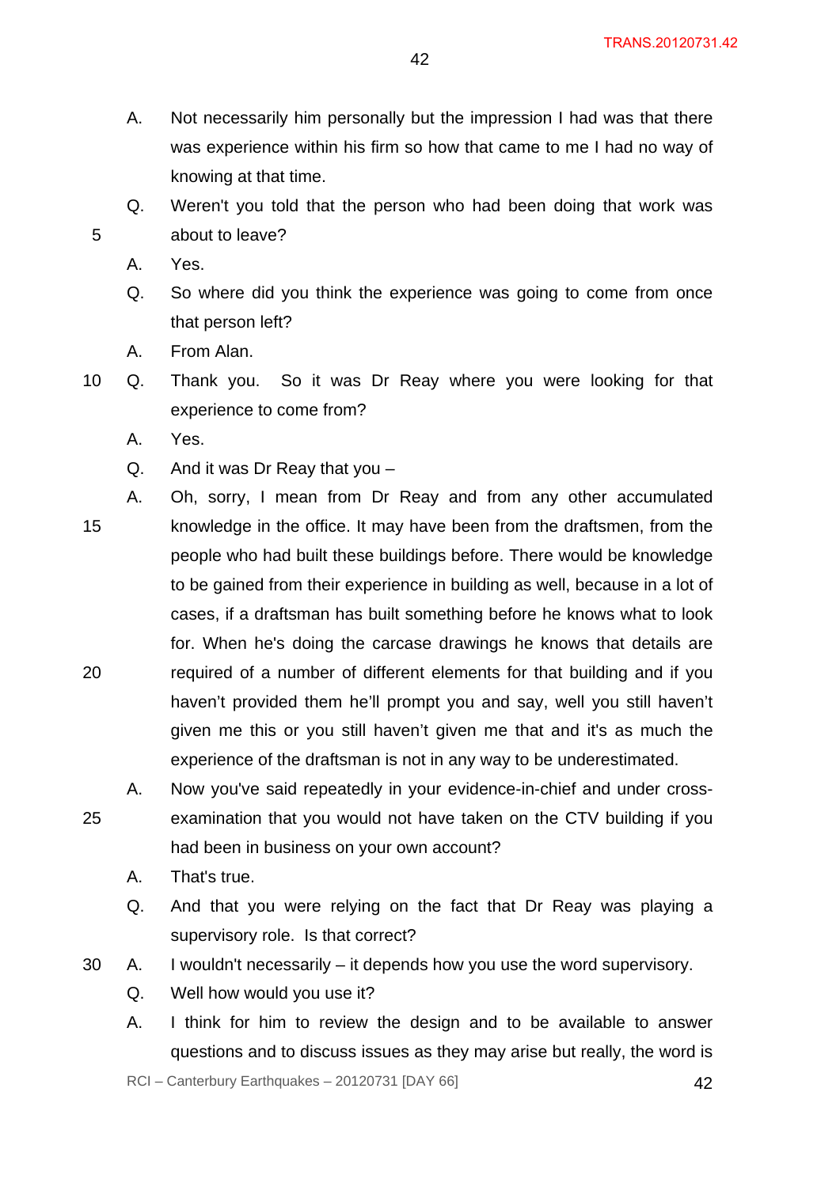A. Not necessarily him personally but the impression I had was that there was experience within his firm so how that came to me I had no way of knowing at that time.

Q. Weren't you told that the person who had been doing that work was about to leave?

A. Yes.

Q. So where did you think the experience was going to come from once that person left?

A. From Alan.

Q. Thank you. So it was Dr Reay where you were looking for that experience to come from?

A. Yes.

Q. And it was Dr Reay that you –

A. Oh, sorry, I mean from Dr Reay and from any other accumulated knowledge in the office. It may have been from the draftsmen, from the people who had built these buildings before. There would be knowledge to be gained from their experience in building as well, because in a lot of cases, if a draftsman has built something before he knows what to look for. When he's doing the carcase drawings he knows that details are required of a number of different elements for that building and if you haven't provided them he'll prompt you and say, well you still haven't given me this or you still haven't given me that and it's as much the experience of the draftsman is not in any way to be underestimated.

A. Now you've said repeatedly in your evidence-in-chief and under cross-examination that you would not have taken on the CTV building if you had been in business on your own account?

A. That's true.

Q. And that you were relying on the fact that Dr Reay was playing a supervisory role. Is that correct?

A. I wouldn't necessarily – it depends how you use the word supervisory.

Q. Well how would you use it?

A. I think for him to review the design and to be available to answer questions and to discuss issues as they may arise but really, the word is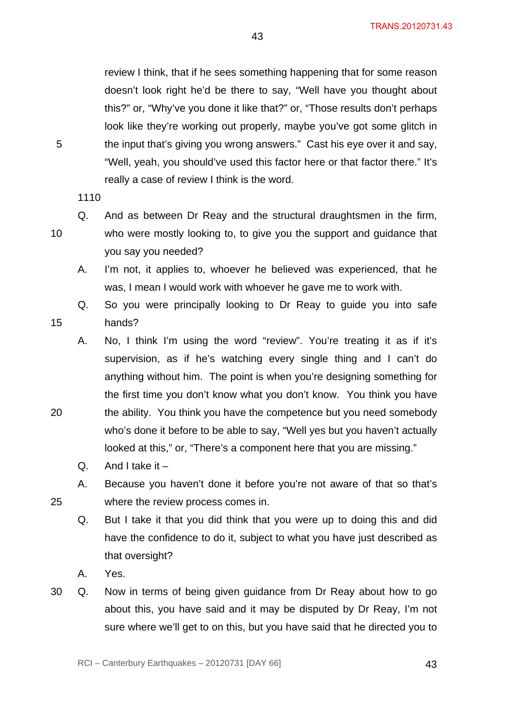review I think, that if he sees something happening that for some reason doesn't look right he'd be there to say, "Well have you thought about this?" or, "Why've you done it like that?" or, "Those results don't perhaps look like they're working out properly, maybe you've got some glitch in the input that's giving you wrong answers." Cast his eye over it and say, "Well, yeah, you should've used this factor here or that factor there." It's really a case of review I think is the word.

1110

Q. And as between Dr Reay and the structural draughtsmen in the firm, who were mostly looking to, to give you the support and guidance that you say you needed?

A. I'm not, it applies to, whoever he believed was experienced, that he was, I mean I would work with whoever he gave me to work with.

Q. So you were principally looking to Dr Reay to guide you into safe hands?

A. No, I think I'm using the word "review". You're treating it as if it's supervision, as if he's watching every single thing and I can't do anything without him. The point is when you're designing something for the first time you don't know what you don't know. You think you have the ability. You think you have the competence but you need somebody who's done it before to be able to say, "Well yes but you haven't actually looked at this," or, "There's a component here that you are missing."

Q. And I take it –

A. Because you haven't done it before you're not aware of that so that's where the review process comes in.

Q. But I take it that you did think that you were up to doing this and did have the confidence to do it, subject to what you have just described as that oversight?

A. Yes.

Q. Now in terms of being given guidance from Dr Reay about how to go about this, you have said and it may be disputed by Dr Reay, I'm not sure where we'll get to on this, but you have said that he directed you to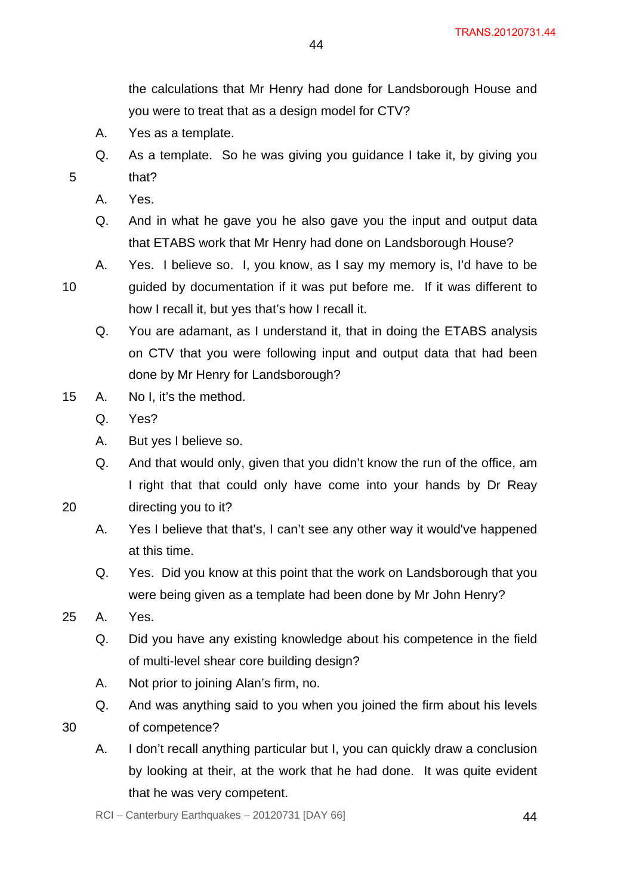the calculations that Mr Henry had done for Landsborough House and you were to treat that as a design model for CTV?

A. Yes as a template.

Q. As a template. So he was giving you guidance I take it, by giving you that?

A. Yes.

Q. And in what he gave you he also gave you the input and output data that ETABS work that Mr Henry had done on Landsborough House?

A. Yes. I believe so. I, you know, as I say my memory is, I'd have to be guided by documentation if it was put before me. If it was different to how I recall it, but yes that's how I recall it.

Q. You are adamant, as I understand it, that in doing the ETABS analysis on CTV that you were following input and output data that had been done by Mr Henry for Landsborough?

A. No I, it's the method.

Q. Yes?

A. But yes I believe so.

Q. And that would only, given that you didn't know the run of the office, am I right that that could only have come into your hands by Dr Reay directing you to it?

A. Yes I believe that that's, I can't see any other way it would've happened at this time.

Q. Yes. Did you know at this point that the work on Landsborough that you were being given as a template had been done by Mr John Henry?

A. Yes.

Q. Did you have any existing knowledge about his competence in the field of multi-level shear core building design?

A. Not prior to joining Alan's firm, no.

Q. And was anything said to you when you joined the firm about his levels of competence?

A. I don't recall anything particular but I, you can quickly draw a conclusion by looking at their, at the work that he had done. It was quite evident that he was very competent.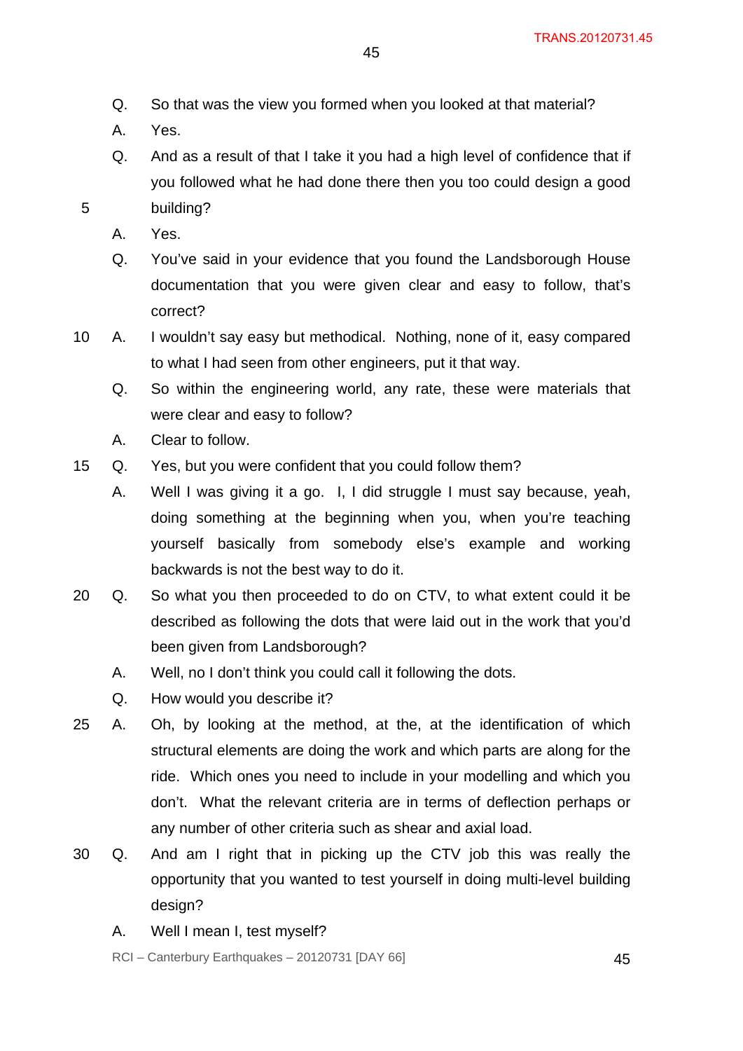Q. So that was the view you formed when you looked at that material?

A. Yes.

Q. And as a result of that I take it you had a high level of confidence that if you followed what he had done there then you too could design a good building?

A. Yes.

Q. You've said in your evidence that you found the Landsborough House documentation that you were given clear and easy to follow, that's correct?

A. I wouldn't say easy but methodical. Nothing, none of it, easy compared to what I had seen from other engineers, put it that way.

Q. So within the engineering world, any rate, these were materials that were clear and easy to follow?

A. Clear to follow.

Q. Yes, but you were confident that you could follow them?

A. Well I was giving it a go. I, I did struggle I must say because, yeah, doing something at the beginning when you, when you're teaching yourself basically from somebody else's example and working backwards is not the best way to do it.

Q. So what you then proceeded to do on CTV, to what extent could it be described as following the dots that were laid out in the work that you'd been given from Landsborough?

A. Well, no I don't think you could call it following the dots.

Q. How would you describe it?

A. Oh, by looking at the method, at the, at the identification of which structural elements are doing the work and which parts are along for the ride. Which ones you need to include in your modelling and which you don't. What the relevant criteria are in terms of deflection perhaps or any number of other criteria such as shear and axial load.

Q. And am I right that in picking up the CTV job this was really the opportunity that you wanted to test yourself in doing multi-level building design?

A. Well I mean I, test myself?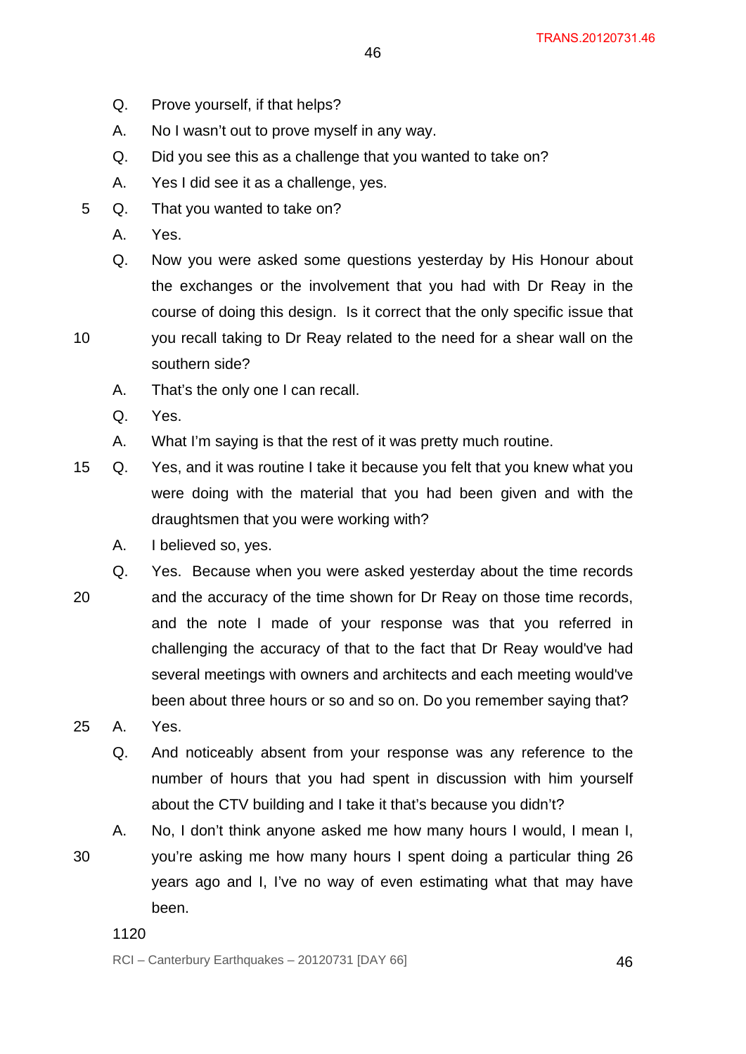Q. Prove yourself, if that helps?

A. No I wasn't out to prove myself in any way.

Q. Did you see this as a challenge that you wanted to take on?

A. Yes I did see it as a challenge, yes.

Q. That you wanted to take on?

A. Yes.

Q. Now you were asked some questions yesterday by His Honour about the exchanges or the involvement that you had with Dr Reay in the course of doing this design. Is it correct that the only specific issue that you recall taking to Dr Reay related to the need for a shear wall on the southern side?

A. That's the only one I can recall.

Q. Yes.

A. What I'm saying is that the rest of it was pretty much routine.

Q. Yes, and it was routine I take it because you felt that you knew what you were doing with the material that you had been given and with the draughtsmen that you were working with?

A. I believed so, yes.

Q. Yes. Because when you were asked yesterday about the time records and the accuracy of the time shown for Dr Reay on those time records, and the note I made of your response was that you referred in challenging the accuracy of that to the fact that Dr Reay would've had several meetings with owners and architects and each meeting would've been about three hours or so and so on. Do you remember saying that?

A. Yes.

Q. And noticeably absent from your response was any reference to the number of hours that you had spent in discussion with him yourself about the CTV building and I take it that's because you didn't?

A. No, I don't think anyone asked me how many hours I would, I mean I, you're asking me how many hours I spent doing a particular thing 26 years ago and I, I've no way of even estimating what that may have been.

1120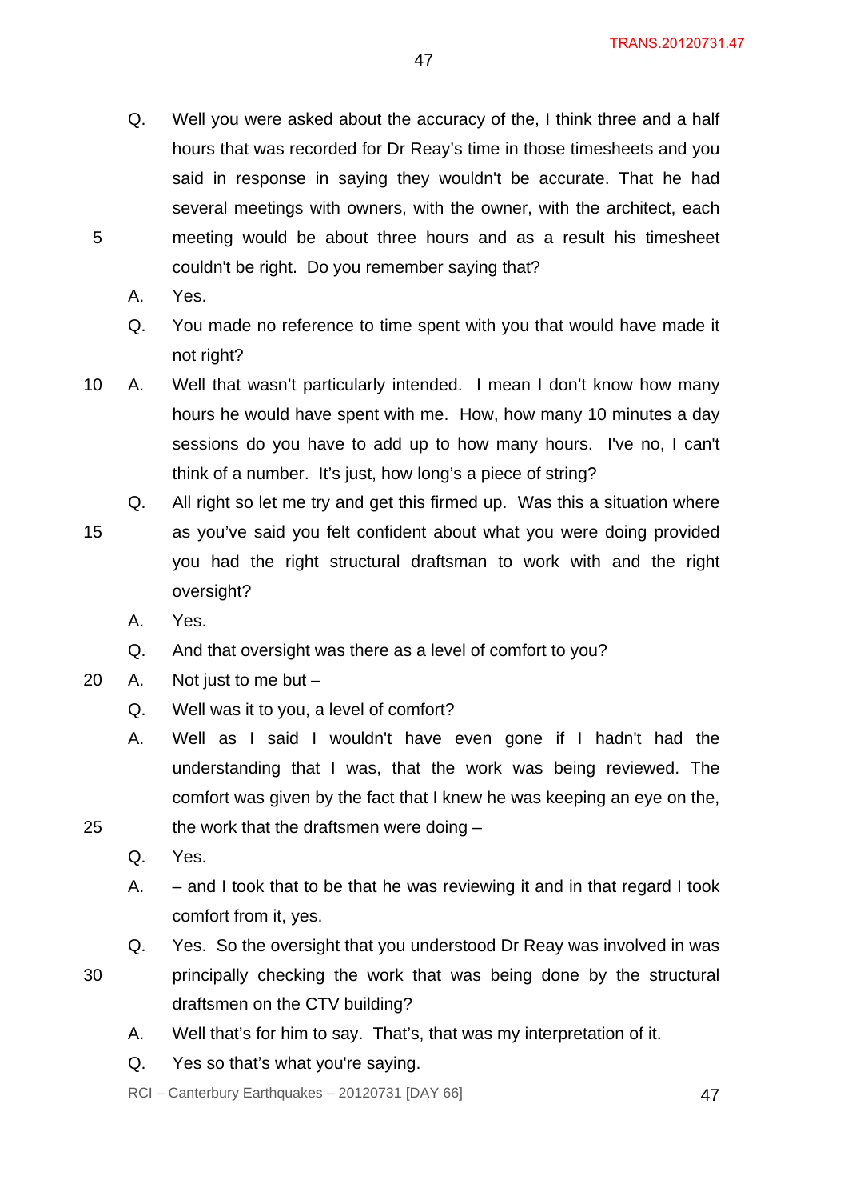Q. Well you were asked about the accuracy of the, I think three and a half hours that was recorded for Dr Reay's time in those timesheets and you said in response in saying they wouldn't be accurate. That he had several meetings with owners, with the owner, with the architect, each meeting would be about three hours and as a result his timesheet couldn't be right. Do you remember saying that?

A. Yes.

Q. You made no reference to time spent with you that would have made it not right?

A. Well that wasn't particularly intended. I mean I don't know how many hours he would have spent with me. How, how many 10 minutes a day sessions do you have to add up to how many hours. I've no, I can't think of a number. It's just, how long's a piece of string?

Q. All right so let me try and get this firmed up. Was this a situation where as you've said you felt confident about what you were doing provided you had the right structural draftsman to work with and the right oversight?

A. Yes.

Q. And that oversight was there as a level of comfort to you?

A. Not just to me but –

Q. Well was it to you, a level of comfort?

A. Well as I said I wouldn't have even gone if I hadn't had the understanding that I was, that the work was being reviewed. The comfort was given by the fact that I knew he was keeping an eye on the, the work that the draftsmen were doing –

Q. Yes.

A. – and I took that to be that he was reviewing it and in that regard I took comfort from it, yes.

Q. Yes. So the oversight that you understood Dr Reay was involved in was principally checking the work that was being done by the structural draftsmen on the CTV building?

A. Well that's for him to say. That's, that was my interpretation of it.

Q. Yes so that's what you're saying.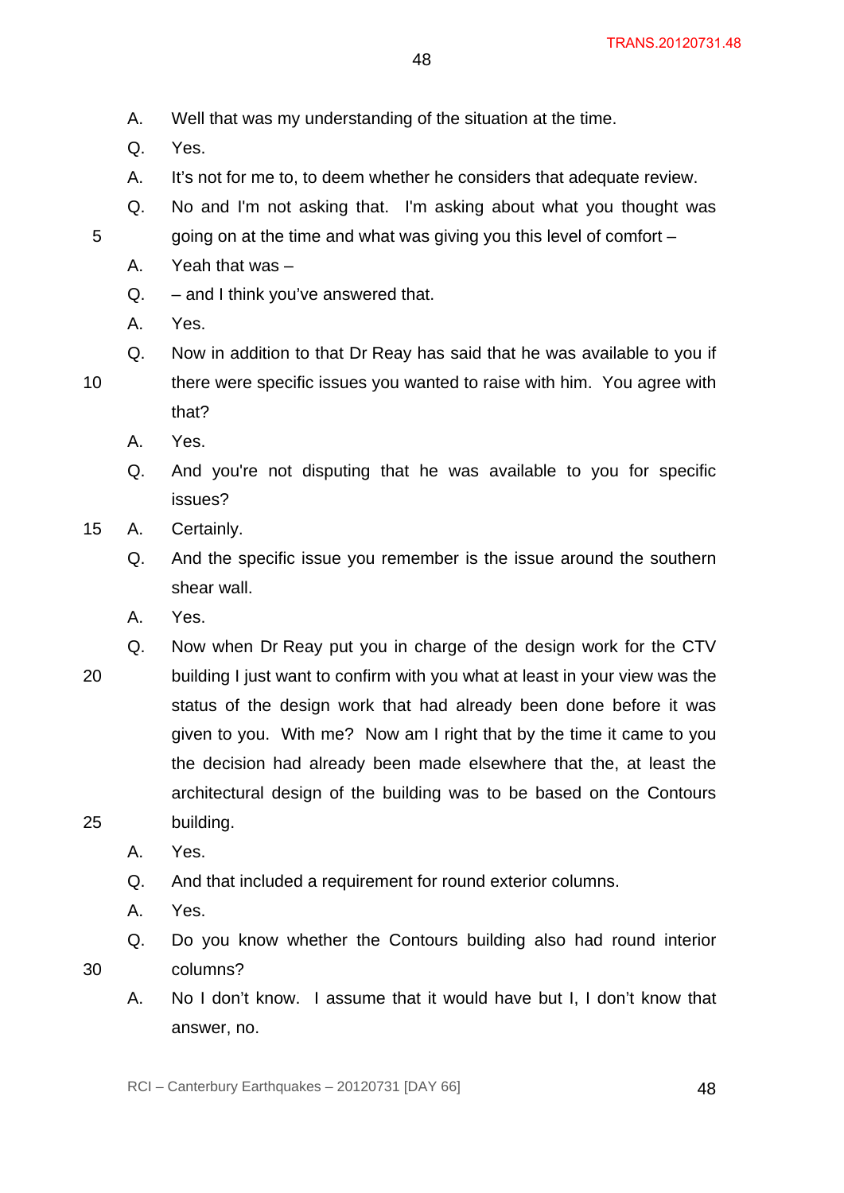A. Well that was my understanding of the situation at the time.

Q. Yes.

A. It's not for me to, to deem whether he considers that adequate review.

Q. No and I'm not asking that. I'm asking about what you thought was going on at the time and what was giving you this level of comfort –

A. Yeah that was –

Q. – and I think you've answered that.

A. Yes.

Q. Now in addition to that Dr Reay has said that he was available to you if there were specific issues you wanted to raise with him. You agree with that?

A. Yes.

Q. And you're not disputing that he was available to you for specific issues?

A. Certainly.

Q. And the specific issue you remember is the issue around the southern shear wall.

A. Yes.

Q. Now when Dr Reay put you in charge of the design work for the CTV building I just want to confirm with you what at least in your view was the status of the design work that had already been done before it was given to you. With me? Now am I right that by the time it came to you the decision had already been made elsewhere that the, at least the architectural design of the building was to be based on the Contours building.

A. Yes.

Q. And that included a requirement for round exterior columns.

A. Yes.

Q. Do you know whether the Contours building also had round interior columns?

A. No I don't know. I assume that it would have but I, I don't know that answer, no.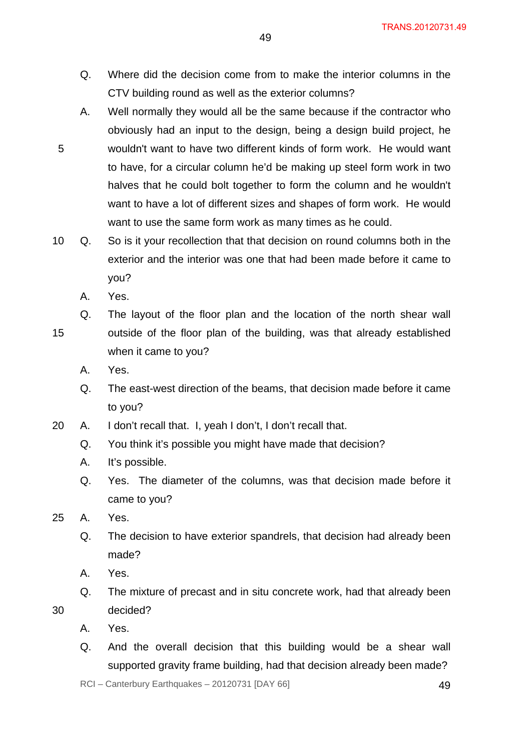Q. Where did the decision come from to make the interior columns in the CTV building round as well as the exterior columns?

A. Well normally they would all be the same because if the contractor who obviously had an input to the design, being a design build project, he wouldn't want to have two different kinds of form work. He would want to have, for a circular column he'd be making up steel form work in two halves that he could bolt together to form the column and he wouldn't want to have a lot of different sizes and shapes of form work. He would want to use the same form work as many times as he could.

Q. So is it your recollection that that decision on round columns both in the exterior and the interior was one that had been made before it came to you?

A. Yes.

Q. The layout of the floor plan and the location of the north shear wall outside of the floor plan of the building, was that already established when it came to you?

A. Yes.

Q. The east-west direction of the beams, that decision made before it came to you?

A. I don't recall that. I, yeah I don't, I don't recall that.

Q. You think it's possible you might have made that decision?

A. It's possible.

Q. Yes. The diameter of the columns, was that decision made before it came to you?

A. Yes.

Q. The decision to have exterior spandrels, that decision had already been made?

A. Yes.

Q. The mixture of precast and in situ concrete work, had that already been decided?

A. Yes.

Q. And the overall decision that this building would be a shear wall supported gravity frame building, had that decision already been made?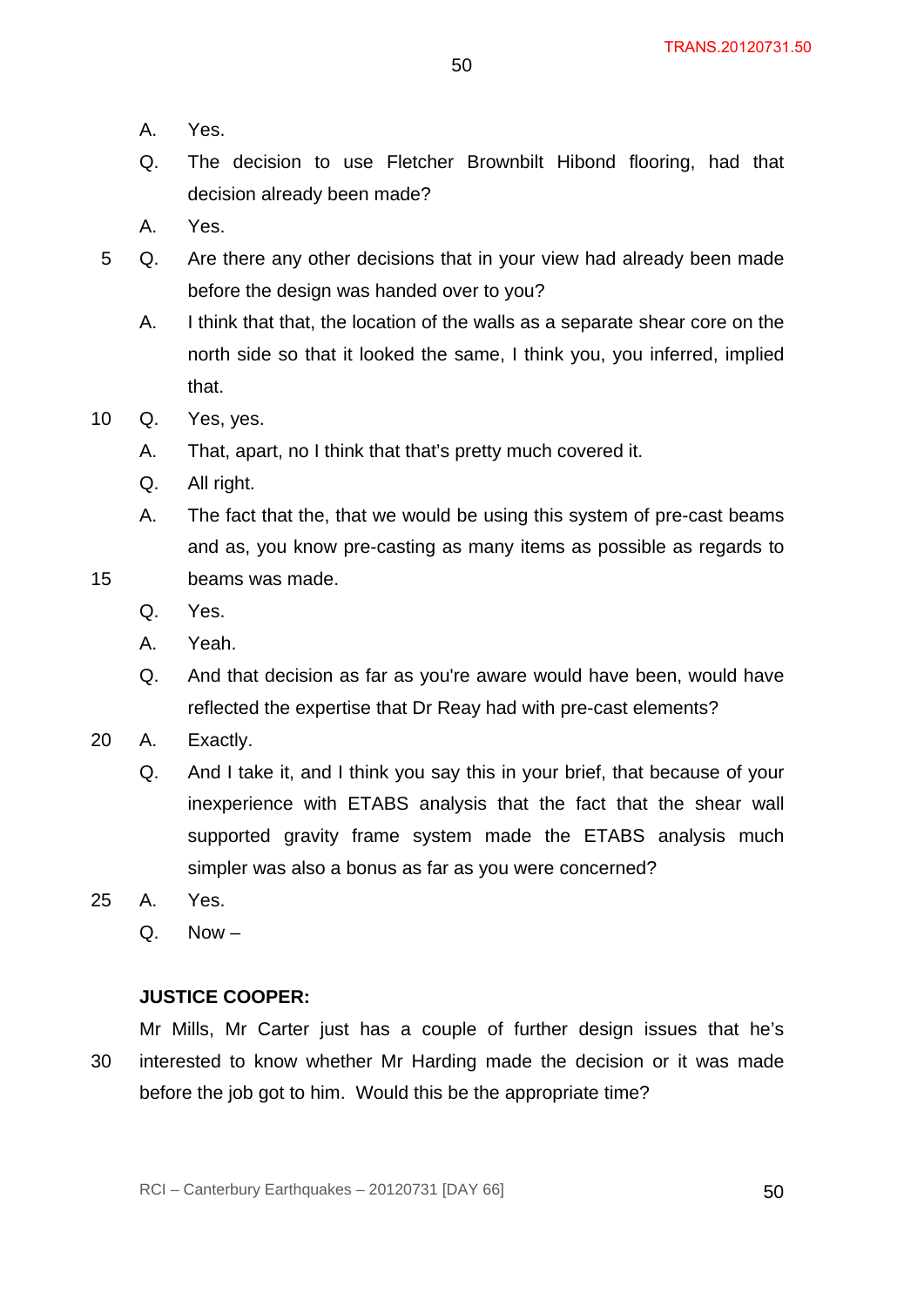A. Yes.

Q. The decision to use Fletcher Brownbilt Hibond flooring, had that decision already been made?

A. Yes.

Q. Are there any other decisions that in your view had already been made before the design was handed over to you?

A. I think that that, the location of the walls as a separate shear core on the north side so that it looked the same, I think you, you inferred, implied that.

Q. Yes, yes.

A. That, apart, no I think that that's pretty much covered it.

Q. All right.

A. The fact that the, that we would be using this system of pre-cast beams and as, you know pre-casting as many items as possible as regards to beams was made.

Q. Yes.

A. Yeah.

Q. And that decision as far as you're aware would have been, would have reflected the expertise that Dr Reay had with pre-cast elements?

A. Exactly.

Q. And I take it, and I think you say this in your brief, that because of your inexperience with ETABS analysis that the fact that the shear wall supported gravity frame system made the ETABS analysis much simpler was also a bonus as far as you were concerned?

A. Yes.

Q. Now –

**JUSTICE COOPER:**

Mr Mills, Mr Carter just has a couple of further design issues that he's interested to know whether Mr Harding made the decision or it was made before the job got to him. Would this be the appropriate time?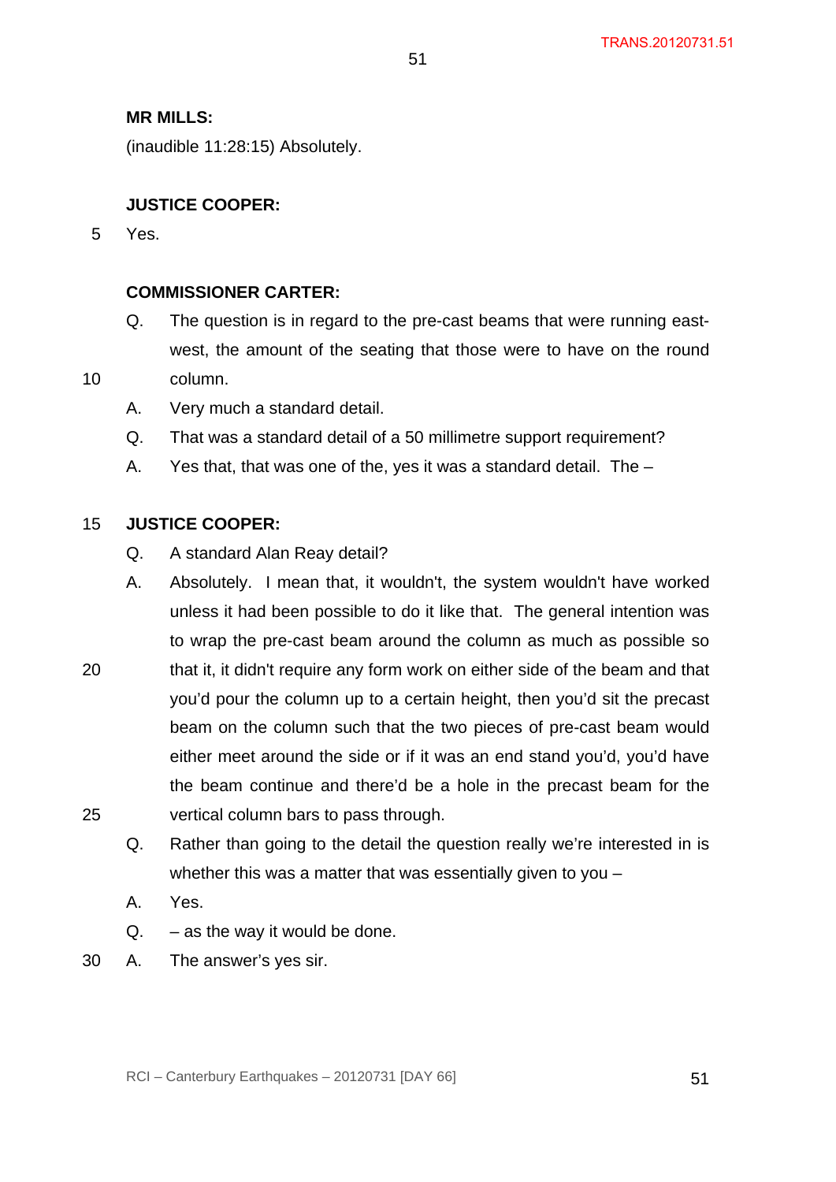**MR MILLS:**

(inaudible 11:28:15) Absolutely.

**JUSTICE COOPER:**

Yes.

**COMMISSIONER CARTER:**

Q. The question is in regard to the pre-cast beams that were running east-west, the amount of the seating that those were to have on the round column.

A. Very much a standard detail.

Q. That was a standard detail of a 50 millimetre support requirement?

A. Yes that, that was one of the, yes it was a standard detail. The –

**JUSTICE COOPER:**

Q. A standard Alan Reay detail?

A. Absolutely. I mean that, it wouldn't, the system wouldn't have worked unless it had been possible to do it like that. The general intention was to wrap the pre-cast beam around the column as much as possible so that it, it didn't require any form work on either side of the beam and that you'd pour the column up to a certain height, then you'd sit the precast beam on the column such that the two pieces of pre-cast beam would either meet around the side or if it was an end stand you'd, you'd have the beam continue and there'd be a hole in the precast beam for the vertical column bars to pass through.

Q. Rather than going to the detail the question really we're interested in is whether this was a matter that was essentially given to you –

A. Yes.

Q. – as the way it would be done.

A. The answer's yes sir.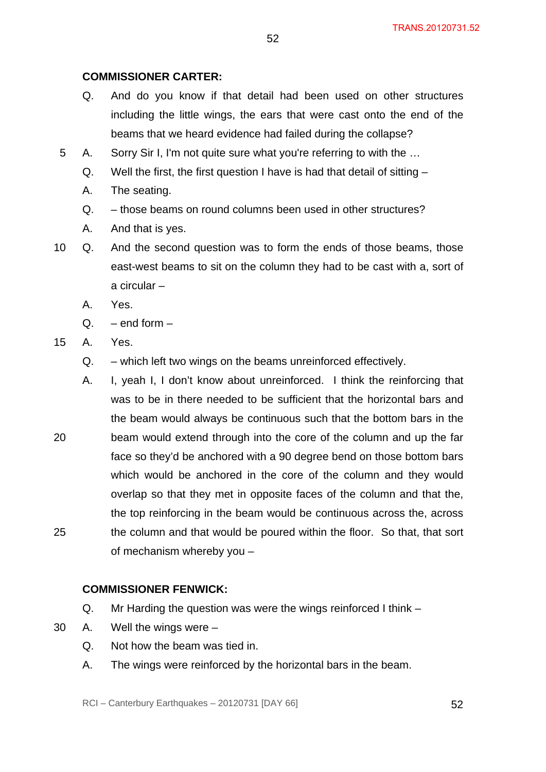**COMMISSIONER CARTER:**

Q. And do you know if that detail had been used on other structures including the little wings, the ears that were cast onto the end of the beams that we heard evidence had failed during the collapse?

A. Sorry Sir I, I'm not quite sure what you're referring to with the …

Q. Well the first, the first question I have is had that detail of sitting –

A. The seating.

Q. – those beams on round columns been used in other structures?

A. And that is yes.

Q. And the second question was to form the ends of those beams, those east-west beams to sit on the column they had to be cast with a, sort of a circular –

A. Yes.

Q. – end form –

A. Yes.

Q. – which left two wings on the beams unreinforced effectively.

A. I, yeah I, I don't know about unreinforced. I think the reinforcing that was to be in there needed to be sufficient that the horizontal bars and the beam would always be continuous such that the bottom bars in the beam would extend through into the core of the column and up the far face so they'd be anchored with a 90 degree bend on those bottom bars which would be anchored in the core of the column and they would overlap so that they met in opposite faces of the column and that the, the top reinforcing in the beam would be continuous across the, across the column and that would be poured within the floor. So that, that sort of mechanism whereby you –

**COMMISSIONER FENWICK:**

Q. Mr Harding the question was were the wings reinforced I think –

A. Well the wings were –

Q. Not how the beam was tied in.

A. The wings were reinforced by the horizontal bars in the beam.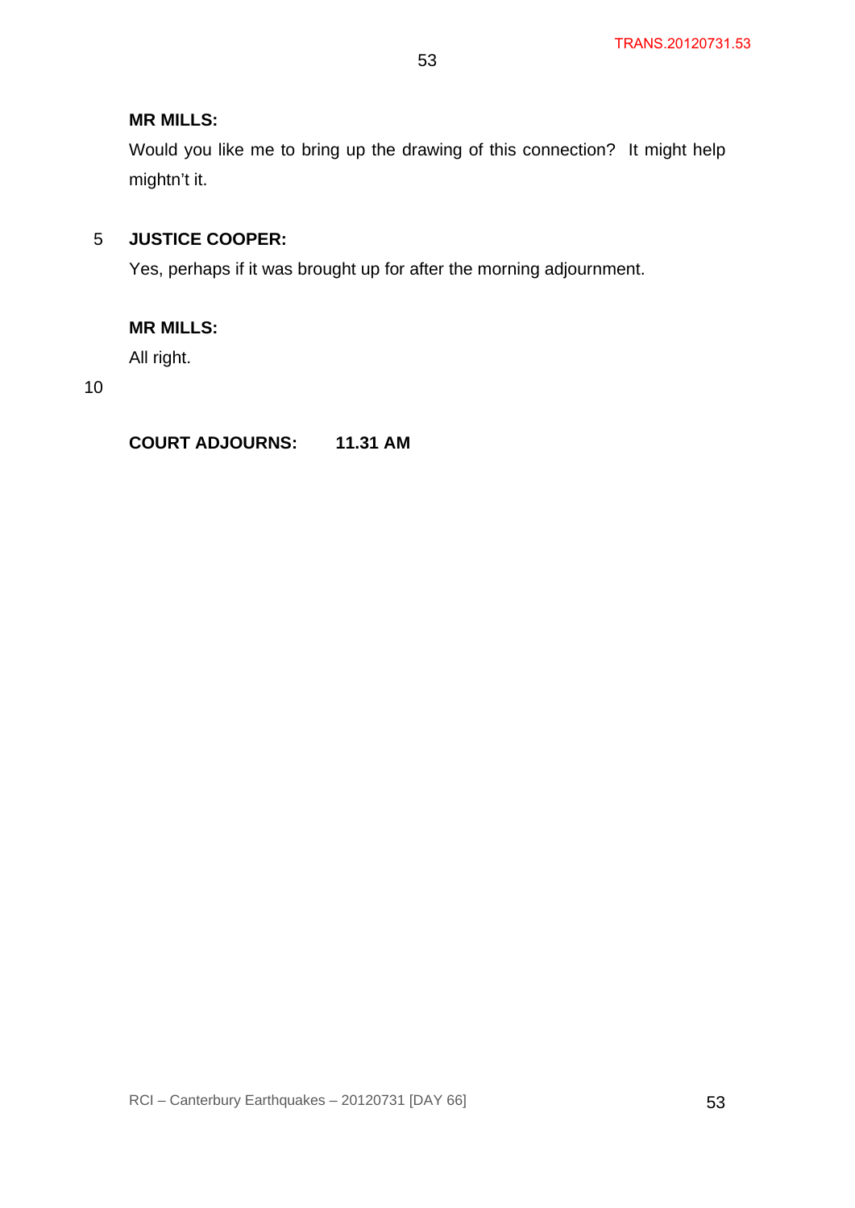**MR MILLS:**

Would you like me to bring up the drawing of this connection? It might help mightn't it.

**JUSTICE COOPER:**

Yes, perhaps if it was brought up for after the morning adjournment.

**MR MILLS:**

All right.

**COURT ADJOURNS: 11.31 AM**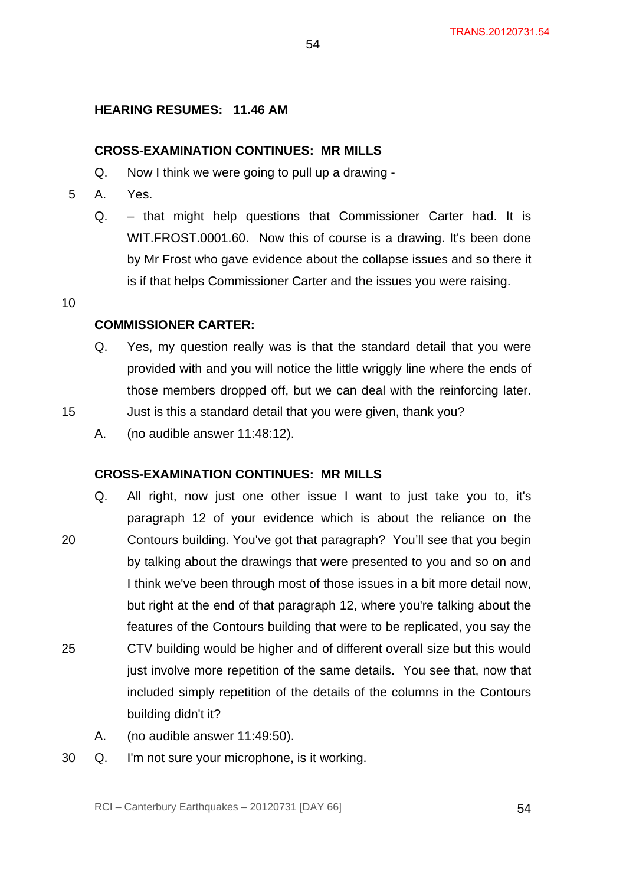**HEARING RESUMES: 11.46 AM**

**CROSS-EXAMINATION CONTINUES: MR MILLS**

Q. Now I think we were going to pull up a drawing -

A. Yes.

Q. – that might help questions that Commissioner Carter had. It is WIT.FROST.0001.60. Now this of course is a drawing. It's been done by Mr Frost who gave evidence about the collapse issues and so there it is if that helps Commissioner Carter and the issues you were raising.

**COMMISSIONER CARTER:**

Q. Yes, my question really was is that the standard detail that you were provided with and you will notice the little wriggly line where the ends of those members dropped off, but we can deal with the reinforcing later. Just is this a standard detail that you were given, thank you?

A. (no audible answer 11:48:12).

**CROSS-EXAMINATION CONTINUES: MR MILLS**

Q. All right, now just one other issue I want to just take you to, it's paragraph 12 of your evidence which is about the reliance on the Contours building. You've got that paragraph? You'll see that you begin by talking about the drawings that were presented to you and so on and I think we've been through most of those issues in a bit more detail now, but right at the end of that paragraph 12, where you're talking about the features of the Contours building that were to be replicated, you say the CTV building would be higher and of different overall size but this would just involve more repetition of the same details. You see that, now that included simply repetition of the details of the columns in the Contours building didn't it?

A. (no audible answer 11:49:50).

Q. I'm not sure your microphone, is it working.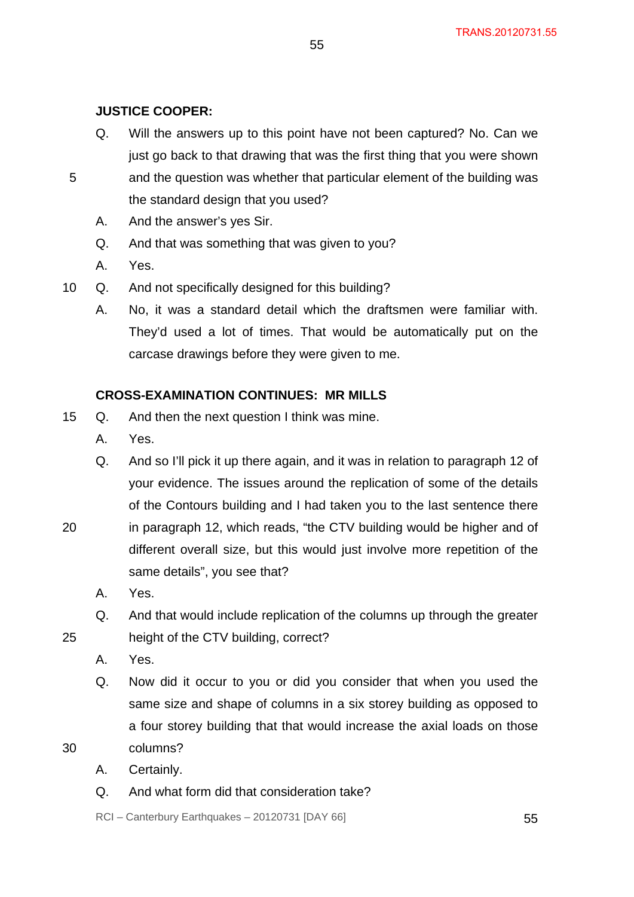**JUSTICE COOPER:**

Q. Will the answers up to this point have not been captured? No. Can we just go back to that drawing that was the first thing that you were shown and the question was whether that particular element of the building was the standard design that you used?

A. And the answer's yes Sir.

Q. And that was something that was given to you?

A. Yes.

Q. And not specifically designed for this building?

A. No, it was a standard detail which the draftsmen were familiar with. They'd used a lot of times. That would be automatically put on the carcase drawings before they were given to me.

**CROSS-EXAMINATION CONTINUES: MR MILLS**

Q. And then the next question I think was mine.

A. Yes.

Q. And so I'll pick it up there again, and it was in relation to paragraph 12 of your evidence. The issues around the replication of some of the details of the Contours building and I had taken you to the last sentence there in paragraph 12, which reads, "the CTV building would be higher and of different overall size, but this would just involve more repetition of the same details", you see that?

A. Yes.

Q. And that would include replication of the columns up through the greater height of the CTV building, correct?

A. Yes.

Q. Now did it occur to you or did you consider that when you used the same size and shape of columns in a six storey building as opposed to a four storey building that that would increase the axial loads on those columns?

A. Certainly.

Q. And what form did that consideration take?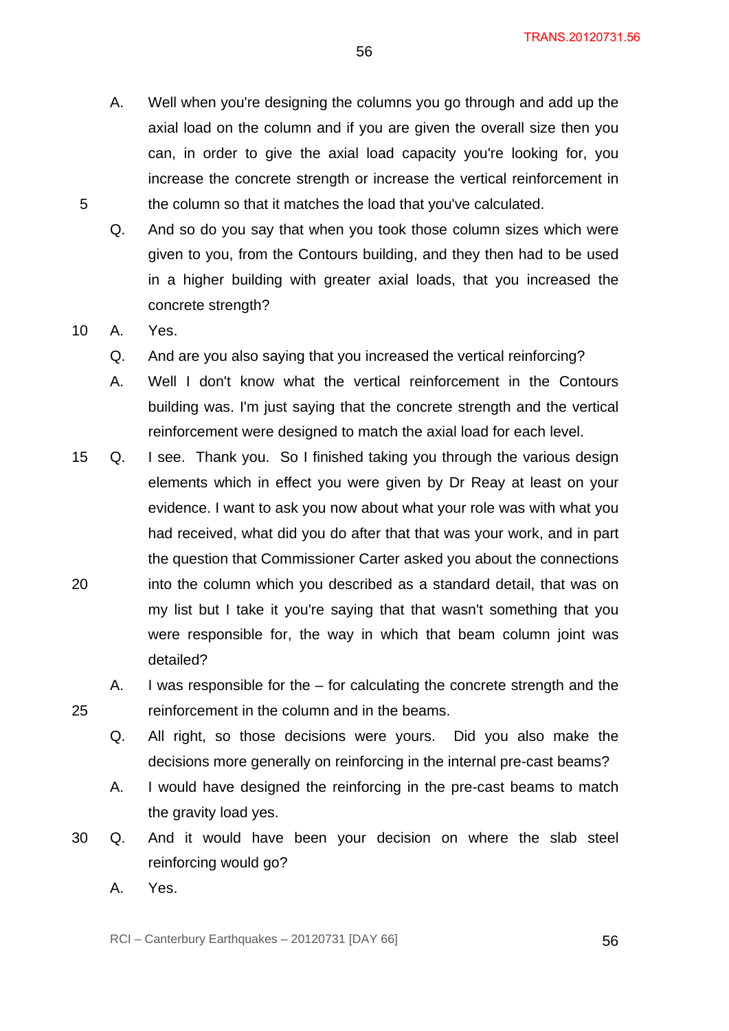A. Well when you're designing the columns you go through and add up the axial load on the column and if you are given the overall size then you can, in order to give the axial load capacity you're looking for, you increase the concrete strength or increase the vertical reinforcement in the column so that it matches the load that you've calculated.

Q. And so do you say that when you took those column sizes which were given to you, from the Contours building, and they then had to be used in a higher building with greater axial loads, that you increased the concrete strength?

A. Yes.

Q. And are you also saying that you increased the vertical reinforcing?

A. Well I don't know what the vertical reinforcement in the Contours building was. I'm just saying that the concrete strength and the vertical reinforcement were designed to match the axial load for each level.

Q. I see. Thank you. So I finished taking you through the various design elements which in effect you were given by Dr Reay at least on your evidence. I want to ask you now about what your role was with what you had received, what did you do after that that was your work, and in part the question that Commissioner Carter asked you about the connections into the column which you described as a standard detail, that was on my list but I take it you're saying that that wasn't something that you were responsible for, the way in which that beam column joint was detailed?

A. I was responsible for the – for calculating the concrete strength and the reinforcement in the column and in the beams.

Q. All right, so those decisions were yours. Did you also make the decisions more generally on reinforcing in the internal pre-cast beams?

A. I would have designed the reinforcing in the pre-cast beams to match the gravity load yes.

Q. And it would have been your decision on where the slab steel reinforcing would go?

A. Yes.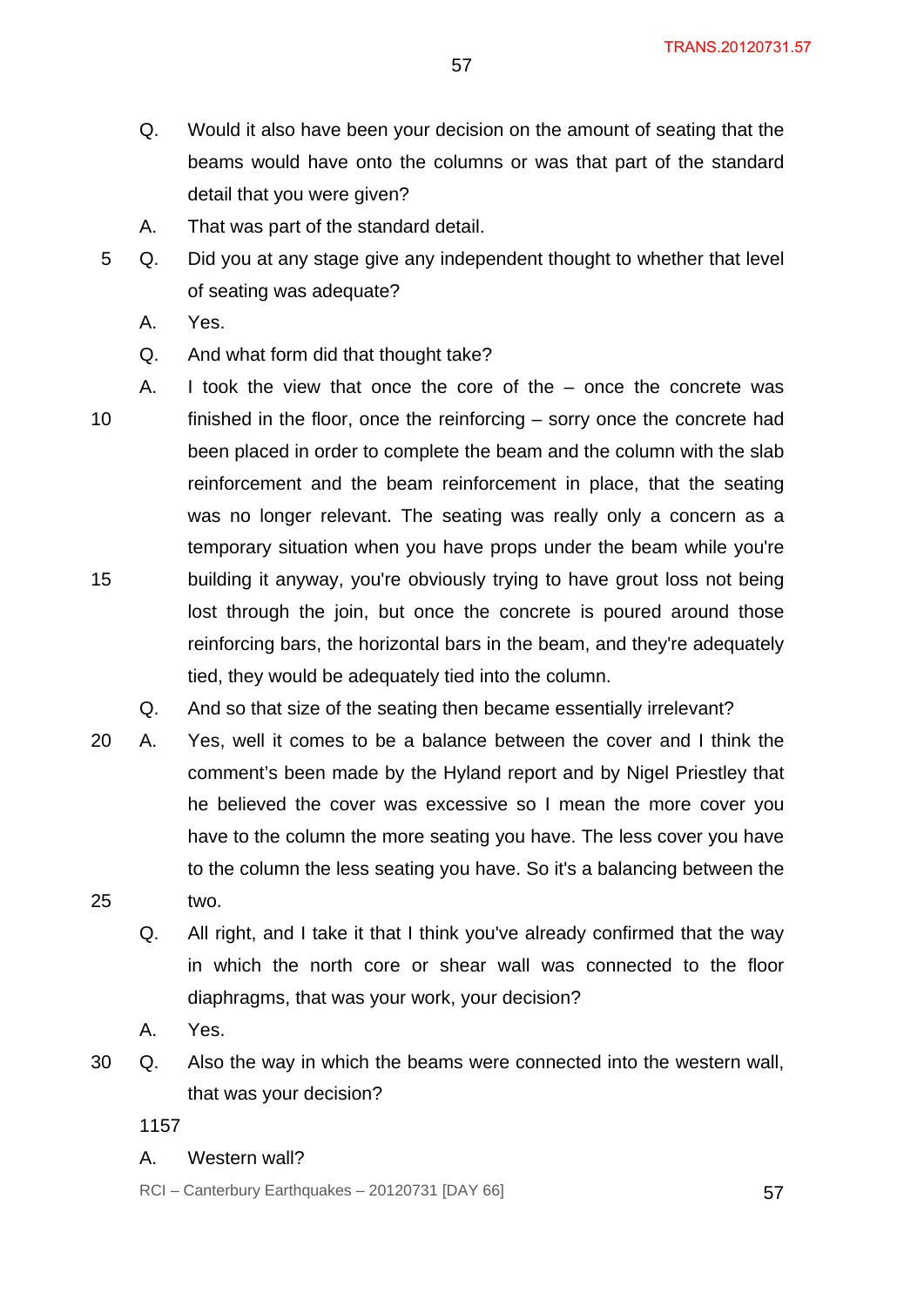Q. Would it also have been your decision on the amount of seating that the beams would have onto the columns or was that part of the standard detail that you were given?

A. That was part of the standard detail.

Q. Did you at any stage give any independent thought to whether that level of seating was adequate?

A. Yes.

Q. And what form did that thought take?

A. I took the view that once the core of the – once the concrete was finished in the floor, once the reinforcing – sorry once the concrete had been placed in order to complete the beam and the column with the slab reinforcement and the beam reinforcement in place, that the seating was no longer relevant. The seating was really only a concern as a temporary situation when you have props under the beam while you're building it anyway, you're obviously trying to have grout loss not being lost through the join, but once the concrete is poured around those reinforcing bars, the horizontal bars in the beam, and they're adequately tied, they would be adequately tied into the column.

Q. And so that size of the seating then became essentially irrelevant?

A. Yes, well it comes to be a balance between the cover and I think the comment's been made by the Hyland report and by Nigel Priestley that he believed the cover was excessive so I mean the more cover you have to the column the more seating you have. The less cover you have to the column the less seating you have. So it's a balancing between the two.

Q. All right, and I take it that I think you've already confirmed that the way in which the north core or shear wall was connected to the floor diaphragms, that was your work, your decision?

A. Yes.

Q. Also the way in which the beams were connected into the western wall, that was your decision?

1157

A. Western wall?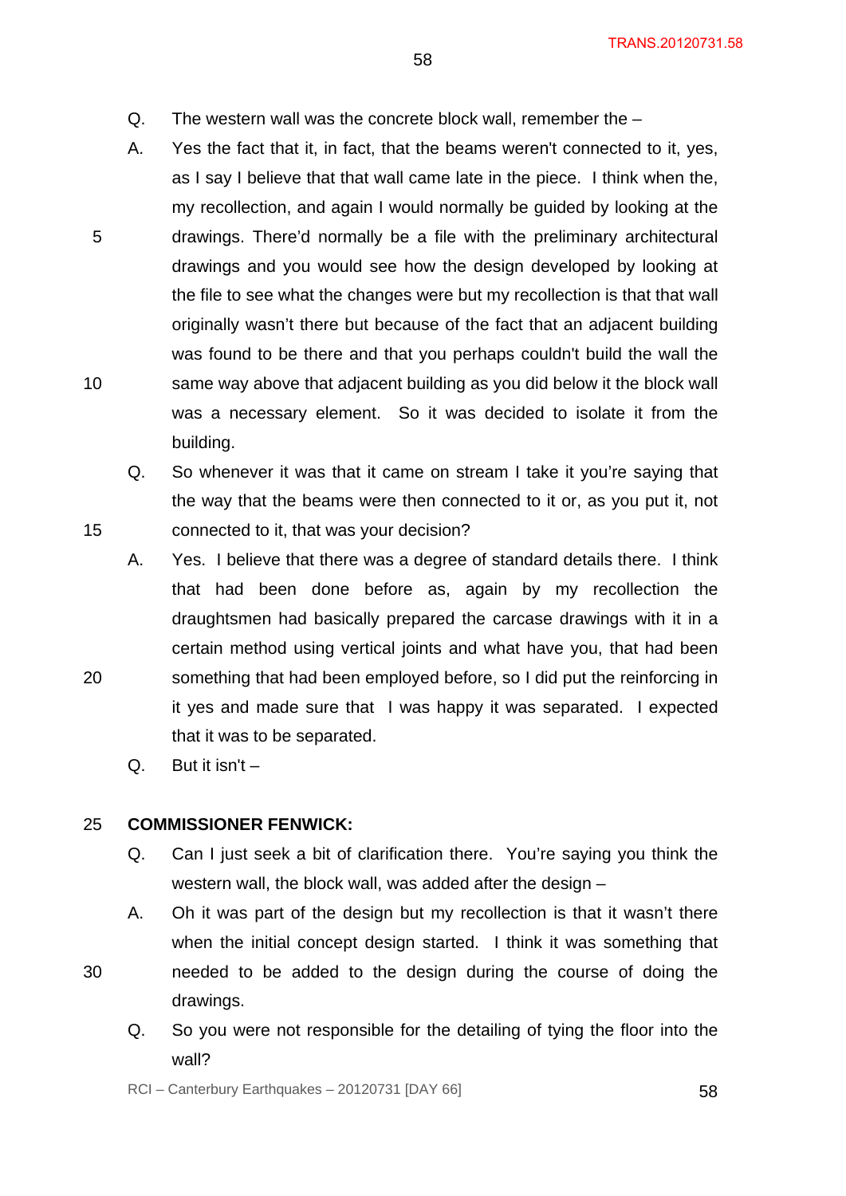Q. The western wall was the concrete block wall, remember the –

A. Yes the fact that it, in fact, that the beams weren't connected to it, yes, as I say I believe that that wall came late in the piece. I think when the, my recollection, and again I would normally be guided by looking at the drawings. There'd normally be a file with the preliminary architectural drawings and you would see how the design developed by looking at the file to see what the changes were but my recollection is that that wall originally wasn't there but because of the fact that an adjacent building was found to be there and that you perhaps couldn't build the wall the same way above that adjacent building as you did below it the block wall was a necessary element. So it was decided to isolate it from the building.

Q. So whenever it was that it came on stream I take it you're saying that the way that the beams were then connected to it or, as you put it, not connected to it, that was your decision?

A. Yes. I believe that there was a degree of standard details there. I think that had been done before as, again by my recollection the draughtsmen had basically prepared the carcase drawings with it in a certain method using vertical joints and what have you, that had been something that had been employed before, so I did put the reinforcing in it yes and made sure that I was happy it was separated. I expected that it was to be separated.

Q. But it isn't –

**COMMISSIONER FENWICK:**

Q. Can I just seek a bit of clarification there. You're saying you think the western wall, the block wall, was added after the design –

A. Oh it was part of the design but my recollection is that it wasn't there when the initial concept design started. I think it was something that needed to be added to the design during the course of doing the drawings.

Q. So you were not responsible for the detailing of tying the floor into the wall?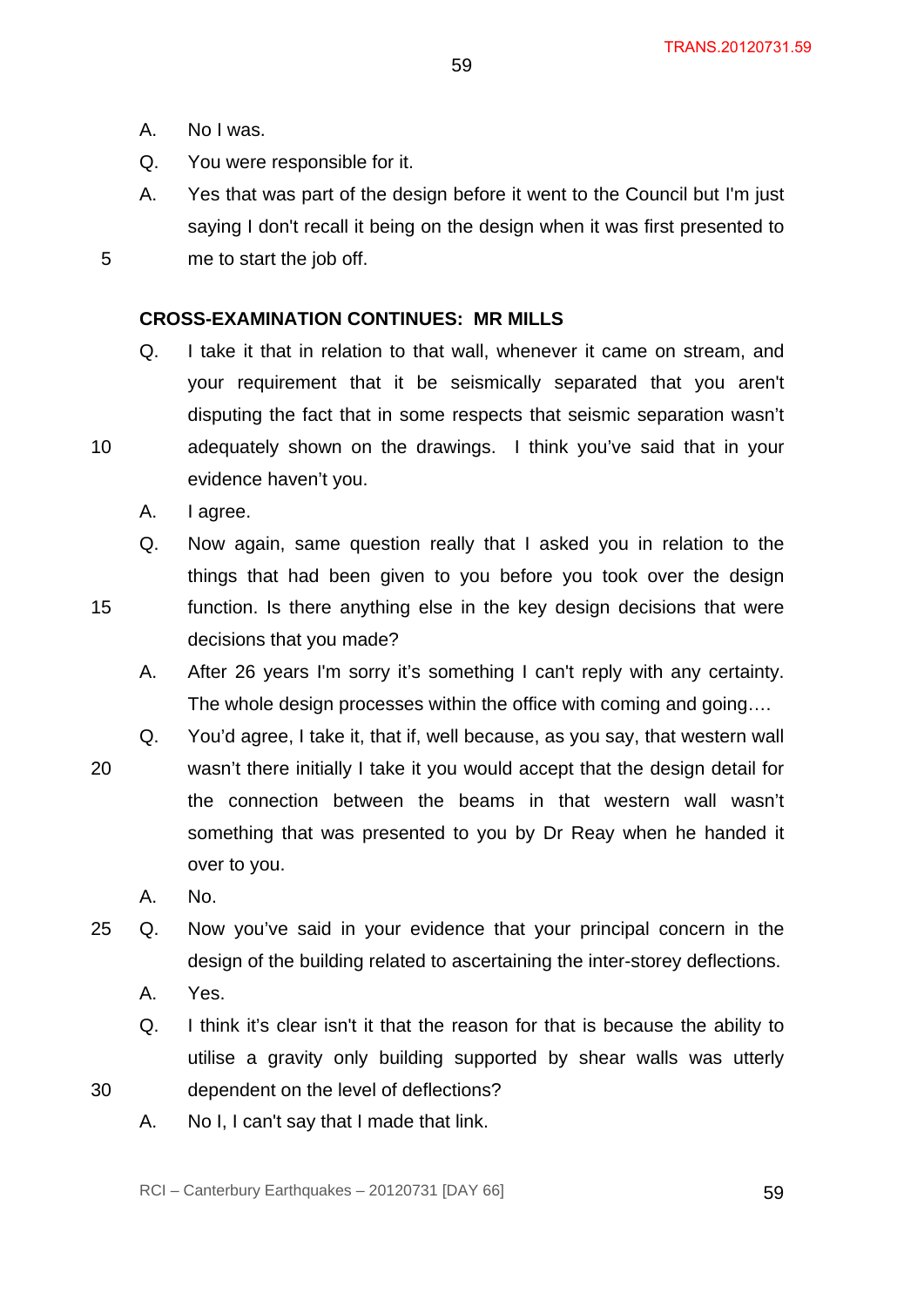A. No I was.

Q. You were responsible for it.

A. Yes that was part of the design before it went to the Council but I'm just saying I don't recall it being on the design when it was first presented to me to start the job off.

**CROSS-EXAMINATION CONTINUES: MR MILLS**

Q. I take it that in relation to that wall, whenever it came on stream, and your requirement that it be seismically separated that you aren't disputing the fact that in some respects that seismic separation wasn't adequately shown on the drawings. I think you've said that in your evidence haven't you.

A. I agree.

Q. Now again, same question really that I asked you in relation to the things that had been given to you before you took over the design function. Is there anything else in the key design decisions that were decisions that you made?

A. After 26 years I'm sorry it's something I can't reply with any certainty. The whole design processes within the office with coming and going….

Q. You'd agree, I take it, that if, well because, as you say, that western wall wasn't there initially I take it you would accept that the design detail for the connection between the beams in that western wall wasn't something that was presented to you by Dr Reay when he handed it over to you.

A. No.

Q. Now you've said in your evidence that your principal concern in the design of the building related to ascertaining the inter-storey deflections.

A. Yes.

Q. I think it's clear isn't it that the reason for that is because the ability to utilise a gravity only building supported by shear walls was utterly dependent on the level of deflections?

A. No I, I can't say that I made that link.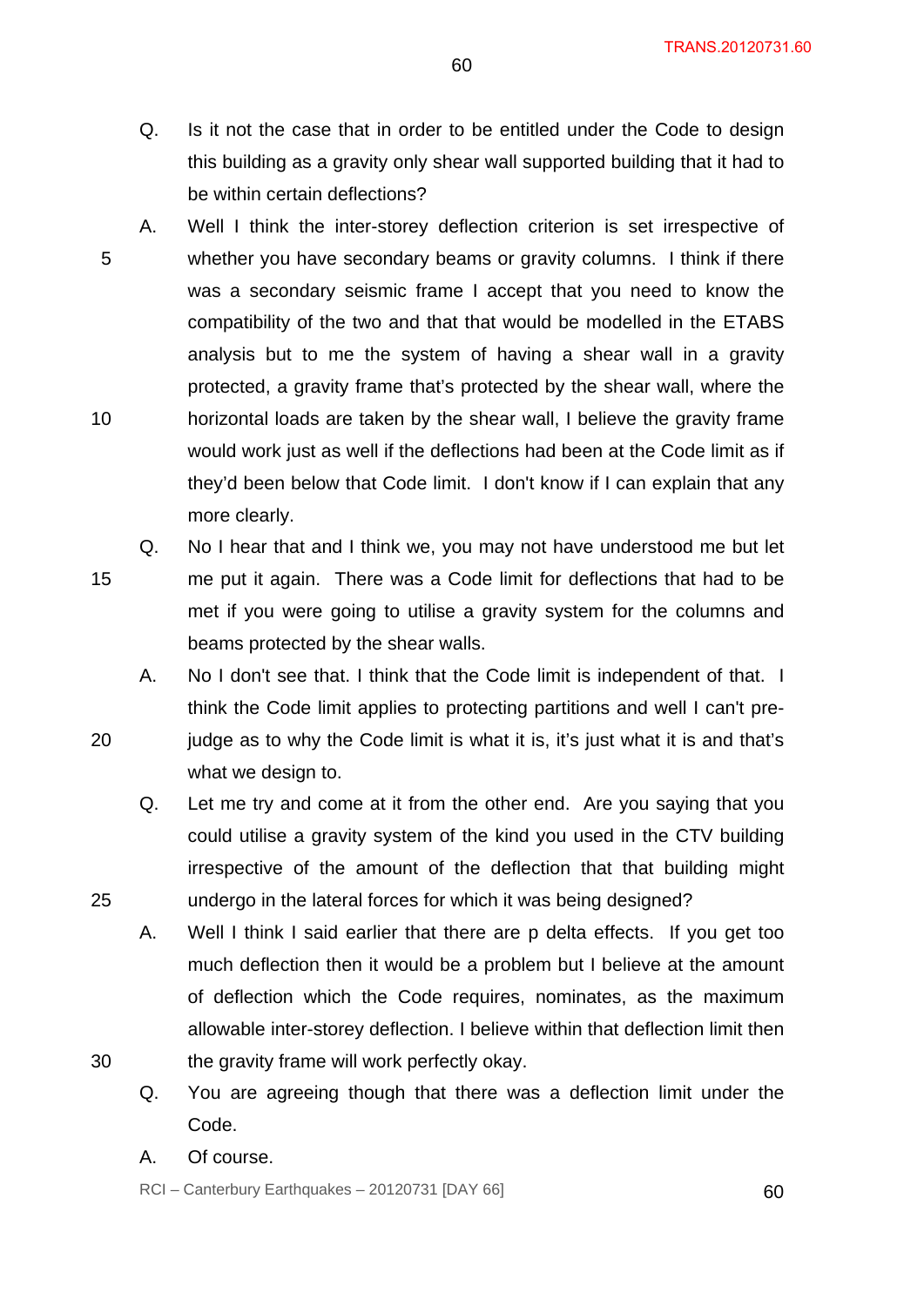Q. Is it not the case that in order to be entitled under the Code to design this building as a gravity only shear wall supported building that it had to be within certain deflections?

A. Well I think the inter-storey deflection criterion is set irrespective of whether you have secondary beams or gravity columns. I think if there was a secondary seismic frame I accept that you need to know the compatibility of the two and that that would be modelled in the ETABS analysis but to me the system of having a shear wall in a gravity protected, a gravity frame that's protected by the shear wall, where the horizontal loads are taken by the shear wall, I believe the gravity frame would work just as well if the deflections had been at the Code limit as if they'd been below that Code limit. I don't know if I can explain that any more clearly.

Q. No I hear that and I think we, you may not have understood me but let me put it again. There was a Code limit for deflections that had to be met if you were going to utilise a gravity system for the columns and beams protected by the shear walls.

A. No I don't see that. I think that the Code limit is independent of that. I think the Code limit applies to protecting partitions and well I can't pre-judge as to why the Code limit is what it is, it's just what it is and that's what we design to.

Q. Let me try and come at it from the other end. Are you saying that you could utilise a gravity system of the kind you used in the CTV building irrespective of the amount of the deflection that that building might undergo in the lateral forces for which it was being designed?

A. Well I think I said earlier that there are p delta effects. If you get too much deflection then it would be a problem but I believe at the amount of deflection which the Code requires, nominates, as the maximum allowable inter-storey deflection. I believe within that deflection limit then the gravity frame will work perfectly okay.

Q. You are agreeing though that there was a deflection limit under the Code.

A. Of course.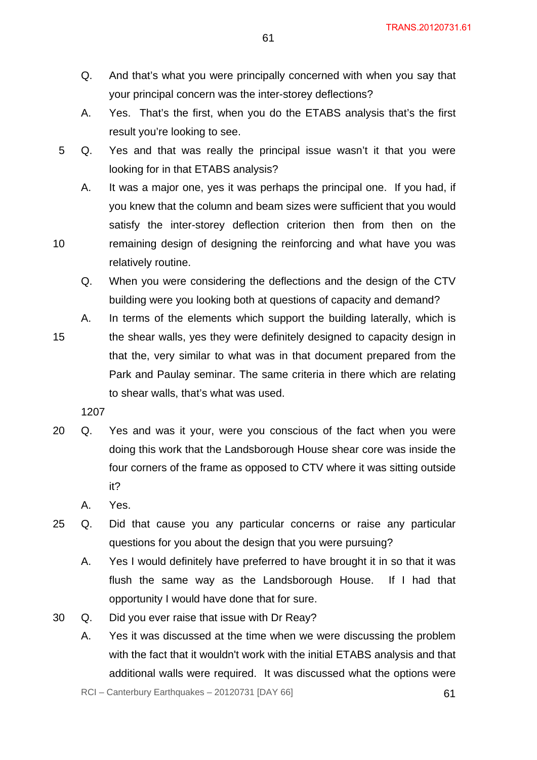Q. And that's what you were principally concerned with when you say that your principal concern was the inter-storey deflections?

A. Yes. That's the first, when you do the ETABS analysis that's the first result you're looking to see.

Q. Yes and that was really the principal issue wasn't it that you were looking for in that ETABS analysis?

A. It was a major one, yes it was perhaps the principal one. If you had, if you knew that the column and beam sizes were sufficient that you would satisfy the inter-storey deflection criterion then from then on the remaining design of designing the reinforcing and what have you was relatively routine.

Q. When you were considering the deflections and the design of the CTV building were you looking both at questions of capacity and demand?

A. In terms of the elements which support the building laterally, which is the shear walls, yes they were definitely designed to capacity design in that the, very similar to what was in that document prepared from the Park and Paulay seminar. The same criteria in there which are relating to shear walls, that's what was used.

1207

Q. Yes and was it your, were you conscious of the fact when you were doing this work that the Landsborough House shear core was inside the four corners of the frame as opposed to CTV where it was sitting outside it?

A. Yes.

Q. Did that cause you any particular concerns or raise any particular questions for you about the design that you were pursuing?

A. Yes I would definitely have preferred to have brought it in so that it was flush the same way as the Landsborough House. If I had that opportunity I would have done that for sure.

Q. Did you ever raise that issue with Dr Reay?

A. Yes it was discussed at the time when we were discussing the problem with the fact that it wouldn't work with the initial ETABS analysis and that additional walls were required. It was discussed what the options were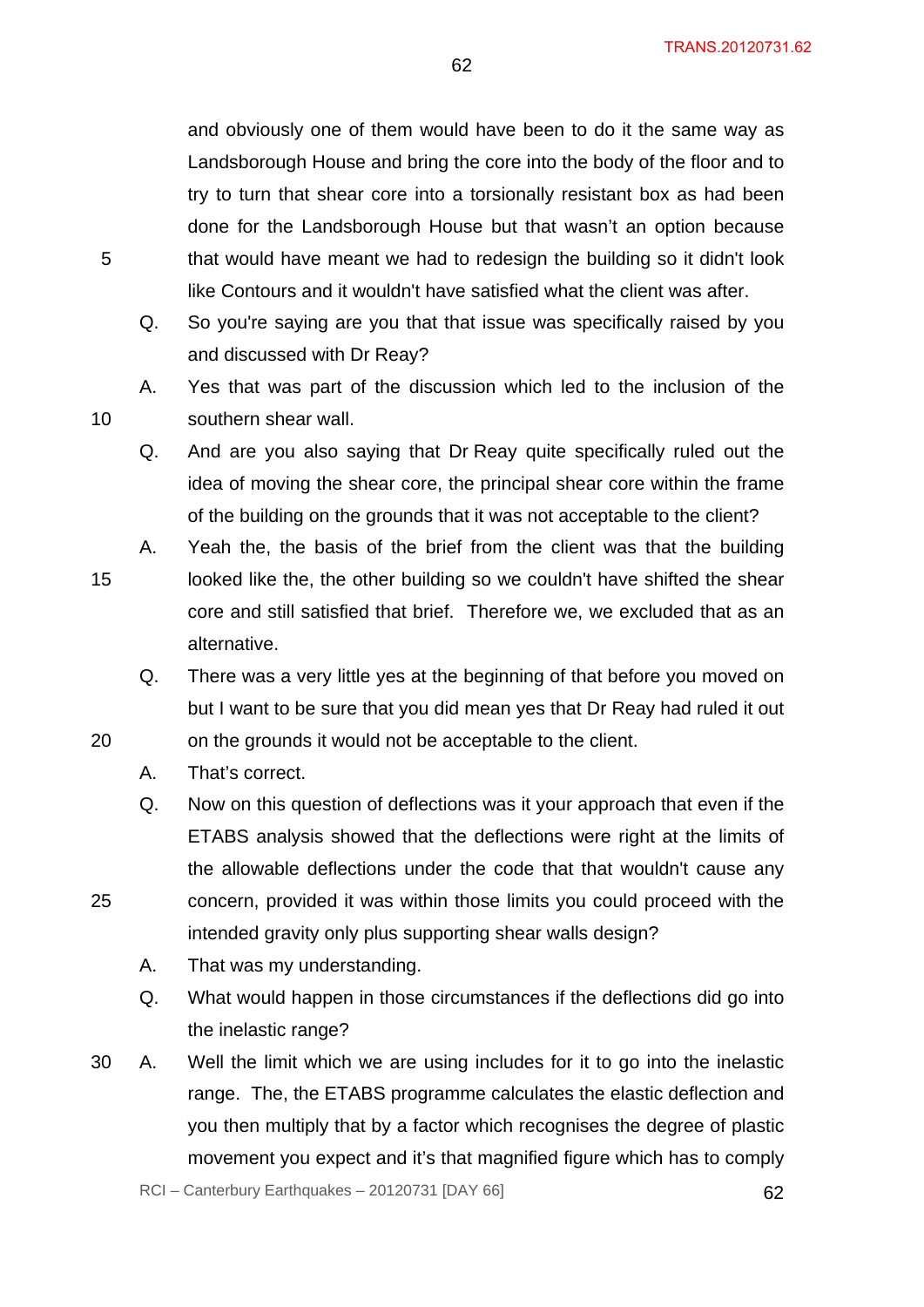and obviously one of them would have been to do it the same way as Landsborough House and bring the core into the body of the floor and to try to turn that shear core into a torsionally resistant box as had been done for the Landsborough House but that wasn't an option because that would have meant we had to redesign the building so it didn't look like Contours and it wouldn't have satisfied what the client was after.

Q. So you're saying are you that that issue was specifically raised by you and discussed with Dr Reay?

A. Yes that was part of the discussion which led to the inclusion of the southern shear wall.

Q. And are you also saying that Dr Reay quite specifically ruled out the idea of moving the shear core, the principal shear core within the frame of the building on the grounds that it was not acceptable to the client?

A. Yeah the, the basis of the brief from the client was that the building looked like the, the other building so we couldn't have shifted the shear core and still satisfied that brief. Therefore we, we excluded that as an alternative.

Q. There was a very little yes at the beginning of that before you moved on but I want to be sure that you did mean yes that Dr Reay had ruled it out on the grounds it would not be acceptable to the client.

A. That's correct.

Q. Now on this question of deflections was it your approach that even if the ETABS analysis showed that the deflections were right at the limits of the allowable deflections under the code that that wouldn't cause any concern, provided it was within those limits you could proceed with the intended gravity only plus supporting shear walls design?

A. That was my understanding.

Q. What would happen in those circumstances if the deflections did go into the inelastic range?

A. Well the limit which we are using includes for it to go into the inelastic range. The, the ETABS programme calculates the elastic deflection and you then multiply that by a factor which recognises the degree of plastic movement you expect and it's that magnified figure which has to comply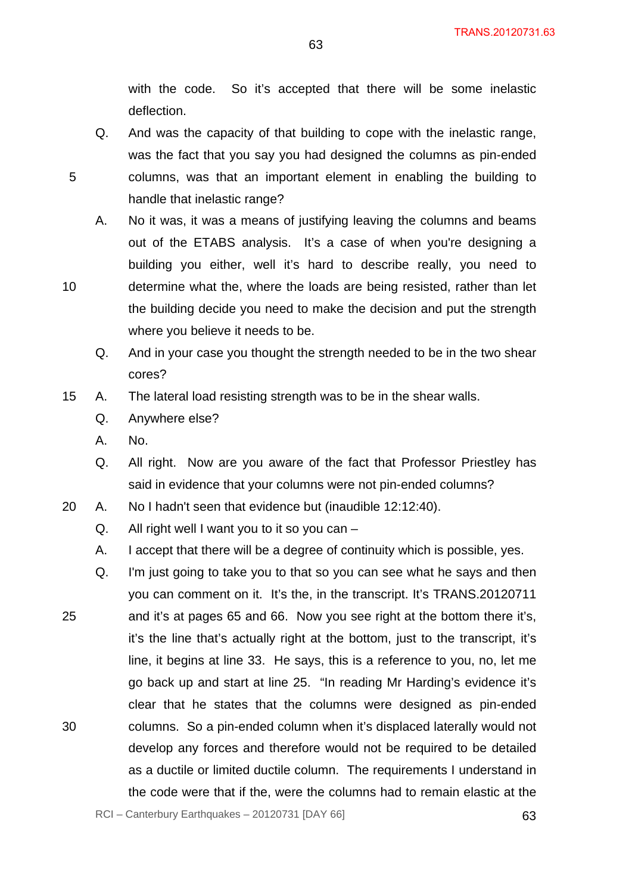with the code. So it's accepted that there will be some inelastic deflection.

Q. And was the capacity of that building to cope with the inelastic range, was the fact that you say you had designed the columns as pin-ended columns, was that an important element in enabling the building to handle that inelastic range?

A. No it was, it was a means of justifying leaving the columns and beams out of the ETABS analysis. It's a case of when you're designing a building you either, well it's hard to describe really, you need to determine what the, where the loads are being resisted, rather than let the building decide you need to make the decision and put the strength where you believe it needs to be.

Q. And in your case you thought the strength needed to be in the two shear cores?

A. The lateral load resisting strength was to be in the shear walls.

Q. Anywhere else?

A. No.

Q. All right. Now are you aware of the fact that Professor Priestley has said in evidence that your columns were not pin-ended columns?

A. No I hadn't seen that evidence but (inaudible 12:12:40).

Q. All right well I want you to it so you can –

A. I accept that there will be a degree of continuity which is possible, yes.

Q. I'm just going to take you to that so you can see what he says and then you can comment on it. It's the, in the transcript. It's TRANS.20120711 and it's at pages 65 and 66. Now you see right at the bottom there it's, it's the line that's actually right at the bottom, just to the transcript, it's line, it begins at line 33. He says, this is a reference to you, no, let me go back up and start at line 25. "In reading Mr Harding's evidence it's clear that he states that the columns were designed as pin-ended columns. So a pin-ended column when it's displaced laterally would not develop any forces and therefore would not be required to be detailed as a ductile or limited ductile column. The requirements I understand in the code were that if the, were the columns had to remain elastic at the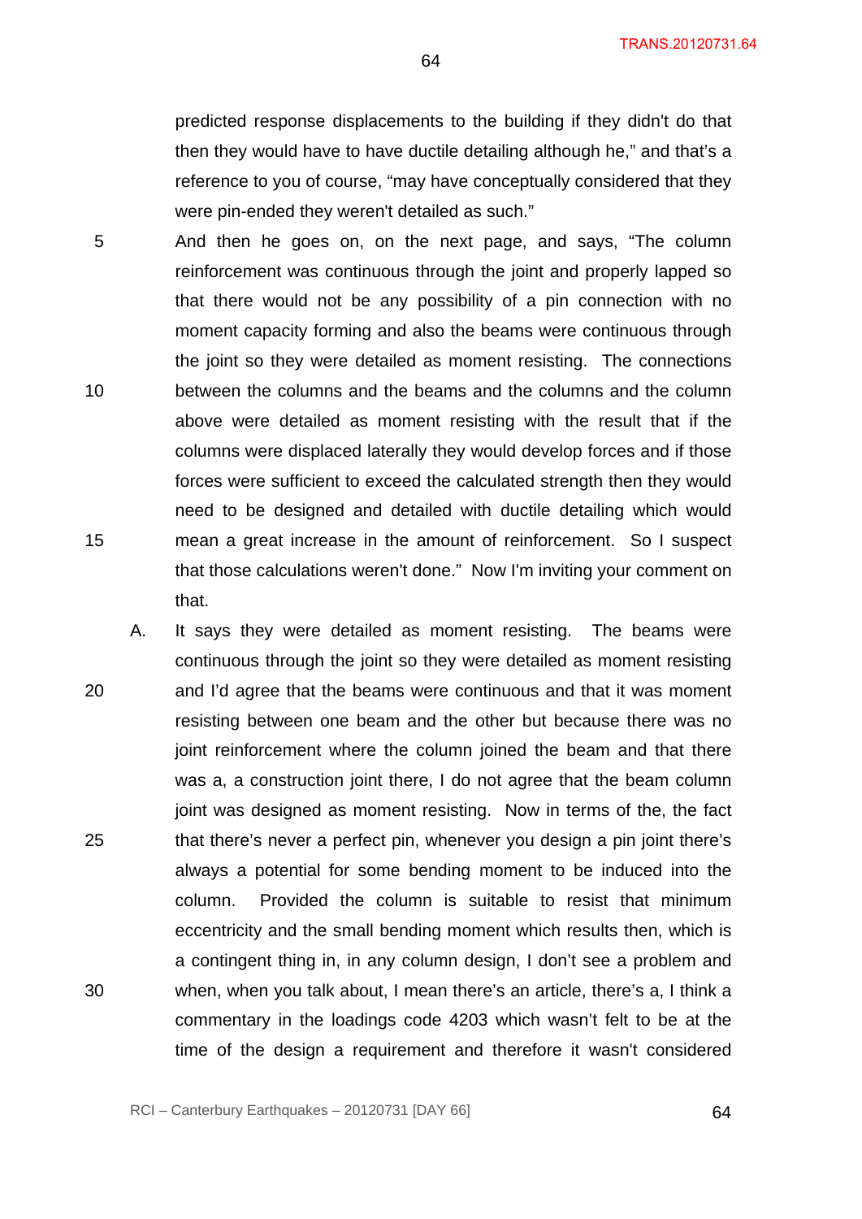predicted response displacements to the building if they didn't do that then they would have to have ductile detailing although he," and that's a reference to you of course, "may have conceptually considered that they were pin-ended they weren't detailed as such."

And then he goes on, on the next page, and says, "The column reinforcement was continuous through the joint and properly lapped so that there would not be any possibility of a pin connection with no moment capacity forming and also the beams were continuous through the joint so they were detailed as moment resisting. The connections between the columns and the beams and the columns and the column above were detailed as moment resisting with the result that if the columns were displaced laterally they would develop forces and if those forces were sufficient to exceed the calculated strength then they would need to be designed and detailed with ductile detailing which would mean a great increase in the amount of reinforcement. So I suspect that those calculations weren't done." Now I'm inviting your comment on that.

A. It says they were detailed as moment resisting. The beams were continuous through the joint so they were detailed as moment resisting and I'd agree that the beams were continuous and that it was moment resisting between one beam and the other but because there was no joint reinforcement where the column joined the beam and that there was a, a construction joint there, I do not agree that the beam column joint was designed as moment resisting. Now in terms of the, the fact that there's never a perfect pin, whenever you design a pin joint there's always a potential for some bending moment to be induced into the column. Provided the column is suitable to resist that minimum eccentricity and the small bending moment which results then, which is a contingent thing in, in any column design, I don't see a problem and when, when you talk about, I mean there's an article, there's a, I think a commentary in the loadings code 4203 which wasn't felt to be at the time of the design a requirement and therefore it wasn't considered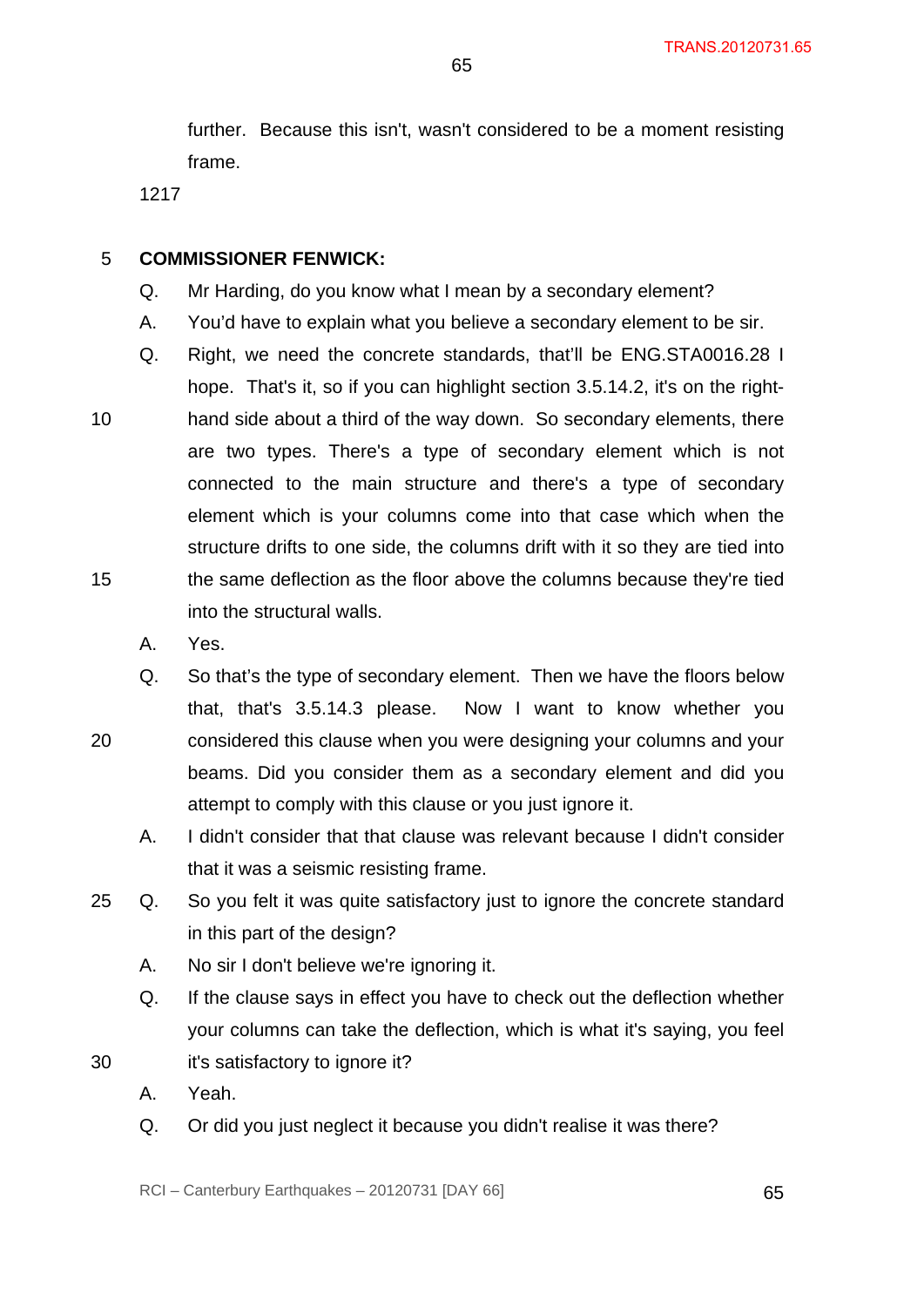further. Because this isn't, wasn't considered to be a moment resisting frame.

1217

**COMMISSIONER FENWICK:**

Q. Mr Harding, do you know what I mean by a secondary element?

A. You'd have to explain what you believe a secondary element to be sir.

Q. Right, we need the concrete standards, that'll be ENG.STA0016.28 I hope. That's it, so if you can highlight section 3.5.14.2, it's on the right-hand side about a third of the way down. So secondary elements, there are two types. There's a type of secondary element which is not connected to the main structure and there's a type of secondary element which is your columns come into that case which when the structure drifts to one side, the columns drift with it so they are tied into the same deflection as the floor above the columns because they're tied into the structural walls.

A. Yes.

Q. So that's the type of secondary element. Then we have the floors below that, that's 3.5.14.3 please. Now I want to know whether you considered this clause when you were designing your columns and your beams. Did you consider them as a secondary element and did you attempt to comply with this clause or you just ignore it.

A. I didn't consider that that clause was relevant because I didn't consider that it was a seismic resisting frame.

Q. So you felt it was quite satisfactory just to ignore the concrete standard in this part of the design?

A. No sir I don't believe we're ignoring it.

Q. If the clause says in effect you have to check out the deflection whether your columns can take the deflection, which is what it's saying, you feel it's satisfactory to ignore it?

A. Yeah.

Q. Or did you just neglect it because you didn't realise it was there?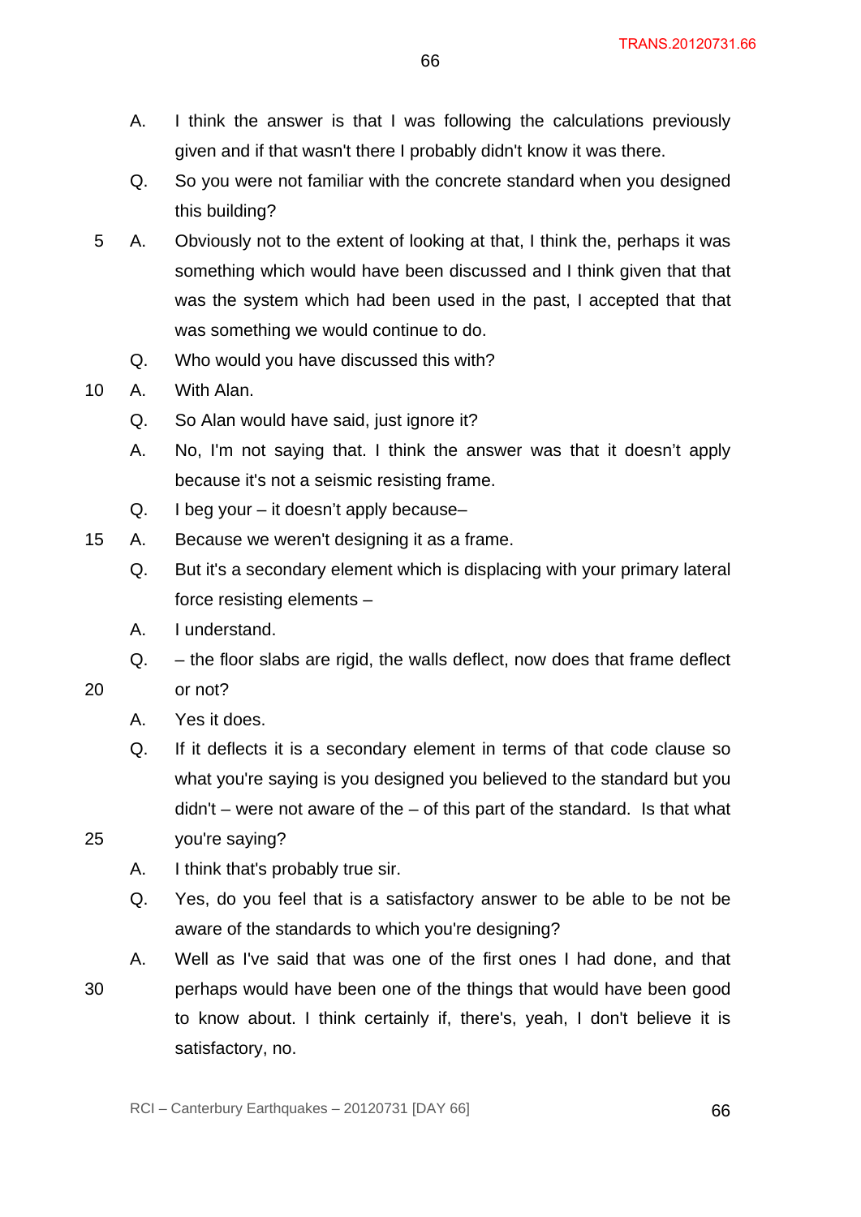A. I think the answer is that I was following the calculations previously given and if that wasn't there I probably didn't know it was there.

Q. So you were not familiar with the concrete standard when you designed this building?

A. Obviously not to the extent of looking at that, I think the, perhaps it was something which would have been discussed and I think given that that was the system which had been used in the past, I accepted that that was something we would continue to do.

Q. Who would you have discussed this with?

A. With Alan.

Q. So Alan would have said, just ignore it?

A. No, I'm not saying that. I think the answer was that it doesn't apply because it's not a seismic resisting frame.

Q. I beg your – it doesn't apply because–

A. Because we weren't designing it as a frame.

Q. But it's a secondary element which is displacing with your primary lateral force resisting elements –

A. I understand.

Q. – the floor slabs are rigid, the walls deflect, now does that frame deflect or not?

A. Yes it does.

Q. If it deflects it is a secondary element in terms of that code clause so what you're saying is you designed you believed to the standard but you didn't – were not aware of the – of this part of the standard. Is that what you're saying?

A. I think that's probably true sir.

Q. Yes, do you feel that is a satisfactory answer to be able to be not be aware of the standards to which you're designing?

A. Well as I've said that was one of the first ones I had done, and that perhaps would have been one of the things that would have been good to know about. I think certainly if, there's, yeah, I don't believe it is satisfactory, no.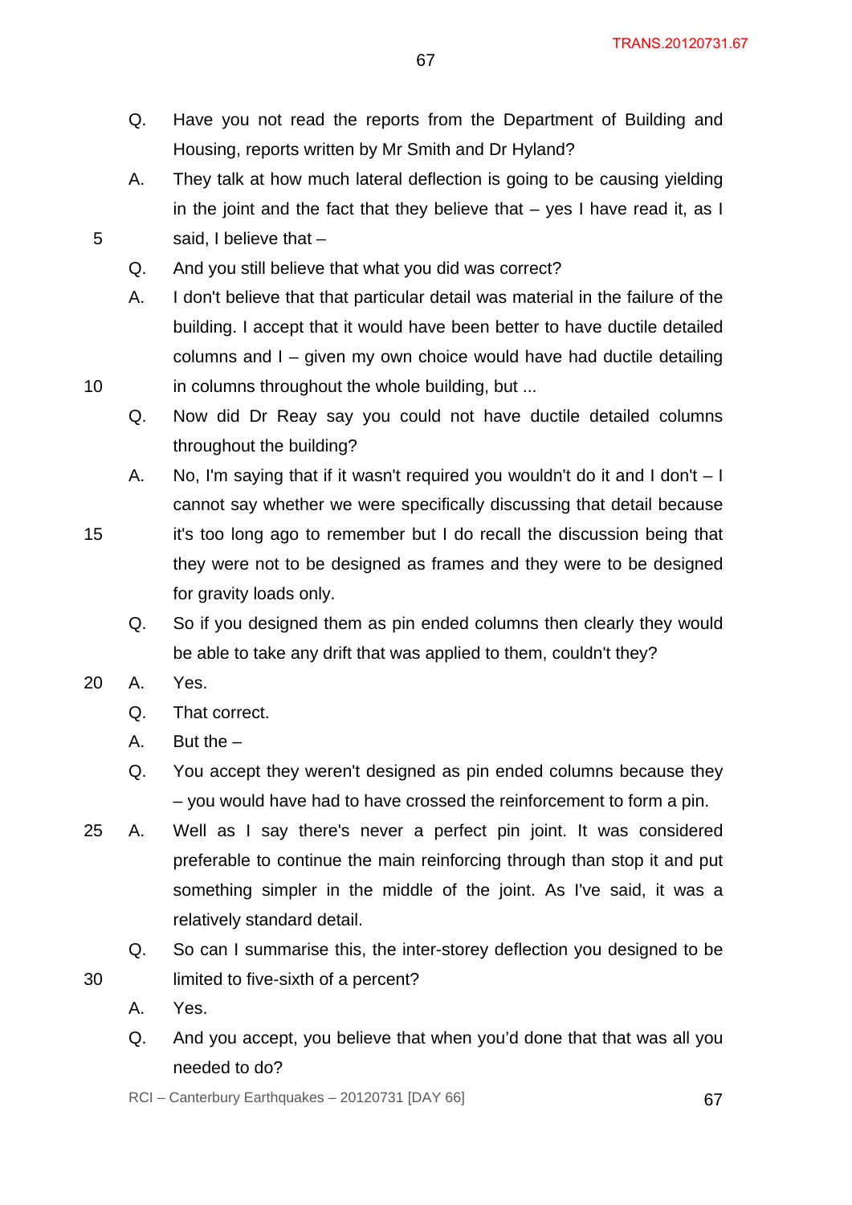Q. Have you not read the reports from the Department of Building and Housing, reports written by Mr Smith and Dr Hyland?

A. They talk at how much lateral deflection is going to be causing yielding in the joint and the fact that they believe that – yes I have read it, as I said, I believe that –

Q. And you still believe that what you did was correct?

A. I don't believe that that particular detail was material in the failure of the building. I accept that it would have been better to have ductile detailed columns and I – given my own choice would have had ductile detailing in columns throughout the whole building, but ...

Q. Now did Dr Reay say you could not have ductile detailed columns throughout the building?

A. No, I'm saying that if it wasn't required you wouldn't do it and I don't – I cannot say whether we were specifically discussing that detail because it's too long ago to remember but I do recall the discussion being that they were not to be designed as frames and they were to be designed for gravity loads only.

Q. So if you designed them as pin ended columns then clearly they would be able to take any drift that was applied to them, couldn't they?

A. Yes.

Q. That correct.

A. But the –

Q. You accept they weren't designed as pin ended columns because they – you would have had to have crossed the reinforcement to form a pin.

A. Well as I say there's never a perfect pin joint. It was considered preferable to continue the main reinforcing through than stop it and put something simpler in the middle of the joint. As I've said, it was a relatively standard detail.

Q. So can I summarise this, the inter-storey deflection you designed to be limited to five-sixth of a percent?

A. Yes.

Q. And you accept, you believe that when you'd done that that was all you needed to do?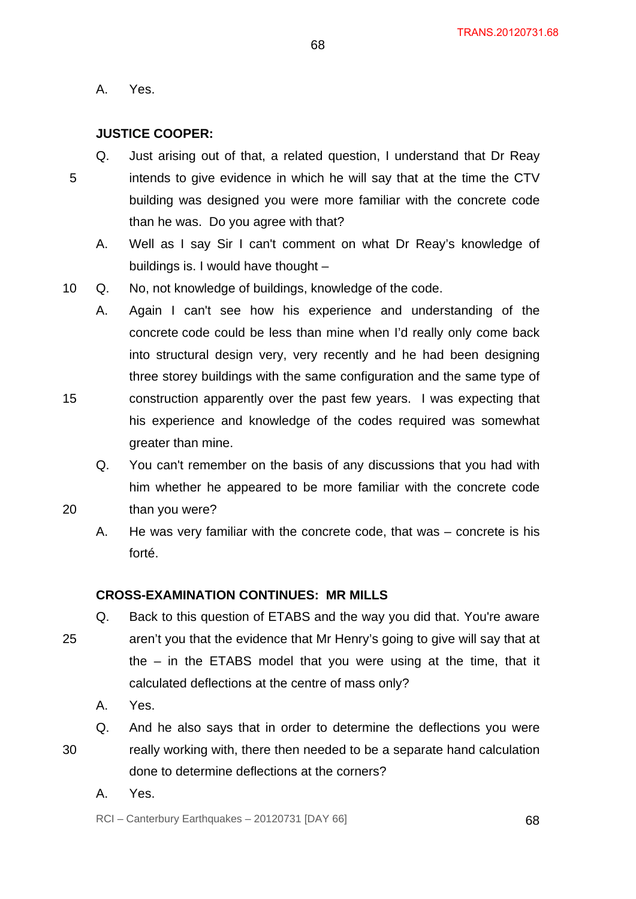A. Yes.

**JUSTICE COOPER:**

Q. Just arising out of that, a related question, I understand that Dr Reay intends to give evidence in which he will say that at the time the CTV building was designed you were more familiar with the concrete code than he was. Do you agree with that?

A. Well as I say Sir I can't comment on what Dr Reay's knowledge of buildings is. I would have thought –

Q. No, not knowledge of buildings, knowledge of the code.

A. Again I can't see how his experience and understanding of the concrete code could be less than mine when I'd really only come back into structural design very, very recently and he had been designing three storey buildings with the same configuration and the same type of construction apparently over the past few years. I was expecting that his experience and knowledge of the codes required was somewhat greater than mine.

Q. You can't remember on the basis of any discussions that you had with him whether he appeared to be more familiar with the concrete code than you were?

A. He was very familiar with the concrete code, that was – concrete is his forté.

**CROSS-EXAMINATION CONTINUES: MR MILLS**

Q. Back to this question of ETABS and the way you did that. You're aware aren't you that the evidence that Mr Henry's going to give will say that at the – in the ETABS model that you were using at the time, that it calculated deflections at the centre of mass only?

A. Yes.

Q. And he also says that in order to determine the deflections you were really working with, there then needed to be a separate hand calculation done to determine deflections at the corners?

A. Yes.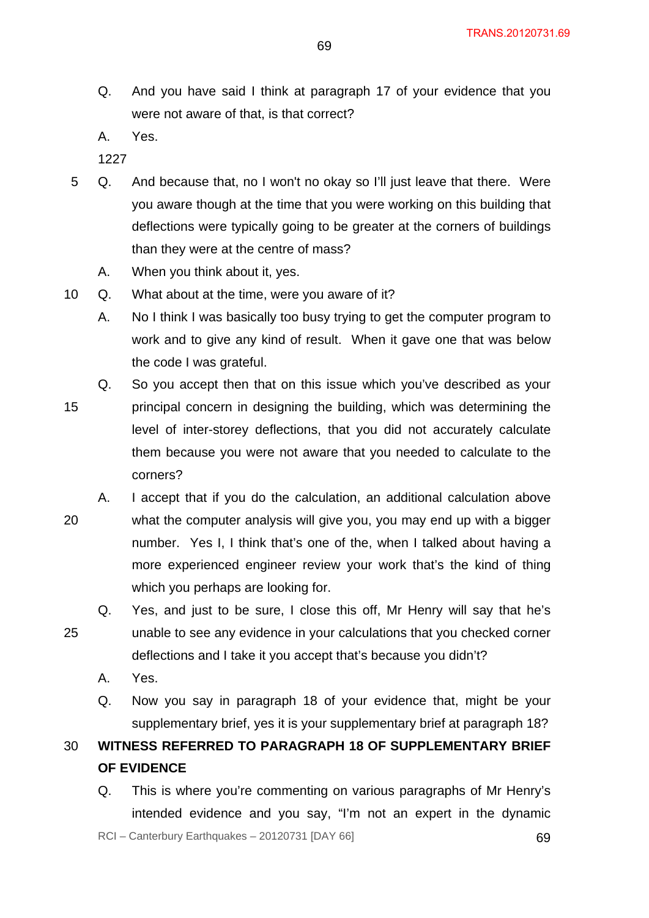Q. And you have said I think at paragraph 17 of your evidence that you were not aware of that, is that correct?

A. Yes.

1227

Q. And because that, no I won't no okay so I'll just leave that there. Were you aware though at the time that you were working on this building that deflections were typically going to be greater at the corners of buildings than they were at the centre of mass?

A. When you think about it, yes.

Q. What about at the time, were you aware of it?

A. No I think I was basically too busy trying to get the computer program to work and to give any kind of result. When it gave one that was below the code I was grateful.

Q. So you accept then that on this issue which you've described as your principal concern in designing the building, which was determining the level of inter-storey deflections, that you did not accurately calculate them because you were not aware that you needed to calculate to the corners?

A. I accept that if you do the calculation, an additional calculation above what the computer analysis will give you, you may end up with a bigger number. Yes I, I think that's one of the, when I talked about having a more experienced engineer review your work that's the kind of thing which you perhaps are looking for.

Q. Yes, and just to be sure, I close this off, Mr Henry will say that he's unable to see any evidence in your calculations that you checked corner deflections and I take it you accept that's because you didn't?

A. Yes.

Q. Now you say in paragraph 18 of your evidence that, might be your supplementary brief, yes it is your supplementary brief at paragraph 18?

**WITNESS REFERRED TO PARAGRAPH 18 OF SUPPLEMENTARY BRIEF OF EVIDENCE**

Q. This is where you're commenting on various paragraphs of Mr Henry's intended evidence and you say, "I'm not an expert in the dynamic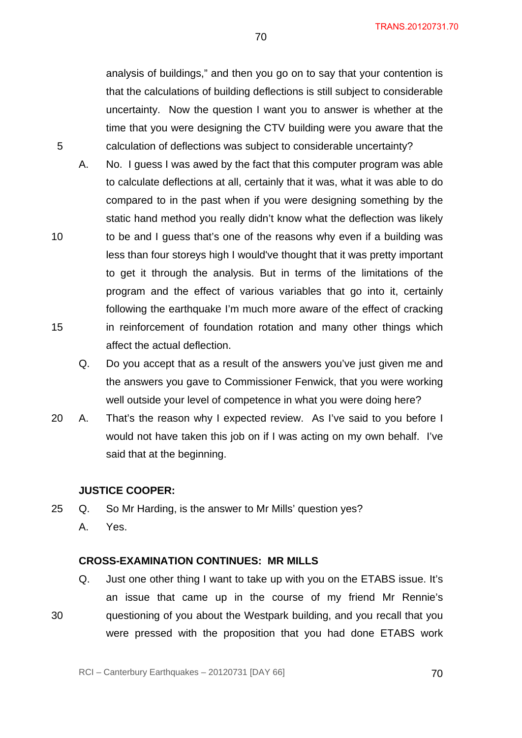analysis of buildings," and then you go on to say that your contention is that the calculations of building deflections is still subject to considerable uncertainty. Now the question I want you to answer is whether at the time that you were designing the CTV building were you aware that the calculation of deflections was subject to considerable uncertainty?

A. No. I guess I was awed by the fact that this computer program was able to calculate deflections at all, certainly that it was, what it was able to do compared to in the past when if you were designing something by the static hand method you really didn't know what the deflection was likely to be and I guess that's one of the reasons why even if a building was less than four storeys high I would've thought that it was pretty important to get it through the analysis. But in terms of the limitations of the program and the effect of various variables that go into it, certainly following the earthquake I'm much more aware of the effect of cracking in reinforcement of foundation rotation and many other things which affect the actual deflection.

Q. Do you accept that as a result of the answers you've just given me and the answers you gave to Commissioner Fenwick, that you were working well outside your level of competence in what you were doing here?

A. That's the reason why I expected review. As I've said to you before I would not have taken this job on if I was acting on my own behalf. I've said that at the beginning.

**JUSTICE COOPER:**

Q. So Mr Harding, is the answer to Mr Mills' question yes?

A. Yes.

**CROSS-EXAMINATION CONTINUES: MR MILLS**

Q. Just one other thing I want to take up with you on the ETABS issue. It's an issue that came up in the course of my friend Mr Rennie's questioning of you about the Westpark building, and you recall that you were pressed with the proposition that you had done ETABS work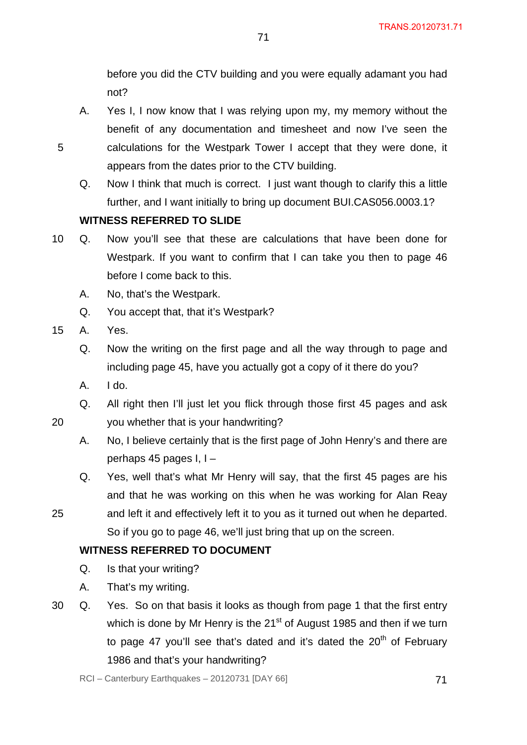before you did the CTV building and you were equally adamant you had not?

A. Yes I, I now know that I was relying upon my, my memory without the benefit of any documentation and timesheet and now I've seen the calculations for the Westpark Tower I accept that they were done, it appears from the dates prior to the CTV building.

Q. Now I think that much is correct. I just want though to clarify this a little further, and I want initially to bring up document BUI.CAS056.0003.1?

**WITNESS REFERRED TO SLIDE**

Q. Now you'll see that these are calculations that have been done for Westpark. If you want to confirm that I can take you then to page 46 before I come back to this.

A. No, that's the Westpark.

Q. You accept that, that it's Westpark?

A. Yes.

Q. Now the writing on the first page and all the way through to page and including page 45, have you actually got a copy of it there do you?

A. I do.

Q. All right then I'll just let you flick through those first 45 pages and ask you whether that is your handwriting?

A. No, I believe certainly that is the first page of John Henry's and there are perhaps 45 pages I, I –

Q. Yes, well that's what Mr Henry will say, that the first 45 pages are his and that he was working on this when he was working for Alan Reay and left it and effectively left it to you as it turned out when he departed. So if you go to page 46, we'll just bring that up on the screen.

**WITNESS REFERRED TO DOCUMENT**

Q. Is that your writing?

A. That's my writing.

Q. Yes. So on that basis it looks as though from page 1 that the first entry which is done by Mr Henry is the 21st of August 1985 and then if we turn to page 47 you'll see that's dated and it's dated the 20th of February 1986 and that's your handwriting?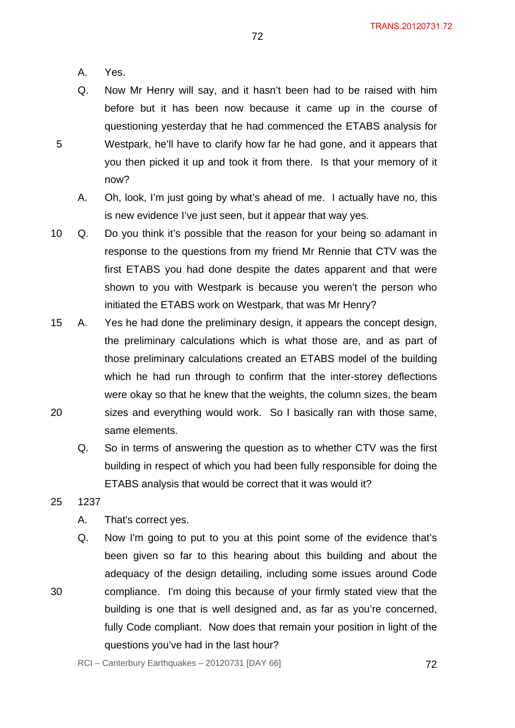A. Yes.

Q. Now Mr Henry will say, and it hasn't been had to be raised with him before but it has been now because it came up in the course of questioning yesterday that he had commenced the ETABS analysis for Westpark, he'll have to clarify how far he had gone, and it appears that you then picked it up and took it from there. Is that your memory of it now?

A. Oh, look, I'm just going by what's ahead of me. I actually have no, this is new evidence I've just seen, but it appear that way yes.

Q. Do you think it's possible that the reason for your being so adamant in response to the questions from my friend Mr Rennie that CTV was the first ETABS you had done despite the dates apparent and that were shown to you with Westpark is because you weren't the person who initiated the ETABS work on Westpark, that was Mr Henry?

A. Yes he had done the preliminary design, it appears the concept design, the preliminary calculations which is what those are, and as part of those preliminary calculations created an ETABS model of the building which he had run through to confirm that the inter-storey deflections were okay so that he knew that the weights, the column sizes, the beam sizes and everything would work. So I basically ran with those same, same elements.

Q. So in terms of answering the question as to whether CTV was the first building in respect of which you had been fully responsible for doing the ETABS analysis that would be correct that it was would it?

1237

A. That's correct yes.

Q. Now I'm going to put to you at this point some of the evidence that's been given so far to this hearing about this building and about the adequacy of the design detailing, including some issues around Code compliance. I'm doing this because of your firmly stated view that the building is one that is well designed and, as far as you're concerned, fully Code compliant. Now does that remain your position in light of the questions you've had in the last hour?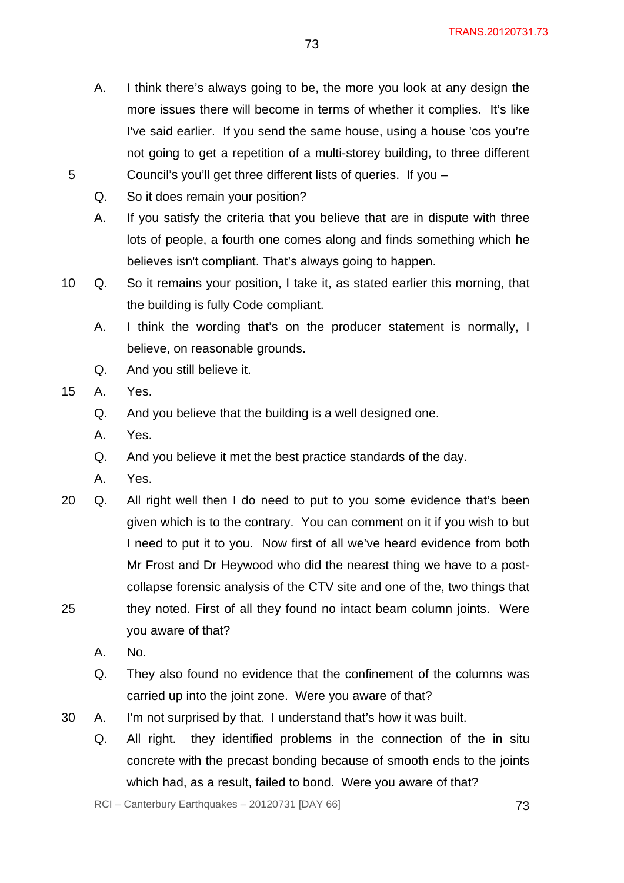A. I think there's always going to be, the more you look at any design the more issues there will become in terms of whether it complies. It's like I've said earlier. If you send the same house, using a house 'cos you're not going to get a repetition of a multi-storey building, to three different Council's you'll get three different lists of queries. If you –

Q. So it does remain your position?

A. If you satisfy the criteria that you believe that are in dispute with three lots of people, a fourth one comes along and finds something which he believes isn't compliant. That's always going to happen.

Q. So it remains your position, I take it, as stated earlier this morning, that the building is fully Code compliant.

A. I think the wording that's on the producer statement is normally, I believe, on reasonable grounds.

Q. And you still believe it.

A. Yes.

Q. And you believe that the building is a well designed one.

A. Yes.

Q. And you believe it met the best practice standards of the day.

A. Yes.

Q. All right well then I do need to put to you some evidence that's been given which is to the contrary. You can comment on it if you wish to but I need to put it to you. Now first of all we've heard evidence from both Mr Frost and Dr Heywood who did the nearest thing we have to a post-collapse forensic analysis of the CTV site and one of the, two things that they noted. First of all they found no intact beam column joints. Were you aware of that?

A. No.

Q. They also found no evidence that the confinement of the columns was carried up into the joint zone. Were you aware of that?

A. I'm not surprised by that. I understand that's how it was built.

Q. All right. they identified problems in the connection of the in situ concrete with the precast bonding because of smooth ends to the joints which had, as a result, failed to bond. Were you aware of that?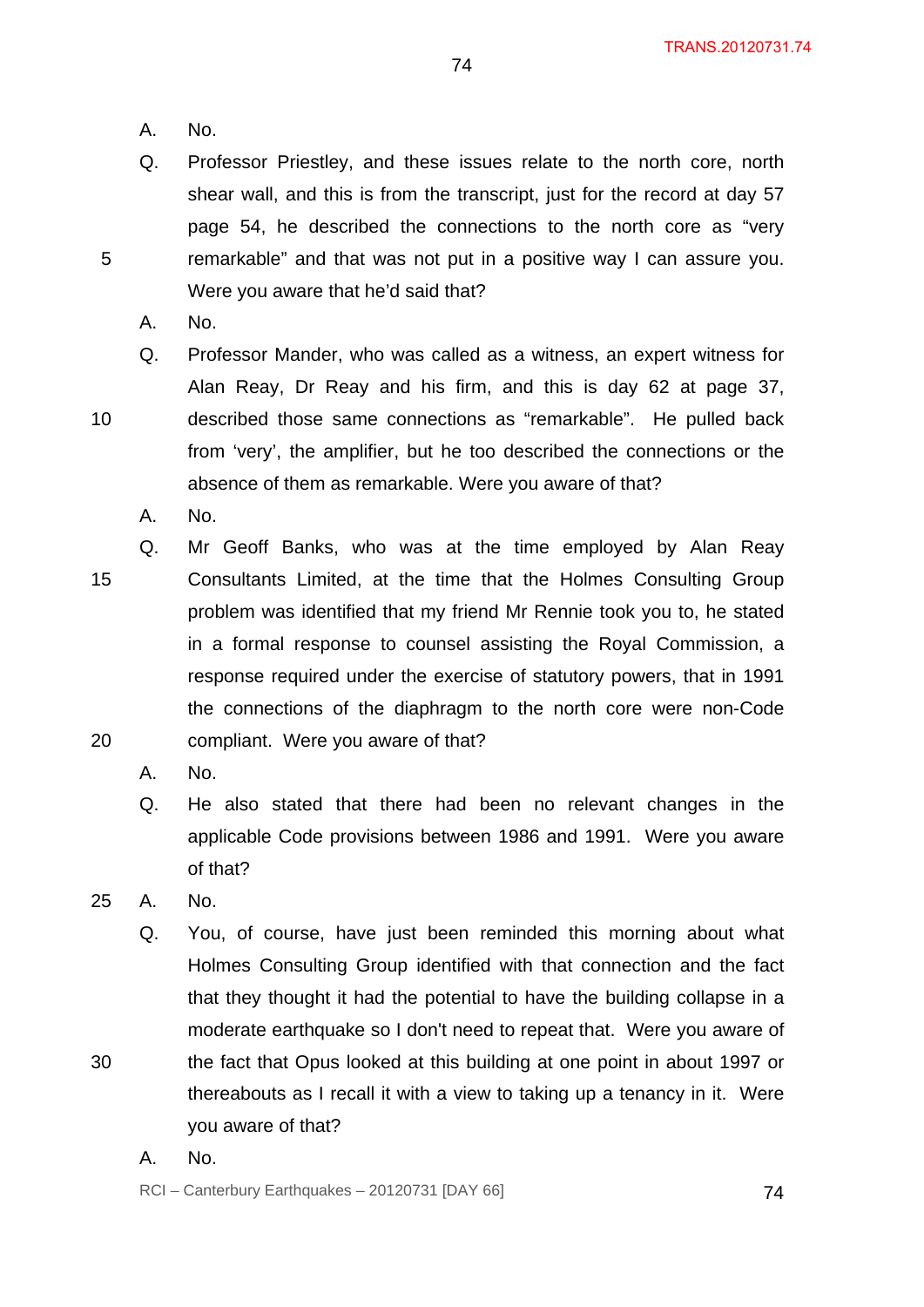A. No.

Q. Professor Priestley, and these issues relate to the north core, north shear wall, and this is from the transcript, just for the record at day 57 page 54, he described the connections to the north core as "very remarkable" and that was not put in a positive way I can assure you. Were you aware that he'd said that?

A. No.

Q. Professor Mander, who was called as a witness, an expert witness for Alan Reay, Dr Reay and his firm, and this is day 62 at page 37, described those same connections as "remarkable". He pulled back from 'very', the amplifier, but he too described the connections or the absence of them as remarkable. Were you aware of that?

A. No.

Q. Mr Geoff Banks, who was at the time employed by Alan Reay Consultants Limited, at the time that the Holmes Consulting Group problem was identified that my friend Mr Rennie took you to, he stated in a formal response to counsel assisting the Royal Commission, a response required under the exercise of statutory powers, that in 1991 the connections of the diaphragm to the north core were non-Code compliant. Were you aware of that?

A. No.

Q. He also stated that there had been no relevant changes in the applicable Code provisions between 1986 and 1991. Were you aware of that?

A. No.

Q. You, of course, have just been reminded this morning about what Holmes Consulting Group identified with that connection and the fact that they thought it had the potential to have the building collapse in a moderate earthquake so I don't need to repeat that. Were you aware of the fact that Opus looked at this building at one point in about 1997 or thereabouts as I recall it with a view to taking up a tenancy in it. Were you aware of that?

A. No.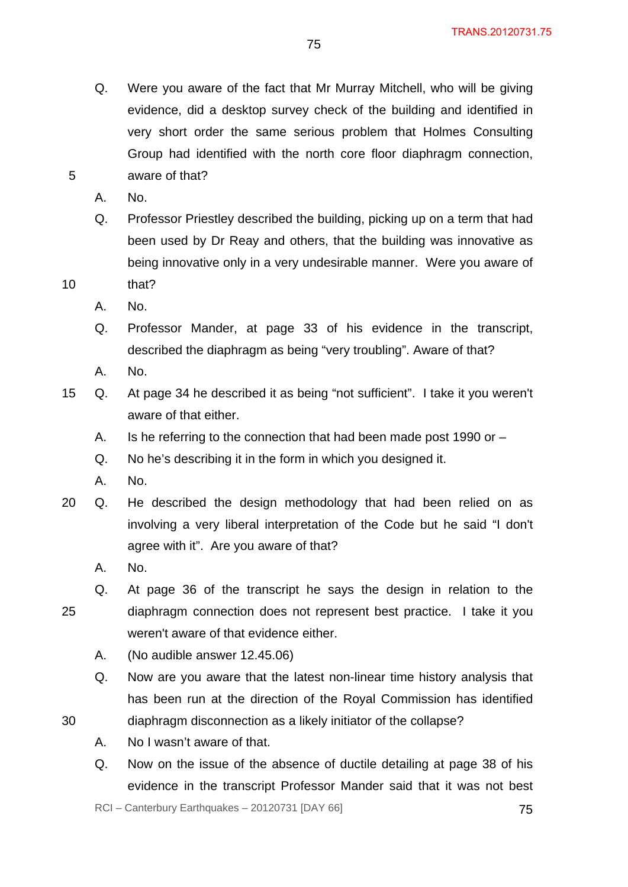Q. Were you aware of the fact that Mr Murray Mitchell, who will be giving evidence, did a desktop survey check of the building and identified in very short order the same serious problem that Holmes Consulting Group had identified with the north core floor diaphragm connection, aware of that?

A. No.

Q. Professor Priestley described the building, picking up on a term that had been used by Dr Reay and others, that the building was innovative as being innovative only in a very undesirable manner. Were you aware of that?

A. No.

Q. Professor Mander, at page 33 of his evidence in the transcript, described the diaphragm as being “very troubling”. Aware of that?

A. No.

Q. At page 34 he described it as being “not sufficient”. I take it you weren't aware of that either.

A. Is he referring to the connection that had been made post 1990 or –

Q. No he’s describing it in the form in which you designed it.

A. No.

Q. He described the design methodology that had been relied on as involving a very liberal interpretation of the Code but he said “I don't agree with it”. Are you aware of that?

A. No.

Q. At page 36 of the transcript he says the design in relation to the diaphragm connection does not represent best practice. I take it you weren't aware of that evidence either.

A. (No audible answer 12.45.06)

Q. Now are you aware that the latest non-linear time history analysis that has been run at the direction of the Royal Commission has identified diaphragm disconnection as a likely initiator of the collapse?

A. No I wasn’t aware of that.

Q. Now on the issue of the absence of ductile detailing at page 38 of his evidence in the transcript Professor Mander said that it was not best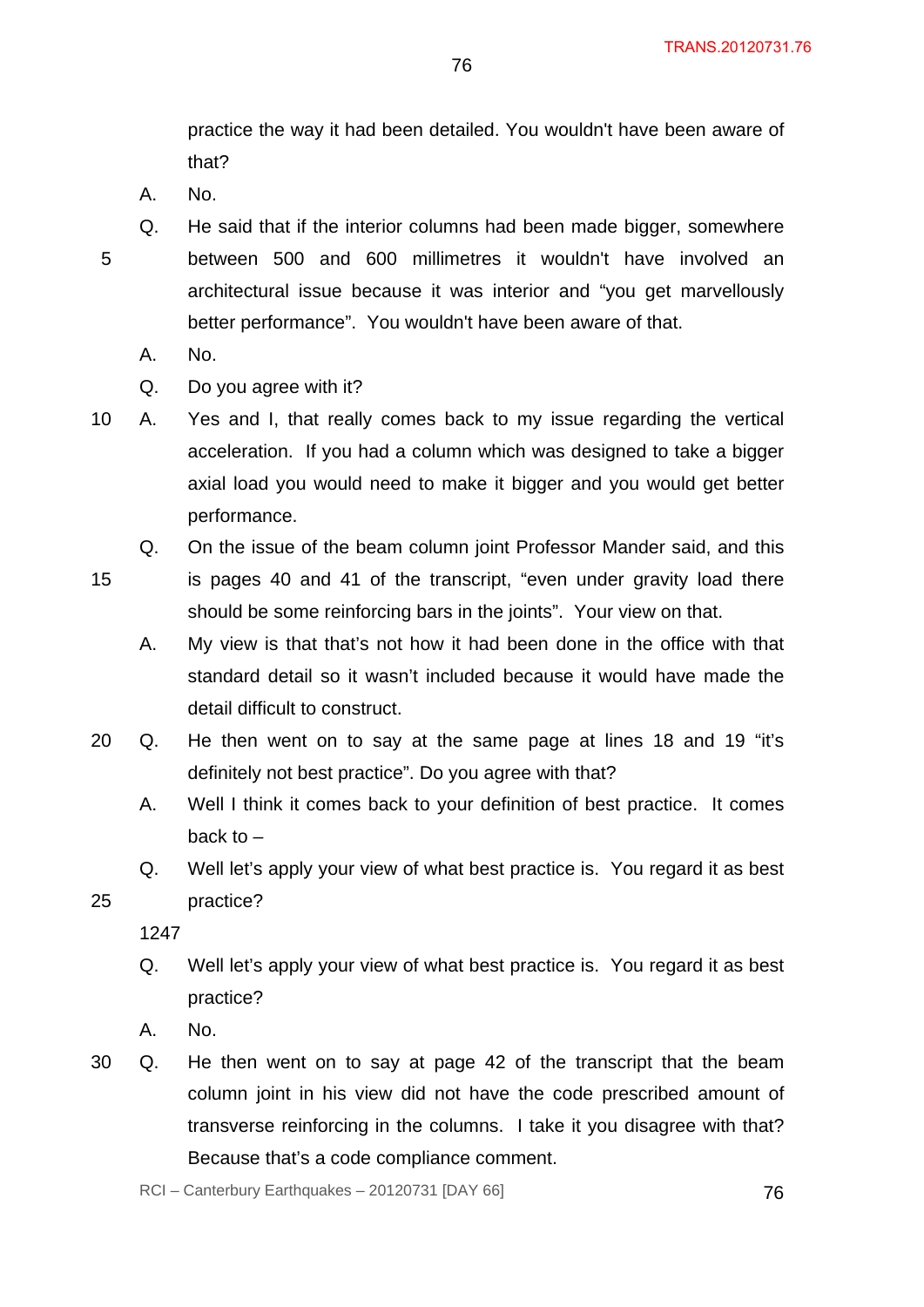practice the way it had been detailed. You wouldn't have been aware of that?

A. No.

Q. He said that if the interior columns had been made bigger, somewhere between 500 and 600 millimetres it wouldn't have involved an architectural issue because it was interior and "you get marvellously better performance". You wouldn't have been aware of that.

A. No.

Q. Do you agree with it?

A. Yes and I, that really comes back to my issue regarding the vertical acceleration. If you had a column which was designed to take a bigger axial load you would need to make it bigger and you would get better performance.

Q. On the issue of the beam column joint Professor Mander said, and this is pages 40 and 41 of the transcript, "even under gravity load there should be some reinforcing bars in the joints". Your view on that.

A. My view is that that's not how it had been done in the office with that standard detail so it wasn't included because it would have made the detail difficult to construct.

Q. He then went on to say at the same page at lines 18 and 19 "it's definitely not best practice". Do you agree with that?

A. Well I think it comes back to your definition of best practice. It comes back to –

Q. Well let's apply your view of what best practice is. You regard it as best practice?

1247

Q. Well let's apply your view of what best practice is. You regard it as best practice?

A. No.

Q. He then went on to say at page 42 of the transcript that the beam column joint in his view did not have the code prescribed amount of transverse reinforcing in the columns. I take it you disagree with that? Because that's a code compliance comment.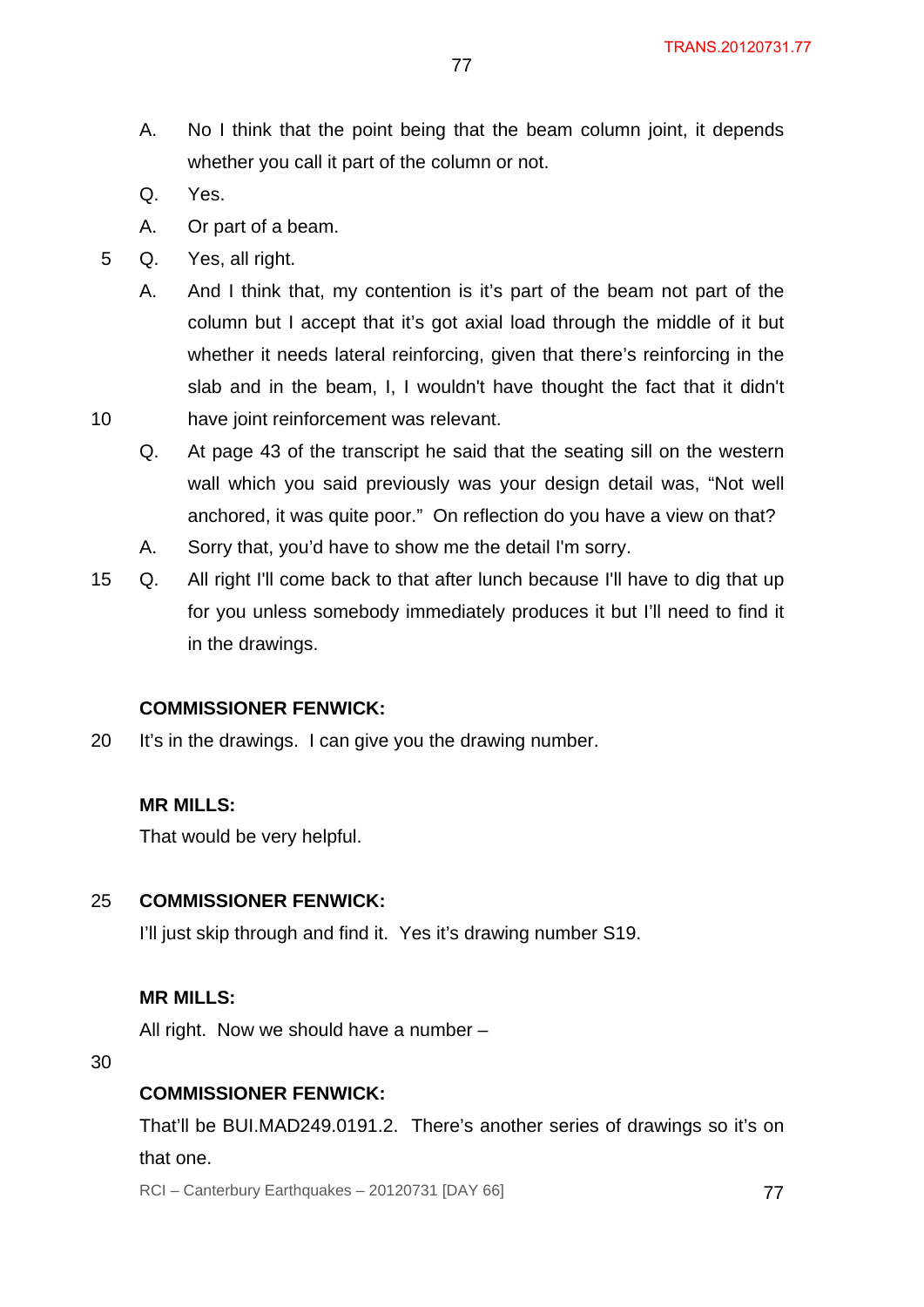A. No I think that the point being that the beam column joint, it depends whether you call it part of the column or not.

Q. Yes.

A. Or part of a beam.

Q. Yes, all right.

A. And I think that, my contention is it's part of the beam not part of the column but I accept that it's got axial load through the middle of it but whether it needs lateral reinforcing, given that there's reinforcing in the slab and in the beam, I, I wouldn't have thought the fact that it didn't have joint reinforcement was relevant.

Q. At page 43 of the transcript he said that the seating sill on the western wall which you said previously was your design detail was, "Not well anchored, it was quite poor." On reflection do you have a view on that?

A. Sorry that, you'd have to show me the detail I'm sorry.

Q. All right I'll come back to that after lunch because I'll have to dig that up for you unless somebody immediately produces it but I'll need to find it in the drawings.

**COMMISSIONER FENWICK:**

It's in the drawings. I can give you the drawing number.

**MR MILLS:**

That would be very helpful.

**COMMISSIONER FENWICK:**

I'll just skip through and find it. Yes it's drawing number S19.

**MR MILLS:**

All right. Now we should have a number –

**COMMISSIONER FENWICK:**

That'll be BUI.MAD249.0191.2. There's another series of drawings so it's on that one.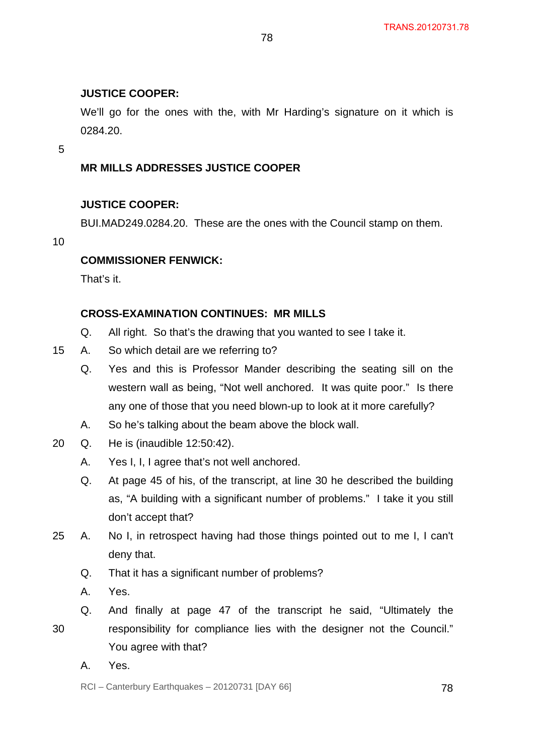**JUSTICE COOPER:**

We'll go for the ones with the, with Mr Harding's signature on it which is 0284.20.

**MR MILLS ADDRESSES JUSTICE COOPER**

**JUSTICE COOPER:**

BUI.MAD249.0284.20. These are the ones with the Council stamp on them.

**COMMISSIONER FENWICK:**

That's it.

**CROSS-EXAMINATION CONTINUES: MR MILLS**

Q. All right. So that's the drawing that you wanted to see I take it.

A. So which detail are we referring to?

Q. Yes and this is Professor Mander describing the seating sill on the western wall as being, "Not well anchored. It was quite poor." Is there any one of those that you need blown-up to look at it more carefully?

A. So he's talking about the beam above the block wall.

Q. He is (inaudible 12:50:42).

A. Yes I, I, I agree that's not well anchored.

Q. At page 45 of his, of the transcript, at line 30 he described the building as, "A building with a significant number of problems." I take it you still don't accept that?

A. No I, in retrospect having had those things pointed out to me I, I can't deny that.

Q. That it has a significant number of problems?

A. Yes.

Q. And finally at page 47 of the transcript he said, "Ultimately the responsibility for compliance lies with the designer not the Council." You agree with that?

A. Yes.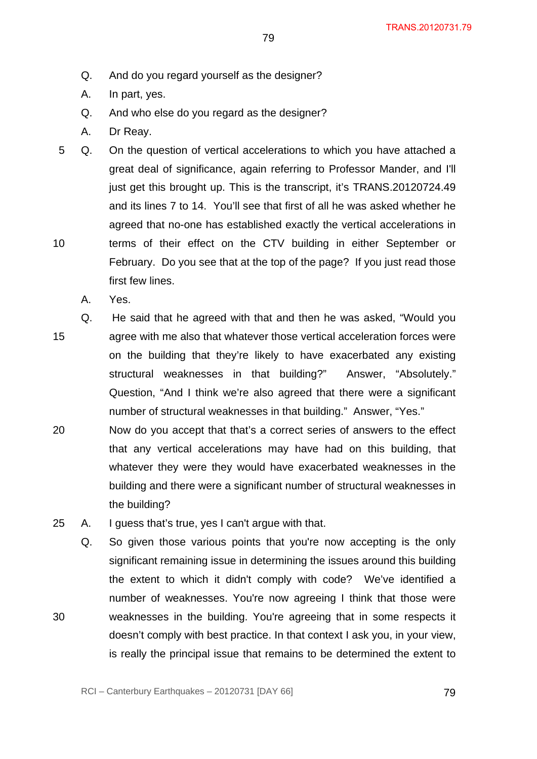Q. And do you regard yourself as the designer?

A. In part, yes.

Q. And who else do you regard as the designer?

A. Dr Reay.

Q. On the question of vertical accelerations to which you have attached a great deal of significance, again referring to Professor Mander, and I'll just get this brought up. This is the transcript, it's TRANS.20120724.49 and its lines 7 to 14. You'll see that first of all he was asked whether he agreed that no-one has established exactly the vertical accelerations in terms of their effect on the CTV building in either September or February. Do you see that at the top of the page? If you just read those first few lines.

A. Yes.

Q. He said that he agreed with that and then he was asked, "Would you agree with me also that whatever those vertical acceleration forces were on the building that they're likely to have exacerbated any existing structural weaknesses in that building?" Answer, "Absolutely." Question, "And I think we're also agreed that there were a significant number of structural weaknesses in that building." Answer, "Yes." Now do you accept that that's a correct series of answers to the effect that any vertical accelerations may have had on this building, that whatever they were they would have exacerbated weaknesses in the building and there were a significant number of structural weaknesses in the building?

A. I guess that's true, yes I can't argue with that.

Q. So given those various points that you're now accepting is the only significant remaining issue in determining the issues around this building the extent to which it didn't comply with code? We've identified a number of weaknesses. You're now agreeing I think that those were weaknesses in the building. You're agreeing that in some respects it doesn't comply with best practice. In that context I ask you, in your view, is really the principal issue that remains to be determined the extent to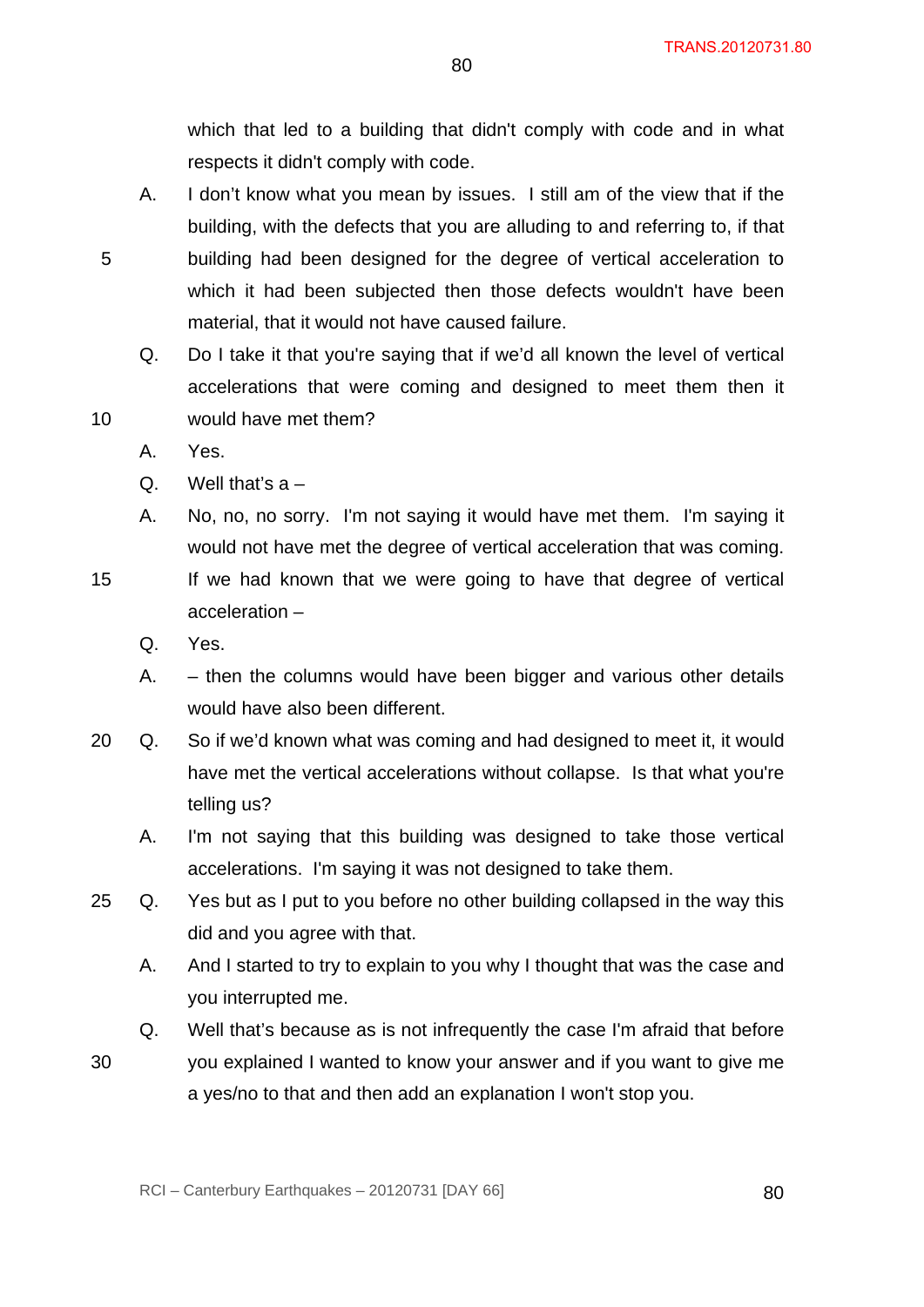which that led to a building that didn't comply with code and in what respects it didn't comply with code.

A. I don't know what you mean by issues. I still am of the view that if the building, with the defects that you are alluding to and referring to, if that building had been designed for the degree of vertical acceleration to which it had been subjected then those defects wouldn't have been material, that it would not have caused failure.

Q. Do I take it that you're saying that if we'd all known the level of vertical accelerations that were coming and designed to meet them then it would have met them?

A. Yes.

Q. Well that's a –

A. No, no, no sorry. I'm not saying it would have met them. I'm saying it would not have met the degree of vertical acceleration that was coming. If we had known that we were going to have that degree of vertical acceleration –

Q. Yes.

A. – then the columns would have been bigger and various other details would have also been different.

Q. So if we'd known what was coming and had designed to meet it, it would have met the vertical accelerations without collapse. Is that what you're telling us?

A. I'm not saying that this building was designed to take those vertical accelerations. I'm saying it was not designed to take them.

Q. Yes but as I put to you before no other building collapsed in the way this did and you agree with that.

A. And I started to try to explain to you why I thought that was the case and you interrupted me.

Q. Well that's because as is not infrequently the case I'm afraid that before you explained I wanted to know your answer and if you want to give me a yes/no to that and then add an explanation I won't stop you.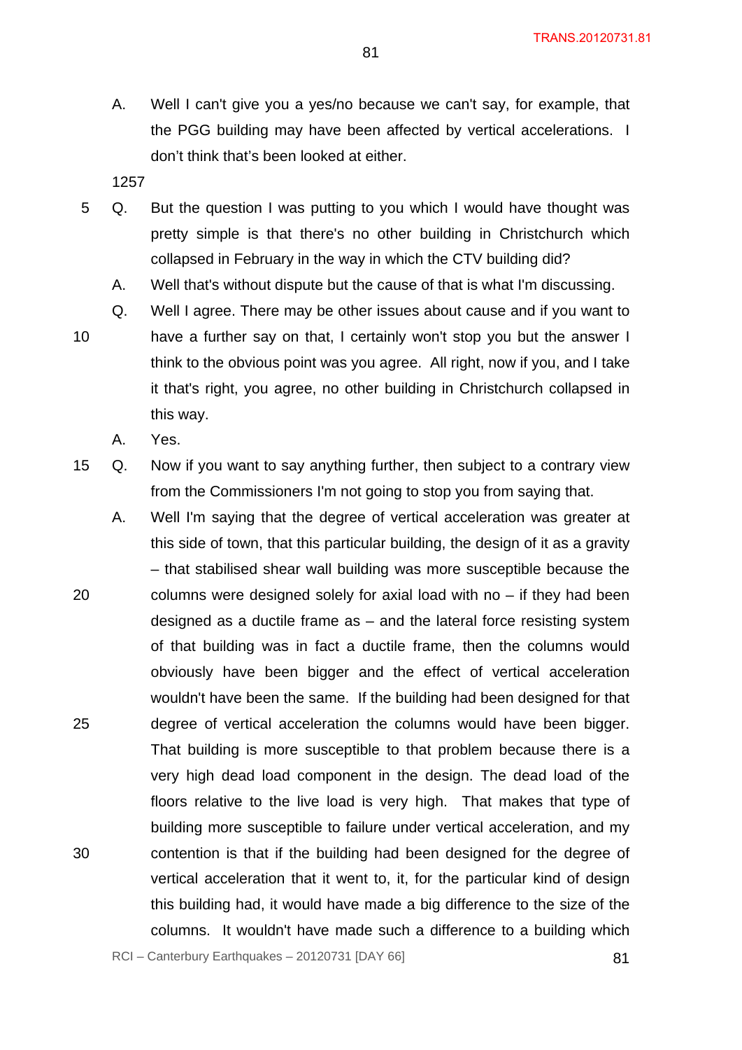A. Well I can't give you a yes/no because we can't say, for example, that the PGG building may have been affected by vertical accelerations. I don't think that's been looked at either.

1257

Q. But the question I was putting to you which I would have thought was pretty simple is that there's no other building in Christchurch which collapsed in February in the way in which the CTV building did?

A. Well that's without dispute but the cause of that is what I'm discussing.

Q. Well I agree. There may be other issues about cause and if you want to have a further say on that, I certainly won't stop you but the answer I think to the obvious point was you agree. All right, now if you, and I take it that's right, you agree, no other building in Christchurch collapsed in this way.

A. Yes.

Q. Now if you want to say anything further, then subject to a contrary view from the Commissioners I'm not going to stop you from saying that.

A. Well I'm saying that the degree of vertical acceleration was greater at this side of town, that this particular building, the design of it as a gravity – that stabilised shear wall building was more susceptible because the columns were designed solely for axial load with no – if they had been designed as a ductile frame as – and the lateral force resisting system of that building was in fact a ductile frame, then the columns would obviously have been bigger and the effect of vertical acceleration wouldn't have been the same. If the building had been designed for that degree of vertical acceleration the columns would have been bigger. That building is more susceptible to that problem because there is a very high dead load component in the design. The dead load of the floors relative to the live load is very high. That makes that type of building more susceptible to failure under vertical acceleration, and my contention is that if the building had been designed for the degree of vertical acceleration that it went to, it, for the particular kind of design this building had, it would have made a big difference to the size of the columns. It wouldn't have made such a difference to a building which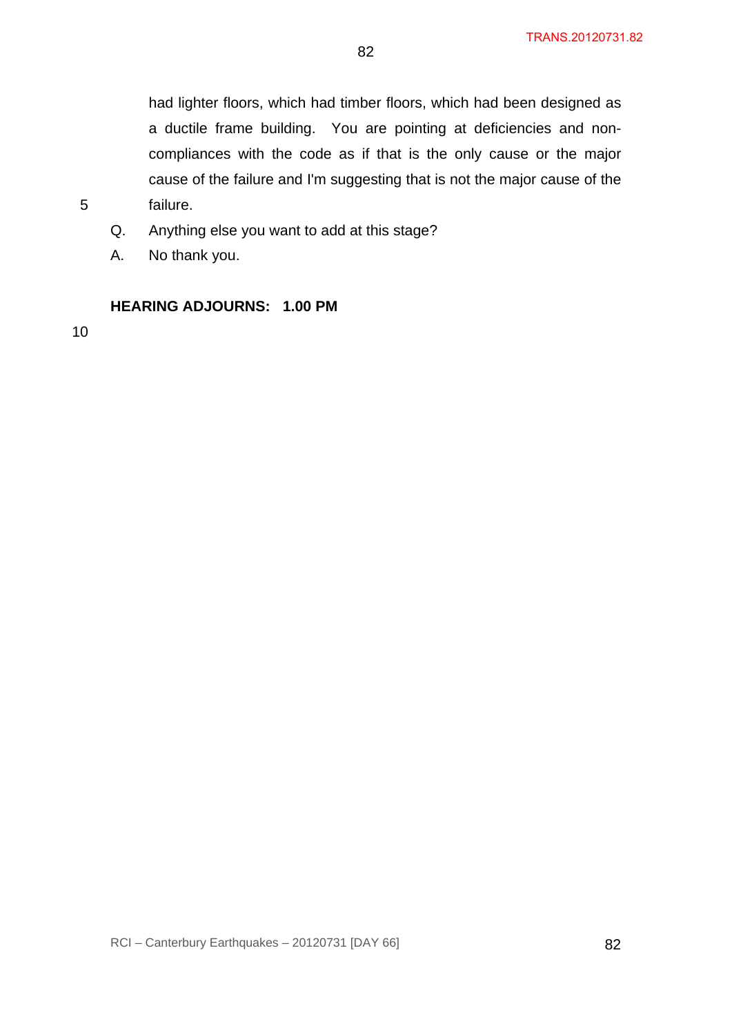had lighter floors, which had timber floors, which had been designed as a ductile frame building. You are pointing at deficiencies and non-compliances with the code as if that is the only cause or the major cause of the failure and I'm suggesting that is not the major cause of the failure.

Q. Anything else you want to add at this stage?

A. No thank you.

**HEARING ADJOURNS: 1.00 PM**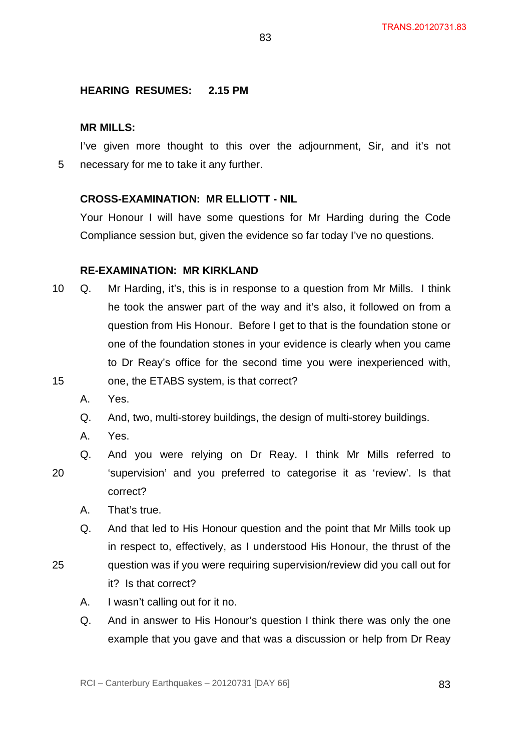**HEARING RESUMES: 2.15 PM**

**MR MILLS:**

I've given more thought to this over the adjournment, Sir, and it's not necessary for me to take it any further.

**CROSS-EXAMINATION: MR ELLIOTT - NIL**

Your Honour I will have some questions for Mr Harding during the Code Compliance session but, given the evidence so far today I've no questions.

**RE-EXAMINATION: MR KIRKLAND**

Q. Mr Harding, it's, this is in response to a question from Mr Mills. I think he took the answer part of the way and it's also, it followed on from a question from His Honour. Before I get to that is the foundation stone or one of the foundation stones in your evidence is clearly when you came to Dr Reay's office for the second time you were inexperienced with, one, the ETABS system, is that correct?

A. Yes.

Q. And, two, multi-storey buildings, the design of multi-storey buildings.

A. Yes.

Q. And you were relying on Dr Reay. I think Mr Mills referred to 'supervision' and you preferred to categorise it as 'review'. Is that correct?

A. That's true.

Q. And that led to His Honour question and the point that Mr Mills took up in respect to, effectively, as I understood His Honour, the thrust of the question was if you were requiring supervision/review did you call out for it? Is that correct?

A. I wasn't calling out for it no.

Q. And in answer to His Honour's question I think there was only the one example that you gave and that was a discussion or help from Dr Reay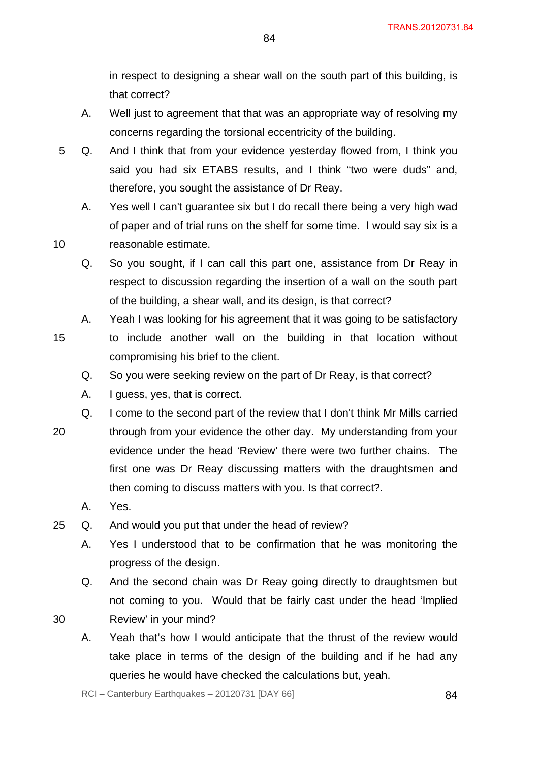in respect to designing a shear wall on the south part of this building, is that correct?

A. Well just to agreement that that was an appropriate way of resolving my concerns regarding the torsional eccentricity of the building.

Q. And I think that from your evidence yesterday flowed from, I think you said you had six ETABS results, and I think "two were duds" and, therefore, you sought the assistance of Dr Reay.

A. Yes well I can't guarantee six but I do recall there being a very high wad of paper and of trial runs on the shelf for some time. I would say six is a reasonable estimate.

Q. So you sought, if I can call this part one, assistance from Dr Reay in respect to discussion regarding the insertion of a wall on the south part of the building, a shear wall, and its design, is that correct?

A. Yeah I was looking for his agreement that it was going to be satisfactory to include another wall on the building in that location without compromising his brief to the client.

Q. So you were seeking review on the part of Dr Reay, is that correct?

A. I guess, yes, that is correct.

Q. I come to the second part of the review that I don't think Mr Mills carried through from your evidence the other day. My understanding from your evidence under the head 'Review' there were two further chains. The first one was Dr Reay discussing matters with the draughtsmen and then coming to discuss matters with you. Is that correct?.

A. Yes.

Q. And would you put that under the head of review?

A. Yes I understood that to be confirmation that he was monitoring the progress of the design.

Q. And the second chain was Dr Reay going directly to draughtsmen but not coming to you. Would that be fairly cast under the head 'Implied Review' in your mind?

A. Yeah that's how I would anticipate that the thrust of the review would take place in terms of the design of the building and if he had any queries he would have checked the calculations but, yeah.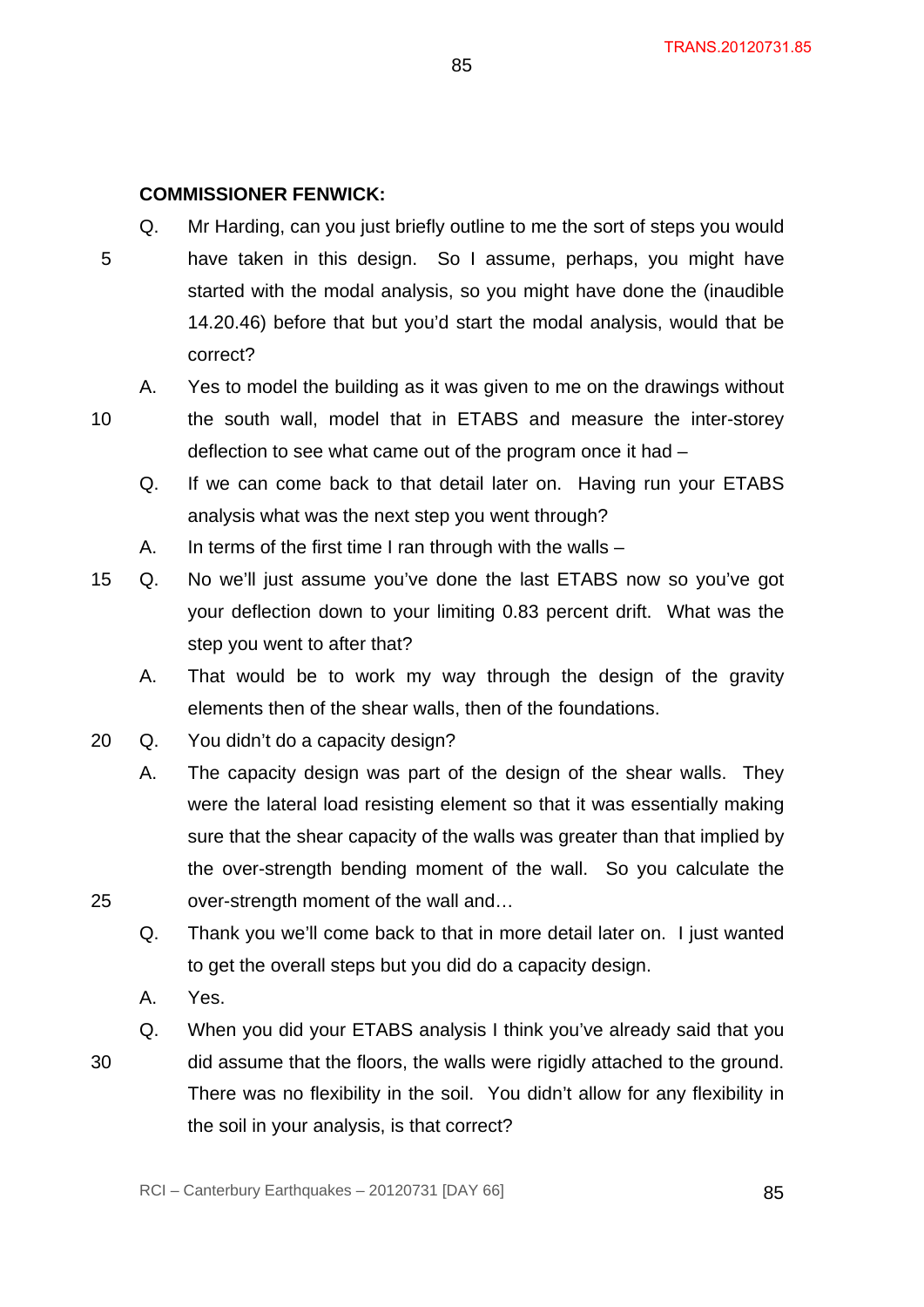**COMMISSIONER FENWICK:**

Q. Mr Harding, can you just briefly outline to me the sort of steps you would have taken in this design. So I assume, perhaps, you might have started with the modal analysis, so you might have done the (inaudible 14.20.46) before that but you'd start the modal analysis, would that be correct?

A. Yes to model the building as it was given to me on the drawings without the south wall, model that in ETABS and measure the inter-storey deflection to see what came out of the program once it had –

Q. If we can come back to that detail later on. Having run your ETABS analysis what was the next step you went through?

A. In terms of the first time I ran through with the walls –

Q. No we'll just assume you've done the last ETABS now so you've got your deflection down to your limiting 0.83 percent drift. What was the step you went to after that?

A. That would be to work my way through the design of the gravity elements then of the shear walls, then of the foundations.

Q. You didn't do a capacity design?

A. The capacity design was part of the design of the shear walls. They were the lateral load resisting element so that it was essentially making sure that the shear capacity of the walls was greater than that implied by the over-strength bending moment of the wall. So you calculate the over-strength moment of the wall and…

Q. Thank you we'll come back to that in more detail later on. I just wanted to get the overall steps but you did do a capacity design.

A. Yes.

Q. When you did your ETABS analysis I think you've already said that you did assume that the floors, the walls were rigidly attached to the ground. There was no flexibility in the soil. You didn't allow for any flexibility in the soil in your analysis, is that correct?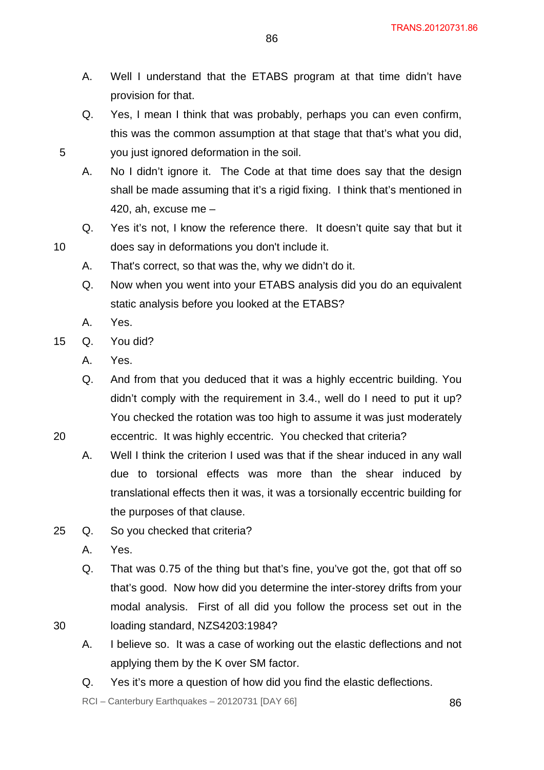A. Well I understand that the ETABS program at that time didn't have provision for that.

Q. Yes, I mean I think that was probably, perhaps you can even confirm, this was the common assumption at that stage that that's what you did, you just ignored deformation in the soil.

A. No I didn't ignore it. The Code at that time does say that the design shall be made assuming that it's a rigid fixing. I think that's mentioned in 420, ah, excuse me –

Q. Yes it's not, I know the reference there. It doesn't quite say that but it does say in deformations you don't include it.

A. That's correct, so that was the, why we didn't do it.

Q. Now when you went into your ETABS analysis did you do an equivalent static analysis before you looked at the ETABS?

A. Yes.

Q. You did?

A. Yes.

Q. And from that you deduced that it was a highly eccentric building. You didn't comply with the requirement in 3.4., well do I need to put it up? You checked the rotation was too high to assume it was just moderately eccentric. It was highly eccentric. You checked that criteria?

A. Well I think the criterion I used was that if the shear induced in any wall due to torsional effects was more than the shear induced by translational effects then it was, it was a torsionally eccentric building for the purposes of that clause.

Q. So you checked that criteria?

A. Yes.

Q. That was 0.75 of the thing but that's fine, you've got the, got that off so that's good. Now how did you determine the inter-storey drifts from your modal analysis. First of all did you follow the process set out in the loading standard, NZS4203:1984?

A. I believe so. It was a case of working out the elastic deflections and not applying them by the K over SM factor.

Q. Yes it's more a question of how did you find the elastic deflections.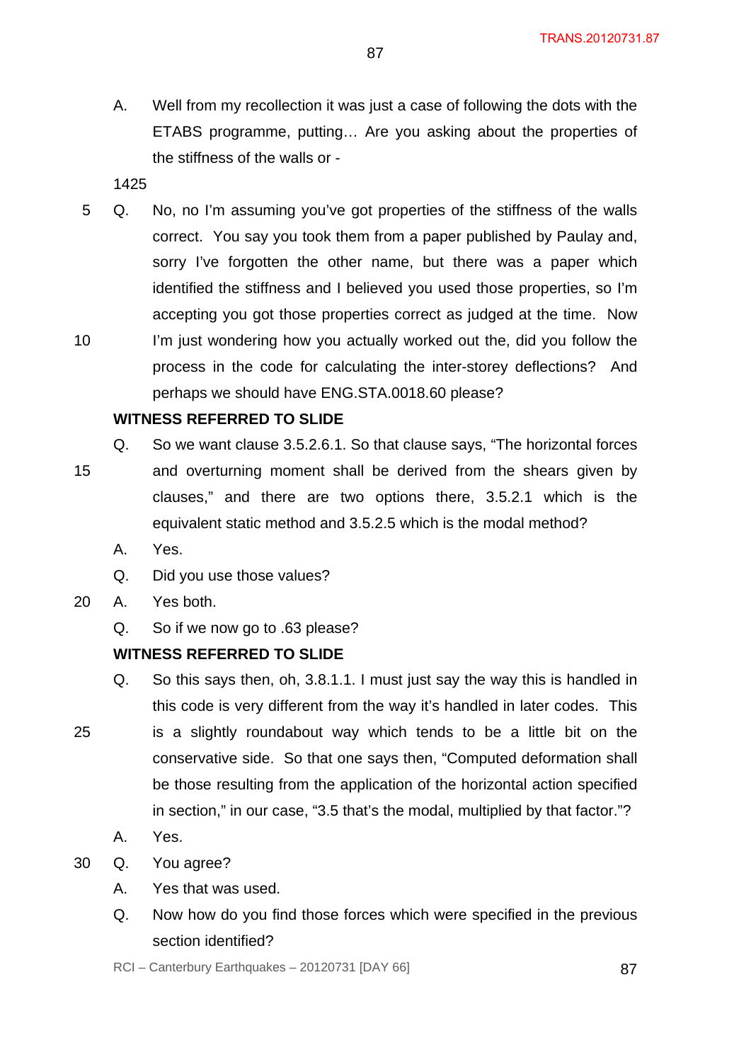A. Well from my recollection it was just a case of following the dots with the ETABS programme, putting… Are you asking about the properties of the stiffness of the walls or -

1425

Q. No, no I'm assuming you've got properties of the stiffness of the walls correct. You say you took them from a paper published by Paulay and, sorry I've forgotten the other name, but there was a paper which identified the stiffness and I believed you used those properties, so I'm accepting you got those properties correct as judged at the time. Now I'm just wondering how you actually worked out the, did you follow the process in the code for calculating the inter-storey deflections? And perhaps we should have ENG.STA.0018.60 please?

**WITNESS REFERRED TO SLIDE**

Q. So we want clause 3.5.2.6.1. So that clause says, "The horizontal forces and overturning moment shall be derived from the shears given by clauses," and there are two options there, 3.5.2.1 which is the equivalent static method and 3.5.2.5 which is the modal method?

A. Yes.

Q. Did you use those values?

A. Yes both.

Q. So if we now go to .63 please?

**WITNESS REFERRED TO SLIDE**

Q. So this says then, oh, 3.8.1.1. I must just say the way this is handled in this code is very different from the way it's handled in later codes. This is a slightly roundabout way which tends to be a little bit on the conservative side. So that one says then, "Computed deformation shall be those resulting from the application of the horizontal action specified in section," in our case, "3.5 that's the modal, multiplied by that factor."?

A. Yes.

Q. You agree?

A. Yes that was used.

Q. Now how do you find those forces which were specified in the previous section identified?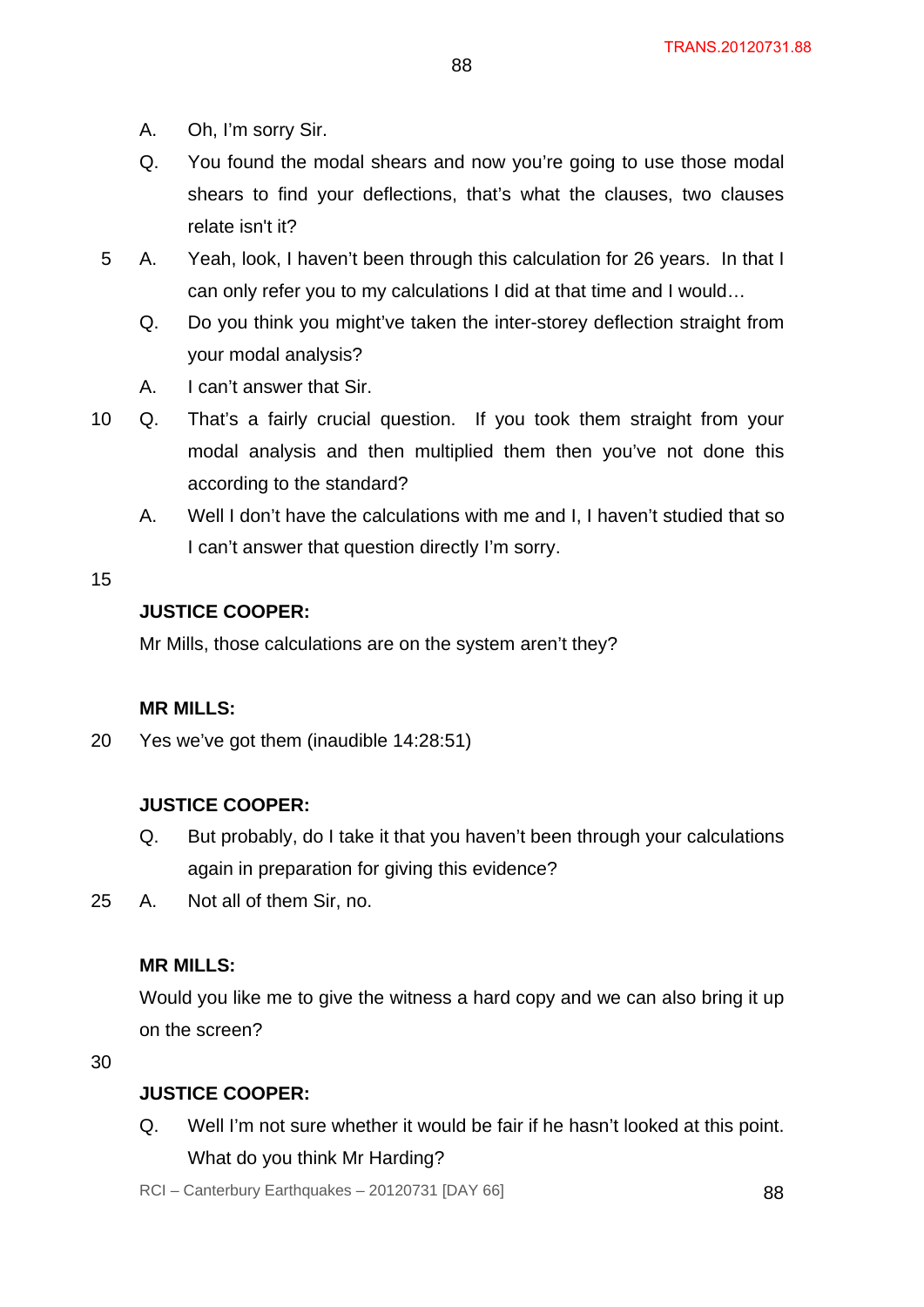A. Oh, I'm sorry Sir.

Q. You found the modal shears and now you're going to use those modal shears to find your deflections, that's what the clauses, two clauses relate isn't it?

A. Yeah, look, I haven't been through this calculation for 26 years. In that I can only refer you to my calculations I did at that time and I would…

Q. Do you think you might've taken the inter-storey deflection straight from your modal analysis?

A. I can't answer that Sir.

Q. That's a fairly crucial question. If you took them straight from your modal analysis and then multiplied them then you've not done this according to the standard?

A. Well I don't have the calculations with me and I, I haven't studied that so I can't answer that question directly I'm sorry.

**JUSTICE COOPER:**

Mr Mills, those calculations are on the system aren't they?

**MR MILLS:**

Yes we've got them (inaudible 14:28:51)

**JUSTICE COOPER:**

Q. But probably, do I take it that you haven't been through your calculations again in preparation for giving this evidence?

A. Not all of them Sir, no.

**MR MILLS:**

Would you like me to give the witness a hard copy and we can also bring it up on the screen?

**JUSTICE COOPER:**

Q. Well I'm not sure whether it would be fair if he hasn't looked at this point. What do you think Mr Harding?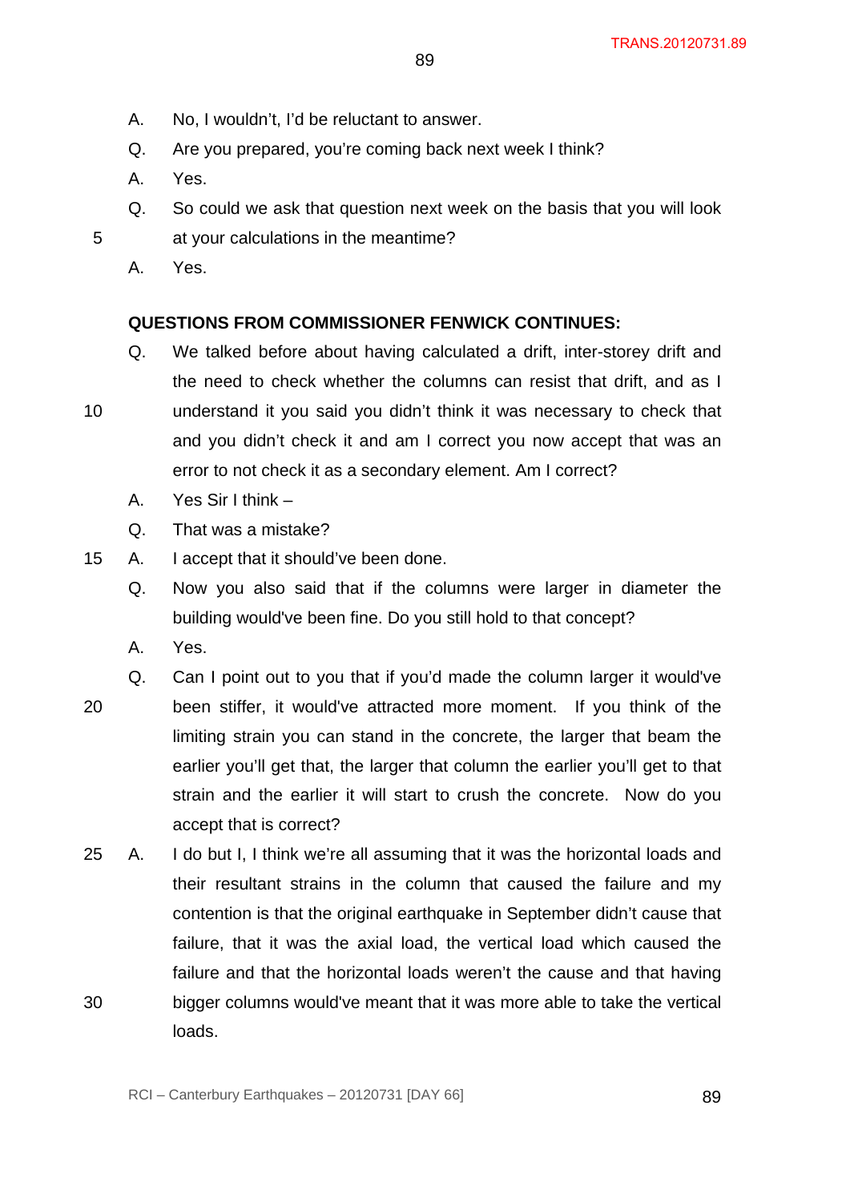A. No, I wouldn't, I'd be reluctant to answer.

Q. Are you prepared, you're coming back next week I think?

A. Yes.

Q. So could we ask that question next week on the basis that you will look at your calculations in the meantime?

A. Yes.

**QUESTIONS FROM COMMISSIONER FENWICK CONTINUES:**

Q. We talked before about having calculated a drift, inter-storey drift and the need to check whether the columns can resist that drift, and as I understand it you said you didn't think it was necessary to check that and you didn't check it and am I correct you now accept that was an error to not check it as a secondary element. Am I correct?

A. Yes Sir I think –

Q. That was a mistake?

A. I accept that it should've been done.

Q. Now you also said that if the columns were larger in diameter the building would've been fine. Do you still hold to that concept?

A. Yes.

Q. Can I point out to you that if you'd made the column larger it would've been stiffer, it would've attracted more moment. If you think of the limiting strain you can stand in the concrete, the larger that beam the earlier you'll get that, the larger that column the earlier you'll get to that strain and the earlier it will start to crush the concrete. Now do you accept that is correct?

A. I do but I, I think we're all assuming that it was the horizontal loads and their resultant strains in the column that caused the failure and my contention is that the original earthquake in September didn't cause that failure, that it was the axial load, the vertical load which caused the failure and that the horizontal loads weren't the cause and that having bigger columns would've meant that it was more able to take the vertical loads.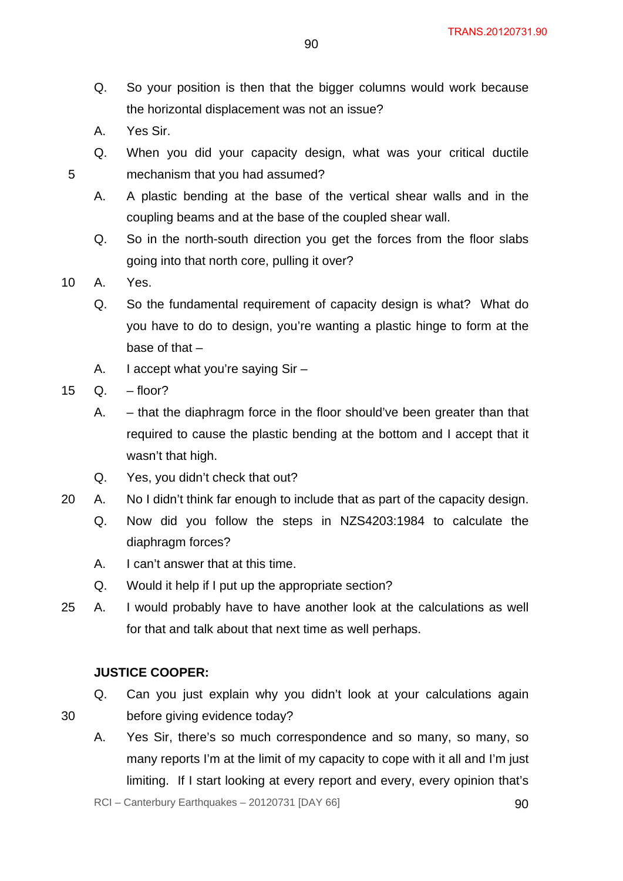Q. So your position is then that the bigger columns would work because the horizontal displacement was not an issue?

A. Yes Sir.

Q. When you did your capacity design, what was your critical ductile mechanism that you had assumed?

A. A plastic bending at the base of the vertical shear walls and in the coupling beams and at the base of the coupled shear wall.

Q. So in the north-south direction you get the forces from the floor slabs going into that north core, pulling it over?

A. Yes.

Q. So the fundamental requirement of capacity design is what? What do you have to do to design, you're wanting a plastic hinge to form at the base of that –

A. I accept what you're saying Sir –

Q. – floor?

A. – that the diaphragm force in the floor should've been greater than that required to cause the plastic bending at the bottom and I accept that it wasn't that high.

Q. Yes, you didn't check that out?

A. No I didn't think far enough to include that as part of the capacity design.

Q. Now did you follow the steps in NZS4203:1984 to calculate the diaphragm forces?

A. I can't answer that at this time.

Q. Would it help if I put up the appropriate section?

A. I would probably have to have another look at the calculations as well for that and talk about that next time as well perhaps.

**JUSTICE COOPER:**

Q. Can you just explain why you didn't look at your calculations again before giving evidence today?

A. Yes Sir, there's so much correspondence and so many, so many, so many reports I'm at the limit of my capacity to cope with it all and I'm just limiting. If I start looking at every report and every, every opinion that's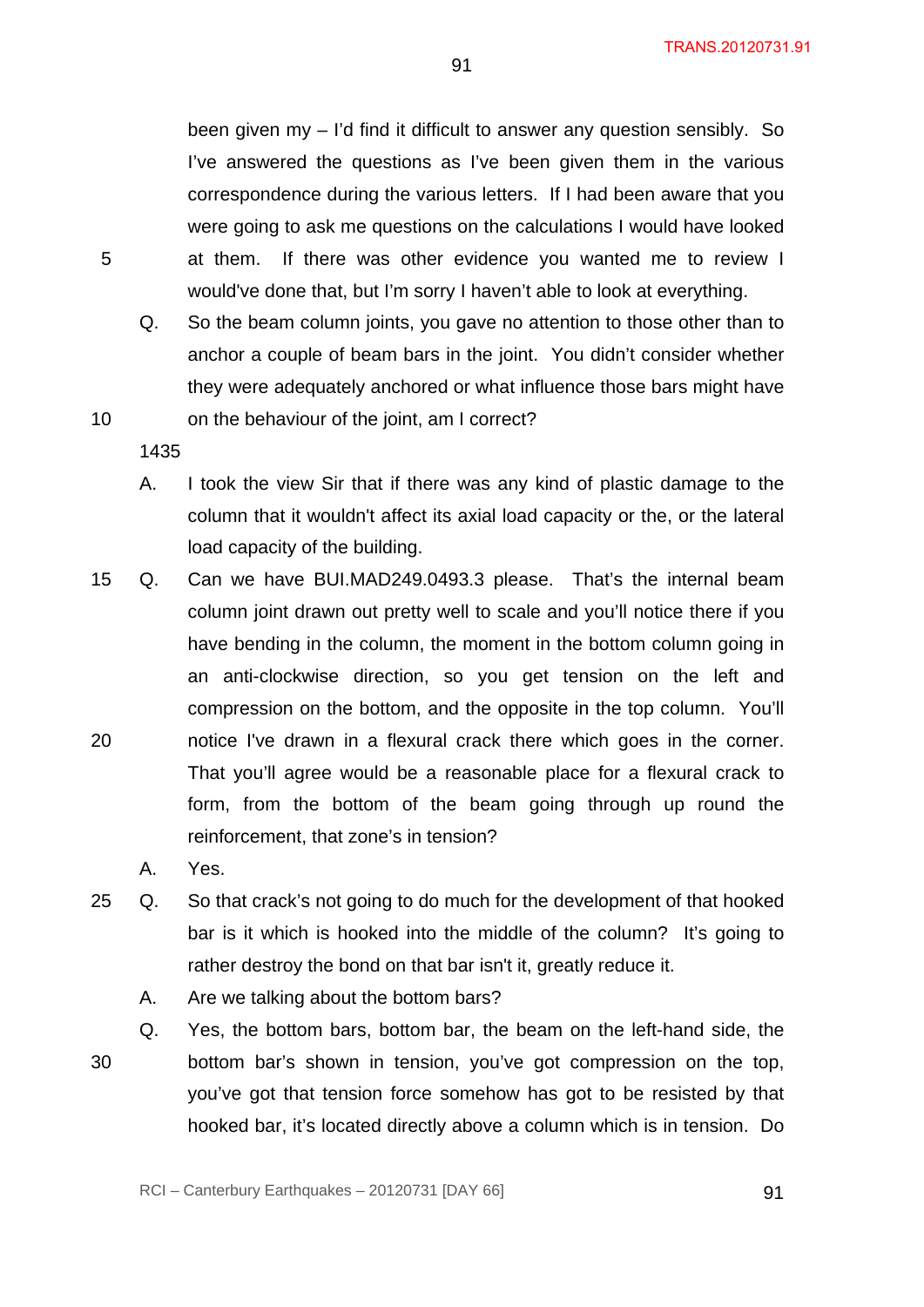been given my – I'd find it difficult to answer any question sensibly. So I've answered the questions as I've been given them in the various correspondence during the various letters. If I had been aware that you were going to ask me questions on the calculations I would have looked at them. If there was other evidence you wanted me to review I would've done that, but I'm sorry I haven't able to look at everything.

Q. So the beam column joints, you gave no attention to those other than to anchor a couple of beam bars in the joint. You didn't consider whether they were adequately anchored or what influence those bars might have on the behaviour of the joint, am I correct?

1435

A. I took the view Sir that if there was any kind of plastic damage to the column that it wouldn't affect its axial load capacity or the, or the lateral load capacity of the building.

Q. Can we have BUI.MAD249.0493.3 please. That's the internal beam column joint drawn out pretty well to scale and you'll notice there if you have bending in the column, the moment in the bottom column going in an anti-clockwise direction, so you get tension on the left and compression on the bottom, and the opposite in the top column. You'll notice I've drawn in a flexural crack there which goes in the corner. That you'll agree would be a reasonable place for a flexural crack to form, from the bottom of the beam going through up round the reinforcement, that zone's in tension?

A. Yes.

Q. So that crack's not going to do much for the development of that hooked bar is it which is hooked into the middle of the column? It's going to rather destroy the bond on that bar isn't it, greatly reduce it.

A. Are we talking about the bottom bars?

Q. Yes, the bottom bars, bottom bar, the beam on the left-hand side, the bottom bar's shown in tension, you've got compression on the top, you've got that tension force somehow has got to be resisted by that hooked bar, it's located directly above a column which is in tension. Do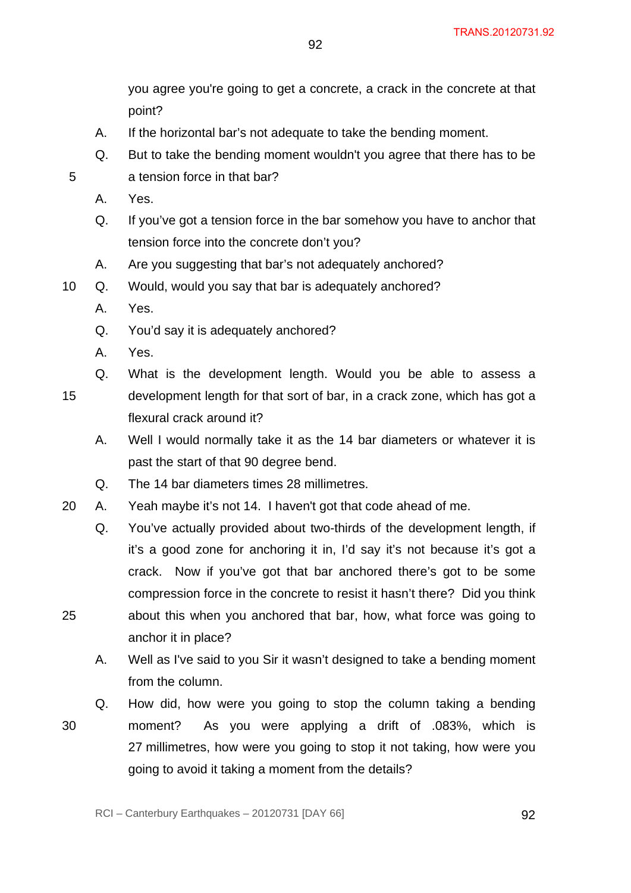you agree you're going to get a concrete, a crack in the concrete at that point?

A. If the horizontal bar's not adequate to take the bending moment.

Q. But to take the bending moment wouldn't you agree that there has to be a tension force in that bar?

A. Yes.

Q. If you've got a tension force in the bar somehow you have to anchor that tension force into the concrete don't you?

A. Are you suggesting that bar's not adequately anchored?

Q. Would, would you say that bar is adequately anchored?

A. Yes.

Q. You'd say it is adequately anchored?

A. Yes.

Q. What is the development length. Would you be able to assess a development length for that sort of bar, in a crack zone, which has got a flexural crack around it?

A. Well I would normally take it as the 14 bar diameters or whatever it is past the start of that 90 degree bend.

Q. The 14 bar diameters times 28 millimetres.

A. Yeah maybe it's not 14. I haven't got that code ahead of me.

Q. You've actually provided about two-thirds of the development length, if it's a good zone for anchoring it in, I'd say it's not because it's got a crack. Now if you've got that bar anchored there's got to be some compression force in the concrete to resist it hasn't there? Did you think about this when you anchored that bar, how, what force was going to anchor it in place?

A. Well as I've said to you Sir it wasn't designed to take a bending moment from the column.

Q. How did, how were you going to stop the column taking a bending moment? As you were applying a drift of .083%, which is 27 millimetres, how were you going to stop it not taking, how were you going to avoid it taking a moment from the details?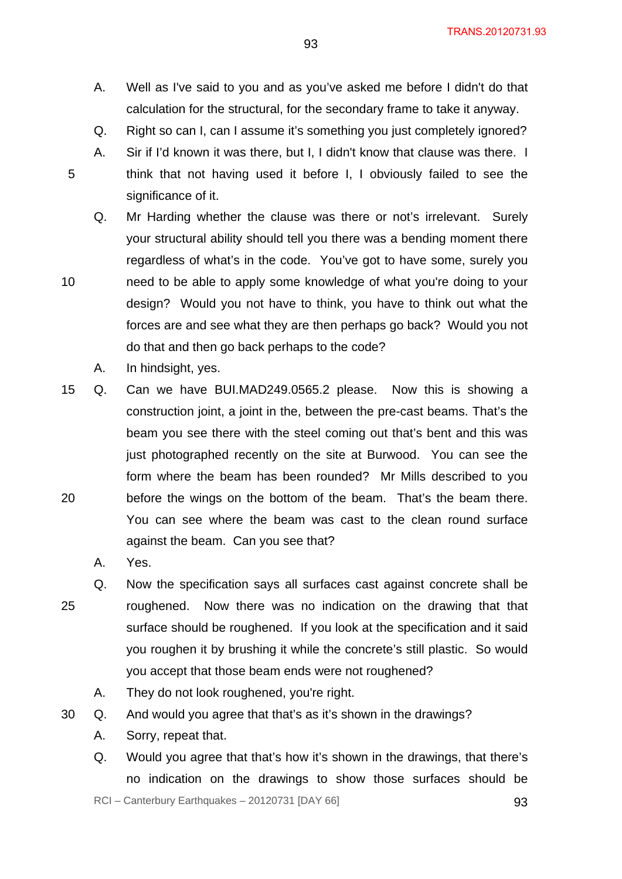A. Well as I've said to you and as you've asked me before I didn't do that calculation for the structural, for the secondary frame to take it anyway.

Q. Right so can I, can I assume it's something you just completely ignored?

A. Sir if I'd known it was there, but I, I didn't know that clause was there. I think that not having used it before I, I obviously failed to see the significance of it.

Q. Mr Harding whether the clause was there or not's irrelevant. Surely your structural ability should tell you there was a bending moment there regardless of what's in the code. You've got to have some, surely you need to be able to apply some knowledge of what you're doing to your design? Would you not have to think, you have to think out what the forces are and see what they are then perhaps go back? Would you not do that and then go back perhaps to the code?

A. In hindsight, yes.

Q. Can we have BUI.MAD249.0565.2 please. Now this is showing a construction joint, a joint in the, between the pre-cast beams. That's the beam you see there with the steel coming out that's bent and this was just photographed recently on the site at Burwood. You can see the form where the beam has been rounded? Mr Mills described to you before the wings on the bottom of the beam. That's the beam there. You can see where the beam was cast to the clean round surface against the beam. Can you see that?

A. Yes.

Q. Now the specification says all surfaces cast against concrete shall be roughened. Now there was no indication on the drawing that that surface should be roughened. If you look at the specification and it said you roughen it by brushing it while the concrete's still plastic. So would you accept that those beam ends were not roughened?

A. They do not look roughened, you're right.

Q. And would you agree that that's as it's shown in the drawings?

A. Sorry, repeat that.

Q. Would you agree that that's how it's shown in the drawings, that there's no indication on the drawings to show those surfaces should be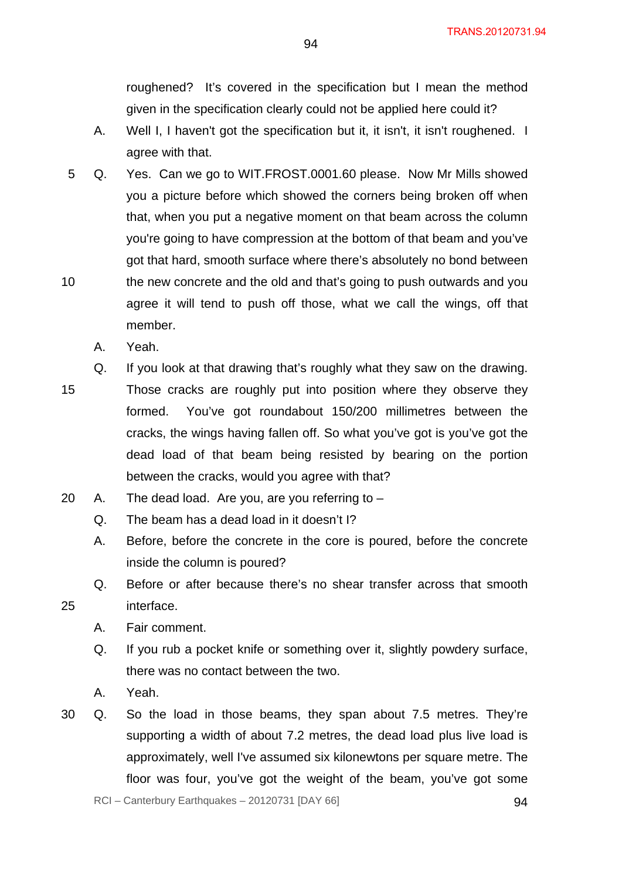roughened? It's covered in the specification but I mean the method given in the specification clearly could not be applied here could it?

A. Well I, I haven't got the specification but it, it isn't, it isn't roughened. I agree with that.

Q. Yes. Can we go to WIT.FROST.0001.60 please. Now Mr Mills showed you a picture before which showed the corners being broken off when that, when you put a negative moment on that beam across the column you're going to have compression at the bottom of that beam and you've got that hard, smooth surface where there's absolutely no bond between the new concrete and the old and that's going to push outwards and you agree it will tend to push off those, what we call the wings, off that member.

A. Yeah.

Q. If you look at that drawing that's roughly what they saw on the drawing. Those cracks are roughly put into position where they observe they formed. You've got roundabout 150/200 millimetres between the cracks, the wings having fallen off. So what you've got is you've got the dead load of that beam being resisted by bearing on the portion between the cracks, would you agree with that?

A. The dead load. Are you, are you referring to –

Q. The beam has a dead load in it doesn't I?

A. Before, before the concrete in the core is poured, before the concrete inside the column is poured?

Q. Before or after because there's no shear transfer across that smooth interface.

A. Fair comment.

Q. If you rub a pocket knife or something over it, slightly powdery surface, there was no contact between the two.

A. Yeah.

Q. So the load in those beams, they span about 7.5 metres. They're supporting a width of about 7.2 metres, the dead load plus live load is approximately, well I've assumed six kilonewtons per square metre. The floor was four, you've got the weight of the beam, you've got some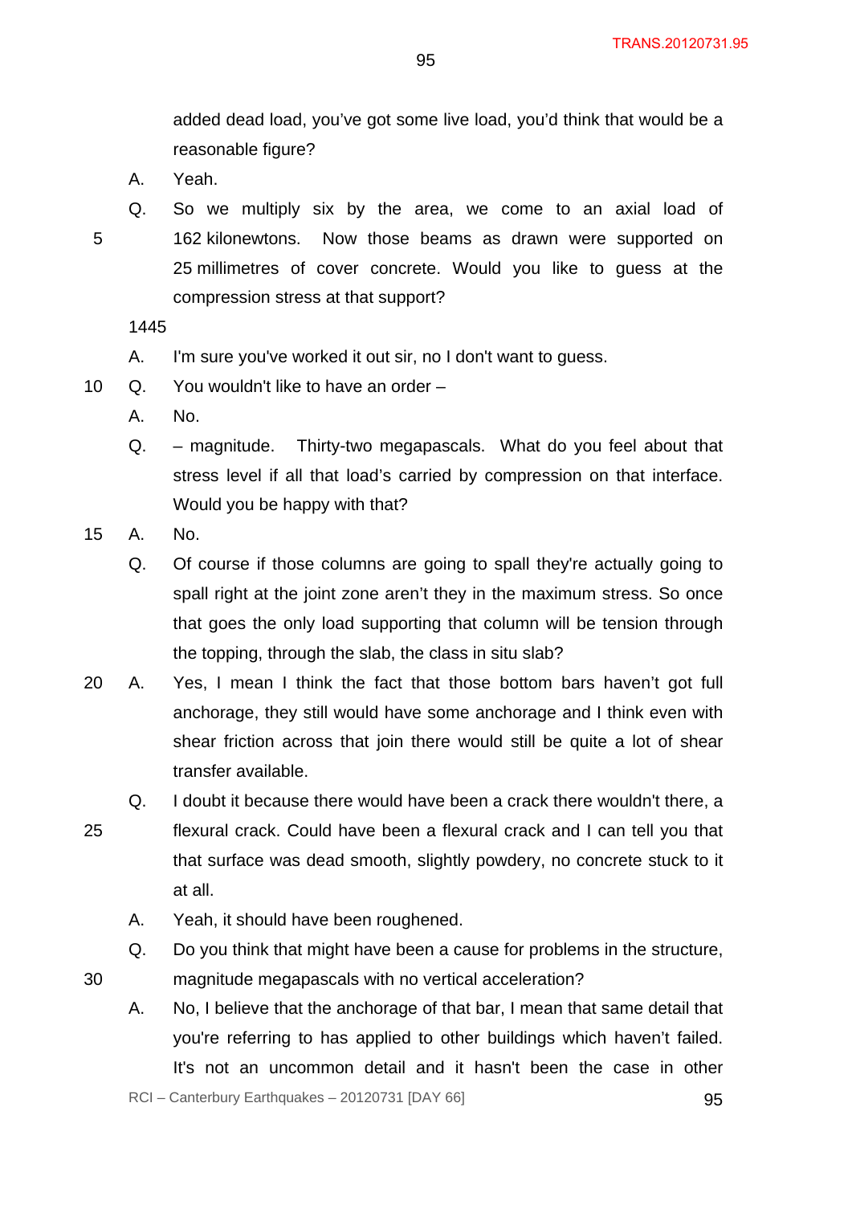added dead load, you've got some live load, you'd think that would be a reasonable figure?

A. Yeah.

Q. So we multiply six by the area, we come to an axial load of 162 kilonewtons. Now those beams as drawn were supported on 25 millimetres of cover concrete. Would you like to guess at the compression stress at that support?

1445

A. I'm sure you've worked it out sir, no I don't want to guess.

Q. You wouldn't like to have an order –

A. No.

Q. – magnitude. Thirty-two megapascals. What do you feel about that stress level if all that load's carried by compression on that interface. Would you be happy with that?

A. No.

Q. Of course if those columns are going to spall they're actually going to spall right at the joint zone aren't they in the maximum stress. So once that goes the only load supporting that column will be tension through the topping, through the slab, the class in situ slab?

A. Yes, I mean I think the fact that those bottom bars haven't got full anchorage, they still would have some anchorage and I think even with shear friction across that join there would still be quite a lot of shear transfer available.

Q. I doubt it because there would have been a crack there wouldn't there, a flexural crack. Could have been a flexural crack and I can tell you that that surface was dead smooth, slightly powdery, no concrete stuck to it at all.

A. Yeah, it should have been roughened.

Q. Do you think that might have been a cause for problems in the structure, magnitude megapascals with no vertical acceleration?

A. No, I believe that the anchorage of that bar, I mean that same detail that you're referring to has applied to other buildings which haven't failed. It's not an uncommon detail and it hasn't been the case in other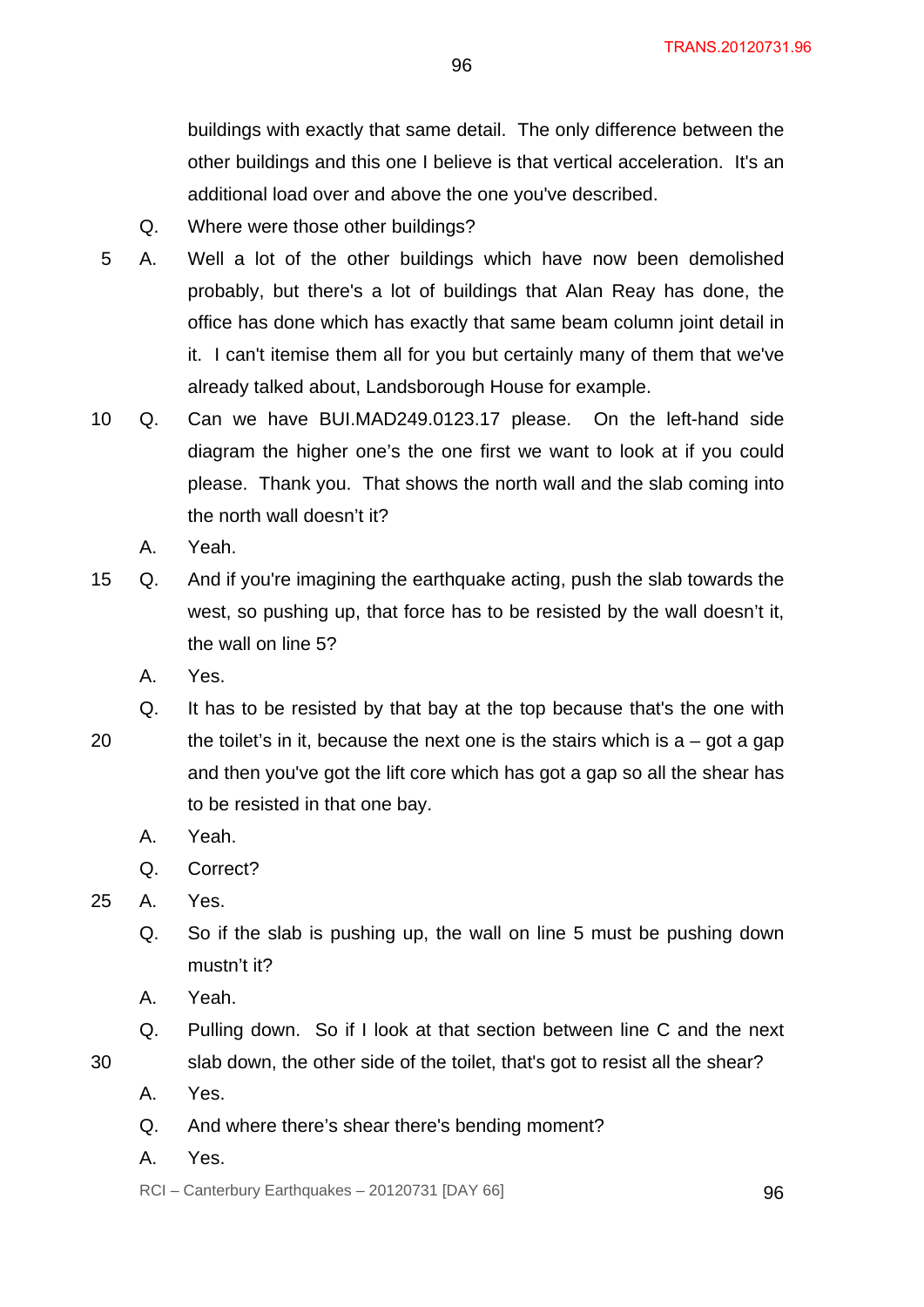buildings with exactly that same detail. The only difference between the other buildings and this one I believe is that vertical acceleration. It's an additional load over and above the one you've described.

Q. Where were those other buildings?

A. Well a lot of the other buildings which have now been demolished probably, but there's a lot of buildings that Alan Reay has done, the office has done which has exactly that same beam column joint detail in it. I can't itemise them all for you but certainly many of them that we've already talked about, Landsborough House for example.

Q. Can we have BUI.MAD249.0123.17 please. On the left-hand side diagram the higher one's the one first we want to look at if you could please. Thank you. That shows the north wall and the slab coming into the north wall doesn't it?

A. Yeah.

Q. And if you're imagining the earthquake acting, push the slab towards the west, so pushing up, that force has to be resisted by the wall doesn't it, the wall on line 5?

A. Yes.

Q. It has to be resisted by that bay at the top because that's the one with the toilet's in it, because the next one is the stairs which is a – got a gap and then you've got the lift core which has got a gap so all the shear has to be resisted in that one bay.

A. Yeah.

Q. Correct?

A. Yes.

Q. So if the slab is pushing up, the wall on line 5 must be pushing down mustn't it?

A. Yeah.

Q. Pulling down. So if I look at that section between line C and the next slab down, the other side of the toilet, that's got to resist all the shear?

A. Yes.

Q. And where there's shear there's bending moment?

A. Yes.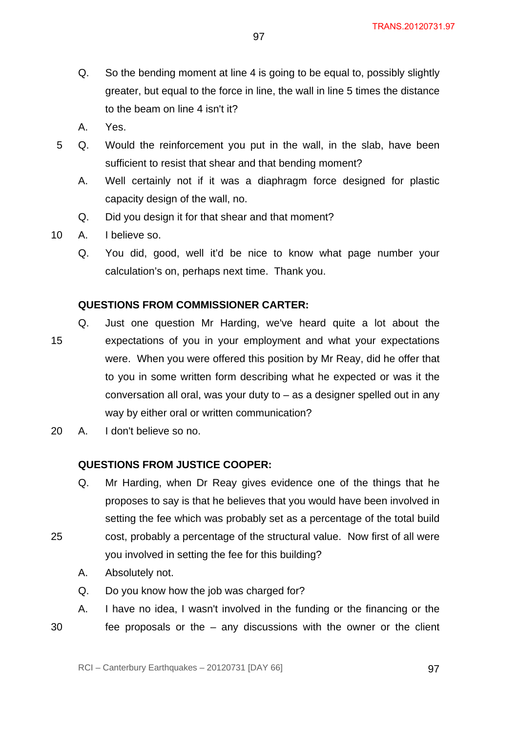Q. So the bending moment at line 4 is going to be equal to, possibly slightly greater, but equal to the force in line, the wall in line 5 times the distance to the beam on line 4 isn't it?

A. Yes.

Q. Would the reinforcement you put in the wall, in the slab, have been sufficient to resist that shear and that bending moment?

A. Well certainly not if it was a diaphragm force designed for plastic capacity design of the wall, no.

Q. Did you design it for that shear and that moment?

A. I believe so.

Q. You did, good, well it'd be nice to know what page number your calculation's on, perhaps next time. Thank you.

**QUESTIONS FROM COMMISSIONER CARTER:**

Q. Just one question Mr Harding, we've heard quite a lot about the expectations of you in your employment and what your expectations were. When you were offered this position by Mr Reay, did he offer that to you in some written form describing what he expected or was it the conversation all oral, was your duty to – as a designer spelled out in any way by either oral or written communication?

A. I don't believe so no.

**QUESTIONS FROM JUSTICE COOPER:**

Q. Mr Harding, when Dr Reay gives evidence one of the things that he proposes to say is that he believes that you would have been involved in setting the fee which was probably set as a percentage of the total build cost, probably a percentage of the structural value. Now first of all were you involved in setting the fee for this building?

A. Absolutely not.

Q. Do you know how the job was charged for?

A. I have no idea, I wasn't involved in the funding or the financing or the fee proposals or the – any discussions with the owner or the client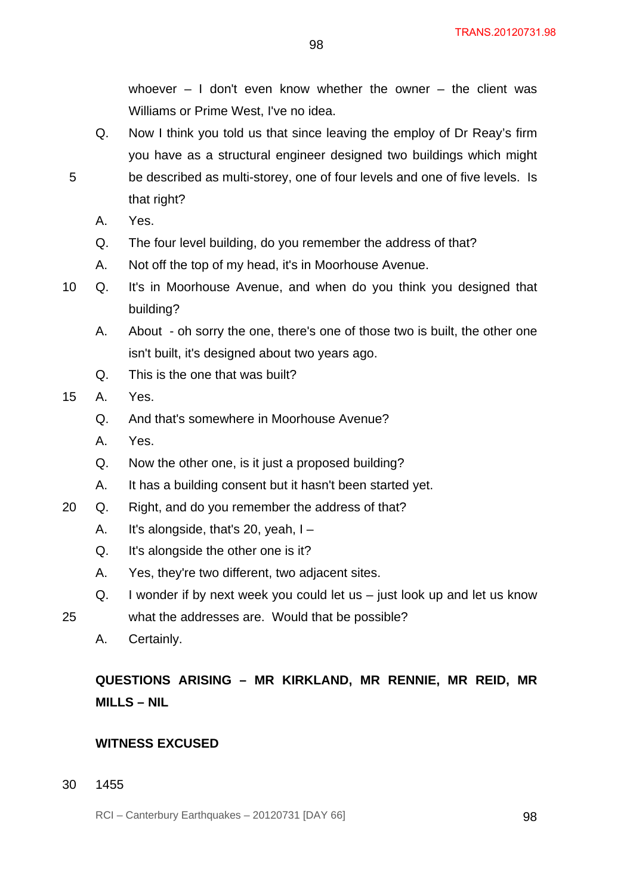whoever – I don't even know whether the owner – the client was Williams or Prime West, I've no idea.

Q. Now I think you told us that since leaving the employ of Dr Reay's firm you have as a structural engineer designed two buildings which might be described as multi-storey, one of four levels and one of five levels. Is that right?

A. Yes.

Q. The four level building, do you remember the address of that?

A. Not off the top of my head, it's in Moorhouse Avenue.

Q. It's in Moorhouse Avenue, and when do you think you designed that building?

A. About - oh sorry the one, there's one of those two is built, the other one isn't built, it's designed about two years ago.

Q. This is the one that was built?

A. Yes.

Q. And that's somewhere in Moorhouse Avenue?

A. Yes.

Q. Now the other one, is it just a proposed building?

A. It has a building consent but it hasn't been started yet.

Q. Right, and do you remember the address of that?

A. It's alongside, that's 20, yeah, I –

Q. It's alongside the other one is it?

A. Yes, they're two different, two adjacent sites.

Q. I wonder if by next week you could let us – just look up and let us know what the addresses are. Would that be possible?

A. Certainly.

**QUESTIONS ARISING – MR KIRKLAND, MR RENNIE, MR REID, MR MILLS – NIL**

**WITNESS EXCUSED**

1455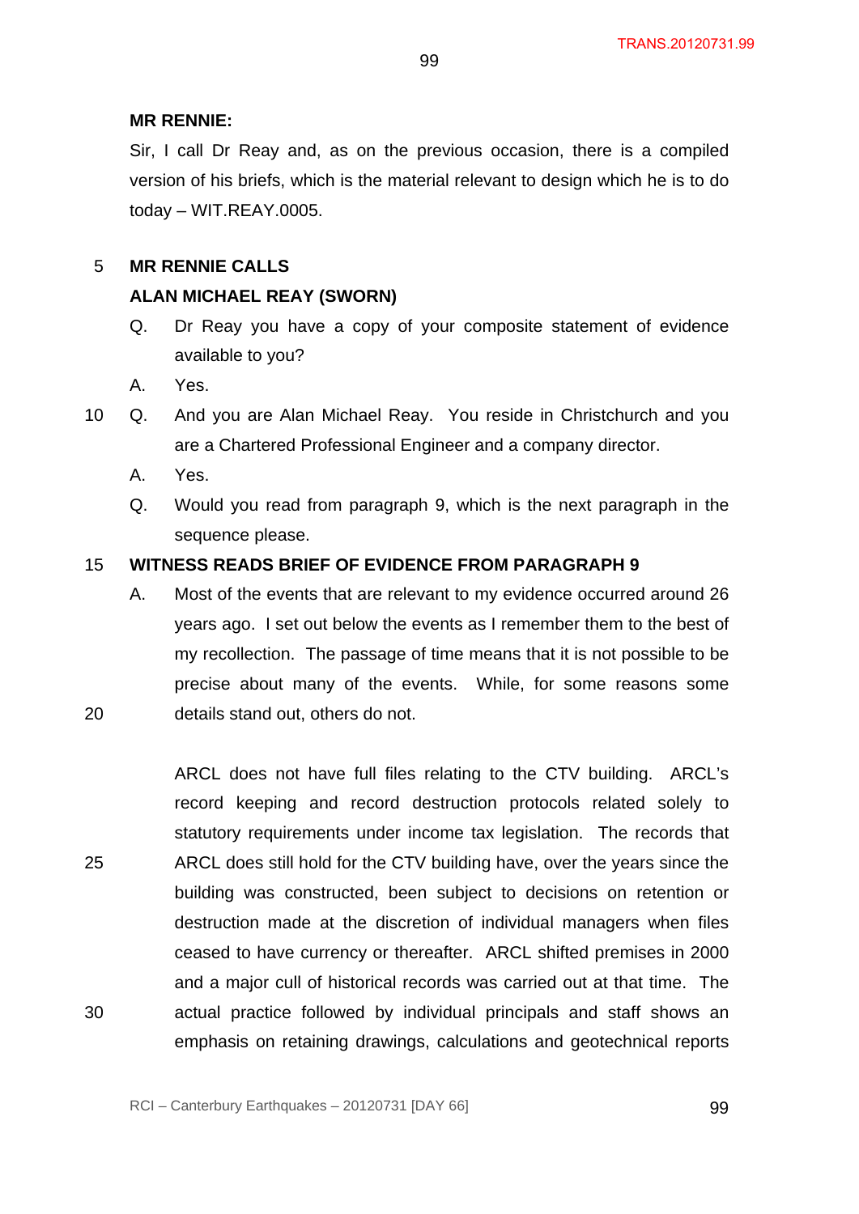**MR RENNIE:**

Sir, I call Dr Reay and, as on the previous occasion, there is a compiled version of his briefs, which is the material relevant to design which he is to do today – WIT.REAY.0005.

**MR RENNIE CALLS**

**ALAN MICHAEL REAY (SWORN)**

Q. Dr Reay you have a copy of your composite statement of evidence available to you?

A. Yes.

Q. And you are Alan Michael Reay. You reside in Christchurch and you are a Chartered Professional Engineer and a company director.

A. Yes.

Q. Would you read from paragraph 9, which is the next paragraph in the sequence please.

**WITNESS READS BRIEF OF EVIDENCE FROM PARAGRAPH 9**

A. Most of the events that are relevant to my evidence occurred around 26 years ago. I set out below the events as I remember them to the best of my recollection. The passage of time means that it is not possible to be precise about many of the events. While, for some reasons some details stand out, others do not.

ARCL does not have full files relating to the CTV building. ARCL's record keeping and record destruction protocols related solely to statutory requirements under income tax legislation. The records that ARCL does still hold for the CTV building have, over the years since the building was constructed, been subject to decisions on retention or destruction made at the discretion of individual managers when files ceased to have currency or thereafter. ARCL shifted premises in 2000 and a major cull of historical records was carried out at that time. The actual practice followed by individual principals and staff shows an emphasis on retaining drawings, calculations and geotechnical reports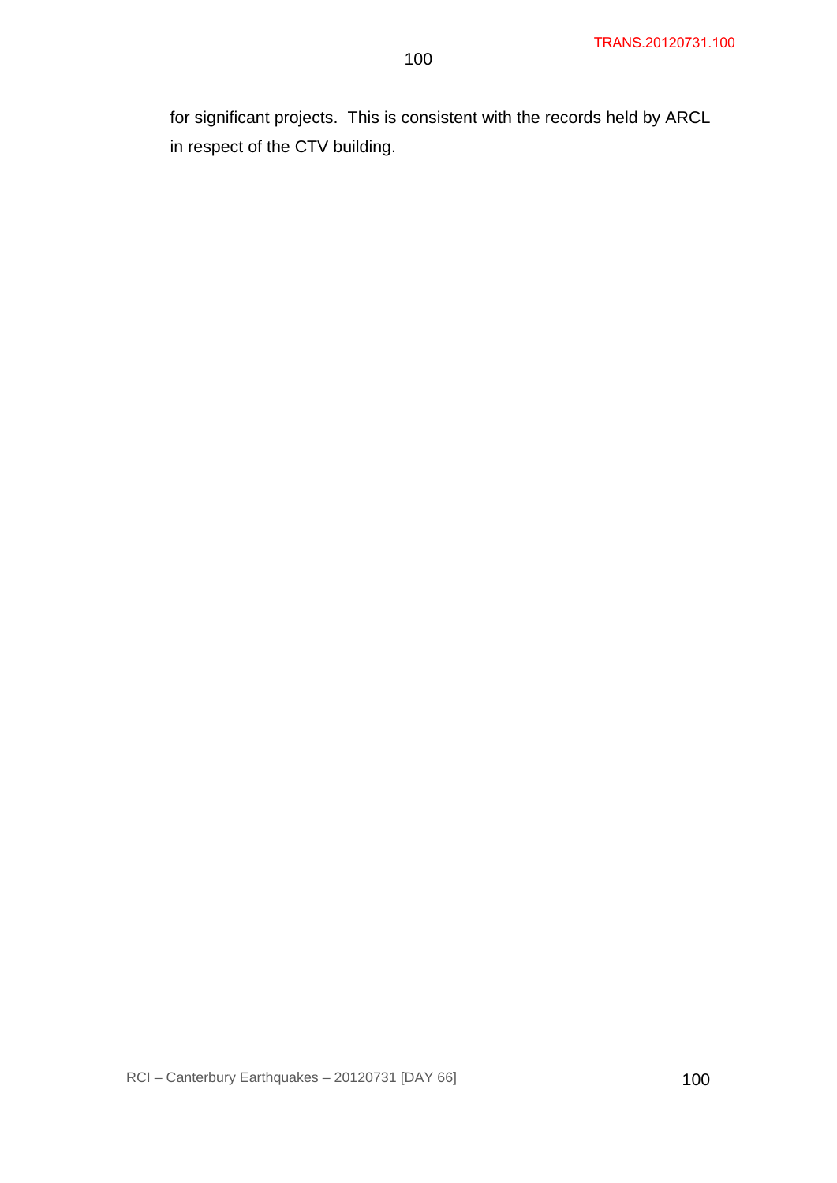for significant projects.  This is consistent with the records held by ARCL in respect of the CTV building.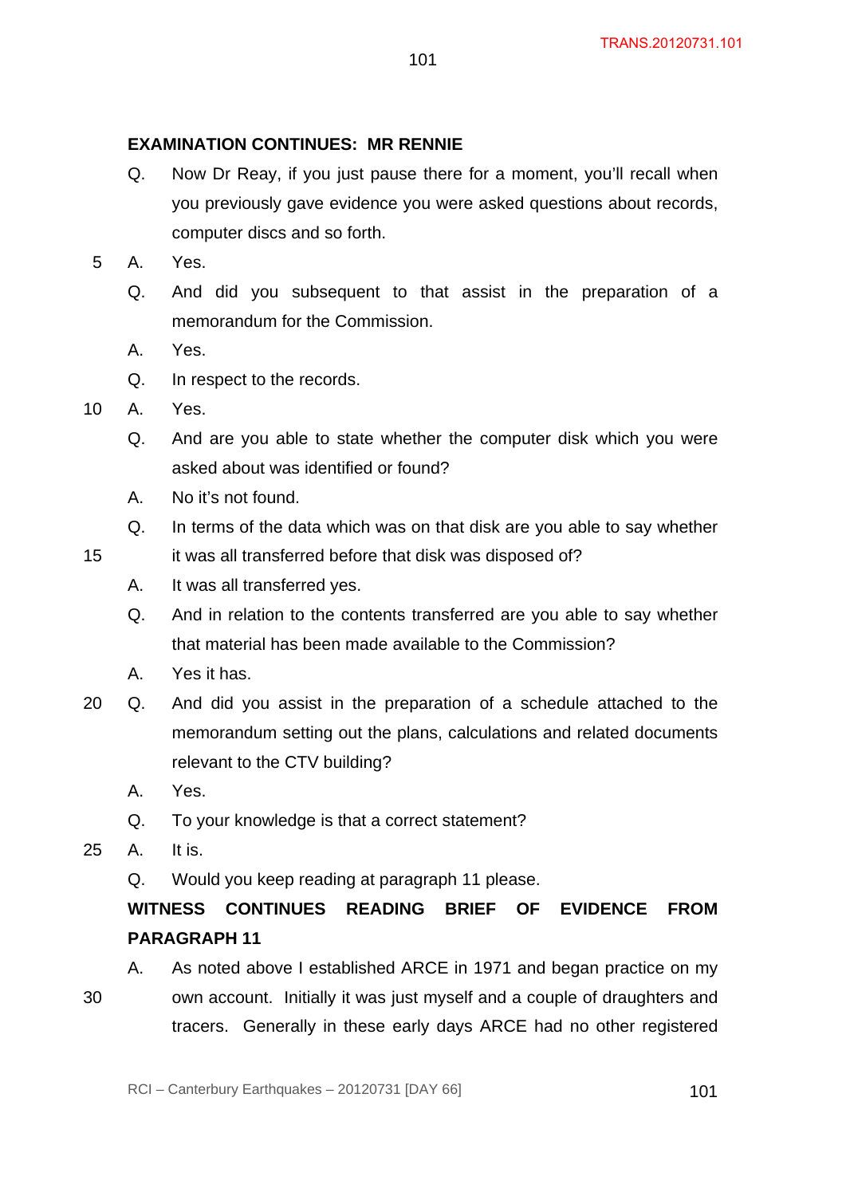**EXAMINATION CONTINUES: MR RENNIE**

Q. Now Dr Reay, if you just pause there for a moment, you'll recall when you previously gave evidence you were asked questions about records, computer discs and so forth.

A. Yes.

Q. And did you subsequent to that assist in the preparation of a memorandum for the Commission.

A. Yes.

Q. In respect to the records.

A. Yes.

Q. And are you able to state whether the computer disk which you were asked about was identified or found?

A. No it's not found.

Q. In terms of the data which was on that disk are you able to say whether it was all transferred before that disk was disposed of?

A. It was all transferred yes.

Q. And in relation to the contents transferred are you able to say whether that material has been made available to the Commission?

A. Yes it has.

Q. And did you assist in the preparation of a schedule attached to the memorandum setting out the plans, calculations and related documents relevant to the CTV building?

A. Yes.

Q. To your knowledge is that a correct statement?

A. It is.

Q. Would you keep reading at paragraph 11 please.

**WITNESS CONTINUES READING BRIEF OF EVIDENCE FROM PARAGRAPH 11**

A. As noted above I established ARCE in 1971 and began practice on my own account. Initially it was just myself and a couple of draughters and tracers. Generally in these early days ARCE had no other registered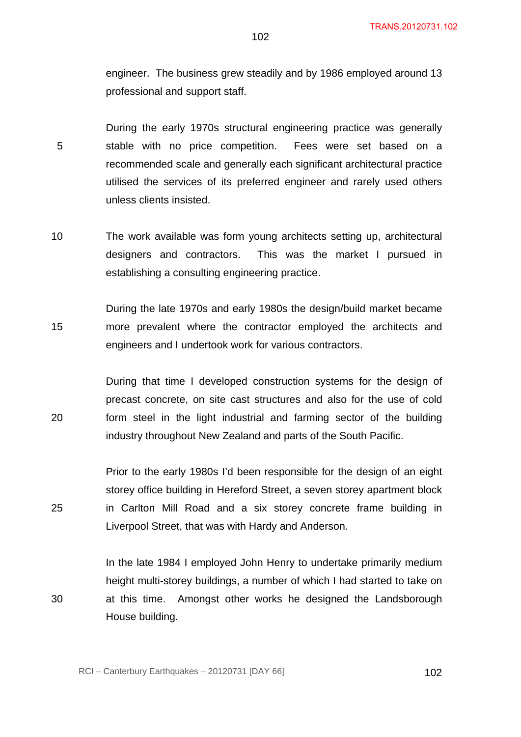engineer. The business grew steadily and by 1986 employed around 13 professional and support staff.

During the early 1970s structural engineering practice was generally stable with no price competition. Fees were set based on a recommended scale and generally each significant architectural practice utilised the services of its preferred engineer and rarely used others unless clients insisted.

The work available was form young architects setting up, architectural designers and contractors. This was the market I pursued in establishing a consulting engineering practice.

During the late 1970s and early 1980s the design/build market became more prevalent where the contractor employed the architects and engineers and I undertook work for various contractors.

During that time I developed construction systems for the design of precast concrete, on site cast structures and also for the use of cold form steel in the light industrial and farming sector of the building industry throughout New Zealand and parts of the South Pacific.

Prior to the early 1980s I'd been responsible for the design of an eight storey office building in Hereford Street, a seven storey apartment block in Carlton Mill Road and a six storey concrete frame building in Liverpool Street, that was with Hardy and Anderson.

In the late 1984 I employed John Henry to undertake primarily medium height multi-storey buildings, a number of which I had started to take on at this time. Amongst other works he designed the Landsborough House building.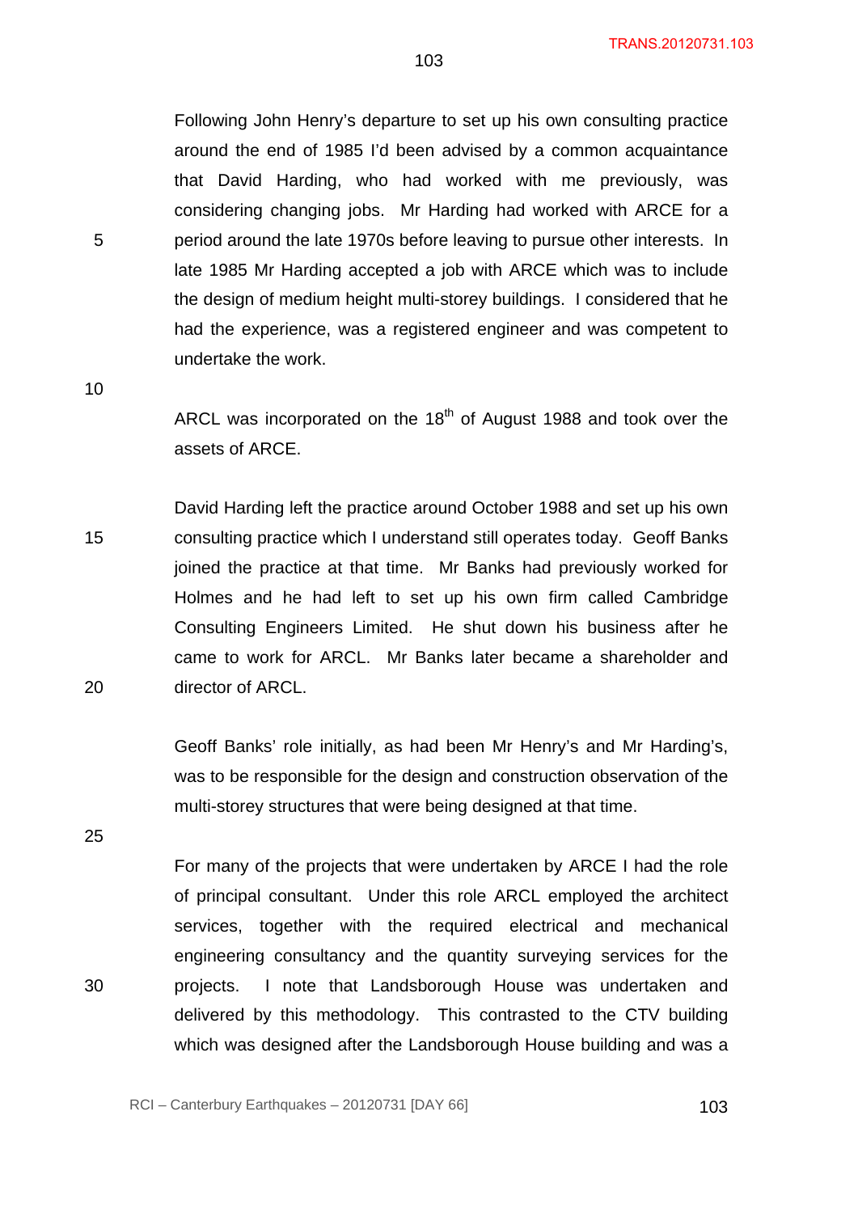Following John Henry's departure to set up his own consulting practice around the end of 1985 I'd been advised by a common acquaintance that David Harding, who had worked with me previously, was considering changing jobs. Mr Harding had worked with ARCE for a period around the late 1970s before leaving to pursue other interests. In late 1985 Mr Harding accepted a job with ARCE which was to include the design of medium height multi-storey buildings. I considered that he had the experience, was a registered engineer and was competent to undertake the work.

ARCL was incorporated on the 18th of August 1988 and took over the assets of ARCE.

David Harding left the practice around October 1988 and set up his own consulting practice which I understand still operates today. Geoff Banks joined the practice at that time. Mr Banks had previously worked for Holmes and he had left to set up his own firm called Cambridge Consulting Engineers Limited. He shut down his business after he came to work for ARCL. Mr Banks later became a shareholder and director of ARCL.

Geoff Banks' role initially, as had been Mr Henry's and Mr Harding's, was to be responsible for the design and construction observation of the multi-storey structures that were being designed at that time.

For many of the projects that were undertaken by ARCE I had the role of principal consultant. Under this role ARCL employed the architect services, together with the required electrical and mechanical engineering consultancy and the quantity surveying services for the projects. I note that Landsborough House was undertaken and delivered by this methodology. This contrasted to the CTV building which was designed after the Landsborough House building and was a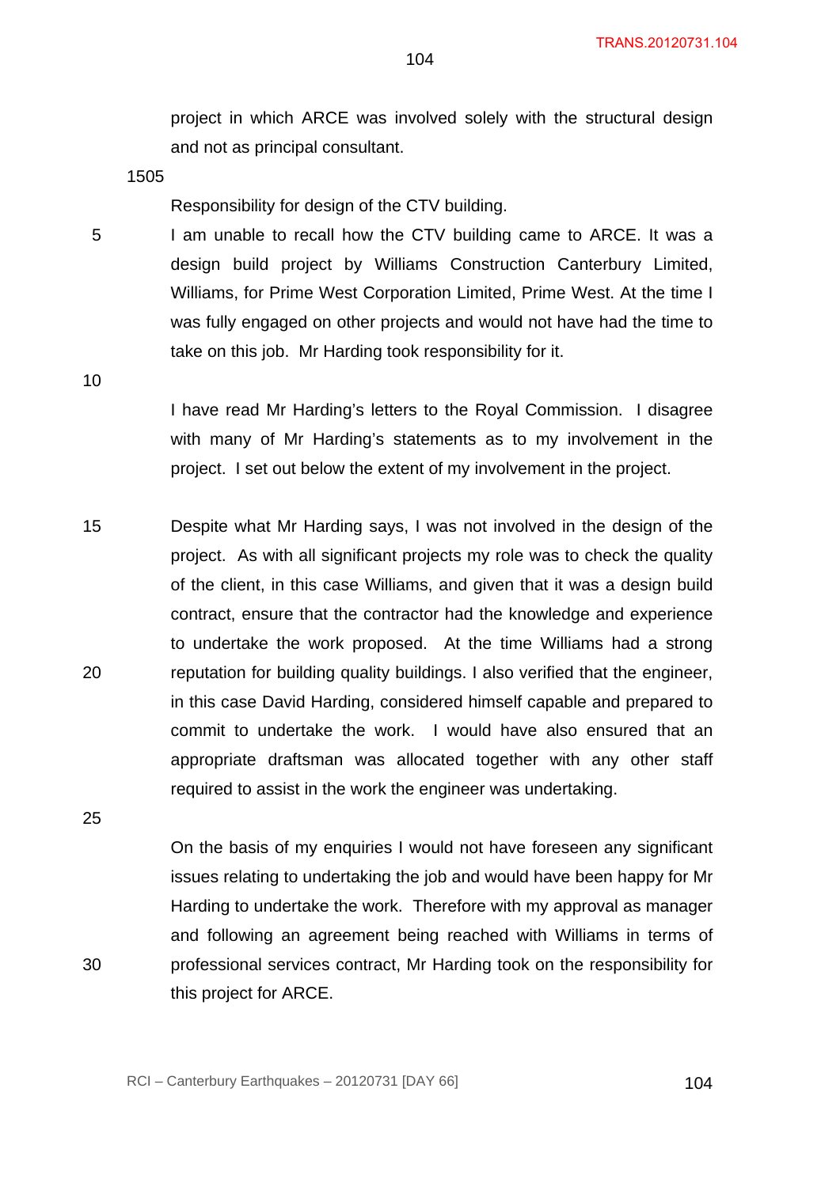project in which ARCE was involved solely with the structural design and not as principal consultant.

1505

Responsibility for design of the CTV building.

I am unable to recall how the CTV building came to ARCE. It was a design build project by Williams Construction Canterbury Limited, Williams, for Prime West Corporation Limited, Prime West. At the time I was fully engaged on other projects and would not have had the time to take on this job. Mr Harding took responsibility for it.

I have read Mr Harding's letters to the Royal Commission. I disagree with many of Mr Harding's statements as to my involvement in the project. I set out below the extent of my involvement in the project.

Despite what Mr Harding says, I was not involved in the design of the project. As with all significant projects my role was to check the quality of the client, in this case Williams, and given that it was a design build contract, ensure that the contractor had the knowledge and experience to undertake the work proposed. At the time Williams had a strong reputation for building quality buildings. I also verified that the engineer, in this case David Harding, considered himself capable and prepared to commit to undertake the work. I would have also ensured that an appropriate draftsman was allocated together with any other staff required to assist in the work the engineer was undertaking.

On the basis of my enquiries I would not have foreseen any significant issues relating to undertaking the job and would have been happy for Mr Harding to undertake the work. Therefore with my approval as manager and following an agreement being reached with Williams in terms of professional services contract, Mr Harding took on the responsibility for this project for ARCE.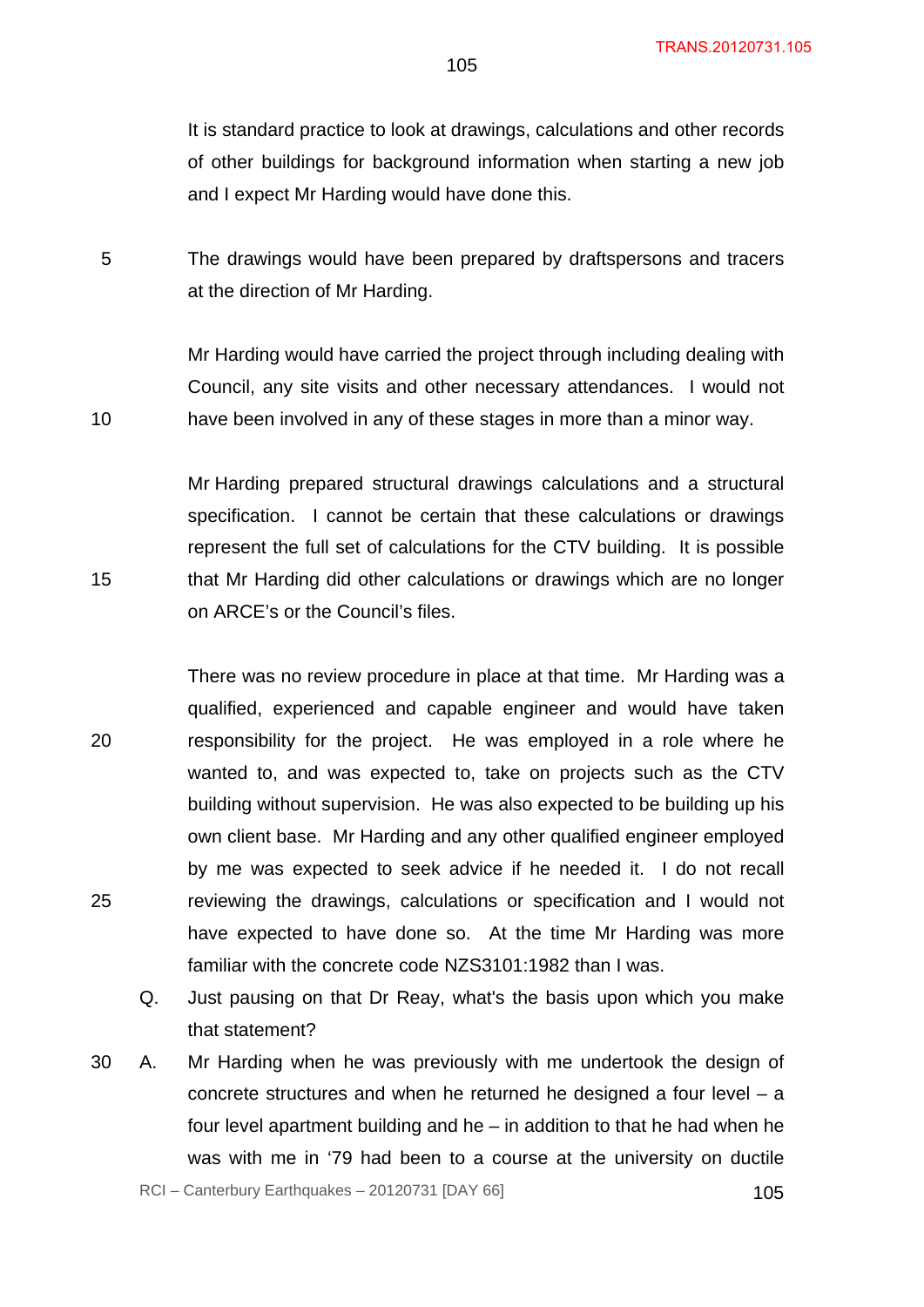It is standard practice to look at drawings, calculations and other records of other buildings for background information when starting a new job and I expect Mr Harding would have done this.

The drawings would have been prepared by draftspersons and tracers at the direction of Mr Harding.

Mr Harding would have carried the project through including dealing with Council, any site visits and other necessary attendances. I would not have been involved in any of these stages in more than a minor way.

Mr Harding prepared structural drawings calculations and a structural specification. I cannot be certain that these calculations or drawings represent the full set of calculations for the CTV building. It is possible that Mr Harding did other calculations or drawings which are no longer on ARCE's or the Council's files.

There was no review procedure in place at that time. Mr Harding was a qualified, experienced and capable engineer and would have taken responsibility for the project. He was employed in a role where he wanted to, and was expected to, take on projects such as the CTV building without supervision. He was also expected to be building up his own client base. Mr Harding and any other qualified engineer employed by me was expected to seek advice if he needed it. I do not recall reviewing the drawings, calculations or specification and I would not have expected to have done so. At the time Mr Harding was more familiar with the concrete code NZS3101:1982 than I was.

Q. Just pausing on that Dr Reay, what's the basis upon which you make that statement?

A. Mr Harding when he was previously with me undertook the design of concrete structures and when he returned he designed a four level – a four level apartment building and he – in addition to that he had when he was with me in '79 had been to a course at the university on ductile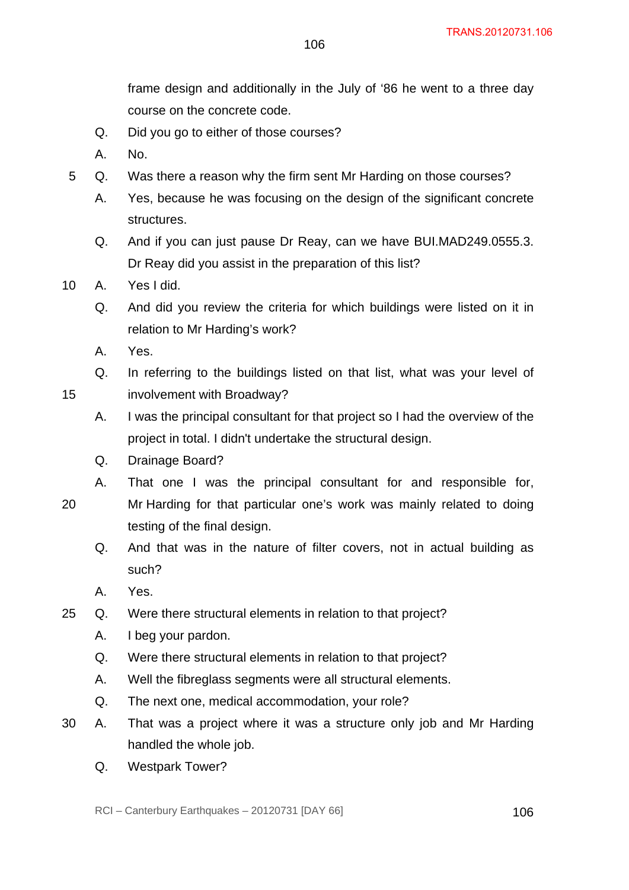frame design and additionally in the July of '86 he went to a three day course on the concrete code.

Q. Did you go to either of those courses?

A. No.

Q. Was there a reason why the firm sent Mr Harding on those courses?

A. Yes, because he was focusing on the design of the significant concrete structures.

Q. And if you can just pause Dr Reay, can we have BUI.MAD249.0555.3. Dr Reay did you assist in the preparation of this list?

A. Yes I did.

Q. And did you review the criteria for which buildings were listed on it in relation to Mr Harding's work?

A. Yes.

Q. In referring to the buildings listed on that list, what was your level of involvement with Broadway?

A. I was the principal consultant for that project so I had the overview of the project in total. I didn't undertake the structural design.

Q. Drainage Board?

A. That one I was the principal consultant for and responsible for, Mr Harding for that particular one's work was mainly related to doing testing of the final design.

Q. And that was in the nature of filter covers, not in actual building as such?

A. Yes.

Q. Were there structural elements in relation to that project?

A. I beg your pardon.

Q. Were there structural elements in relation to that project?

A. Well the fibreglass segments were all structural elements.

Q. The next one, medical accommodation, your role?

A. That was a project where it was a structure only job and Mr Harding handled the whole job.

Q. Westpark Tower?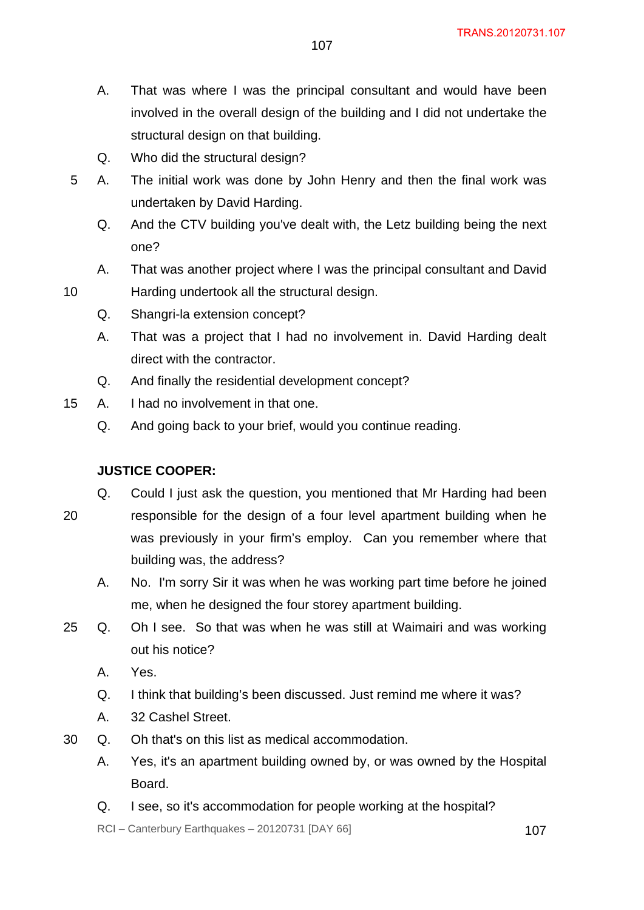A. That was where I was the principal consultant and would have been involved in the overall design of the building and I did not undertake the structural design on that building.

Q. Who did the structural design?

A. The initial work was done by John Henry and then the final work was undertaken by David Harding.

Q. And the CTV building you've dealt with, the Letz building being the next one?

A. That was another project where I was the principal consultant and David Harding undertook all the structural design.

Q. Shangri-la extension concept?

A. That was a project that I had no involvement in. David Harding dealt direct with the contractor.

Q. And finally the residential development concept?

A. I had no involvement in that one.

Q. And going back to your brief, would you continue reading.

**JUSTICE COOPER:**

Q. Could I just ask the question, you mentioned that Mr Harding had been responsible for the design of a four level apartment building when he was previously in your firm's employ. Can you remember where that building was, the address?

A. No. I'm sorry Sir it was when he was working part time before he joined me, when he designed the four storey apartment building.

Q. Oh I see. So that was when he was still at Waimairi and was working out his notice?

A. Yes.

Q. I think that building's been discussed. Just remind me where it was?

A. 32 Cashel Street.

Q. Oh that's on this list as medical accommodation.

A. Yes, it's an apartment building owned by, or was owned by the Hospital Board.

Q. I see, so it's accommodation for people working at the hospital?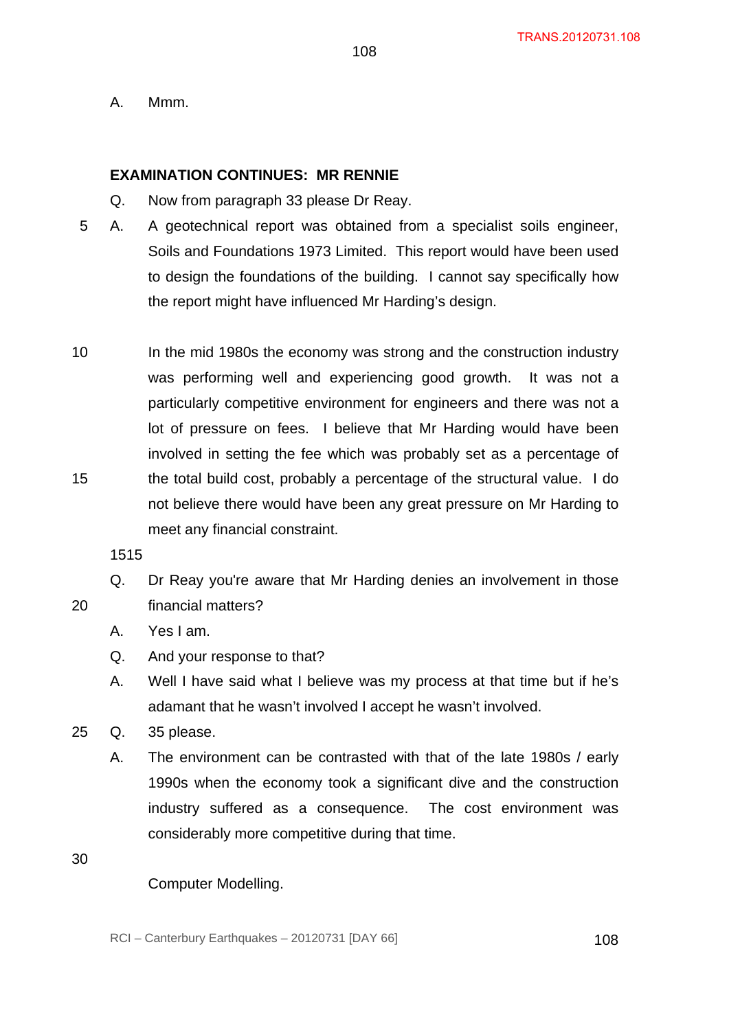A. Mmm.

**EXAMINATION CONTINUES: MR RENNIE**

Q. Now from paragraph 33 please Dr Reay.

A. A geotechnical report was obtained from a specialist soils engineer, Soils and Foundations 1973 Limited. This report would have been used to design the foundations of the building. I cannot say specifically how the report might have influenced Mr Harding's design.

In the mid 1980s the economy was strong and the construction industry was performing well and experiencing good growth. It was not a particularly competitive environment for engineers and there was not a lot of pressure on fees. I believe that Mr Harding would have been involved in setting the fee which was probably set as a percentage of the total build cost, probably a percentage of the structural value. I do not believe there would have been any great pressure on Mr Harding to meet any financial constraint.

1515

Q. Dr Reay you're aware that Mr Harding denies an involvement in those financial matters?

A. Yes I am.

Q. And your response to that?

A. Well I have said what I believe was my process at that time but if he's adamant that he wasn't involved I accept he wasn't involved.

Q. 35 please.

A. The environment can be contrasted with that of the late 1980s / early 1990s when the economy took a significant dive and the construction industry suffered as a consequence. The cost environment was considerably more competitive during that time.

Computer Modelling.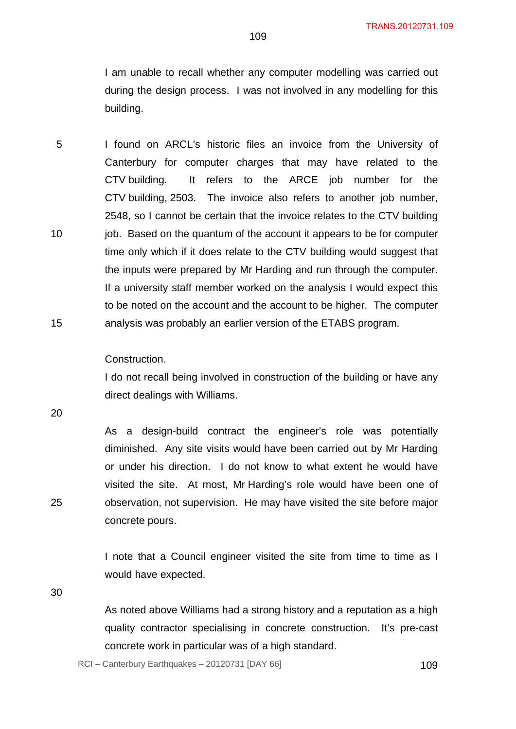I am unable to recall whether any computer modelling was carried out during the design process. I was not involved in any modelling for this building.

I found on ARCL's historic files an invoice from the University of Canterbury for computer charges that may have related to the CTV building. It refers to the ARCE job number for the CTV building, 2503. The invoice also refers to another job number, 2548, so I cannot be certain that the invoice relates to the CTV building job. Based on the quantum of the account it appears to be for computer time only which if it does relate to the CTV building would suggest that the inputs were prepared by Mr Harding and run through the computer. If a university staff member worked on the analysis I would expect this to be noted on the account and the account to be higher. The computer analysis was probably an earlier version of the ETABS program.

Construction.

I do not recall being involved in construction of the building or have any direct dealings with Williams.

As a design-build contract the engineer's role was potentially diminished. Any site visits would have been carried out by Mr Harding or under his direction. I do not know to what extent he would have visited the site. At most, Mr Harding's role would have been one of observation, not supervision. He may have visited the site before major concrete pours.

I note that a Council engineer visited the site from time to time as I would have expected.

As noted above Williams had a strong history and a reputation as a high quality contractor specialising in concrete construction. It's pre-cast concrete work in particular was of a high standard.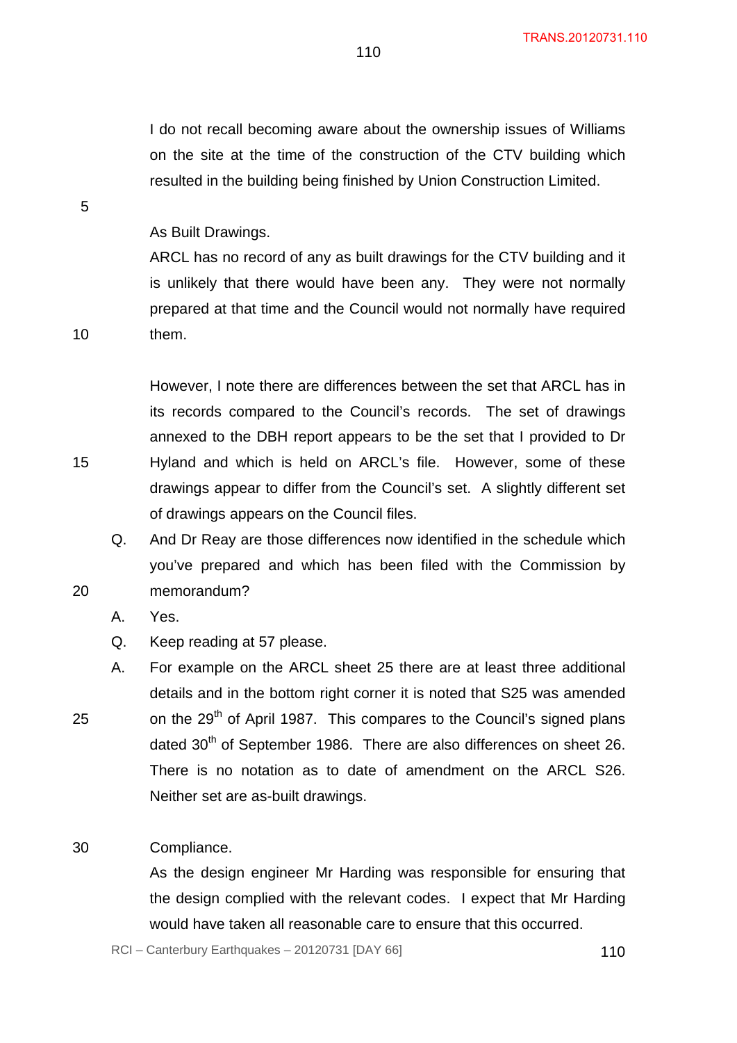I do not recall becoming aware about the ownership issues of Williams on the site at the time of the construction of the CTV building which resulted in the building being finished by Union Construction Limited.

As Built Drawings.

ARCL has no record of any as built drawings for the CTV building and it is unlikely that there would have been any. They were not normally prepared at that time and the Council would not normally have required them.

However, I note there are differences between the set that ARCL has in its records compared to the Council's records. The set of drawings annexed to the DBH report appears to be the set that I provided to Dr Hyland and which is held on ARCL's file. However, some of these drawings appear to differ from the Council's set. A slightly different set of drawings appears on the Council files.

Q. And Dr Reay are those differences now identified in the schedule which you've prepared and which has been filed with the Commission by memorandum?

A. Yes.

Q. Keep reading at 57 please.

A. For example on the ARCL sheet 25 there are at least three additional details and in the bottom right corner it is noted that S25 was amended on the 29th of April 1987. This compares to the Council's signed plans dated 30th of September 1986. There are also differences on sheet 26. There is no notation as to date of amendment on the ARCL S26. Neither set are as-built drawings.

Compliance.

As the design engineer Mr Harding was responsible for ensuring that the design complied with the relevant codes. I expect that Mr Harding would have taken all reasonable care to ensure that this occurred.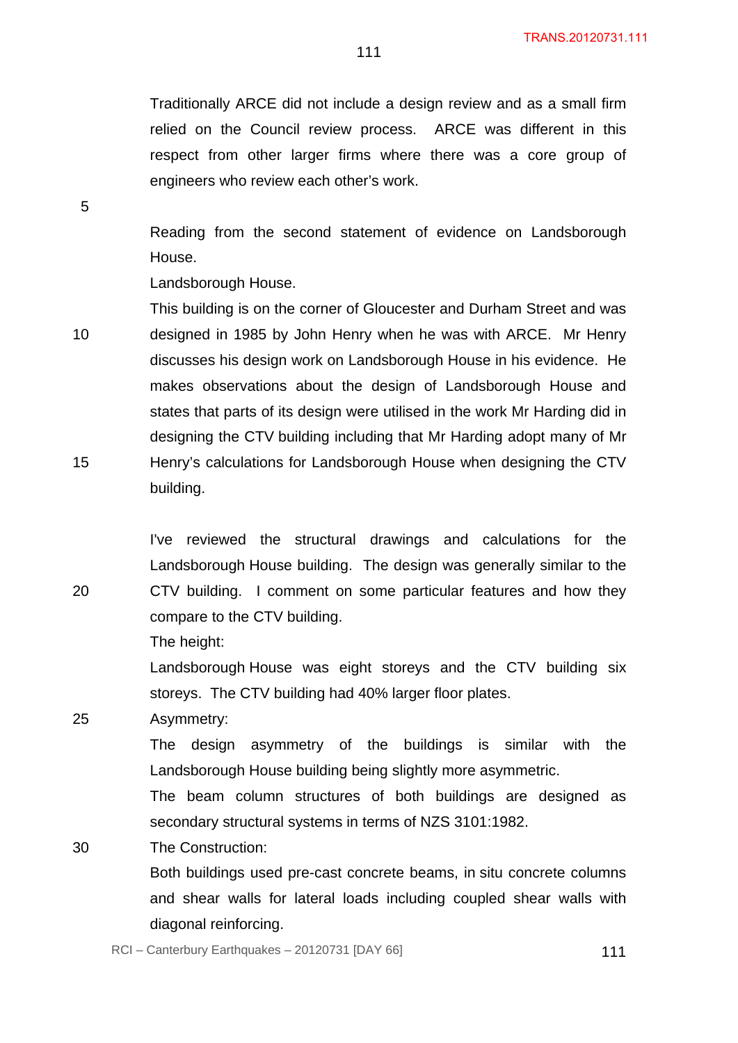Traditionally ARCE did not include a design review and as a small firm relied on the Council review process. ARCE was different in this respect from other larger firms where there was a core group of engineers who review each other's work.

Reading from the second statement of evidence on Landsborough House.

Landsborough House.

This building is on the corner of Gloucester and Durham Street and was designed in 1985 by John Henry when he was with ARCE. Mr Henry discusses his design work on Landsborough House in his evidence. He makes observations about the design of Landsborough House and states that parts of its design were utilised in the work Mr Harding did in designing the CTV building including that Mr Harding adopt many of Mr Henry's calculations for Landsborough House when designing the CTV building.

I've reviewed the structural drawings and calculations for the Landsborough House building. The design was generally similar to the CTV building. I comment on some particular features and how they compare to the CTV building.

The height:

Landsborough House was eight storeys and the CTV building six storeys. The CTV building had 40% larger floor plates.

Asymmetry:

The design asymmetry of the buildings is similar with the Landsborough House building being slightly more asymmetric.

The beam column structures of both buildings are designed as secondary structural systems in terms of NZS 3101:1982.

The Construction:

Both buildings used pre-cast concrete beams, in situ concrete columns and shear walls for lateral loads including coupled shear walls with diagonal reinforcing.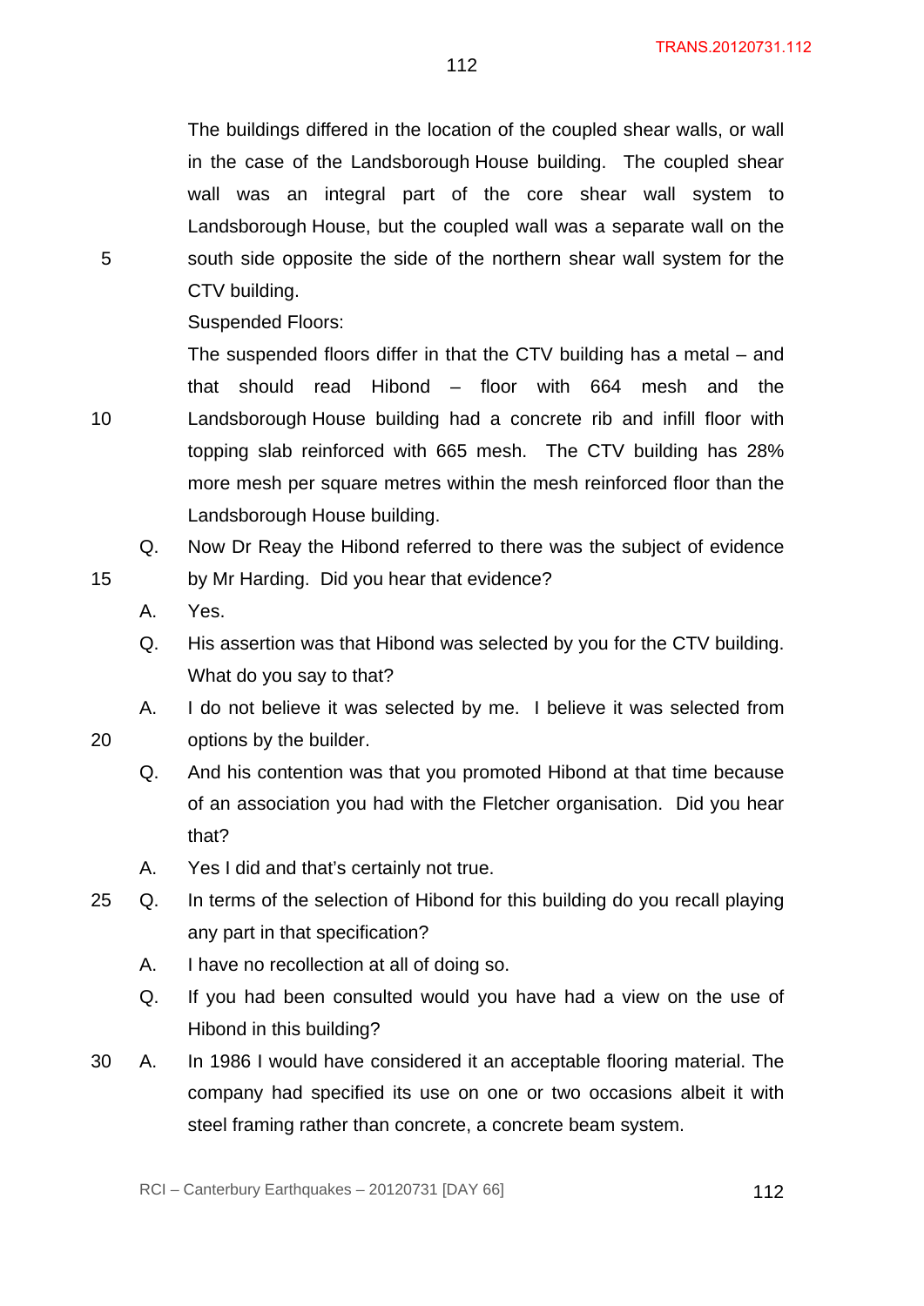The buildings differed in the location of the coupled shear walls, or wall in the case of the Landsborough House building. The coupled shear wall was an integral part of the core shear wall system to Landsborough House, but the coupled wall was a separate wall on the south side opposite the side of the northern shear wall system for the CTV building.

Suspended Floors:

The suspended floors differ in that the CTV building has a metal – and that should read Hibond – floor with 664 mesh and the Landsborough House building had a concrete rib and infill floor with topping slab reinforced with 665 mesh. The CTV building has 28% more mesh per square metres within the mesh reinforced floor than the Landsborough House building.

Q. Now Dr Reay the Hibond referred to there was the subject of evidence by Mr Harding. Did you hear that evidence?

A. Yes.

Q. His assertion was that Hibond was selected by you for the CTV building. What do you say to that?

A. I do not believe it was selected by me. I believe it was selected from options by the builder.

Q. And his contention was that you promoted Hibond at that time because of an association you had with the Fletcher organisation. Did you hear that?

A. Yes I did and that's certainly not true.

Q. In terms of the selection of Hibond for this building do you recall playing any part in that specification?

A. I have no recollection at all of doing so.

Q. If you had been consulted would you have had a view on the use of Hibond in this building?

A. In 1986 I would have considered it an acceptable flooring material. The company had specified its use on one or two occasions albeit it with steel framing rather than concrete, a concrete beam system.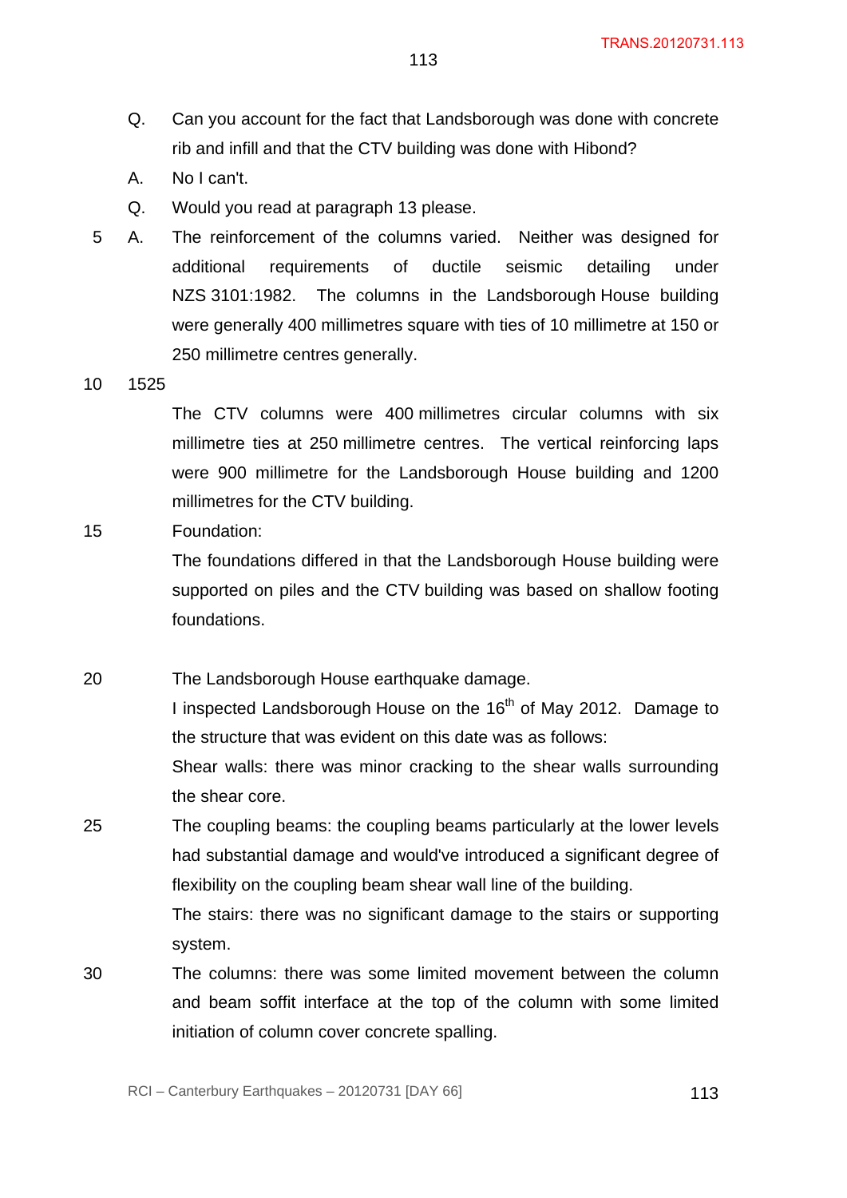Q. Can you account for the fact that Landsborough was done with concrete rib and infill and that the CTV building was done with Hibond?

A. No I can't.

Q. Would you read at paragraph 13 please.

A. The reinforcement of the columns varied. Neither was designed for additional requirements of ductile seismic detailing under NZS 3101:1982. The columns in the Landsborough House building were generally 400 millimetres square with ties of 10 millimetre at 150 or 250 millimetre centres generally.

1525

The CTV columns were 400 millimetres circular columns with six millimetre ties at 250 millimetre centres. The vertical reinforcing laps were 900 millimetre for the Landsborough House building and 1200 millimetres for the CTV building.

Foundation:

The foundations differed in that the Landsborough House building were supported on piles and the CTV building was based on shallow footing foundations.

The Landsborough House earthquake damage.

I inspected Landsborough House on the 16th of May 2012. Damage to the structure that was evident on this date was as follows:

Shear walls: there was minor cracking to the shear walls surrounding the shear core.

The coupling beams: the coupling beams particularly at the lower levels had substantial damage and would've introduced a significant degree of flexibility on the coupling beam shear wall line of the building.

The stairs: there was no significant damage to the stairs or supporting system.

The columns: there was some limited movement between the column and beam soffit interface at the top of the column with some limited initiation of column cover concrete spalling.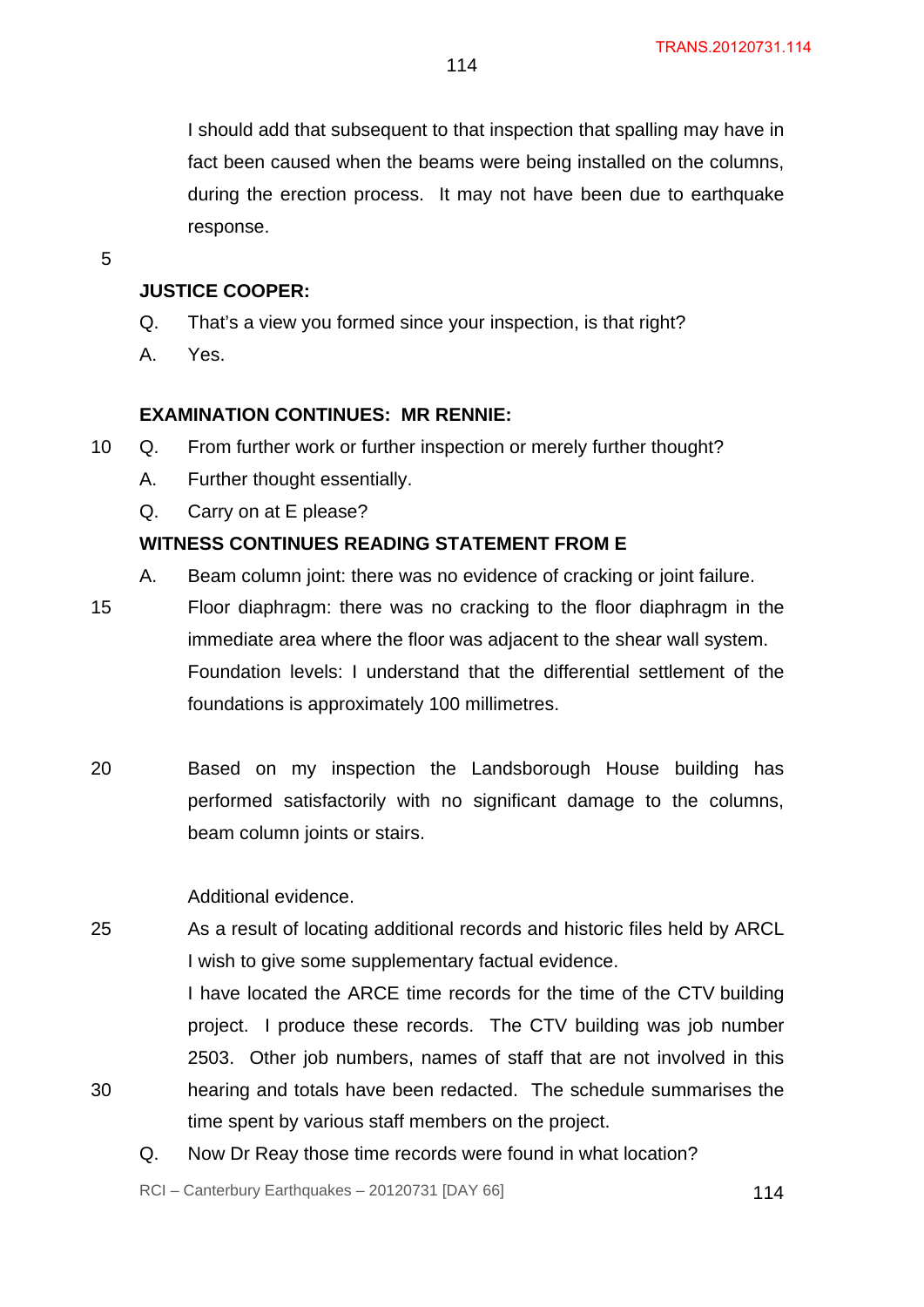I should add that subsequent to that inspection that spalling may have in fact been caused when the beams were being installed on the columns, during the erection process. It may not have been due to earthquake response.

**JUSTICE COOPER:**

Q. That's a view you formed since your inspection, is that right?

A. Yes.

**EXAMINATION CONTINUES: MR RENNIE:**

Q. From further work or further inspection or merely further thought?

A. Further thought essentially.

Q. Carry on at E please?

**WITNESS CONTINUES READING STATEMENT FROM E**

A. Beam column joint: there was no evidence of cracking or joint failure. Floor diaphragm: there was no cracking to the floor diaphragm in the immediate area where the floor was adjacent to the shear wall system. Foundation levels: I understand that the differential settlement of the foundations is approximately 100 millimetres.

Based on my inspection the Landsborough House building has performed satisfactorily with no significant damage to the columns, beam column joints or stairs.

Additional evidence.

As a result of locating additional records and historic files held by ARCL I wish to give some supplementary factual evidence.

I have located the ARCE time records for the time of the CTV building project. I produce these records. The CTV building was job number 2503. Other job numbers, names of staff that are not involved in this hearing and totals have been redacted. The schedule summarises the time spent by various staff members on the project.

Q. Now Dr Reay those time records were found in what location?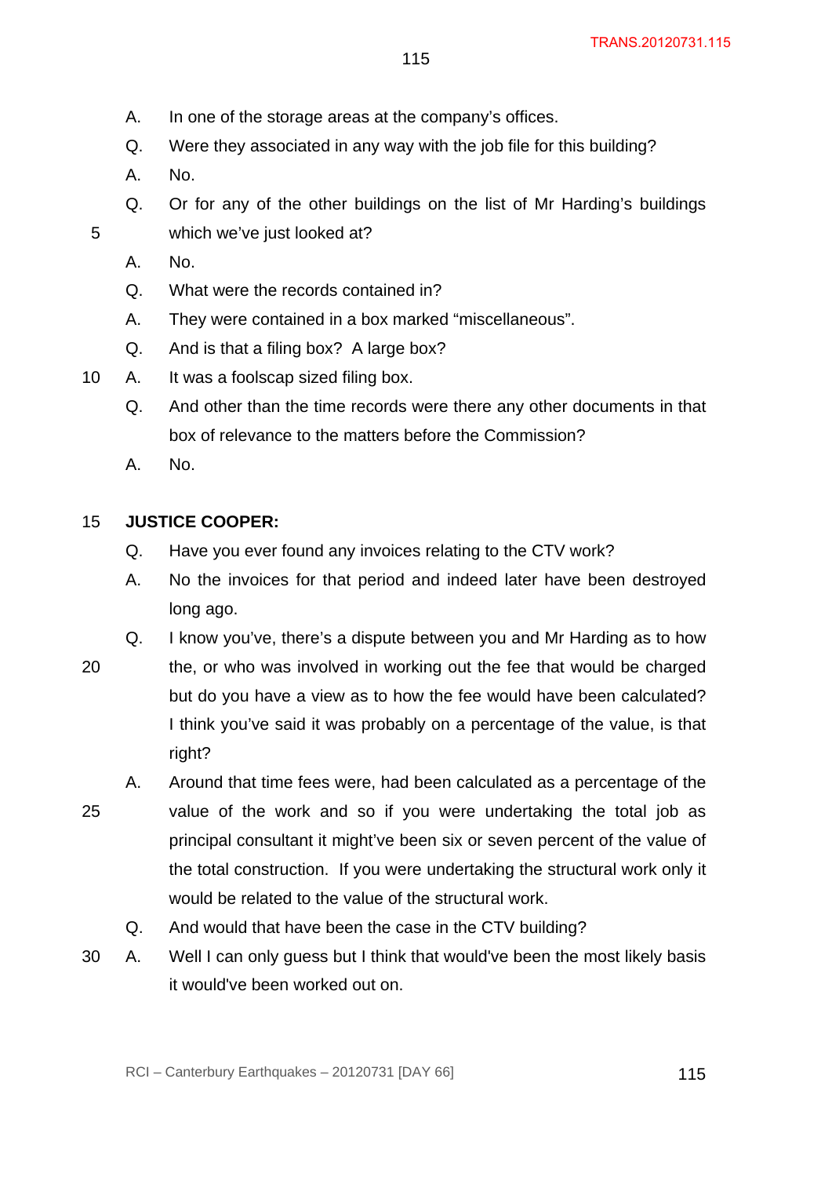A. In one of the storage areas at the company's offices.

Q. Were they associated in any way with the job file for this building?

A. No.

Q. Or for any of the other buildings on the list of Mr Harding's buildings which we've just looked at?

A. No.

Q. What were the records contained in?

A. They were contained in a box marked "miscellaneous".

Q. And is that a filing box? A large box?

A. It was a foolscap sized filing box.

Q. And other than the time records were there any other documents in that box of relevance to the matters before the Commission?

A. No.

**JUSTICE COOPER:**

Q. Have you ever found any invoices relating to the CTV work?

A. No the invoices for that period and indeed later have been destroyed long ago.

Q. I know you've, there's a dispute between you and Mr Harding as to how the, or who was involved in working out the fee that would be charged but do you have a view as to how the fee would have been calculated? I think you've said it was probably on a percentage of the value, is that right?

A. Around that time fees were, had been calculated as a percentage of the value of the work and so if you were undertaking the total job as principal consultant it might've been six or seven percent of the value of the total construction. If you were undertaking the structural work only it would be related to the value of the structural work.

Q. And would that have been the case in the CTV building?

A. Well I can only guess but I think that would've been the most likely basis it would've been worked out on.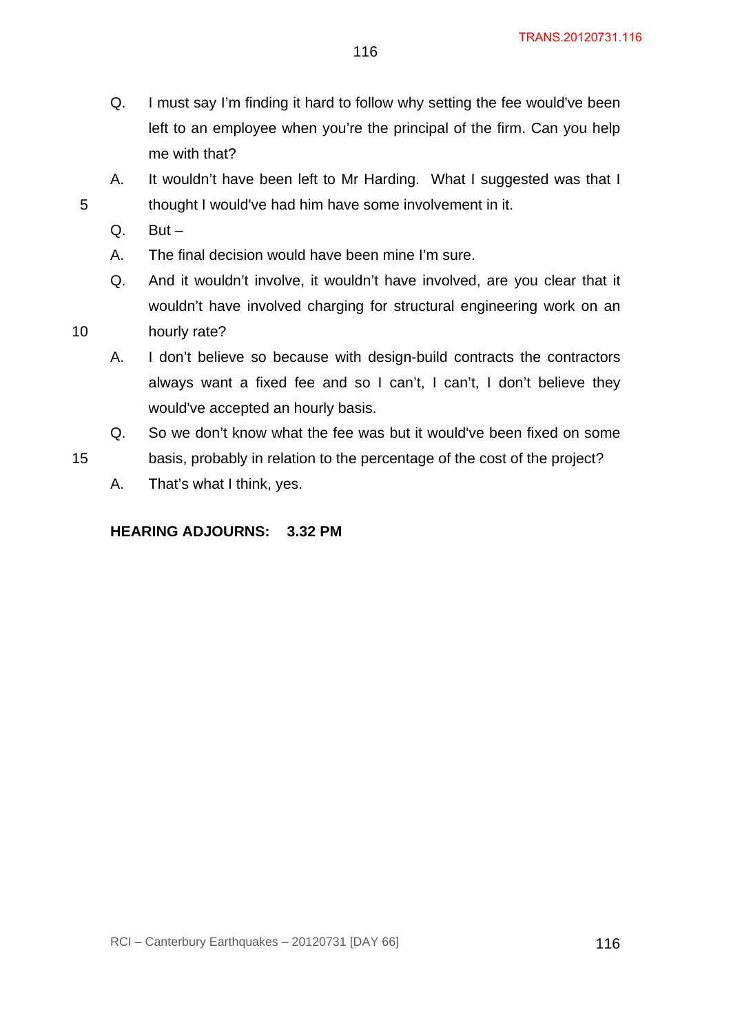Q. I must say I'm finding it hard to follow why setting the fee would've been left to an employee when you're the principal of the firm. Can you help me with that?

A. It wouldn't have been left to Mr Harding. What I suggested was that I thought I would've had him have some involvement in it.

Q. But –

A. The final decision would have been mine I'm sure.

Q. And it wouldn't involve, it wouldn't have involved, are you clear that it wouldn't have involved charging for structural engineering work on an hourly rate?

A. I don't believe so because with design-build contracts the contractors always want a fixed fee and so I can't, I can't, I don't believe they would've accepted an hourly basis.

Q. So we don't know what the fee was but it would've been fixed on some basis, probably in relation to the percentage of the cost of the project?

A. That's what I think, yes.

**HEARING ADJOURNS: 3.32 PM**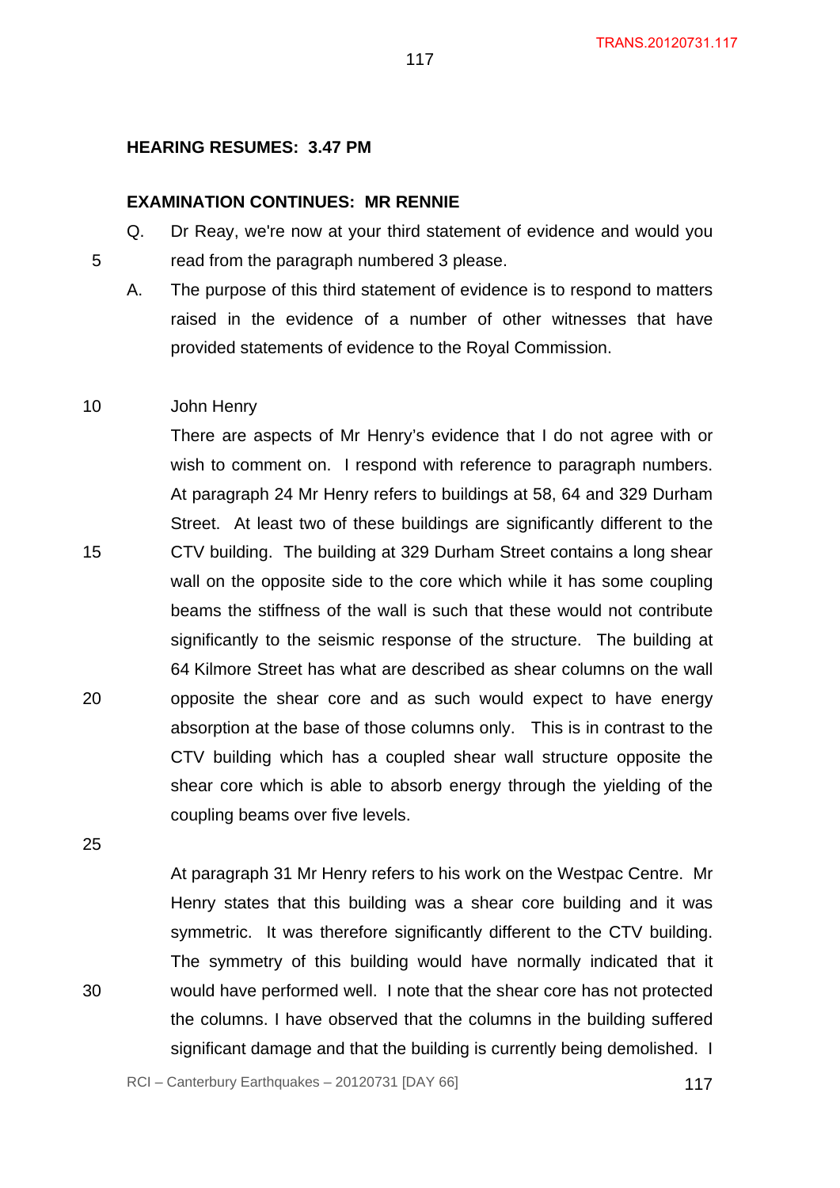**HEARING RESUMES: 3.47 PM**

**EXAMINATION CONTINUES: MR RENNIE**

Q. Dr Reay, we're now at your third statement of evidence and would you read from the paragraph numbered 3 please.

A. The purpose of this third statement of evidence is to respond to matters raised in the evidence of a number of other witnesses that have provided statements of evidence to the Royal Commission.

John Henry

There are aspects of Mr Henry's evidence that I do not agree with or wish to comment on. I respond with reference to paragraph numbers. At paragraph 24 Mr Henry refers to buildings at 58, 64 and 329 Durham Street. At least two of these buildings are significantly different to the CTV building. The building at 329 Durham Street contains a long shear wall on the opposite side to the core which while it has some coupling beams the stiffness of the wall is such that these would not contribute significantly to the seismic response of the structure. The building at 64 Kilmore Street has what are described as shear columns on the wall opposite the shear core and as such would expect to have energy absorption at the base of those columns only. This is in contrast to the CTV building which has a coupled shear wall structure opposite the shear core which is able to absorb energy through the yielding of the coupling beams over five levels.

At paragraph 31 Mr Henry refers to his work on the Westpac Centre. Mr Henry states that this building was a shear core building and it was symmetric. It was therefore significantly different to the CTV building. The symmetry of this building would have normally indicated that it would have performed well. I note that the shear core has not protected the columns. I have observed that the columns in the building suffered significant damage and that the building is currently being demolished. I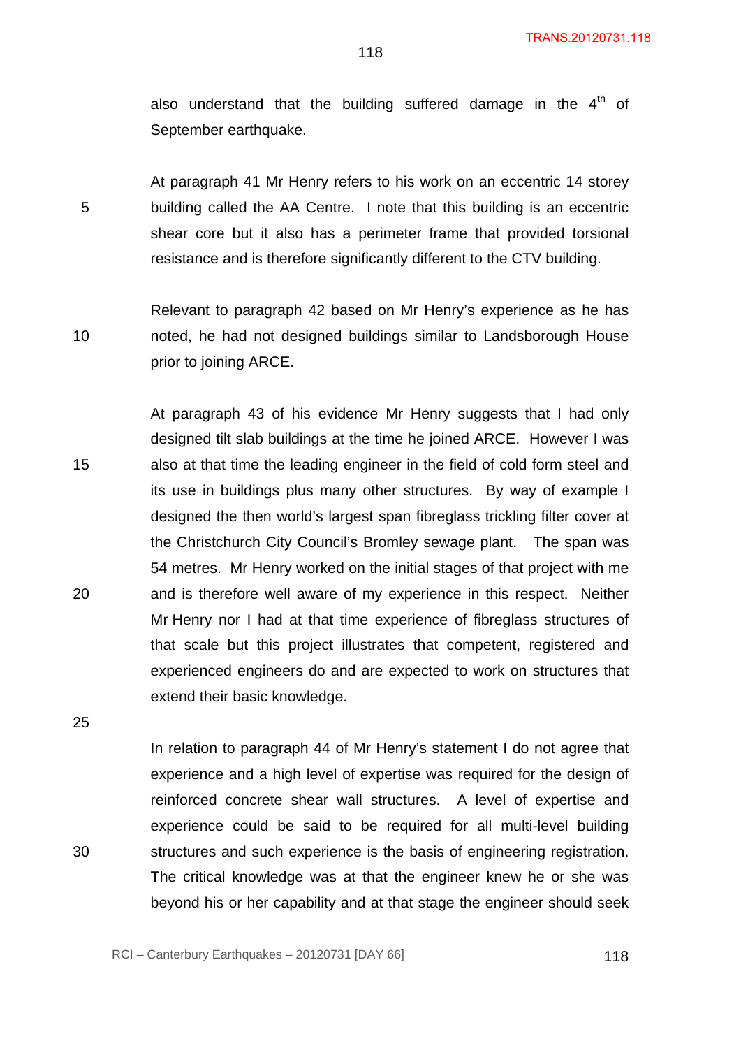also understand that the building suffered damage in the 4th of September earthquake.

At paragraph 41 Mr Henry refers to his work on an eccentric 14 storey building called the AA Centre. I note that this building is an eccentric shear core but it also has a perimeter frame that provided torsional resistance and is therefore significantly different to the CTV building.

Relevant to paragraph 42 based on Mr Henry's experience as he has noted, he had not designed buildings similar to Landsborough House prior to joining ARCE.

At paragraph 43 of his evidence Mr Henry suggests that I had only designed tilt slab buildings at the time he joined ARCE. However I was also at that time the leading engineer in the field of cold form steel and its use in buildings plus many other structures. By way of example I designed the then world's largest span fibreglass trickling filter cover at the Christchurch City Council's Bromley sewage plant. The span was 54 metres. Mr Henry worked on the initial stages of that project with me and is therefore well aware of my experience in this respect. Neither Mr Henry nor I had at that time experience of fibreglass structures of that scale but this project illustrates that competent, registered and experienced engineers do and are expected to work on structures that extend their basic knowledge.

In relation to paragraph 44 of Mr Henry's statement I do not agree that experience and a high level of expertise was required for the design of reinforced concrete shear wall structures. A level of expertise and experience could be said to be required for all multi-level building structures and such experience is the basis of engineering registration. The critical knowledge was at that the engineer knew he or she was beyond his or her capability and at that stage the engineer should seek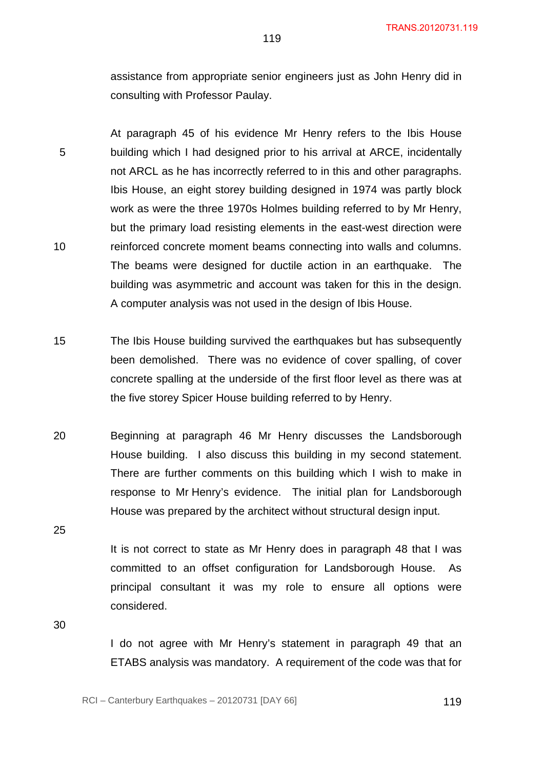assistance from appropriate senior engineers just as John Henry did in consulting with Professor Paulay.

At paragraph 45 of his evidence Mr Henry refers to the Ibis House building which I had designed prior to his arrival at ARCE, incidentally not ARCL as he has incorrectly referred to in this and other paragraphs. Ibis House, an eight storey building designed in 1974 was partly block work as were the three 1970s Holmes building referred to by Mr Henry, but the primary load resisting elements in the east-west direction were reinforced concrete moment beams connecting into walls and columns. The beams were designed for ductile action in an earthquake. The building was asymmetric and account was taken for this in the design. A computer analysis was not used in the design of Ibis House.

The Ibis House building survived the earthquakes but has subsequently been demolished. There was no evidence of cover spalling, of cover concrete spalling at the underside of the first floor level as there was at the five storey Spicer House building referred to by Henry.

Beginning at paragraph 46 Mr Henry discusses the Landsborough House building. I also discuss this building in my second statement. There are further comments on this building which I wish to make in response to Mr Henry's evidence. The initial plan for Landsborough House was prepared by the architect without structural design input.

It is not correct to state as Mr Henry does in paragraph 48 that I was committed to an offset configuration for Landsborough House. As principal consultant it was my role to ensure all options were considered.

I do not agree with Mr Henry's statement in paragraph 49 that an ETABS analysis was mandatory. A requirement of the code was that for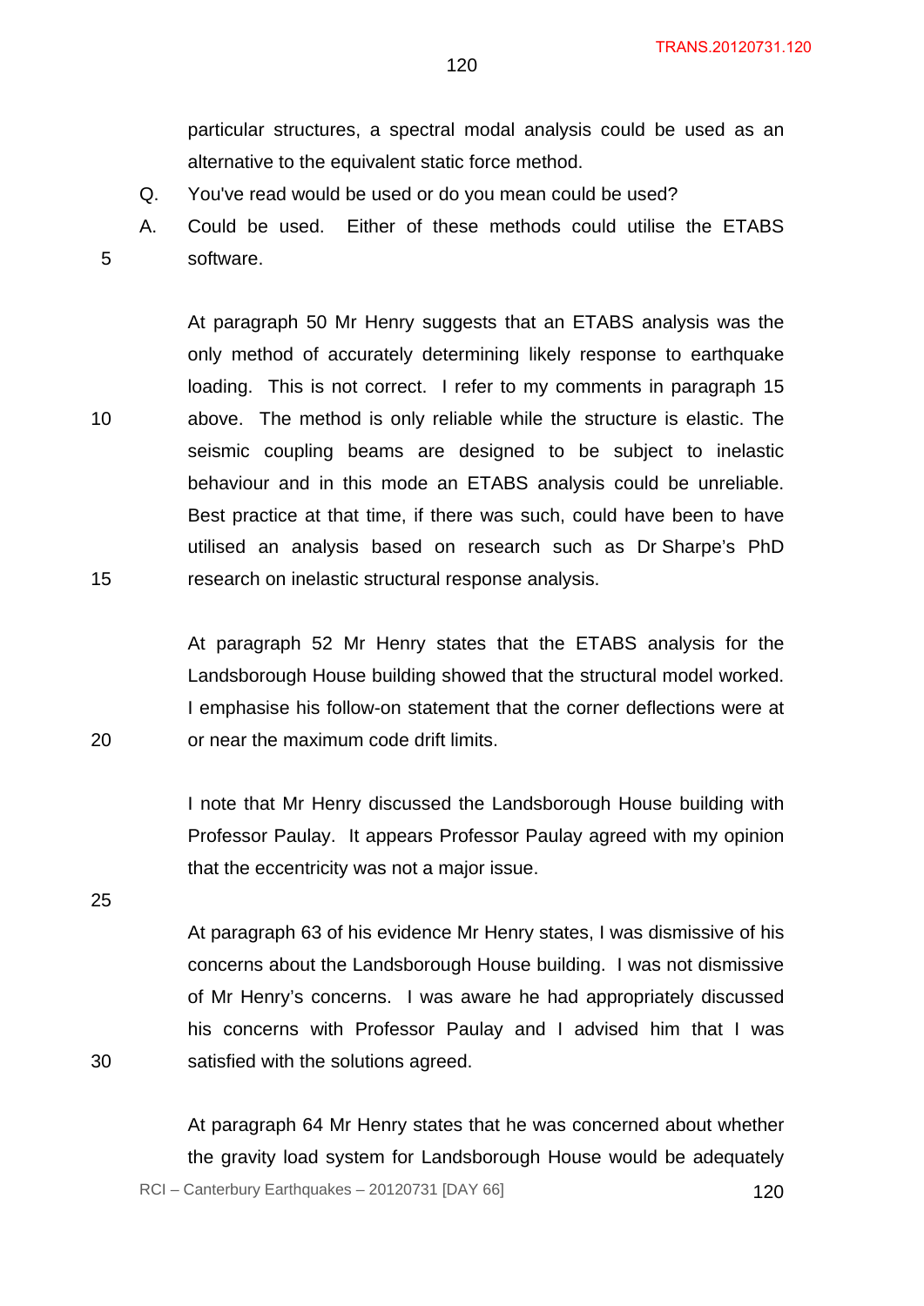particular structures, a spectral modal analysis could be used as an alternative to the equivalent static force method.

Q. You've read would be used or do you mean could be used?

A. Could be used. Either of these methods could utilise the ETABS software.

At paragraph 50 Mr Henry suggests that an ETABS analysis was the only method of accurately determining likely response to earthquake loading. This is not correct. I refer to my comments in paragraph 15 above. The method is only reliable while the structure is elastic. The seismic coupling beams are designed to be subject to inelastic behaviour and in this mode an ETABS analysis could be unreliable. Best practice at that time, if there was such, could have been to have utilised an analysis based on research such as Dr Sharpe's PhD research on inelastic structural response analysis.

At paragraph 52 Mr Henry states that the ETABS analysis for the Landsborough House building showed that the structural model worked. I emphasise his follow-on statement that the corner deflections were at or near the maximum code drift limits.

I note that Mr Henry discussed the Landsborough House building with Professor Paulay. It appears Professor Paulay agreed with my opinion that the eccentricity was not a major issue.

At paragraph 63 of his evidence Mr Henry states, I was dismissive of his concerns about the Landsborough House building. I was not dismissive of Mr Henry's concerns. I was aware he had appropriately discussed his concerns with Professor Paulay and I advised him that I was satisfied with the solutions agreed.

At paragraph 64 Mr Henry states that he was concerned about whether the gravity load system for Landsborough House would be adequately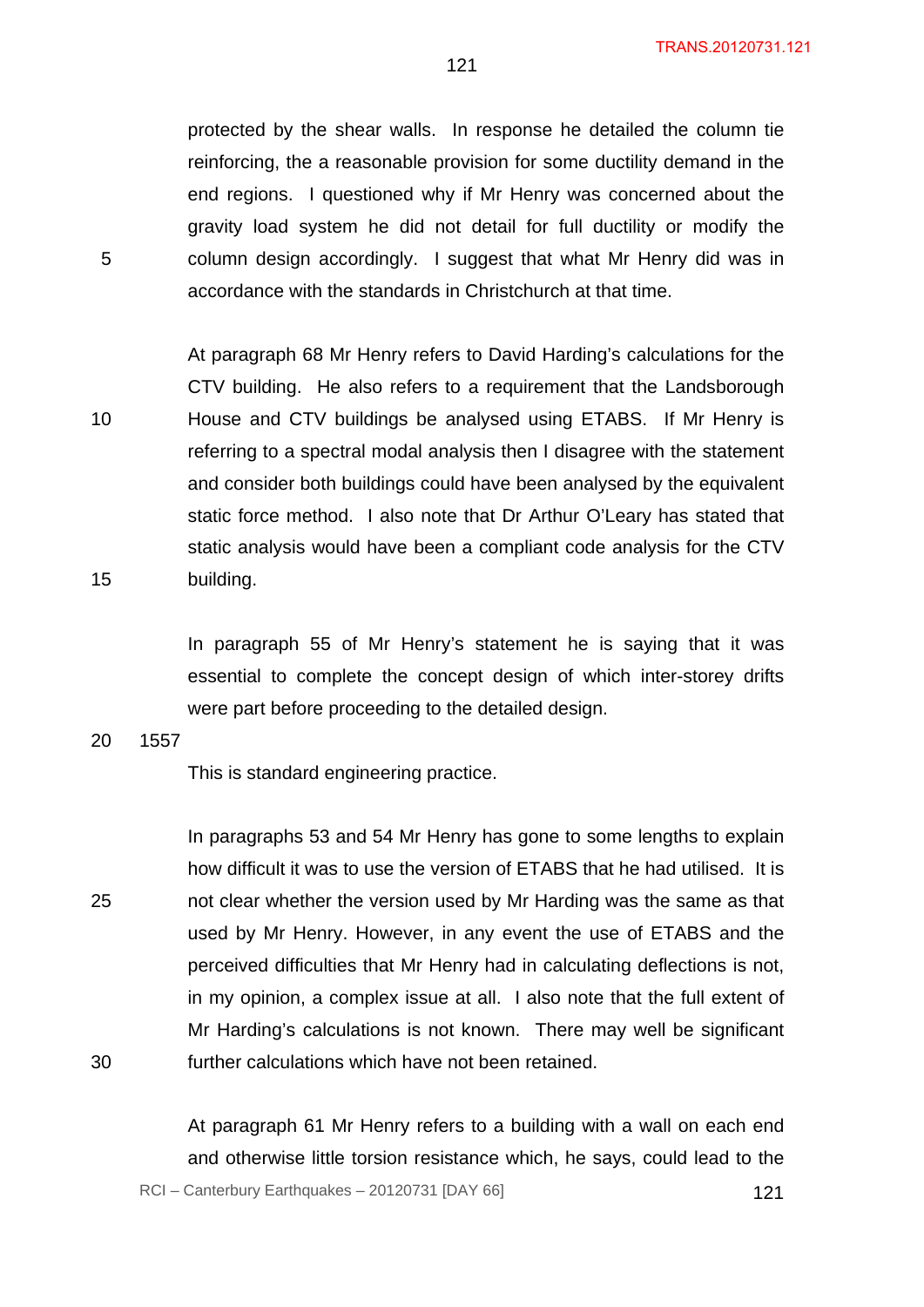protected by the shear walls. In response he detailed the column tie reinforcing, the a reasonable provision for some ductility demand in the end regions. I questioned why if Mr Henry was concerned about the gravity load system he did not detail for full ductility or modify the column design accordingly. I suggest that what Mr Henry did was in accordance with the standards in Christchurch at that time.

At paragraph 68 Mr Henry refers to David Harding's calculations for the CTV building. He also refers to a requirement that the Landsborough House and CTV buildings be analysed using ETABS. If Mr Henry is referring to a spectral modal analysis then I disagree with the statement and consider both buildings could have been analysed by the equivalent static force method. I also note that Dr Arthur O'Leary has stated that static analysis would have been a compliant code analysis for the CTV building.

In paragraph 55 of Mr Henry's statement he is saying that it was essential to complete the concept design of which inter-storey drifts were part before proceeding to the detailed design.

1557

This is standard engineering practice.

In paragraphs 53 and 54 Mr Henry has gone to some lengths to explain how difficult it was to use the version of ETABS that he had utilised. It is not clear whether the version used by Mr Harding was the same as that used by Mr Henry. However, in any event the use of ETABS and the perceived difficulties that Mr Henry had in calculating deflections is not, in my opinion, a complex issue at all. I also note that the full extent of Mr Harding's calculations is not known. There may well be significant further calculations which have not been retained.

At paragraph 61 Mr Henry refers to a building with a wall on each end and otherwise little torsion resistance which, he says, could lead to the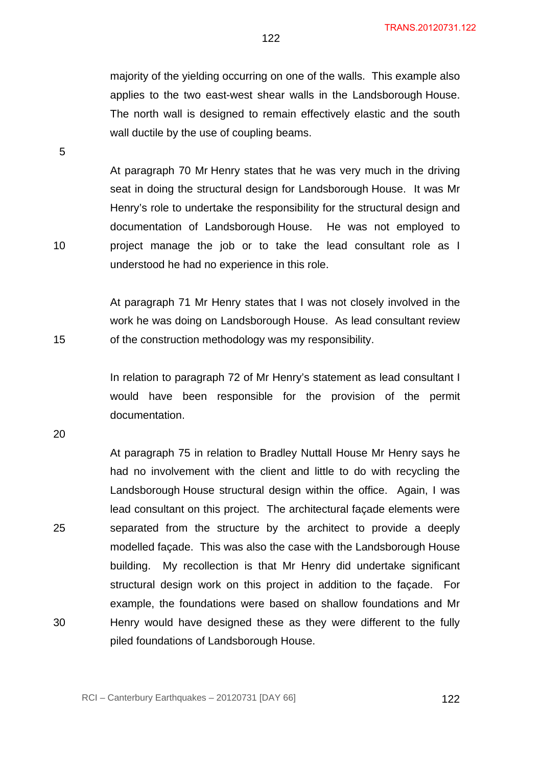majority of the yielding occurring on one of the walls. This example also applies to the two east-west shear walls in the Landsborough House. The north wall is designed to remain effectively elastic and the south wall ductile by the use of coupling beams.

At paragraph 70 Mr Henry states that he was very much in the driving seat in doing the structural design for Landsborough House. It was Mr Henry's role to undertake the responsibility for the structural design and documentation of Landsborough House. He was not employed to project manage the job or to take the lead consultant role as I understood he had no experience in this role.

At paragraph 71 Mr Henry states that I was not closely involved in the work he was doing on Landsborough House. As lead consultant review of the construction methodology was my responsibility.

In relation to paragraph 72 of Mr Henry's statement as lead consultant I would have been responsible for the provision of the permit documentation.

At paragraph 75 in relation to Bradley Nuttall House Mr Henry says he had no involvement with the client and little to do with recycling the Landsborough House structural design within the office. Again, I was lead consultant on this project. The architectural façade elements were separated from the structure by the architect to provide a deeply modelled façade. This was also the case with the Landsborough House building. My recollection is that Mr Henry did undertake significant structural design work on this project in addition to the façade. For example, the foundations were based on shallow foundations and Mr Henry would have designed these as they were different to the fully piled foundations of Landsborough House.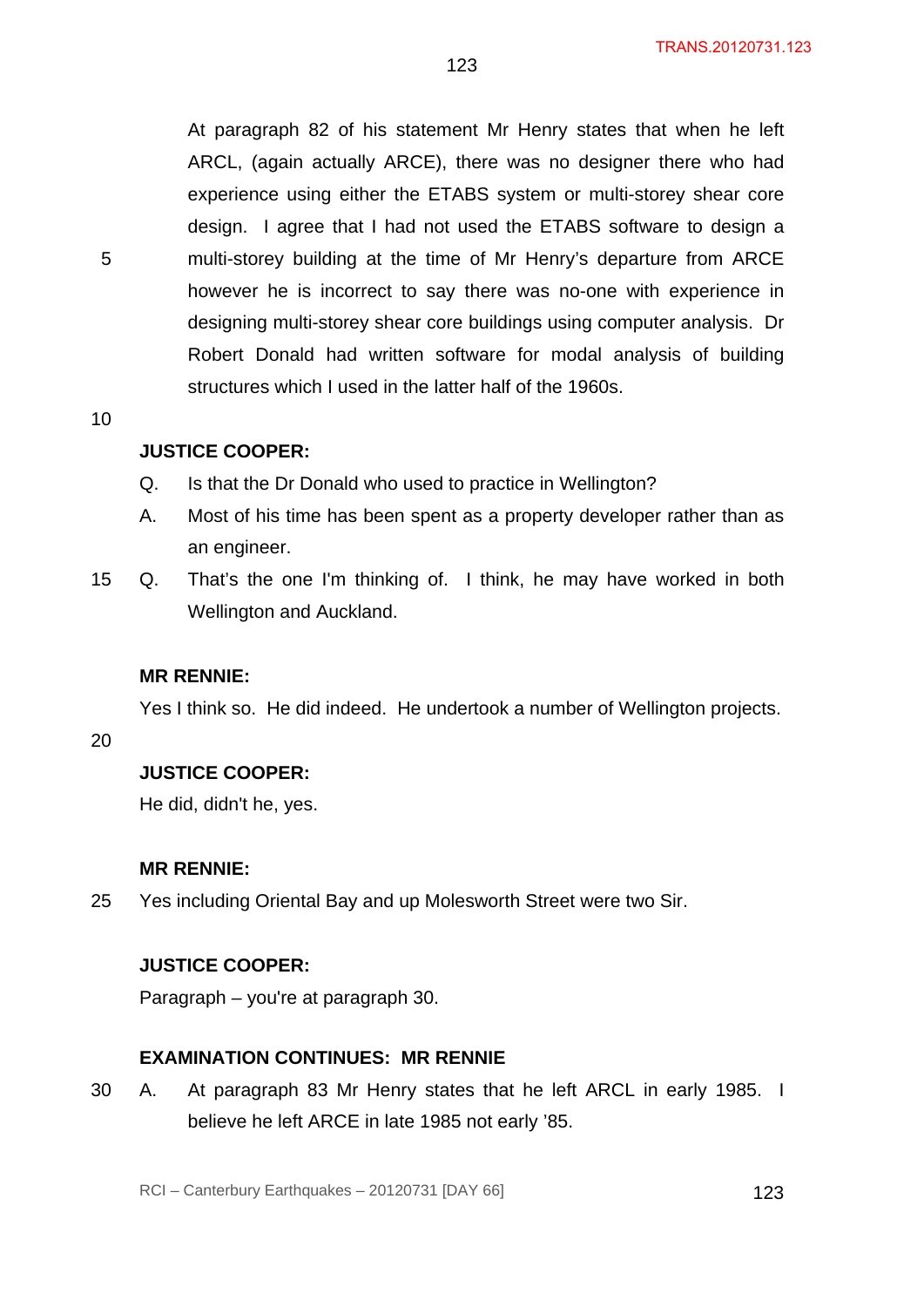At paragraph 82 of his statement Mr Henry states that when he left ARCL, (again actually ARCE), there was no designer there who had experience using either the ETABS system or multi-storey shear core design. I agree that I had not used the ETABS software to design a multi-storey building at the time of Mr Henry's departure from ARCE however he is incorrect to say there was no-one with experience in designing multi-storey shear core buildings using computer analysis. Dr Robert Donald had written software for modal analysis of building structures which I used in the latter half of the 1960s.

**JUSTICE COOPER:**

Q. Is that the Dr Donald who used to practice in Wellington?

A. Most of his time has been spent as a property developer rather than as an engineer.

Q. That's the one I'm thinking of. I think, he may have worked in both Wellington and Auckland.

**MR RENNIE:**

Yes I think so. He did indeed. He undertook a number of Wellington projects.

**JUSTICE COOPER:**

He did, didn't he, yes.

**MR RENNIE:**

Yes including Oriental Bay and up Molesworth Street were two Sir.

**JUSTICE COOPER:**

Paragraph – you're at paragraph 30.

**EXAMINATION CONTINUES: MR RENNIE**

A. At paragraph 83 Mr Henry states that he left ARCL in early 1985. I believe he left ARCE in late 1985 not early '85.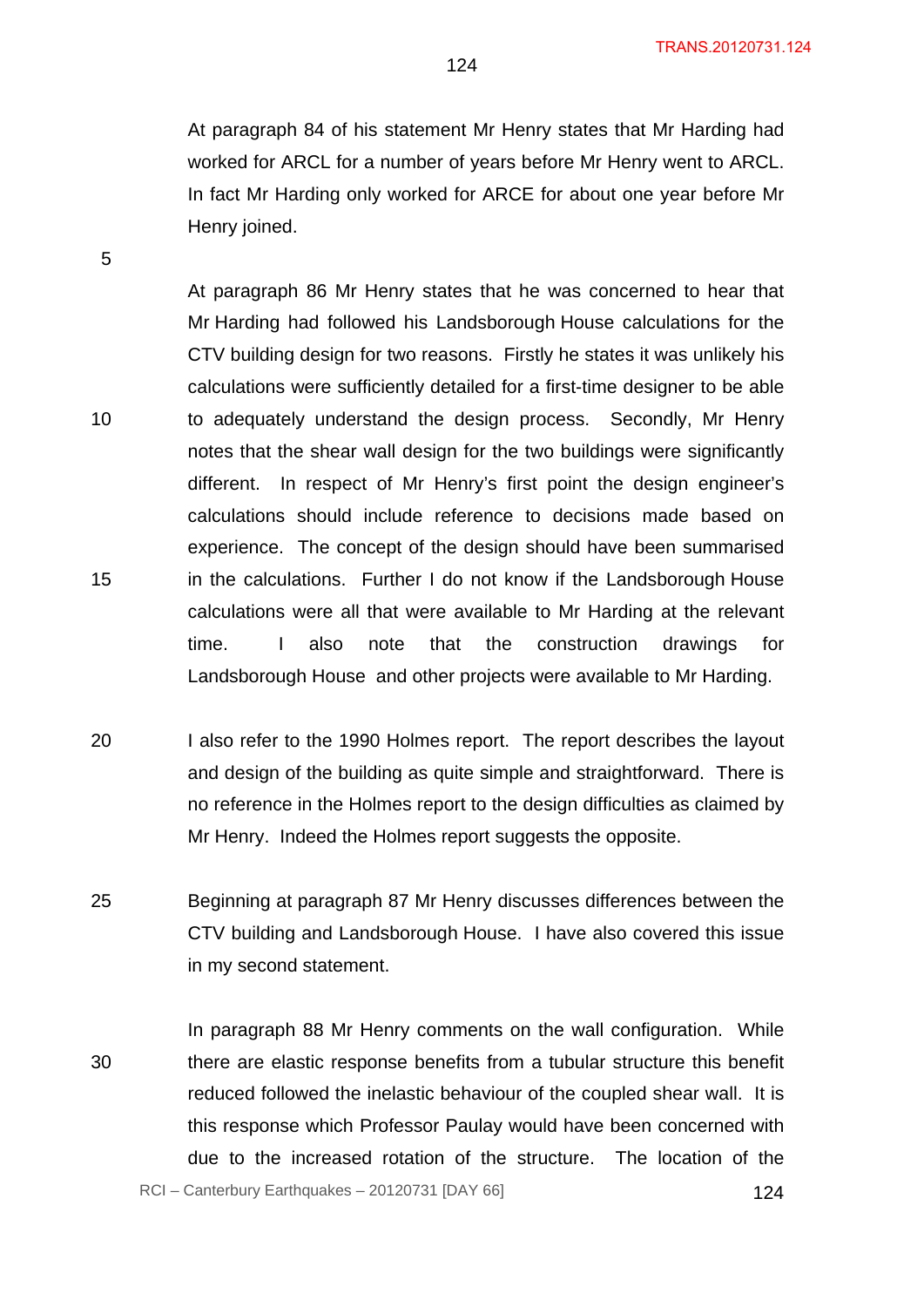At paragraph 84 of his statement Mr Henry states that Mr Harding had worked for ARCL for a number of years before Mr Henry went to ARCL. In fact Mr Harding only worked for ARCE for about one year before Mr Henry joined.

At paragraph 86 Mr Henry states that he was concerned to hear that Mr Harding had followed his Landsborough House calculations for the CTV building design for two reasons. Firstly he states it was unlikely his calculations were sufficiently detailed for a first-time designer to be able to adequately understand the design process. Secondly, Mr Henry notes that the shear wall design for the two buildings were significantly different. In respect of Mr Henry's first point the design engineer's calculations should include reference to decisions made based on experience. The concept of the design should have been summarised in the calculations. Further I do not know if the Landsborough House calculations were all that were available to Mr Harding at the relevant time. I also note that the construction drawings for Landsborough House and other projects were available to Mr Harding.

I also refer to the 1990 Holmes report. The report describes the layout and design of the building as quite simple and straightforward. There is no reference in the Holmes report to the design difficulties as claimed by Mr Henry. Indeed the Holmes report suggests the opposite.

Beginning at paragraph 87 Mr Henry discusses differences between the CTV building and Landsborough House. I have also covered this issue in my second statement.

In paragraph 88 Mr Henry comments on the wall configuration. While there are elastic response benefits from a tubular structure this benefit reduced followed the inelastic behaviour of the coupled shear wall. It is this response which Professor Paulay would have been concerned with due to the increased rotation of the structure. The location of the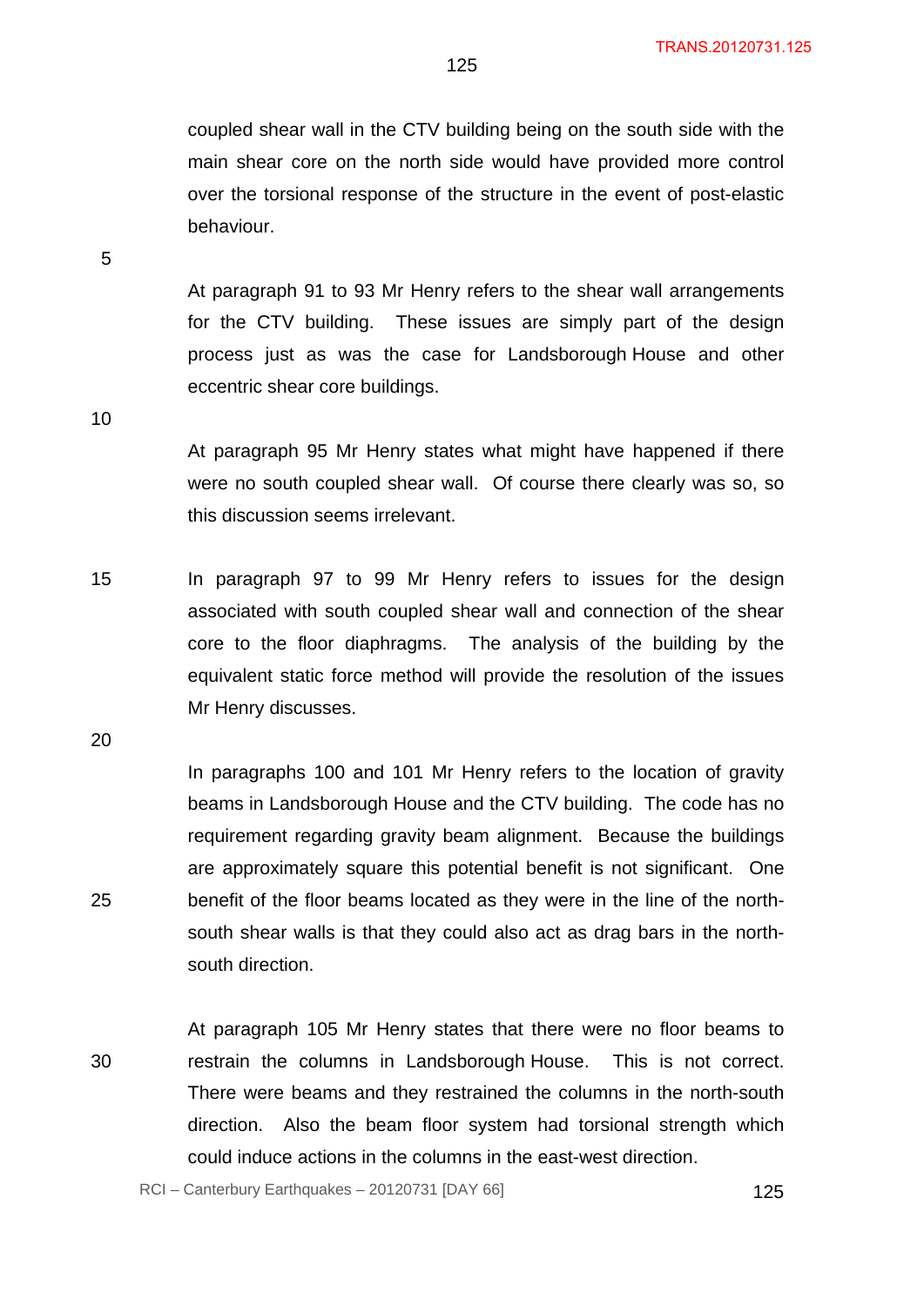coupled shear wall in the CTV building being on the south side with the main shear core on the north side would have provided more control over the torsional response of the structure in the event of post-elastic behaviour.

At paragraph 91 to 93 Mr Henry refers to the shear wall arrangements for the CTV building. These issues are simply part of the design process just as was the case for Landsborough House and other eccentric shear core buildings.

At paragraph 95 Mr Henry states what might have happened if there were no south coupled shear wall. Of course there clearly was so, so this discussion seems irrelevant.

In paragraph 97 to 99 Mr Henry refers to issues for the design associated with south coupled shear wall and connection of the shear core to the floor diaphragms. The analysis of the building by the equivalent static force method will provide the resolution of the issues Mr Henry discusses.

In paragraphs 100 and 101 Mr Henry refers to the location of gravity beams in Landsborough House and the CTV building. The code has no requirement regarding gravity beam alignment. Because the buildings are approximately square this potential benefit is not significant. One benefit of the floor beams located as they were in the line of the north-south shear walls is that they could also act as drag bars in the north-south direction.

At paragraph 105 Mr Henry states that there were no floor beams to restrain the columns in Landsborough House. This is not correct. There were beams and they restrained the columns in the north-south direction. Also the beam floor system had torsional strength which could induce actions in the columns in the east-west direction.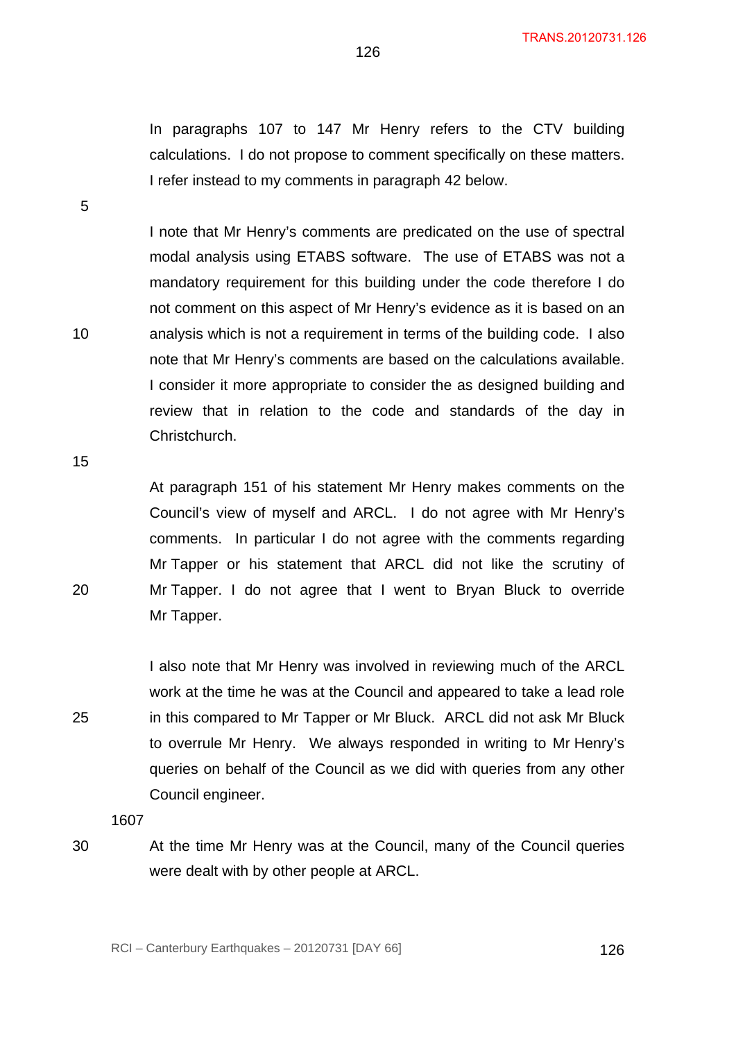In paragraphs 107 to 147 Mr Henry refers to the CTV building calculations. I do not propose to comment specifically on these matters. I refer instead to my comments in paragraph 42 below.

I note that Mr Henry's comments are predicated on the use of spectral modal analysis using ETABS software. The use of ETABS was not a mandatory requirement for this building under the code therefore I do not comment on this aspect of Mr Henry's evidence as it is based on an analysis which is not a requirement in terms of the building code. I also note that Mr Henry's comments are based on the calculations available. I consider it more appropriate to consider the as designed building and review that in relation to the code and standards of the day in Christchurch.

At paragraph 151 of his statement Mr Henry makes comments on the Council's view of myself and ARCL. I do not agree with Mr Henry's comments. In particular I do not agree with the comments regarding Mr Tapper or his statement that ARCL did not like the scrutiny of Mr Tapper. I do not agree that I went to Bryan Bluck to override Mr Tapper.

I also note that Mr Henry was involved in reviewing much of the ARCL work at the time he was at the Council and appeared to take a lead role in this compared to Mr Tapper or Mr Bluck. ARCL did not ask Mr Bluck to overrule Mr Henry. We always responded in writing to Mr Henry's queries on behalf of the Council as we did with queries from any other Council engineer.

1607

At the time Mr Henry was at the Council, many of the Council queries were dealt with by other people at ARCL.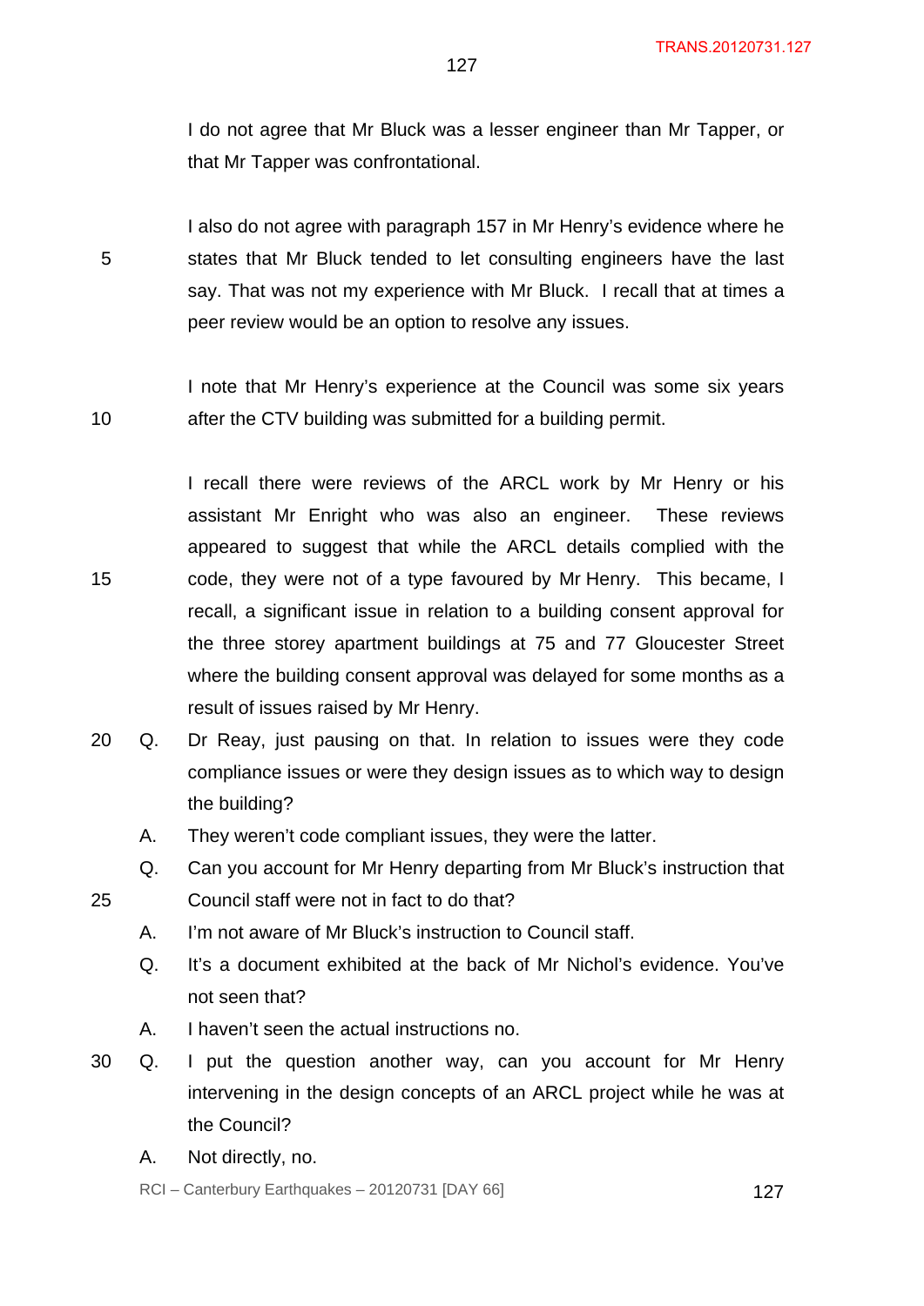I do not agree that Mr Bluck was a lesser engineer than Mr Tapper, or that Mr Tapper was confrontational.

I also do not agree with paragraph 157 in Mr Henry's evidence where he states that Mr Bluck tended to let consulting engineers have the last say. That was not my experience with Mr Bluck. I recall that at times a peer review would be an option to resolve any issues.

I note that Mr Henry's experience at the Council was some six years after the CTV building was submitted for a building permit.

I recall there were reviews of the ARCL work by Mr Henry or his assistant Mr Enright who was also an engineer. These reviews appeared to suggest that while the ARCL details complied with the code, they were not of a type favoured by Mr Henry. This became, I recall, a significant issue in relation to a building consent approval for the three storey apartment buildings at 75 and 77 Gloucester Street where the building consent approval was delayed for some months as a result of issues raised by Mr Henry.

Q. Dr Reay, just pausing on that. In relation to issues were they code compliance issues or were they design issues as to which way to design the building?

A. They weren't code compliant issues, they were the latter.

Q. Can you account for Mr Henry departing from Mr Bluck's instruction that Council staff were not in fact to do that?

A. I'm not aware of Mr Bluck's instruction to Council staff.

Q. It's a document exhibited at the back of Mr Nichol's evidence. You've not seen that?

A. I haven't seen the actual instructions no.

Q. I put the question another way, can you account for Mr Henry intervening in the design concepts of an ARCL project while he was at the Council?

A. Not directly, no.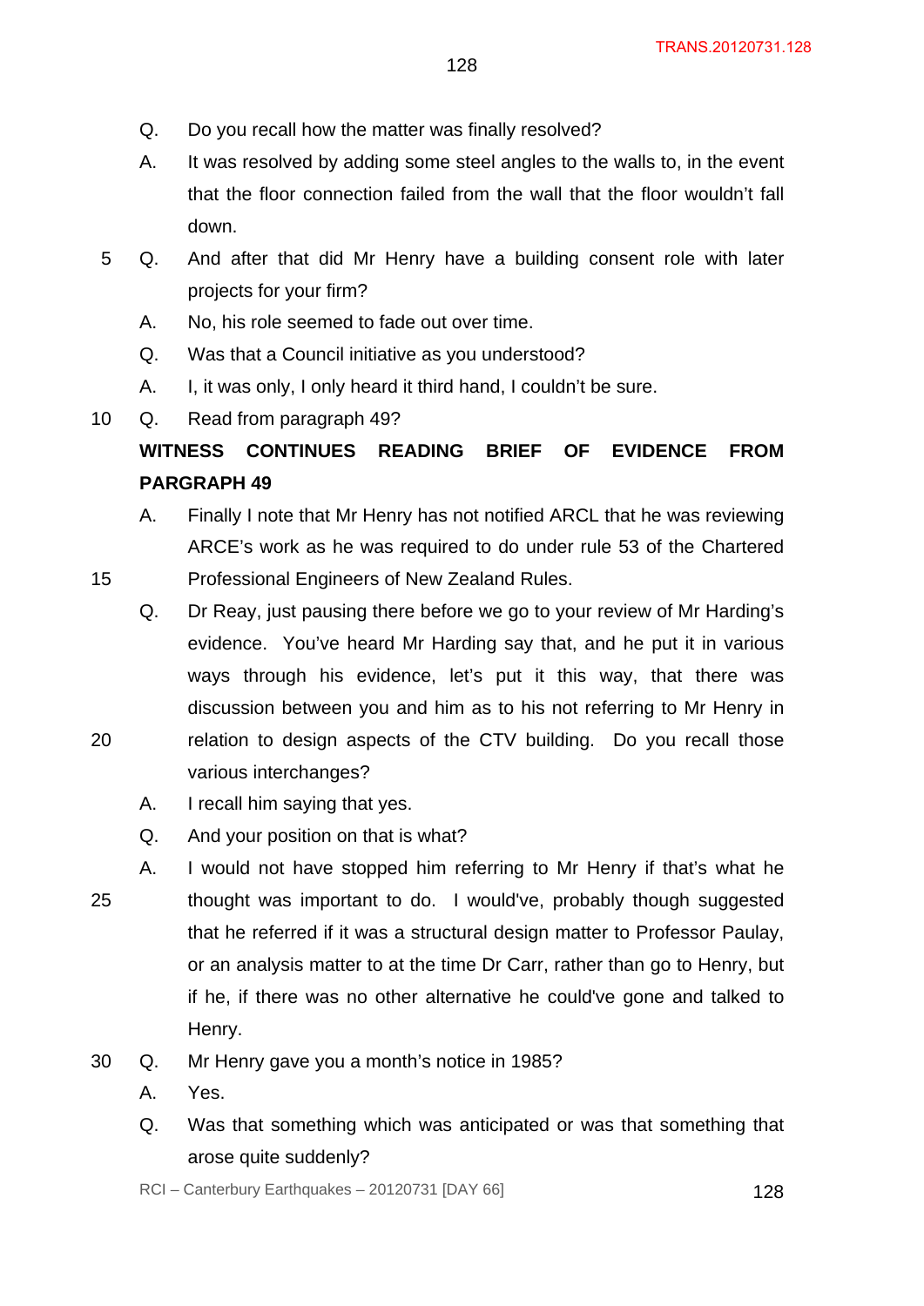Q. Do you recall how the matter was finally resolved?

A. It was resolved by adding some steel angles to the walls to, in the event that the floor connection failed from the wall that the floor wouldn't fall down.

Q. And after that did Mr Henry have a building consent role with later projects for your firm?

A. No, his role seemed to fade out over time.

Q. Was that a Council initiative as you understood?

A. I, it was only, I only heard it third hand, I couldn't be sure.

Q. Read from paragraph 49?

**WITNESS CONTINUES READING BRIEF OF EVIDENCE FROM PARGRAPH 49**

A. Finally I note that Mr Henry has not notified ARCL that he was reviewing ARCE's work as he was required to do under rule 53 of the Chartered Professional Engineers of New Zealand Rules.

Q. Dr Reay, just pausing there before we go to your review of Mr Harding's evidence. You've heard Mr Harding say that, and he put it in various ways through his evidence, let's put it this way, that there was discussion between you and him as to his not referring to Mr Henry in relation to design aspects of the CTV building. Do you recall those various interchanges?

A. I recall him saying that yes.

Q. And your position on that is what?

A. I would not have stopped him referring to Mr Henry if that's what he thought was important to do. I would've, probably though suggested that he referred if it was a structural design matter to Professor Paulay, or an analysis matter to at the time Dr Carr, rather than go to Henry, but if he, if there was no other alternative he could've gone and talked to Henry.

Q. Mr Henry gave you a month's notice in 1985?

A. Yes.

Q. Was that something which was anticipated or was that something that arose quite suddenly?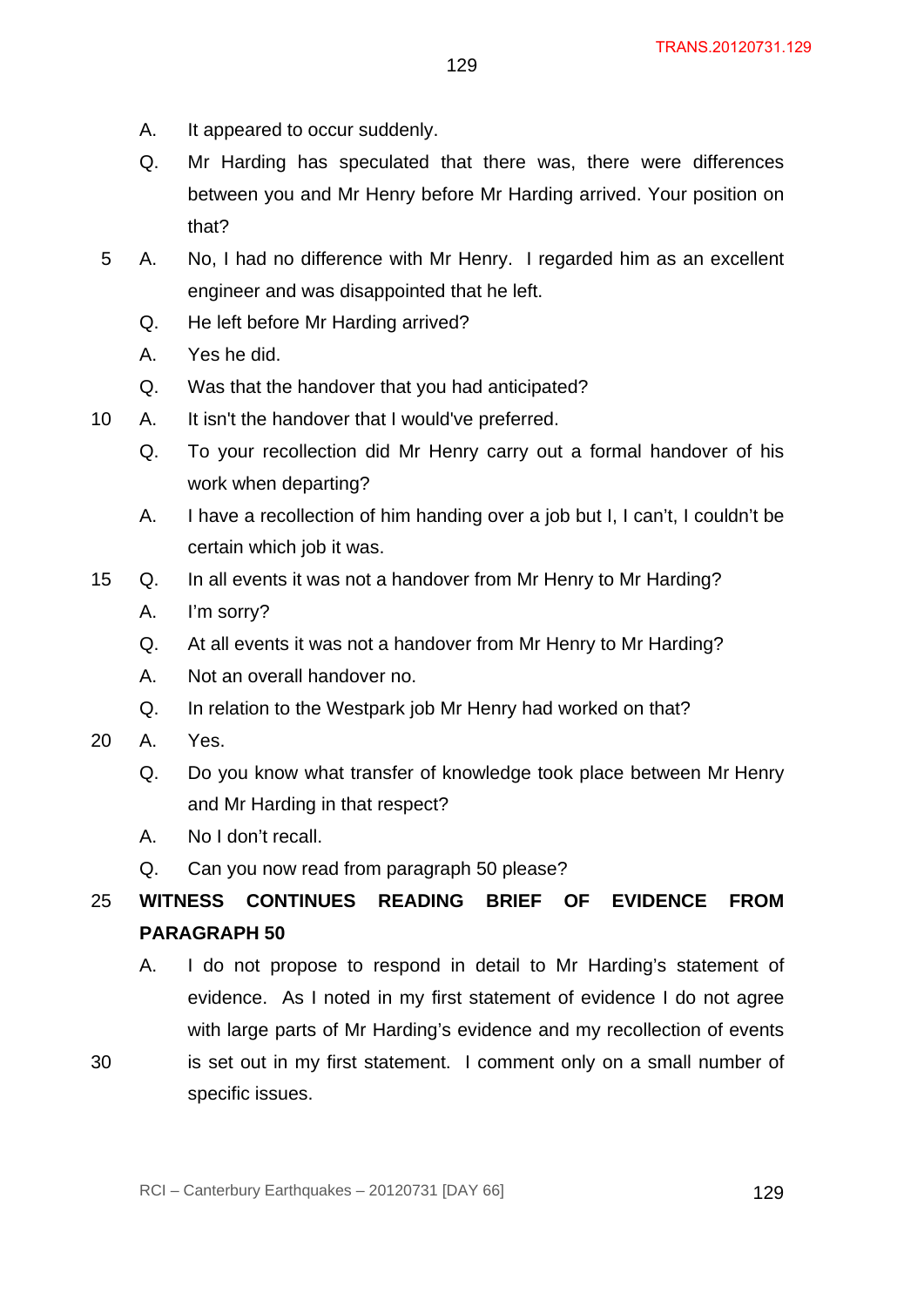A. It appeared to occur suddenly.

Q. Mr Harding has speculated that there was, there were differences between you and Mr Henry before Mr Harding arrived. Your position on that?

A. No, I had no difference with Mr Henry. I regarded him as an excellent engineer and was disappointed that he left.

Q. He left before Mr Harding arrived?

A. Yes he did.

Q. Was that the handover that you had anticipated?

A. It isn't the handover that I would've preferred.

Q. To your recollection did Mr Henry carry out a formal handover of his work when departing?

A. I have a recollection of him handing over a job but I, I can't, I couldn't be certain which job it was.

Q. In all events it was not a handover from Mr Henry to Mr Harding?

A. I'm sorry?

Q. At all events it was not a handover from Mr Henry to Mr Harding?

A. Not an overall handover no.

Q. In relation to the Westpark job Mr Henry had worked on that?

A. Yes.

Q. Do you know what transfer of knowledge took place between Mr Henry and Mr Harding in that respect?

A. No I don't recall.

Q. Can you now read from paragraph 50 please?

**WITNESS CONTINUES READING BRIEF OF EVIDENCE FROM PARAGRAPH 50**

A. I do not propose to respond in detail to Mr Harding's statement of evidence. As I noted in my first statement of evidence I do not agree with large parts of Mr Harding's evidence and my recollection of events is set out in my first statement. I comment only on a small number of specific issues.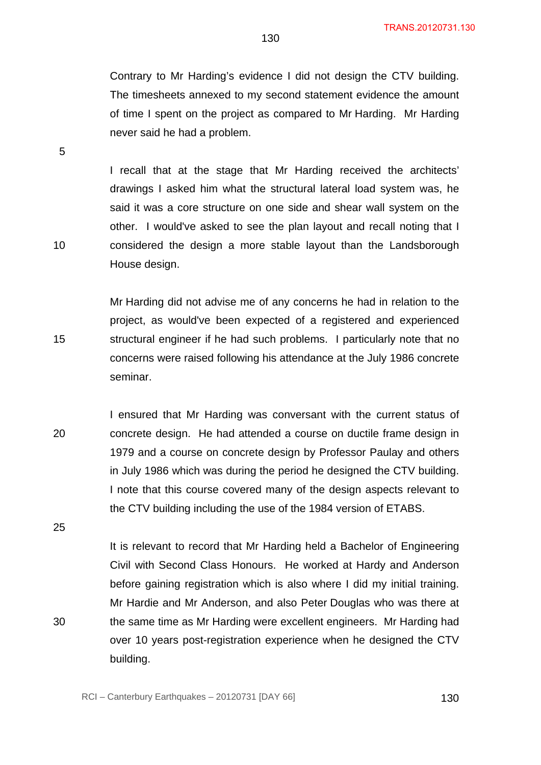Contrary to Mr Harding's evidence I did not design the CTV building. The timesheets annexed to my second statement evidence the amount of time I spent on the project as compared to Mr Harding. Mr Harding never said he had a problem.

I recall that at the stage that Mr Harding received the architects' drawings I asked him what the structural lateral load system was, he said it was a core structure on one side and shear wall system on the other. I would've asked to see the plan layout and recall noting that I considered the design a more stable layout than the Landsborough House design.

Mr Harding did not advise me of any concerns he had in relation to the project, as would've been expected of a registered and experienced structural engineer if he had such problems. I particularly note that no concerns were raised following his attendance at the July 1986 concrete seminar.

I ensured that Mr Harding was conversant with the current status of concrete design. He had attended a course on ductile frame design in 1979 and a course on concrete design by Professor Paulay and others in July 1986 which was during the period he designed the CTV building. I note that this course covered many of the design aspects relevant to the CTV building including the use of the 1984 version of ETABS.

It is relevant to record that Mr Harding held a Bachelor of Engineering Civil with Second Class Honours. He worked at Hardy and Anderson before gaining registration which is also where I did my initial training. Mr Hardie and Mr Anderson, and also Peter Douglas who was there at the same time as Mr Harding were excellent engineers. Mr Harding had over 10 years post-registration experience when he designed the CTV building.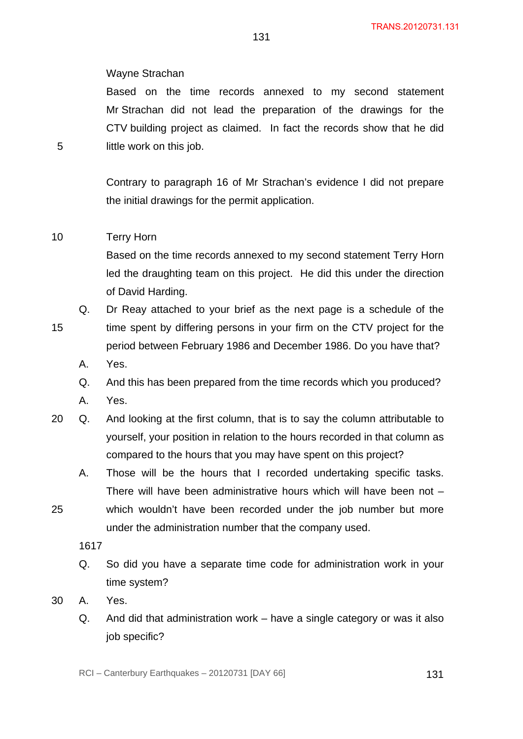Wayne Strachan

Based on the time records annexed to my second statement Mr Strachan did not lead the preparation of the drawings for the CTV building project as claimed. In fact the records show that he did little work on this job.

Contrary to paragraph 16 of Mr Strachan's evidence I did not prepare the initial drawings for the permit application.

Terry Horn

Based on the time records annexed to my second statement Terry Horn led the draughting team on this project. He did this under the direction of David Harding.

Q. Dr Reay attached to your brief as the next page is a schedule of the time spent by differing persons in your firm on the CTV project for the period between February 1986 and December 1986. Do you have that?

A. Yes.

Q. And this has been prepared from the time records which you produced?

A. Yes.

Q. And looking at the first column, that is to say the column attributable to yourself, your position in relation to the hours recorded in that column as compared to the hours that you may have spent on this project?

A. Those will be the hours that I recorded undertaking specific tasks. There will have been administrative hours which will have been not – which wouldn't have been recorded under the job number but more under the administration number that the company used.

1617

Q. So did you have a separate time code for administration work in your time system?

A. Yes.

Q. And did that administration work – have a single category or was it also job specific?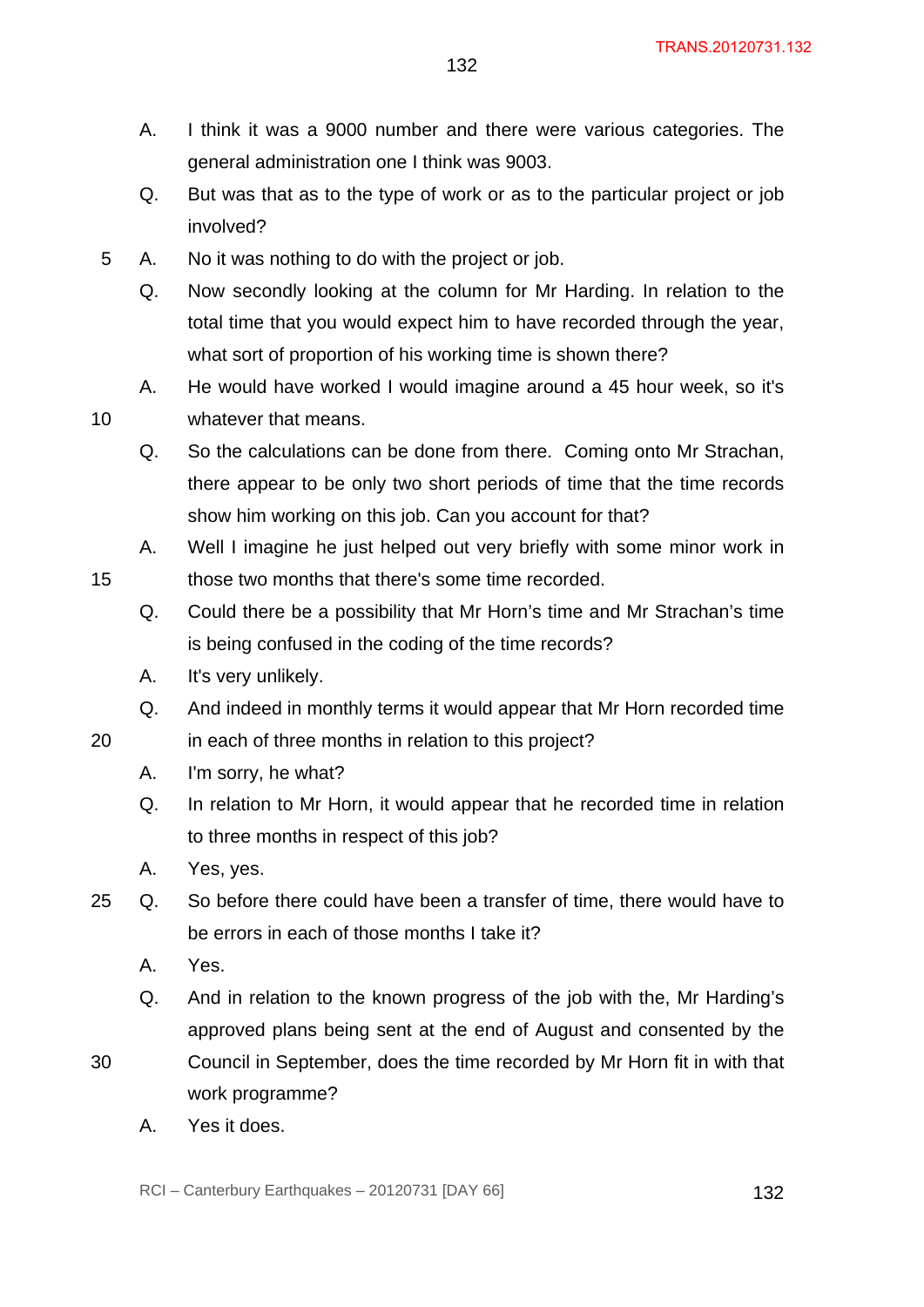A. I think it was a 9000 number and there were various categories. The general administration one I think was 9003.

Q. But was that as to the type of work or as to the particular project or job involved?

A. No it was nothing to do with the project or job.

Q. Now secondly looking at the column for Mr Harding. In relation to the total time that you would expect him to have recorded through the year, what sort of proportion of his working time is shown there?

A. He would have worked I would imagine around a 45 hour week, so it's whatever that means.

Q. So the calculations can be done from there. Coming onto Mr Strachan, there appear to be only two short periods of time that the time records show him working on this job. Can you account for that?

A. Well I imagine he just helped out very briefly with some minor work in those two months that there's some time recorded.

Q. Could there be a possibility that Mr Horn's time and Mr Strachan's time is being confused in the coding of the time records?

A. It's very unlikely.

Q. And indeed in monthly terms it would appear that Mr Horn recorded time in each of three months in relation to this project?

A. I'm sorry, he what?

Q. In relation to Mr Horn, it would appear that he recorded time in relation to three months in respect of this job?

A. Yes, yes.

Q. So before there could have been a transfer of time, there would have to be errors in each of those months I take it?

A. Yes.

Q. And in relation to the known progress of the job with the, Mr Harding's approved plans being sent at the end of August and consented by the Council in September, does the time recorded by Mr Horn fit in with that work programme?

A. Yes it does.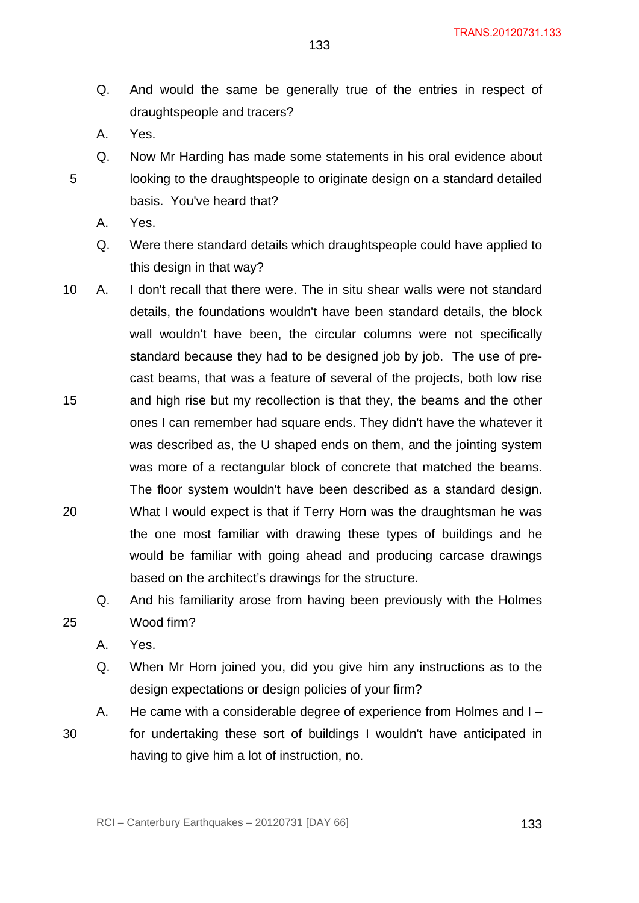Q. And would the same be generally true of the entries in respect of draughtspeople and tracers?

A. Yes.

Q. Now Mr Harding has made some statements in his oral evidence about looking to the draughtspeople to originate design on a standard detailed basis. You've heard that?

A. Yes.

Q. Were there standard details which draughtspeople could have applied to this design in that way?

A. I don't recall that there were. The in situ shear walls were not standard details, the foundations wouldn't have been standard details, the block wall wouldn't have been, the circular columns were not specifically standard because they had to be designed job by job. The use of pre-cast beams, that was a feature of several of the projects, both low rise and high rise but my recollection is that they, the beams and the other ones I can remember had square ends. They didn't have the whatever it was described as, the U shaped ends on them, and the jointing system was more of a rectangular block of concrete that matched the beams. The floor system wouldn't have been described as a standard design. What I would expect is that if Terry Horn was the draughtsman he was the one most familiar with drawing these types of buildings and he would be familiar with going ahead and producing carcase drawings based on the architect's drawings for the structure.

Q. And his familiarity arose from having been previously with the Holmes Wood firm?

A. Yes.

Q. When Mr Horn joined you, did you give him any instructions as to the design expectations or design policies of your firm?

A. He came with a considerable degree of experience from Holmes and I – for undertaking these sort of buildings I wouldn't have anticipated in having to give him a lot of instruction, no.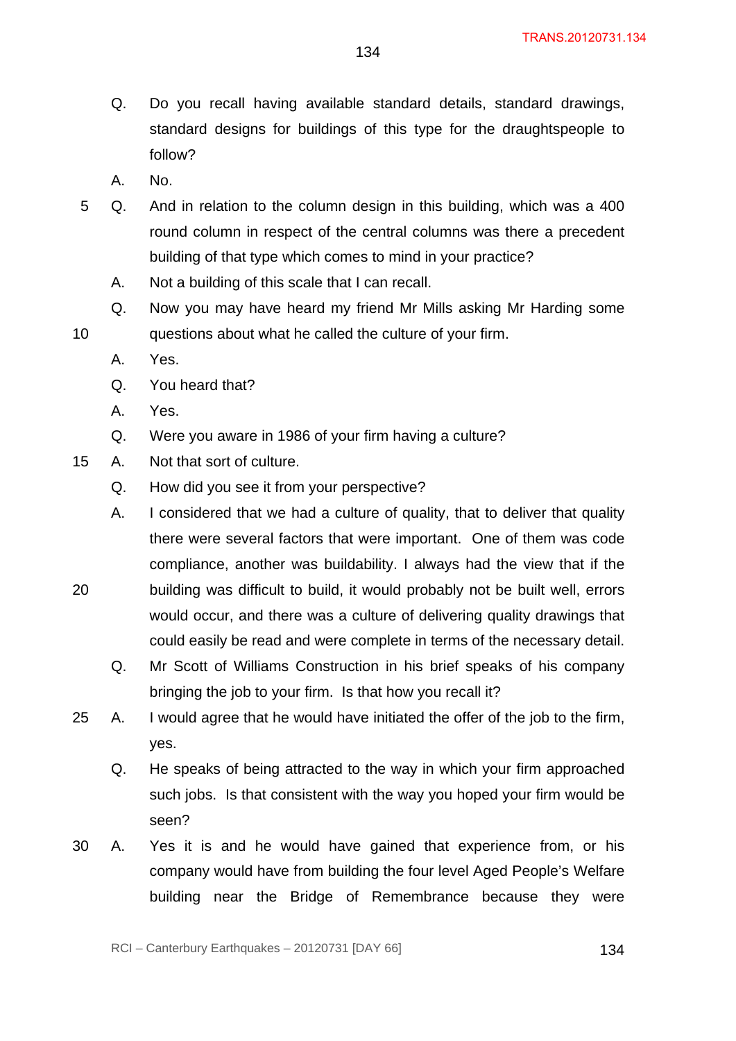Q. Do you recall having available standard details, standard drawings, standard designs for buildings of this type for the draughtspeople to follow?

A. No.

Q. And in relation to the column design in this building, which was a 400 round column in respect of the central columns was there a precedent building of that type which comes to mind in your practice?

A. Not a building of this scale that I can recall.

Q. Now you may have heard my friend Mr Mills asking Mr Harding some questions about what he called the culture of your firm.

A. Yes.

Q. You heard that?

A. Yes.

Q. Were you aware in 1986 of your firm having a culture?

A. Not that sort of culture.

Q. How did you see it from your perspective?

A. I considered that we had a culture of quality, that to deliver that quality there were several factors that were important. One of them was code compliance, another was buildability. I always had the view that if the building was difficult to build, it would probably not be built well, errors would occur, and there was a culture of delivering quality drawings that could easily be read and were complete in terms of the necessary detail.

Q. Mr Scott of Williams Construction in his brief speaks of his company bringing the job to your firm. Is that how you recall it?

A. I would agree that he would have initiated the offer of the job to the firm, yes.

Q. He speaks of being attracted to the way in which your firm approached such jobs. Is that consistent with the way you hoped your firm would be seen?

A. Yes it is and he would have gained that experience from, or his company would have from building the four level Aged People's Welfare building near the Bridge of Remembrance because they were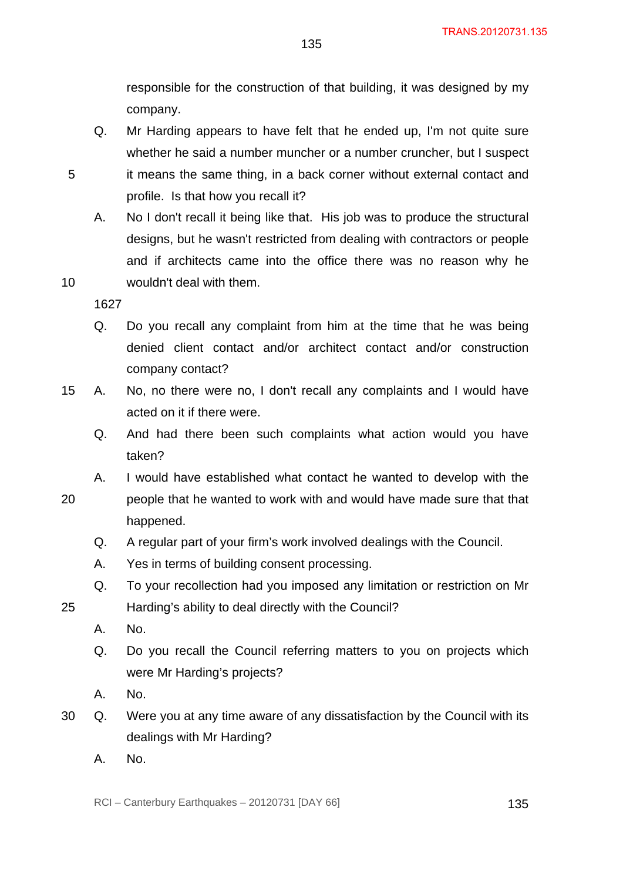responsible for the construction of that building, it was designed by my company.

Q. Mr Harding appears to have felt that he ended up, I'm not quite sure whether he said a number muncher or a number cruncher, but I suspect it means the same thing, in a back corner without external contact and profile. Is that how you recall it?

A. No I don't recall it being like that. His job was to produce the structural designs, but he wasn't restricted from dealing with contractors or people and if architects came into the office there was no reason why he wouldn't deal with them.

1627

Q. Do you recall any complaint from him at the time that he was being denied client contact and/or architect contact and/or construction company contact?

A. No, no there were no, I don't recall any complaints and I would have acted on it if there were.

Q. And had there been such complaints what action would you have taken?

A. I would have established what contact he wanted to develop with the people that he wanted to work with and would have made sure that that happened.

Q. A regular part of your firm's work involved dealings with the Council.

A. Yes in terms of building consent processing.

Q. To your recollection had you imposed any limitation or restriction on Mr Harding's ability to deal directly with the Council?

A. No.

Q. Do you recall the Council referring matters to you on projects which were Mr Harding's projects?

A. No.

Q. Were you at any time aware of any dissatisfaction by the Council with its dealings with Mr Harding?

A. No.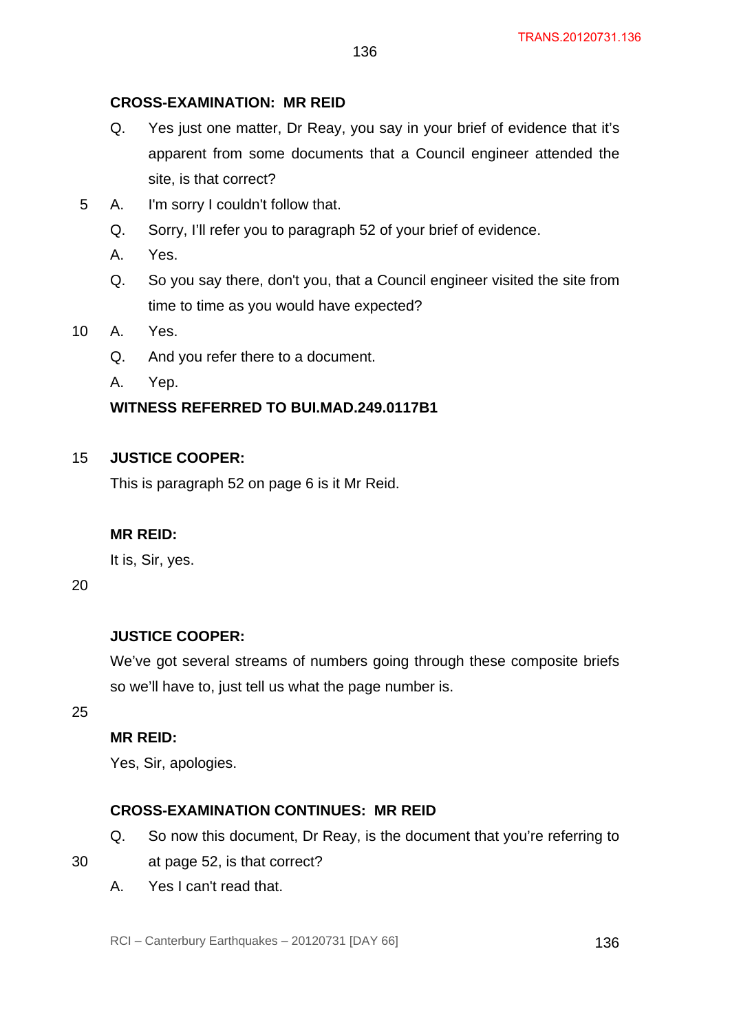**CROSS-EXAMINATION: MR REID**

Q. Yes just one matter, Dr Reay, you say in your brief of evidence that it's apparent from some documents that a Council engineer attended the site, is that correct?

A. I'm sorry I couldn't follow that.

Q. Sorry, I'll refer you to paragraph 52 of your brief of evidence.

A. Yes.

Q. So you say there, don't you, that a Council engineer visited the site from time to time as you would have expected?

A. Yes.

Q. And you refer there to a document.

A. Yep.

**WITNESS REFERRED TO BUI.MAD.249.0117B1**

**JUSTICE COOPER:**

This is paragraph 52 on page 6 is it Mr Reid.

**MR REID:**

It is, Sir, yes.

**JUSTICE COOPER:**

We've got several streams of numbers going through these composite briefs so we'll have to, just tell us what the page number is.

**MR REID:**

Yes, Sir, apologies.

**CROSS-EXAMINATION CONTINUES: MR REID**

Q. So now this document, Dr Reay, is the document that you're referring to at page 52, is that correct?

A. Yes I can't read that.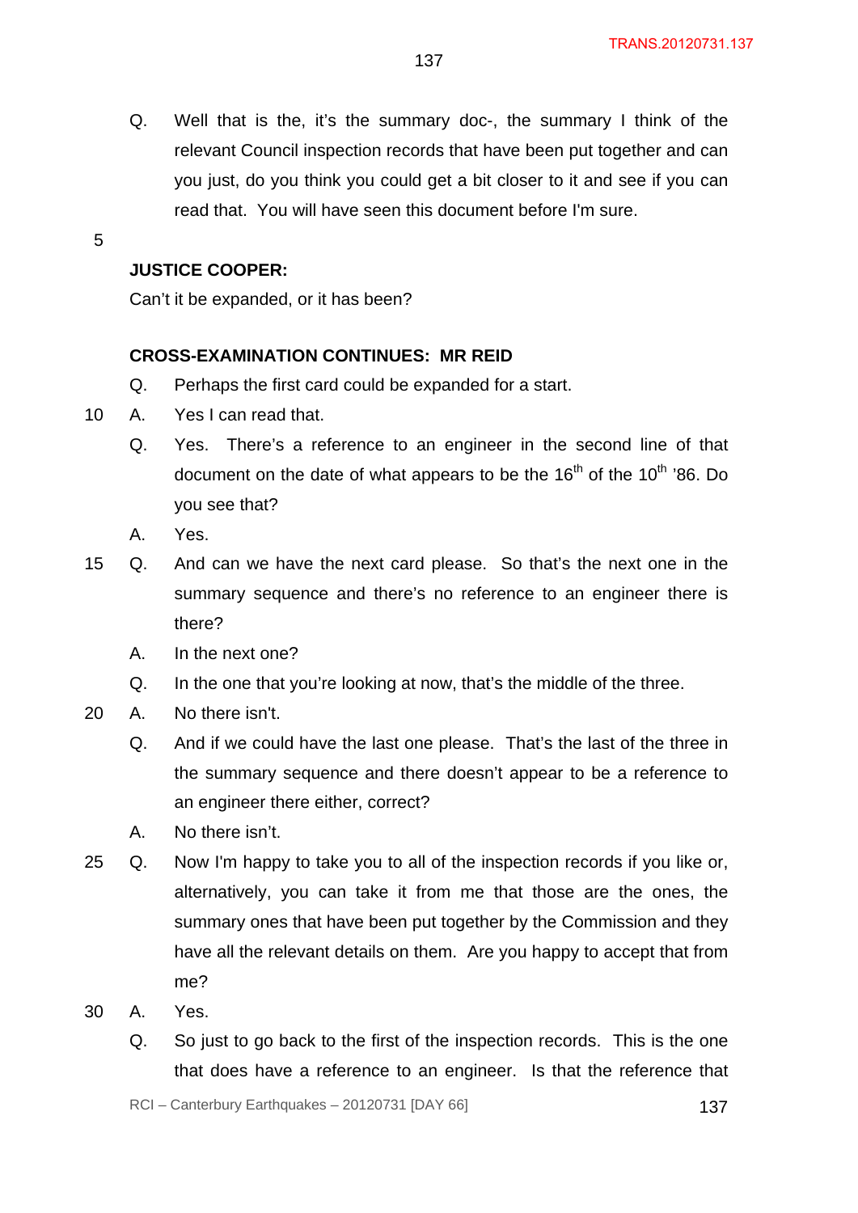Q. Well that is the, it's the summary doc-, the summary I think of the relevant Council inspection records that have been put together and can you just, do you think you could get a bit closer to it and see if you can read that. You will have seen this document before I'm sure.

**JUSTICE COOPER:**

Can't it be expanded, or it has been?

**CROSS-EXAMINATION CONTINUES: MR REID**

Q. Perhaps the first card could be expanded for a start.

A. Yes I can read that.

Q. Yes. There's a reference to an engineer in the second line of that document on the date of what appears to be the 16th of the 10th '86. Do you see that?

A. Yes.

Q. And can we have the next card please. So that's the next one in the summary sequence and there's no reference to an engineer there is there?

A. In the next one?

Q. In the one that you're looking at now, that's the middle of the three.

A. No there isn't.

Q. And if we could have the last one please. That's the last of the three in the summary sequence and there doesn't appear to be a reference to an engineer there either, correct?

A. No there isn't.

Q. Now I'm happy to take you to all of the inspection records if you like or, alternatively, you can take it from me that those are the ones, the summary ones that have been put together by the Commission and they have all the relevant details on them. Are you happy to accept that from me?

A. Yes.

Q. So just to go back to the first of the inspection records. This is the one that does have a reference to an engineer. Is that the reference that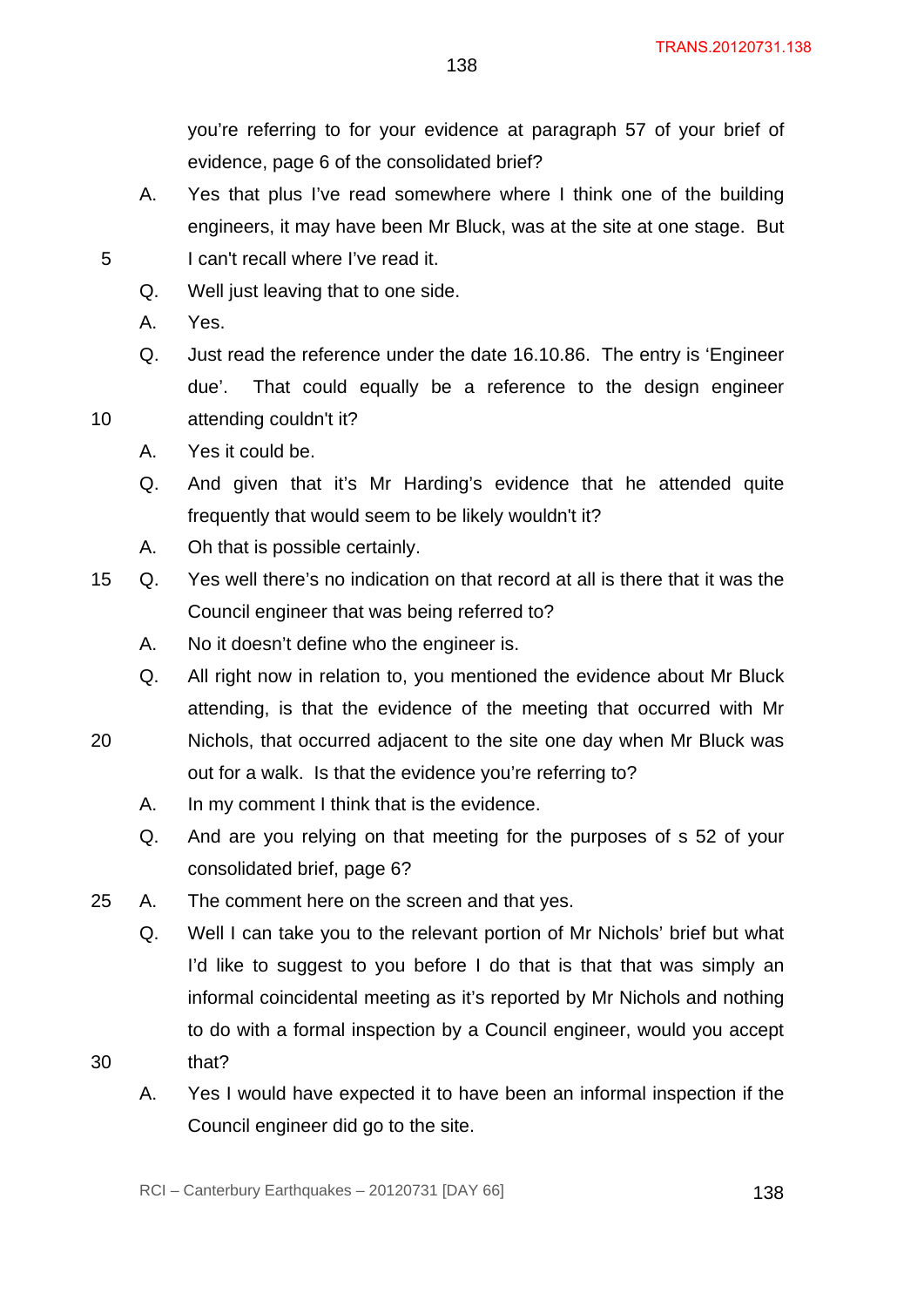you're referring to for your evidence at paragraph 57 of your brief of evidence, page 6 of the consolidated brief?

A. Yes that plus I've read somewhere where I think one of the building engineers, it may have been Mr Bluck, was at the site at one stage. But I can't recall where I've read it.

Q. Well just leaving that to one side.

A. Yes.

Q. Just read the reference under the date 16.10.86. The entry is 'Engineer due'. That could equally be a reference to the design engineer attending couldn't it?

A. Yes it could be.

Q. And given that it's Mr Harding's evidence that he attended quite frequently that would seem to be likely wouldn't it?

A. Oh that is possible certainly.

Q. Yes well there's no indication on that record at all is there that it was the Council engineer that was being referred to?

A. No it doesn't define who the engineer is.

Q. All right now in relation to, you mentioned the evidence about Mr Bluck attending, is that the evidence of the meeting that occurred with Mr Nichols, that occurred adjacent to the site one day when Mr Bluck was out for a walk. Is that the evidence you're referring to?

A. In my comment I think that is the evidence.

Q. And are you relying on that meeting for the purposes of s 52 of your consolidated brief, page 6?

A. The comment here on the screen and that yes.

Q. Well I can take you to the relevant portion of Mr Nichols' brief but what I'd like to suggest to you before I do that is that that was simply an informal coincidental meeting as it's reported by Mr Nichols and nothing to do with a formal inspection by a Council engineer, would you accept that?

A. Yes I would have expected it to have been an informal inspection if the Council engineer did go to the site.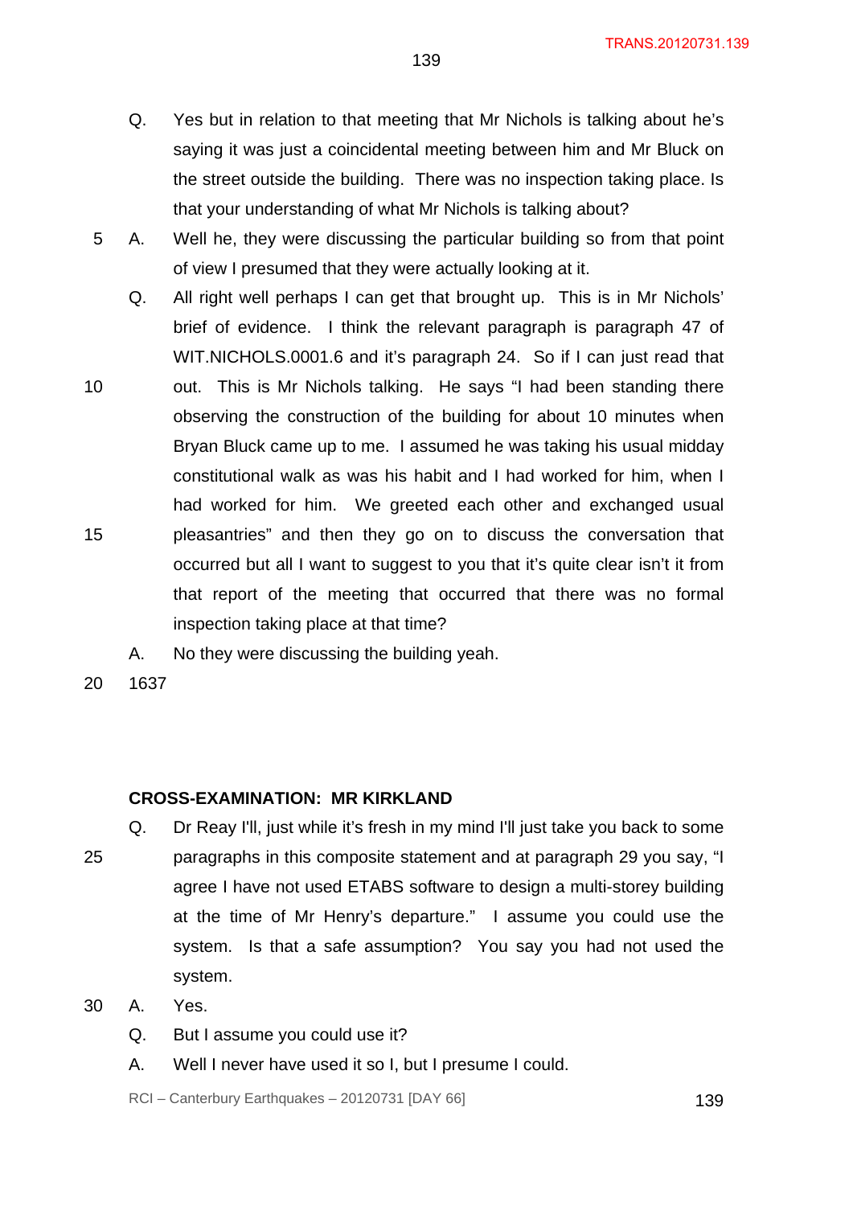Q. Yes but in relation to that meeting that Mr Nichols is talking about he's saying it was just a coincidental meeting between him and Mr Bluck on the street outside the building. There was no inspection taking place. Is that your understanding of what Mr Nichols is talking about?

A. Well he, they were discussing the particular building so from that point of view I presumed that they were actually looking at it.

Q. All right well perhaps I can get that brought up. This is in Mr Nichols' brief of evidence. I think the relevant paragraph is paragraph 47 of WIT.NICHOLS.0001.6 and it's paragraph 24. So if I can just read that out. This is Mr Nichols talking. He says "I had been standing there observing the construction of the building for about 10 minutes when Bryan Bluck came up to me. I assumed he was taking his usual midday constitutional walk as was his habit and I had worked for him, when I had worked for him. We greeted each other and exchanged usual pleasantries" and then they go on to discuss the conversation that occurred but all I want to suggest to you that it's quite clear isn't it from that report of the meeting that occurred that there was no formal inspection taking place at that time?

A. No they were discussing the building yeah.

1637

**CROSS-EXAMINATION: MR KIRKLAND**

Q. Dr Reay I'll, just while it's fresh in my mind I'll just take you back to some paragraphs in this composite statement and at paragraph 29 you say, "I agree I have not used ETABS software to design a multi-storey building at the time of Mr Henry's departure." I assume you could use the system. Is that a safe assumption? You say you had not used the system.

A. Yes.

Q. But I assume you could use it?

A. Well I never have used it so I, but I presume I could.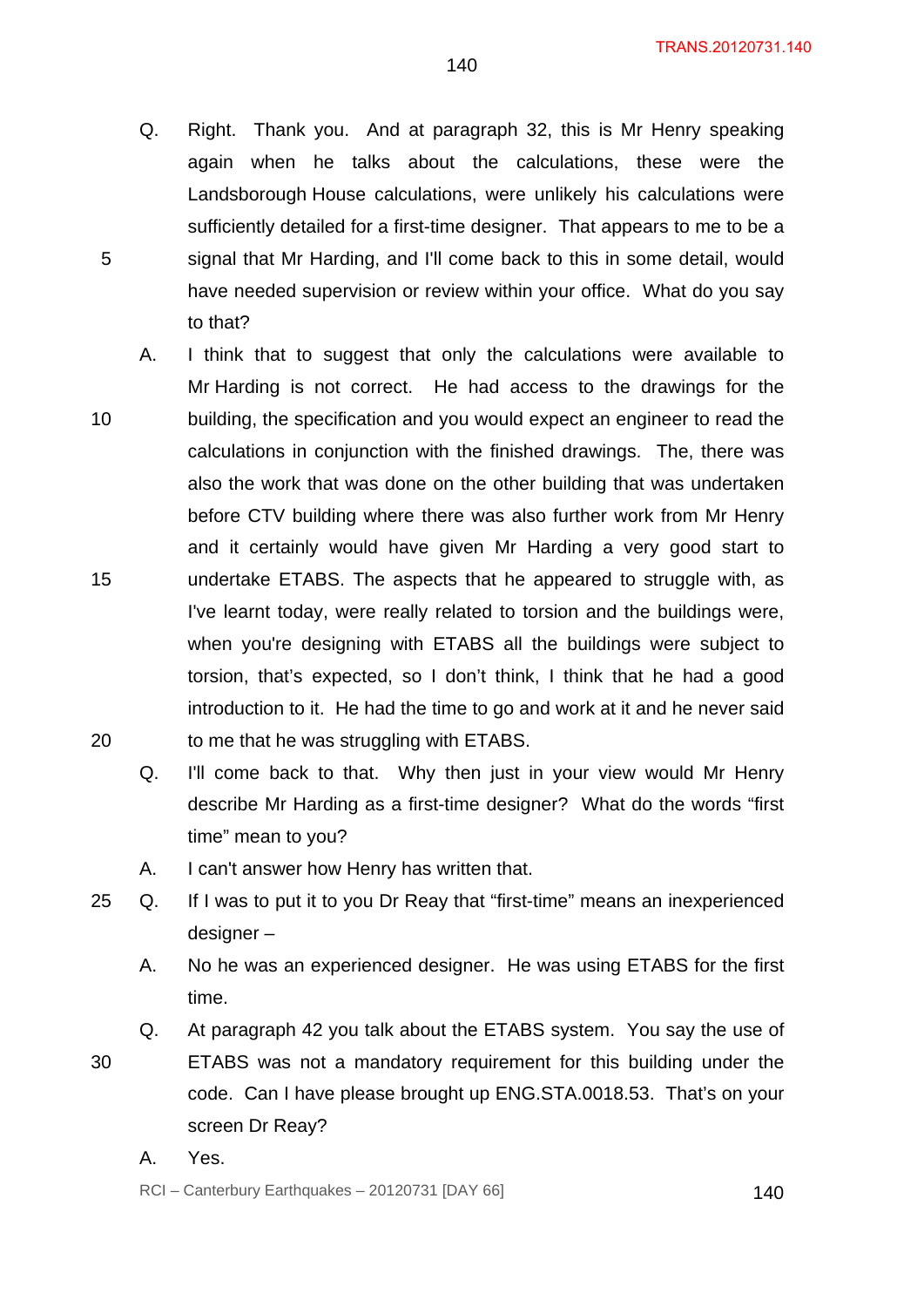Q. Right. Thank you. And at paragraph 32, this is Mr Henry speaking again when he talks about the calculations, these were the Landsborough House calculations, were unlikely his calculations were sufficiently detailed for a first-time designer. That appears to me to be a signal that Mr Harding, and I'll come back to this in some detail, would have needed supervision or review within your office. What do you say to that?

A. I think that to suggest that only the calculations were available to Mr Harding is not correct. He had access to the drawings for the building, the specification and you would expect an engineer to read the calculations in conjunction with the finished drawings. The, there was also the work that was done on the other building that was undertaken before CTV building where there was also further work from Mr Henry and it certainly would have given Mr Harding a very good start to undertake ETABS. The aspects that he appeared to struggle with, as I've learnt today, were really related to torsion and the buildings were, when you're designing with ETABS all the buildings were subject to torsion, that's expected, so I don't think, I think that he had a good introduction to it. He had the time to go and work at it and he never said to me that he was struggling with ETABS.

Q. I'll come back to that. Why then just in your view would Mr Henry describe Mr Harding as a first-time designer? What do the words "first time" mean to you?

A. I can't answer how Henry has written that.

Q. If I was to put it to you Dr Reay that "first-time" means an inexperienced designer –

A. No he was an experienced designer. He was using ETABS for the first time.

Q. At paragraph 42 you talk about the ETABS system. You say the use of ETABS was not a mandatory requirement for this building under the code. Can I have please brought up ENG.STA.0018.53. That's on your screen Dr Reay?

A. Yes.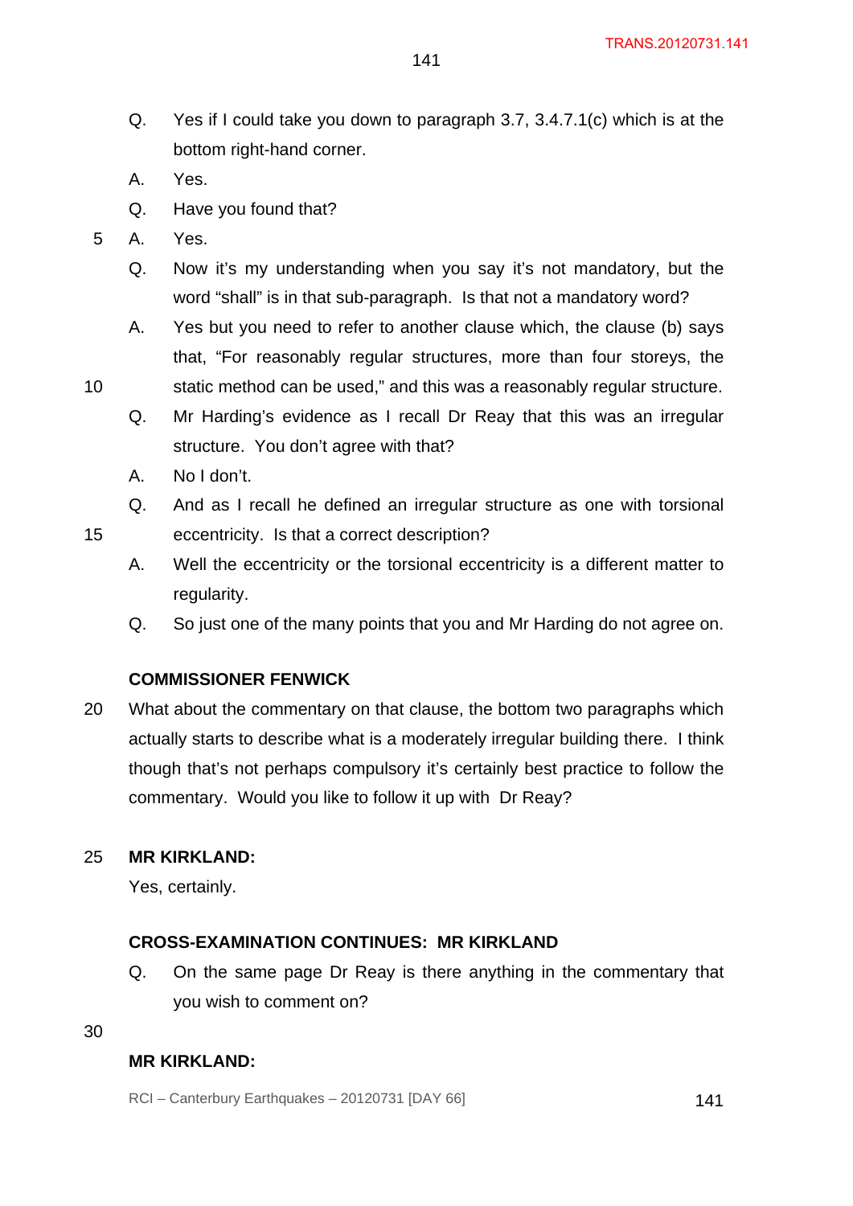Q. Yes if I could take you down to paragraph 3.7, 3.4.7.1(c) which is at the bottom right-hand corner.

A. Yes.

Q. Have you found that?

A. Yes.

Q. Now it's my understanding when you say it's not mandatory, but the word "shall" is in that sub-paragraph. Is that not a mandatory word?

A. Yes but you need to refer to another clause which, the clause (b) says that, "For reasonably regular structures, more than four storeys, the static method can be used," and this was a reasonably regular structure.

Q. Mr Harding's evidence as I recall Dr Reay that this was an irregular structure. You don't agree with that?

A. No I don't.

Q. And as I recall he defined an irregular structure as one with torsional eccentricity. Is that a correct description?

A. Well the eccentricity or the torsional eccentricity is a different matter to regularity.

Q. So just one of the many points that you and Mr Harding do not agree on.

**COMMISSIONER FENWICK**

What about the commentary on that clause, the bottom two paragraphs which actually starts to describe what is a moderately irregular building there. I think though that's not perhaps compulsory it's certainly best practice to follow the commentary. Would you like to follow it up with Dr Reay?

**MR KIRKLAND:**

Yes, certainly.

**CROSS-EXAMINATION CONTINUES: MR KIRKLAND**

Q. On the same page Dr Reay is there anything in the commentary that you wish to comment on?

**MR KIRKLAND:**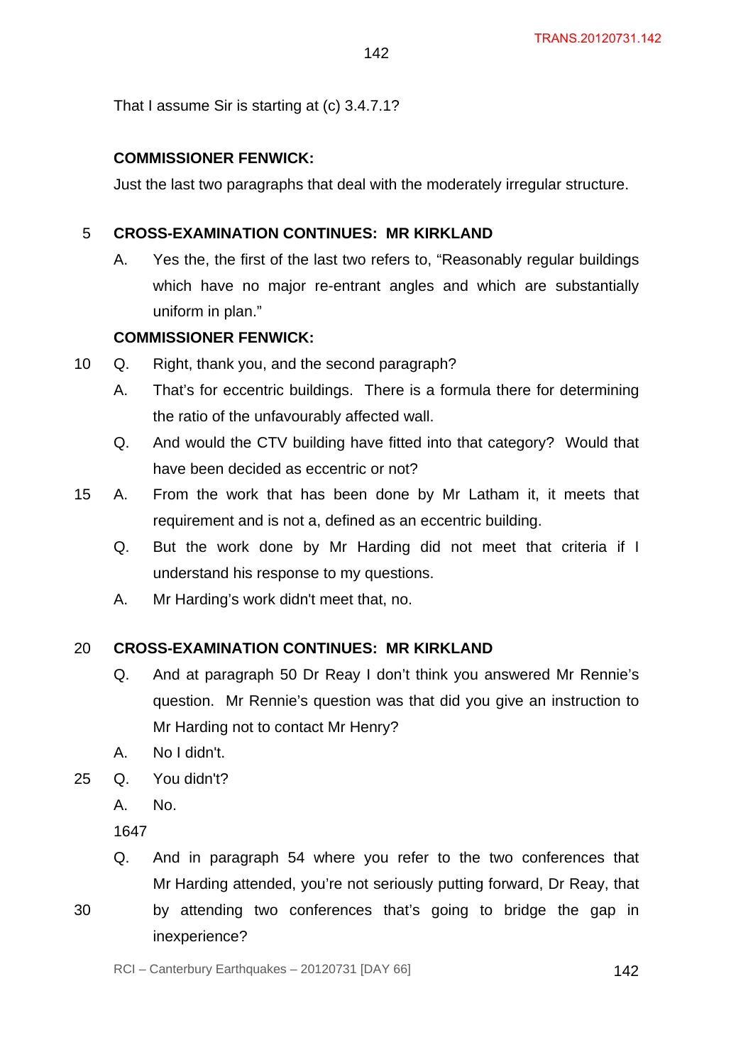That I assume Sir is starting at (c) 3.4.7.1?

**COMMISSIONER FENWICK:**

Just the last two paragraphs that deal with the moderately irregular structure.

**CROSS-EXAMINATION CONTINUES: MR KIRKLAND**

A. Yes the, the first of the last two refers to, "Reasonably regular buildings which have no major re-entrant angles and which are substantially uniform in plan."

**COMMISSIONER FENWICK:**

Q. Right, thank you, and the second paragraph?

A. That's for eccentric buildings. There is a formula there for determining the ratio of the unfavourably affected wall.

Q. And would the CTV building have fitted into that category? Would that have been decided as eccentric or not?

A. From the work that has been done by Mr Latham it, it meets that requirement and is not a, defined as an eccentric building.

Q. But the work done by Mr Harding did not meet that criteria if I understand his response to my questions.

A. Mr Harding's work didn't meet that, no.

**CROSS-EXAMINATION CONTINUES: MR KIRKLAND**

Q. And at paragraph 50 Dr Reay I don't think you answered Mr Rennie's question. Mr Rennie's question was that did you give an instruction to Mr Harding not to contact Mr Henry?

A. No I didn't.

Q. You didn't?

A. No.

1647

Q. And in paragraph 54 where you refer to the two conferences that Mr Harding attended, you're not seriously putting forward, Dr Reay, that by attending two conferences that's going to bridge the gap in inexperience?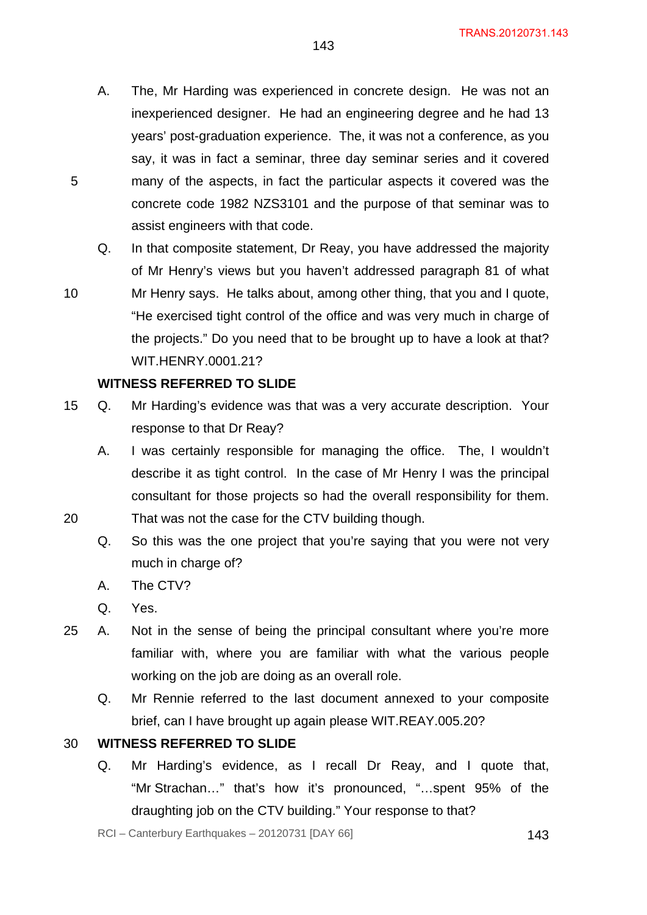A. The, Mr Harding was experienced in concrete design. He was not an inexperienced designer. He had an engineering degree and he had 13 years' post-graduation experience. The, it was not a conference, as you say, it was in fact a seminar, three day seminar series and it covered many of the aspects, in fact the particular aspects it covered was the concrete code 1982 NZS3101 and the purpose of that seminar was to assist engineers with that code.

Q. In that composite statement, Dr Reay, you have addressed the majority of Mr Henry's views but you haven't addressed paragraph 81 of what Mr Henry says. He talks about, among other thing, that you and I quote, "He exercised tight control of the office and was very much in charge of the projects." Do you need that to be brought up to have a look at that? WIT.HENRY.0001.21?

**WITNESS REFERRED TO SLIDE**

Q. Mr Harding's evidence was that was a very accurate description. Your response to that Dr Reay?

A. I was certainly responsible for managing the office. The, I wouldn't describe it as tight control. In the case of Mr Henry I was the principal consultant for those projects so had the overall responsibility for them. That was not the case for the CTV building though.

Q. So this was the one project that you're saying that you were not very much in charge of?

A. The CTV?

Q. Yes.

A. Not in the sense of being the principal consultant where you're more familiar with, where you are familiar with what the various people working on the job are doing as an overall role.

Q. Mr Rennie referred to the last document annexed to your composite brief, can I have brought up again please WIT.REAY.005.20?

**WITNESS REFERRED TO SLIDE**

Q. Mr Harding's evidence, as I recall Dr Reay, and I quote that, "Mr Strachan…" that's how it's pronounced, "…spent 95% of the draughting job on the CTV building." Your response to that?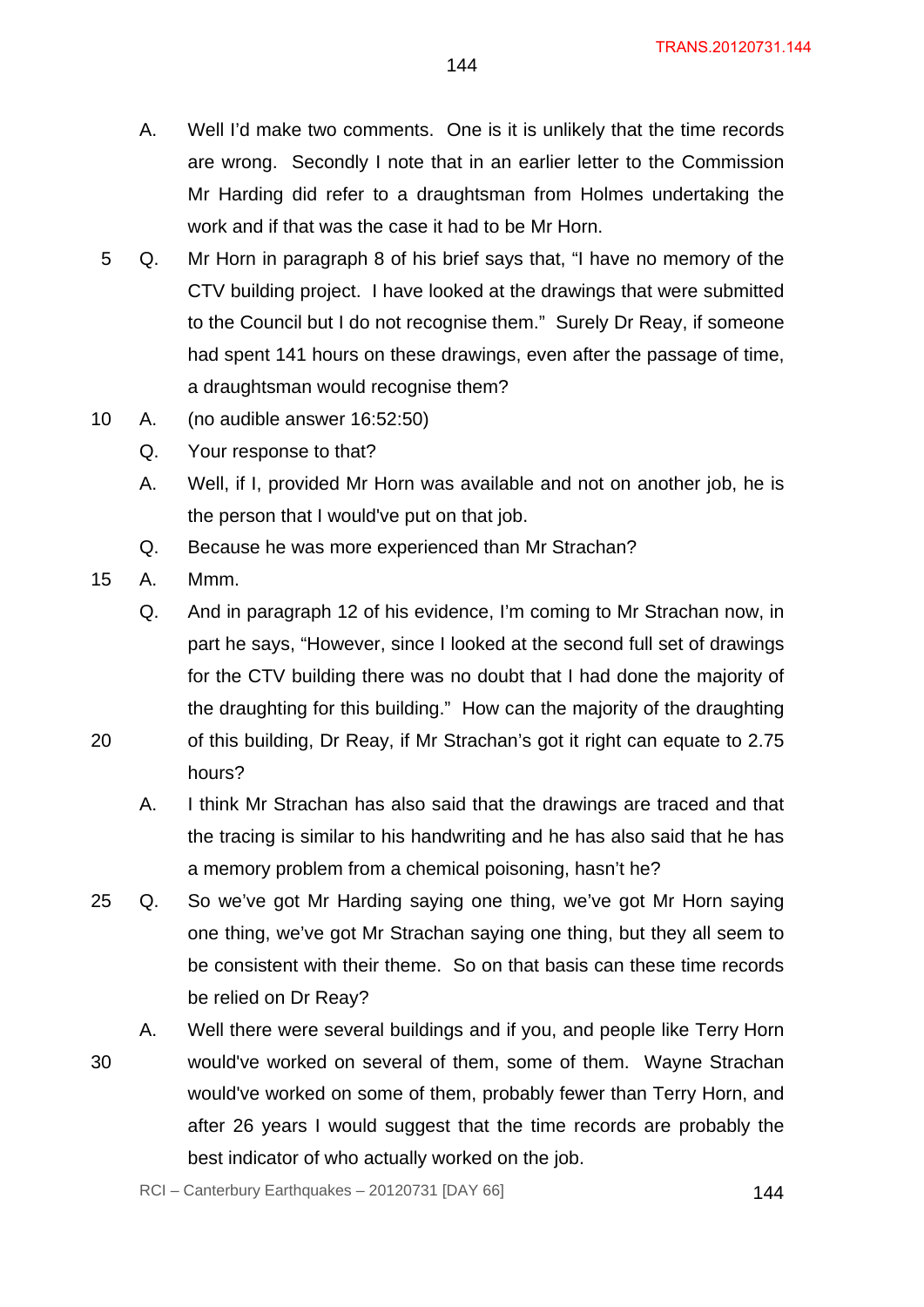A. Well I'd make two comments. One is it is unlikely that the time records are wrong. Secondly I note that in an earlier letter to the Commission Mr Harding did refer to a draughtsman from Holmes undertaking the work and if that was the case it had to be Mr Horn.

Q. Mr Horn in paragraph 8 of his brief says that, "I have no memory of the CTV building project. I have looked at the drawings that were submitted to the Council but I do not recognise them." Surely Dr Reay, if someone had spent 141 hours on these drawings, even after the passage of time, a draughtsman would recognise them?

A. (no audible answer 16:52:50)

Q. Your response to that?

A. Well, if I, provided Mr Horn was available and not on another job, he is the person that I would've put on that job.

Q. Because he was more experienced than Mr Strachan?

A. Mmm.

Q. And in paragraph 12 of his evidence, I'm coming to Mr Strachan now, in part he says, "However, since I looked at the second full set of drawings for the CTV building there was no doubt that I had done the majority of the draughting for this building." How can the majority of the draughting of this building, Dr Reay, if Mr Strachan's got it right can equate to 2.75 hours?

A. I think Mr Strachan has also said that the drawings are traced and that the tracing is similar to his handwriting and he has also said that he has a memory problem from a chemical poisoning, hasn't he?

Q. So we've got Mr Harding saying one thing, we've got Mr Horn saying one thing, we've got Mr Strachan saying one thing, but they all seem to be consistent with their theme. So on that basis can these time records be relied on Dr Reay?

A. Well there were several buildings and if you, and people like Terry Horn would've worked on several of them, some of them. Wayne Strachan would've worked on some of them, probably fewer than Terry Horn, and after 26 years I would suggest that the time records are probably the best indicator of who actually worked on the job.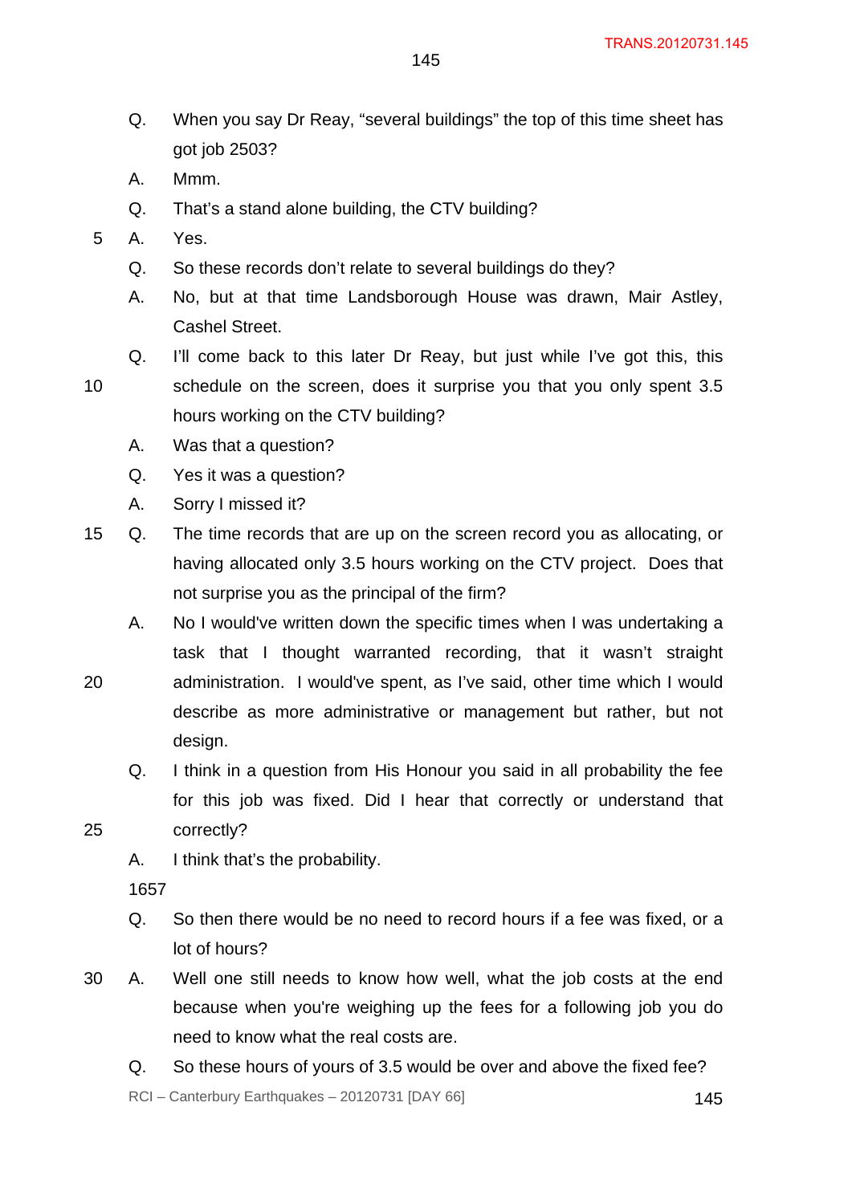Q. When you say Dr Reay, "several buildings" the top of this time sheet has got job 2503?

A. Mmm.

Q. That's a stand alone building, the CTV building?

A. Yes.

Q. So these records don't relate to several buildings do they?

A. No, but at that time Landsborough House was drawn, Mair Astley, Cashel Street.

Q. I'll come back to this later Dr Reay, but just while I've got this, this schedule on the screen, does it surprise you that you only spent 3.5 hours working on the CTV building?

A. Was that a question?

Q. Yes it was a question?

A. Sorry I missed it?

Q. The time records that are up on the screen record you as allocating, or having allocated only 3.5 hours working on the CTV project. Does that not surprise you as the principal of the firm?

A. No I would've written down the specific times when I was undertaking a task that I thought warranted recording, that it wasn't straight administration. I would've spent, as I've said, other time which I would describe as more administrative or management but rather, but not design.

Q. I think in a question from His Honour you said in all probability the fee for this job was fixed. Did I hear that correctly or understand that correctly?

A. I think that's the probability.

1657

Q. So then there would be no need to record hours if a fee was fixed, or a lot of hours?

A. Well one still needs to know how well, what the job costs at the end because when you're weighing up the fees for a following job you do need to know what the real costs are.

Q. So these hours of yours of 3.5 would be over and above the fixed fee?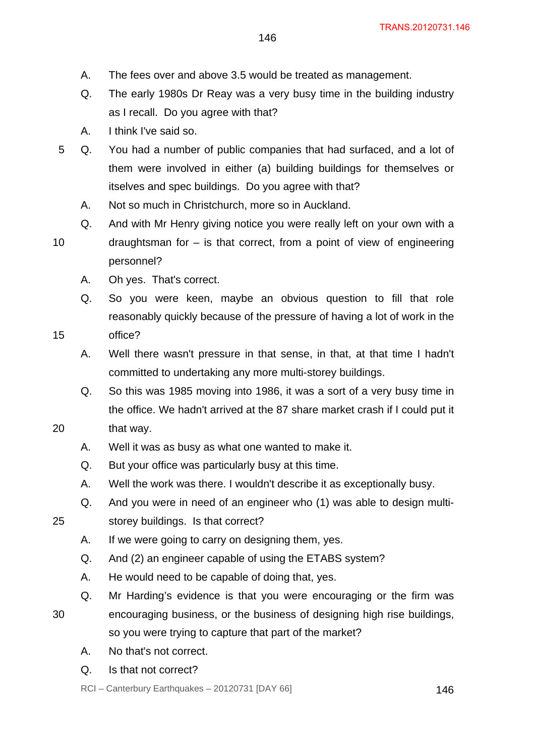A. The fees over and above 3.5 would be treated as management.

Q. The early 1980s Dr Reay was a very busy time in the building industry as I recall. Do you agree with that?

A. I think I've said so.

Q. You had a number of public companies that had surfaced, and a lot of them were involved in either (a) building buildings for themselves or itselves and spec buildings. Do you agree with that?

A. Not so much in Christchurch, more so in Auckland.

Q. And with Mr Henry giving notice you were really left on your own with a draughtsman for – is that correct, from a point of view of engineering personnel?

A. Oh yes. That's correct.

Q. So you were keen, maybe an obvious question to fill that role reasonably quickly because of the pressure of having a lot of work in the office?

A. Well there wasn't pressure in that sense, in that, at that time I hadn't committed to undertaking any more multi-storey buildings.

Q. So this was 1985 moving into 1986, it was a sort of a very busy time in the office. We hadn't arrived at the 87 share market crash if I could put it that way.

A. Well it was as busy as what one wanted to make it.

Q. But your office was particularly busy at this time.

A. Well the work was there. I wouldn't describe it as exceptionally busy.

Q. And you were in need of an engineer who (1) was able to design multi-storey buildings. Is that correct?

A. If we were going to carry on designing them, yes.

Q. And (2) an engineer capable of using the ETABS system?

A. He would need to be capable of doing that, yes.

Q. Mr Harding's evidence is that you were encouraging or the firm was encouraging business, or the business of designing high rise buildings, so you were trying to capture that part of the market?

A. No that's not correct.

Q. Is that not correct?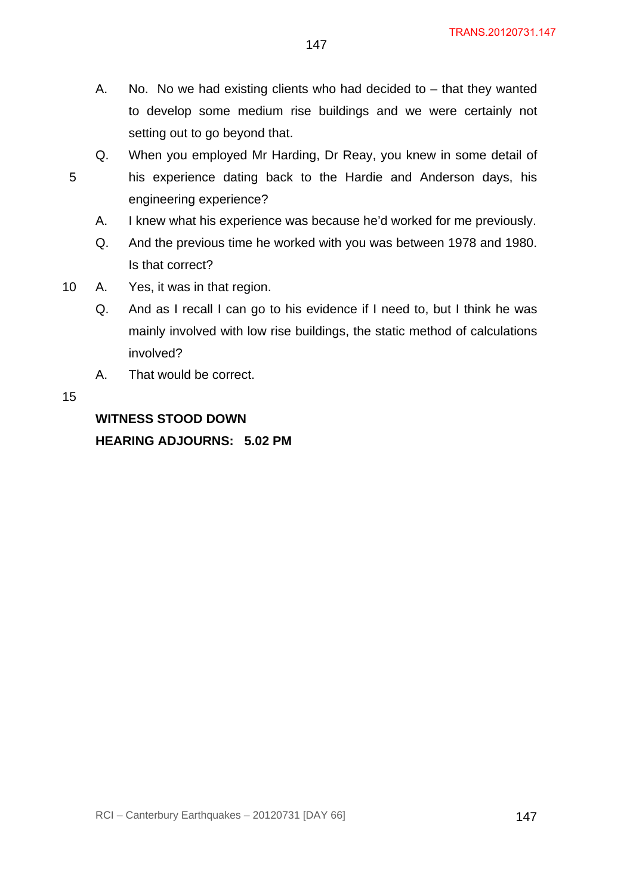A. No. No we had existing clients who had decided to – that they wanted to develop some medium rise buildings and we were certainly not setting out to go beyond that.

Q. When you employed Mr Harding, Dr Reay, you knew in some detail of his experience dating back to the Hardie and Anderson days, his engineering experience?

A. I knew what his experience was because he'd worked for me previously.

Q. And the previous time he worked with you was between 1978 and 1980. Is that correct?

A. Yes, it was in that region.

Q. And as I recall I can go to his evidence if I need to, but I think he was mainly involved with low rise buildings, the static method of calculations involved?

A. That would be correct.

**WITNESS STOOD DOWN**

**HEARING ADJOURNS: 5.02 PM**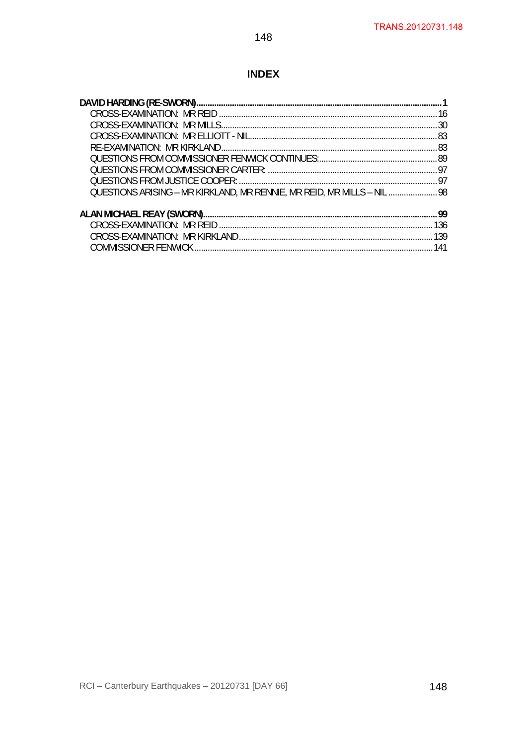# INDEX

**DAVID HARDING (RE-SWORN)........................................................................................................1**
CROSS-EXAMINATION: MR REID ...............................................................................................16
CROSS-EXAMINATION: MR MILLS.............................................................................................30
CROSS-EXAMINATION: MR ELLIOTT - NIL..................................................................................83
RE-EXAMINATION: MR KIRKLAND..............................................................................................83
QUESTIONS FROM COMMISSIONER FENWICK CONTINUES:...................................................89
QUESTIONS FROM COMMISSIONER CARTER: .........................................................................97
QUESTIONS FROM JUSTICE COOPER: ......................................................................................97
QUESTIONS ARISING – MR KIRKLAND, MR RENNIE, MR REID, MR MILLS – NIL .....................98

**ALAN MICHAEL REAY (SWORN)...................................................................................................99**
CROSS-EXAMINATION: MR REID ..............................................................................................136
CROSS-EXAMINATION: MR KIRKLAND.....................................................................................139
COMMISSIONER FENWICK.........................................................................................................141